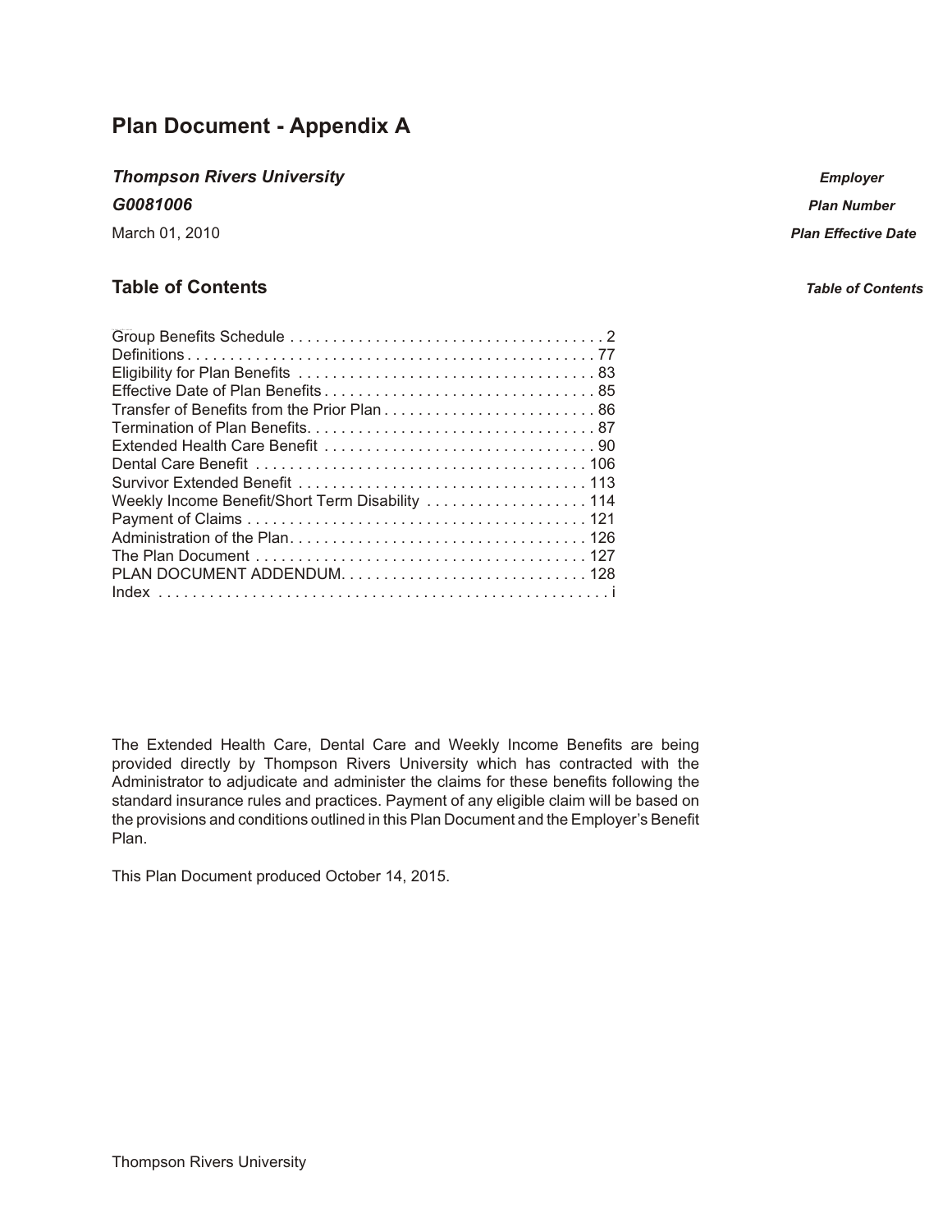# Plan Document - Appendix A

| | |
|---|---|
| ***Thompson Rivers University*** | ***Employer*** |
| ***G0081006*** | ***Plan Number*** |
| March 01, 2010 | ***Plan Effective Date*** |

## Table of Contents

| Section | Page |
|---|---|
| Group Benefits Schedule | 2 |
| Definitions | 77 |
| Eligibility for Plan Benefits | 83 |
| Effective Date of Plan Benefits | 85 |
| Transfer of Benefits from the Prior Plan | 86 |
| Termination of Plan Benefits | 87 |
| Extended Health Care Benefit | 90 |
| Dental Care Benefit | 106 |
| Survivor Extended Benefit | 113 |
| Weekly Income Benefit/Short Term Disability | 114 |
| Payment of Claims | 121 |
| Administration of the Plan | 126 |
| The Plan Document | 127 |
| PLAN DOCUMENT ADDENDUM | 128 |
| Index | i |

The Extended Health Care, Dental Care and Weekly Income Benefits are being provided directly by Thompson Rivers University which has contracted with the Administrator to adjudicate and administer the claims for these benefits following the standard insurance rules and practices. Payment of any eligible claim will be based on the provisions and conditions outlined in this Plan Document and the Employer's Benefit Plan.

This Plan Document produced October 14, 2015.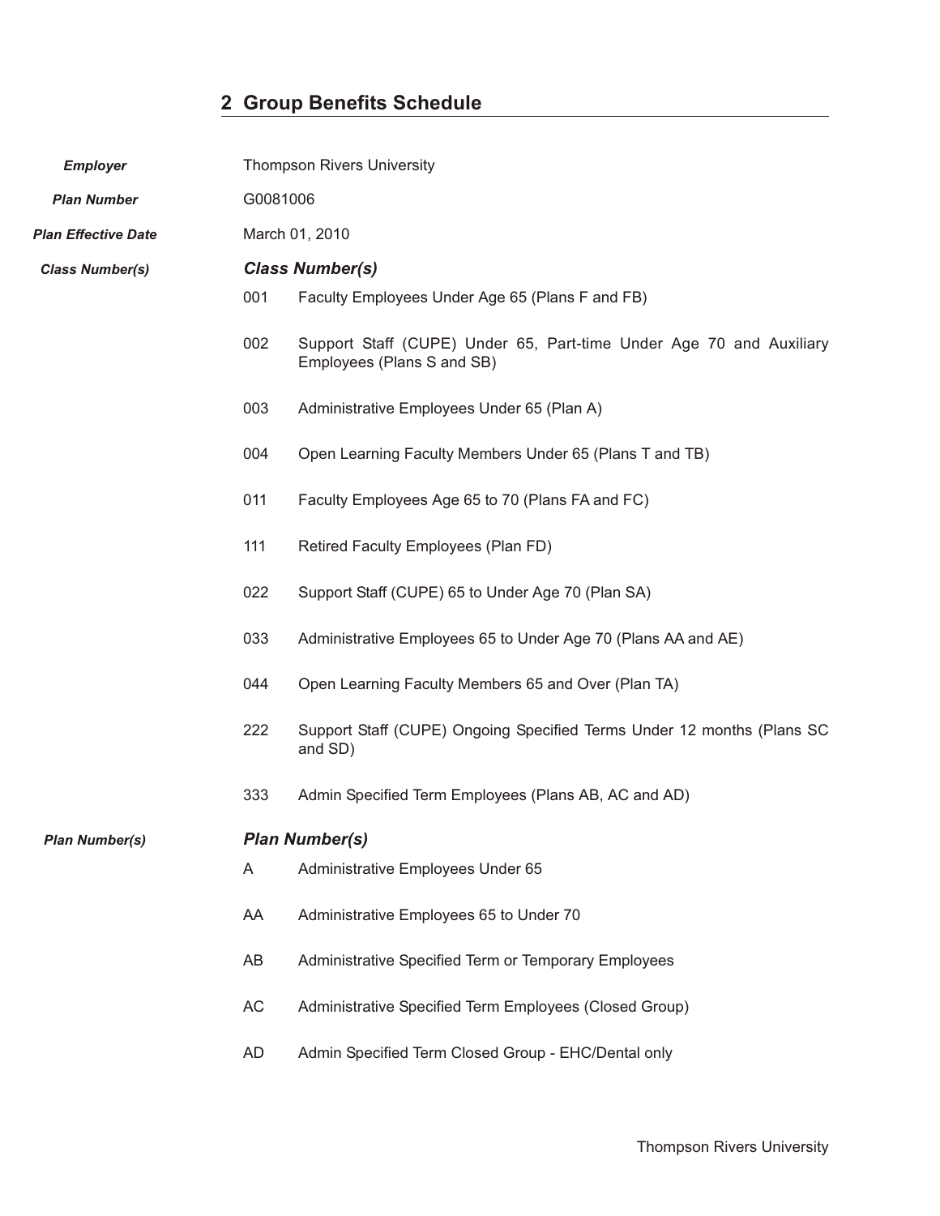## 2 Group Benefits Schedule

**Employer**: Thompson Rivers University

**Plan Number**: G0081006

**Plan Effective Date**: March 01, 2010

### *Class Number(s)*

| | |
|---|---|
| 001 | Faculty Employees Under Age 65 (Plans F and FB) |
| 002 | Support Staff (CUPE) Under 65, Part-time Under Age 70 and Auxiliary Employees (Plans S and SB) |
| 003 | Administrative Employees Under 65 (Plan A) |
| 004 | Open Learning Faculty Members Under 65 (Plans T and TB) |
| 011 | Faculty Employees Age 65 to 70 (Plans FA and FC) |
| 111 | Retired Faculty Employees (Plan FD) |
| 022 | Support Staff (CUPE) 65 to Under Age 70 (Plan SA) |
| 033 | Administrative Employees 65 to Under Age 70 (Plans AA and AE) |
| 044 | Open Learning Faculty Members 65 and Over (Plan TA) |
| 222 | Support Staff (CUPE) Ongoing Specified Terms Under 12 months (Plans SC and SD) |
| 333 | Admin Specified Term Employees (Plans AB, AC and AD) |

### *Plan Number(s)*

| | |
|---|---|
| A | Administrative Employees Under 65 |
| AA | Administrative Employees 65 to Under 70 |
| AB | Administrative Specified Term or Temporary Employees |
| AC | Administrative Specified Term Employees (Closed Group) |
| AD | Admin Specified Term Closed Group - EHC/Dental only |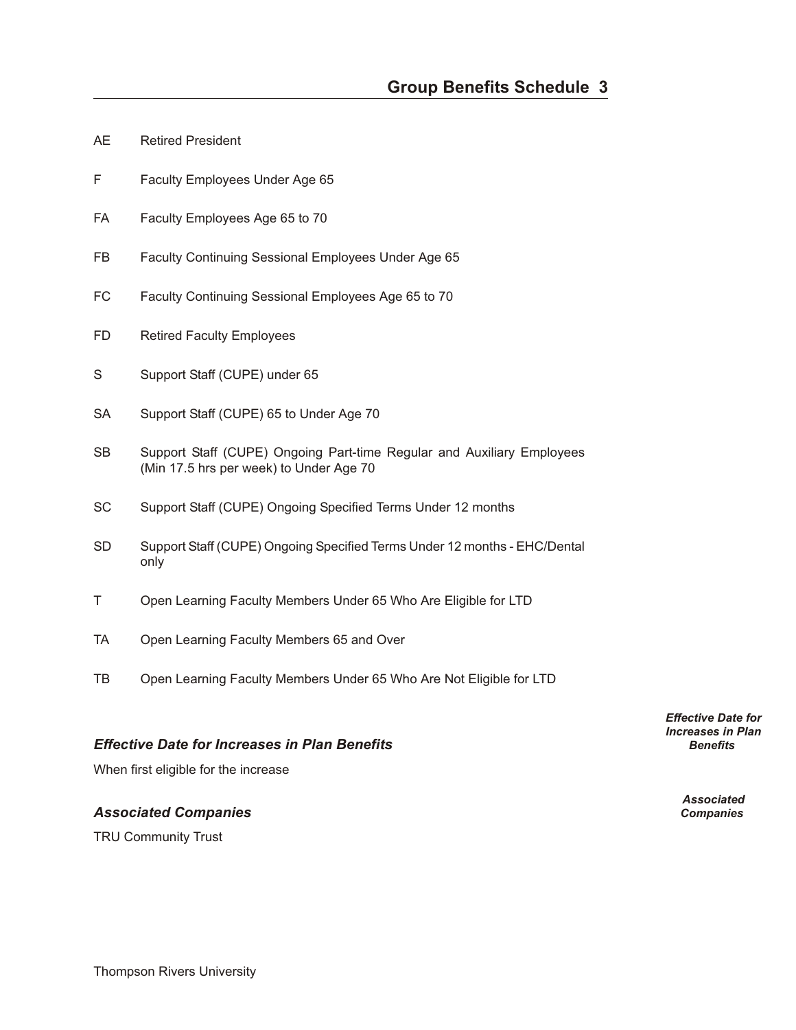| | |
|---|---|
| AE | Retired President |
| F | Faculty Employees Under Age 65 |
| FA | Faculty Employees Age 65 to 70 |
| FB | Faculty Continuing Sessional Employees Under Age 65 |
| FC | Faculty Continuing Sessional Employees Age 65 to 70 |
| FD | Retired Faculty Employees |
| S | Support Staff (CUPE) under 65 |
| SA | Support Staff (CUPE) 65 to Under Age 70 |
| SB | Support Staff (CUPE) Ongoing Part-time Regular and Auxiliary Employees (Min 17.5 hrs per week) to Under Age 70 |
| SC | Support Staff (CUPE) Ongoing Specified Terms Under 12 months |
| SD | Support Staff (CUPE) Ongoing Specified Terms Under 12 months - EHC/Dental only |
| T | Open Learning Faculty Members Under 65 Who Are Eligible for LTD |
| TA | Open Learning Faculty Members 65 and Over |
| TB | Open Learning Faculty Members Under 65 Who Are Not Eligible for LTD |

### *Effective Date for Increases in Plan Benefits*

When first eligible for the increase

### *Associated Companies*

TRU Community Trust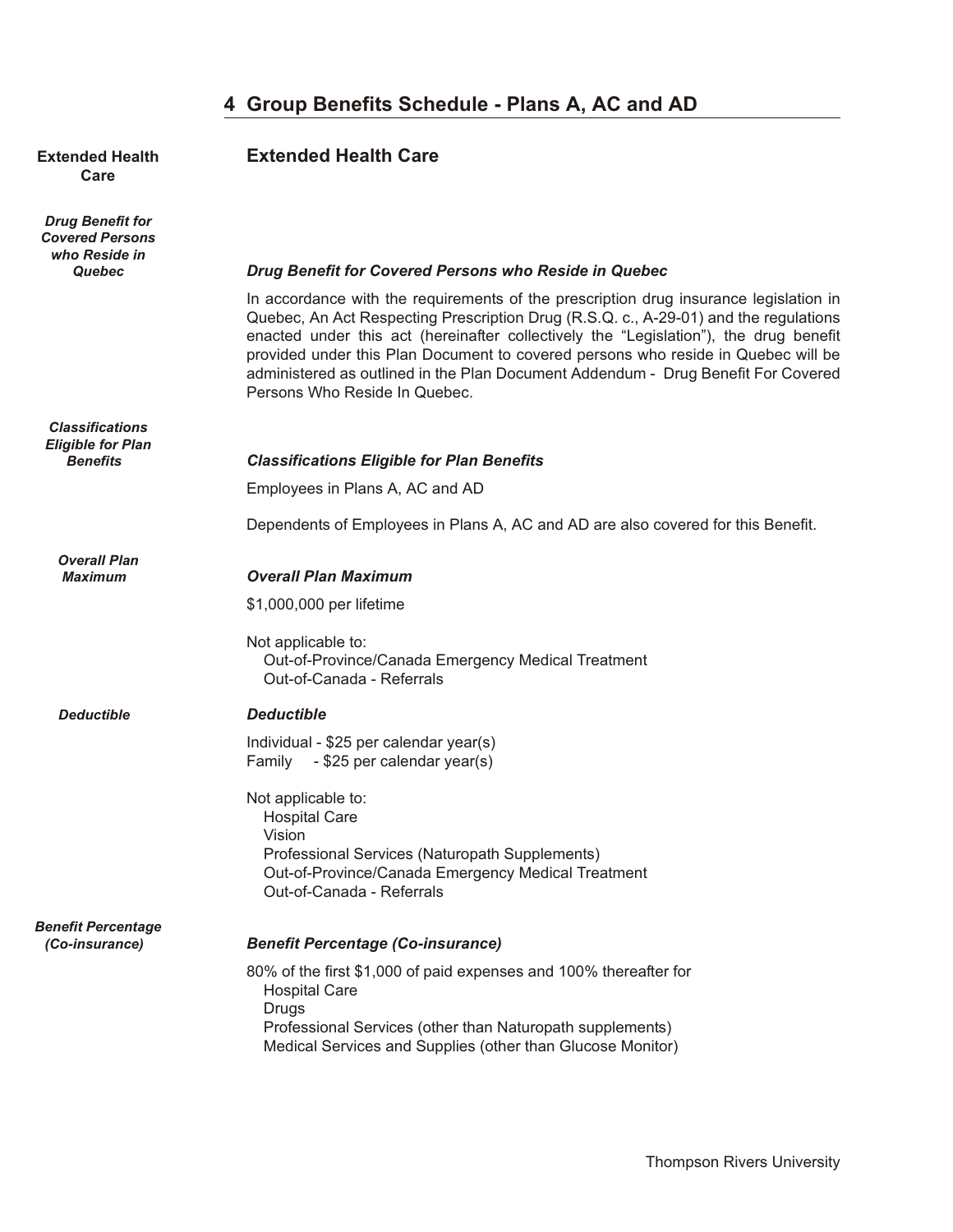# 4 Group Benefits Schedule - Plans A, AC and AD

## Extended Health Care

### *Drug Benefit for Covered Persons who Reside in Quebec*

In accordance with the requirements of the prescription drug insurance legislation in Quebec, An Act Respecting Prescription Drug (R.S.Q. c., A-29-01) and the regulations enacted under this act (hereinafter collectively the "Legislation"), the drug benefit provided under this Plan Document to covered persons who reside in Quebec will be administered as outlined in the Plan Document Addendum - Drug Benefit For Covered Persons Who Reside In Quebec.

### *Classifications Eligible for Plan Benefits*

Employees in Plans A, AC and AD

Dependents of Employees in Plans A, AC and AD are also covered for this Benefit.

### *Overall Plan Maximum*

$1,000,000 per lifetime

Not applicable to:
- Out-of-Province/Canada Emergency Medical Treatment
- Out-of-Canada - Referrals

### *Deductible*

Individual - $25 per calendar year(s)
Family - $25 per calendar year(s)

Not applicable to:
- Hospital Care
- Vision
- Professional Services (Naturopath Supplements)
- Out-of-Province/Canada Emergency Medical Treatment
- Out-of-Canada - Referrals

### *Benefit Percentage (Co-insurance)*

80% of the first $1,000 of paid expenses and 100% thereafter for
- Hospital Care
- Drugs
- Professional Services (other than Naturopath supplements)
- Medical Services and Supplies (other than Glucose Monitor)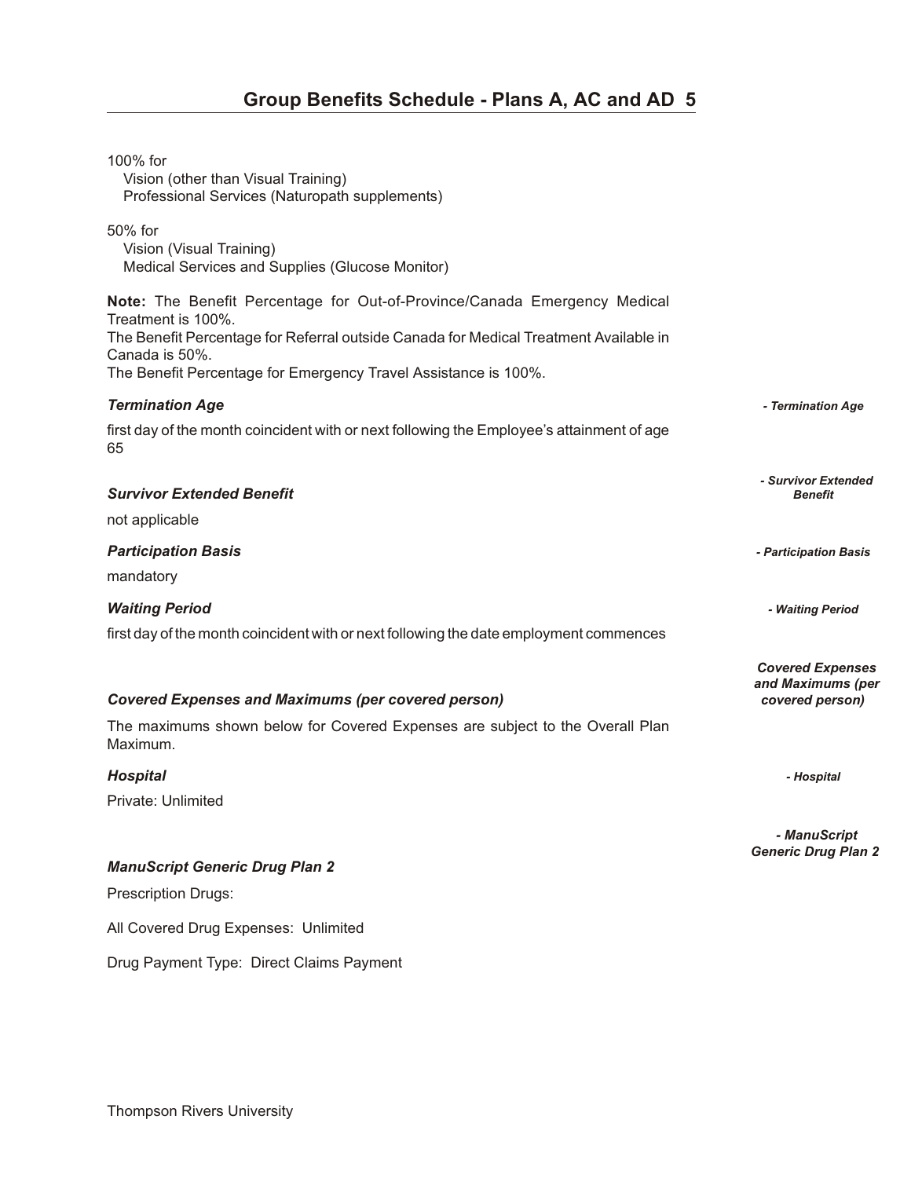100% for
- Vision (other than Visual Training)
- Professional Services (Naturopath supplements)

50% for
- Vision (Visual Training)
- Medical Services and Supplies (Glucose Monitor)

**Note:** The Benefit Percentage for Out-of-Province/Canada Emergency Medical Treatment is 100%.
The Benefit Percentage for Referral outside Canada for Medical Treatment Available in Canada is 50%.
The Benefit Percentage for Emergency Travel Assistance is 100%.

### *Termination Age*

first day of the month coincident with or next following the Employee's attainment of age 65

### *Survivor Extended Benefit*

not applicable

### *Participation Basis*

mandatory

### *Waiting Period*

first day of the month coincident with or next following the date employment commences

### *Covered Expenses and Maximums (per covered person)*

The maximums shown below for Covered Expenses are subject to the Overall Plan Maximum.

### *Hospital*

Private: Unlimited

### *ManuScript Generic Drug Plan 2*

Prescription Drugs:

All Covered Drug Expenses: Unlimited

Drug Payment Type: Direct Claims Payment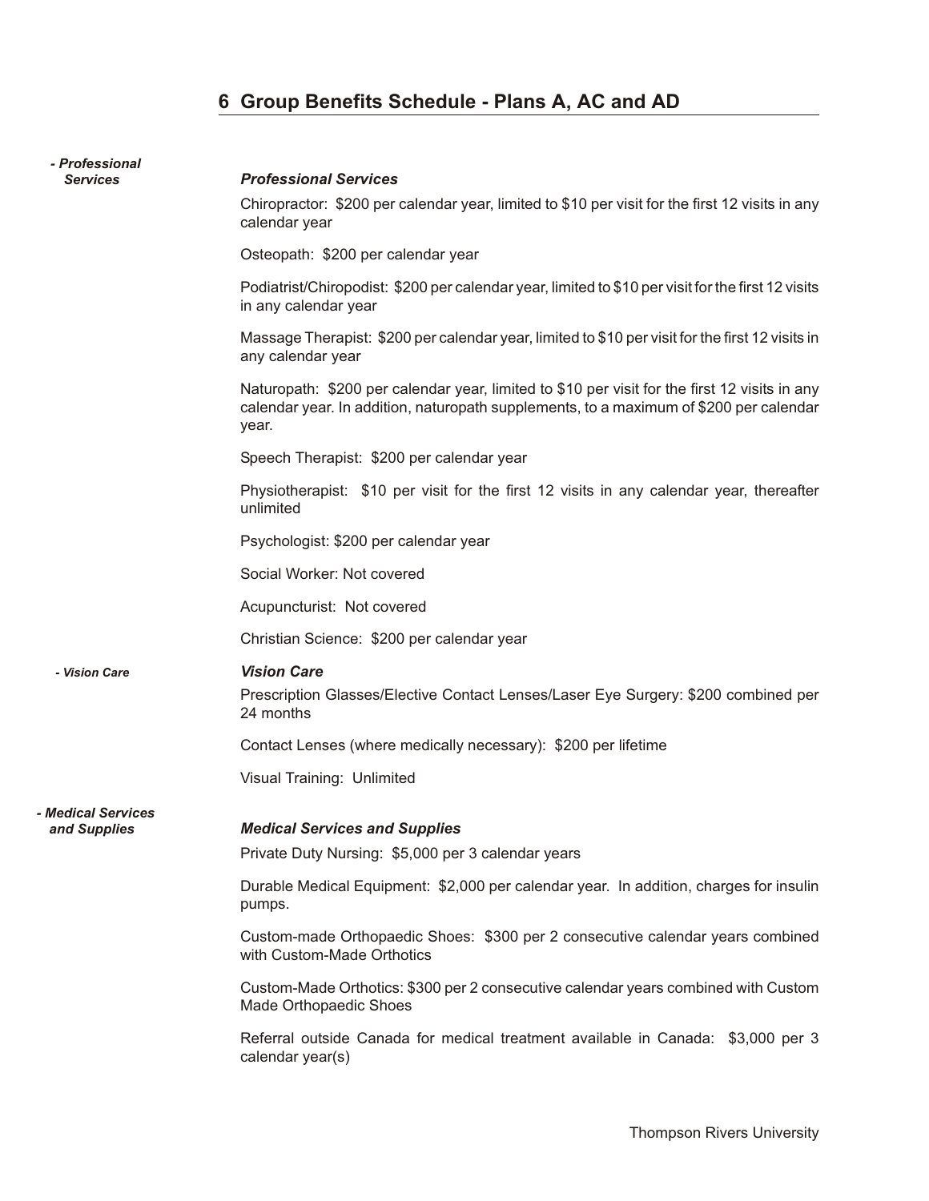## 6 Group Benefits Schedule - Plans A, AC and AD

*- Professional Services*

### *Professional Services*

Chiropractor: $200 per calendar year, limited to $10 per visit for the first 12 visits in any calendar year

Osteopath: $200 per calendar year

Podiatrist/Chiropodist: $200 per calendar year, limited to $10 per visit for the first 12 visits in any calendar year

Massage Therapist: $200 per calendar year, limited to $10 per visit for the first 12 visits in any calendar year

Naturopath: $200 per calendar year, limited to $10 per visit for the first 12 visits in any calendar year. In addition, naturopath supplements, to a maximum of $200 per calendar year.

Speech Therapist: $200 per calendar year

Physiotherapist: $10 per visit for the first 12 visits in any calendar year, thereafter unlimited

Psychologist: $200 per calendar year

Social Worker: Not covered

Acupuncturist: Not covered

Christian Science: $200 per calendar year

*- Vision Care*

### *Vision Care*

Prescription Glasses/Elective Contact Lenses/Laser Eye Surgery: $200 combined per 24 months

Contact Lenses (where medically necessary): $200 per lifetime

Visual Training: Unlimited

*- Medical Services and Supplies*

### *Medical Services and Supplies*

Private Duty Nursing: $5,000 per 3 calendar years

Durable Medical Equipment: $2,000 per calendar year. In addition, charges for insulin pumps.

Custom-made Orthopaedic Shoes: $300 per 2 consecutive calendar years combined with Custom-Made Orthotics

Custom-Made Orthotics: $300 per 2 consecutive calendar years combined with Custom Made Orthopaedic Shoes

Referral outside Canada for medical treatment available in Canada: $3,000 per 3 calendar year(s)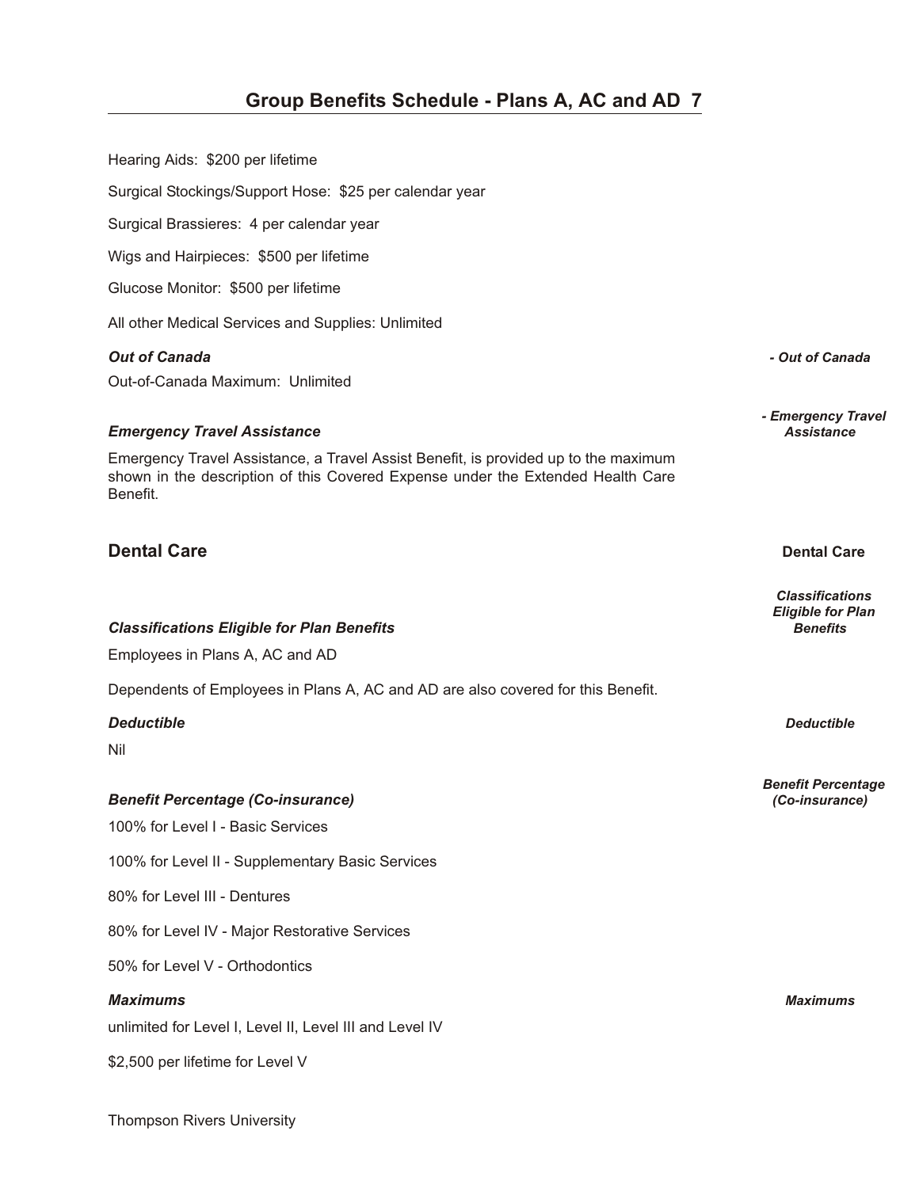Hearing Aids: $200 per lifetime

Surgical Stockings/Support Hose: $25 per calendar year

Surgical Brassieres: 4 per calendar year

Wigs and Hairpieces: $500 per lifetime

Glucose Monitor: $500 per lifetime

All other Medical Services and Supplies: Unlimited

### *Out of Canada*

Out-of-Canada Maximum: Unlimited

### *Emergency Travel Assistance*

Emergency Travel Assistance, a Travel Assist Benefit, is provided up to the maximum shown in the description of this Covered Expense under the Extended Health Care Benefit.

## Dental Care

### *Classifications Eligible for Plan Benefits*

Employees in Plans A, AC and AD

Dependents of Employees in Plans A, AC and AD are also covered for this Benefit.

### *Deductible*

Nil

### *Benefit Percentage (Co-insurance)*

100% for Level I - Basic Services

100% for Level II - Supplementary Basic Services

80% for Level III - Dentures

80% for Level IV - Major Restorative Services

50% for Level V - Orthodontics

### *Maximums*

unlimited for Level I, Level II, Level III and Level IV

$2,500 per lifetime for Level V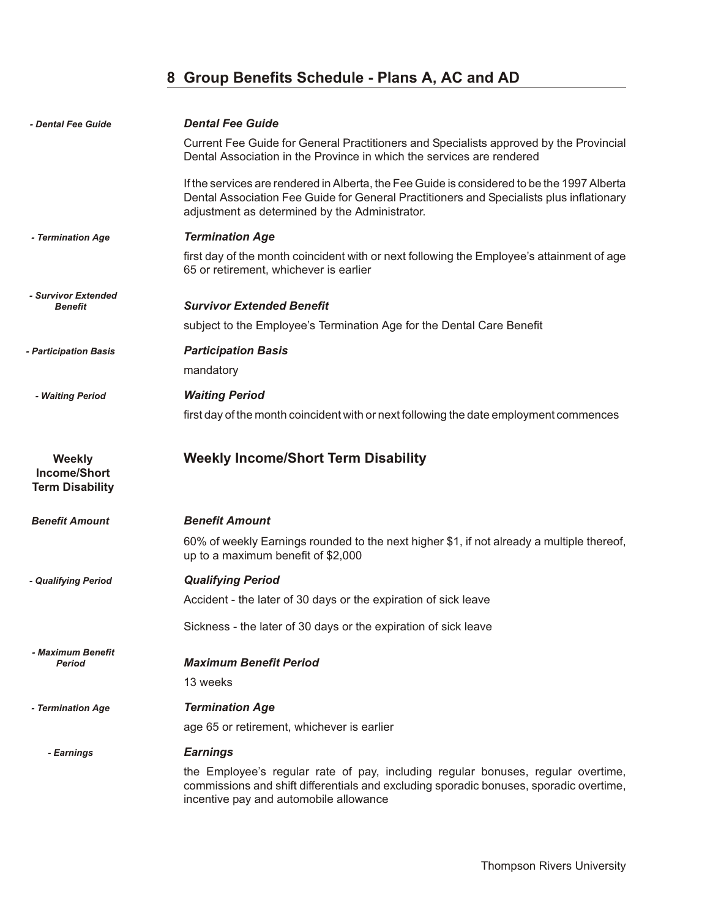## 8 Group Benefits Schedule - Plans A, AC and AD

***Dental Fee Guide***

Current Fee Guide for General Practitioners and Specialists approved by the Provincial Dental Association in the Province in which the services are rendered

If the services are rendered in Alberta, the Fee Guide is considered to be the 1997 Alberta Dental Association Fee Guide for General Practitioners and Specialists plus inflationary adjustment as determined by the Administrator.

***Termination Age***

first day of the month coincident with or next following the Employee's attainment of age 65 or retirement, whichever is earlier

***Survivor Extended Benefit***

subject to the Employee's Termination Age for the Dental Care Benefit

***Participation Basis***

mandatory

***Waiting Period***

first day of the month coincident with or next following the date employment commences

### Weekly Income/Short Term Disability

***Benefit Amount***

60% of weekly Earnings rounded to the next higher $1, if not already a multiple thereof, up to a maximum benefit of $2,000

***Qualifying Period***

Accident - the later of 30 days or the expiration of sick leave

Sickness - the later of 30 days or the expiration of sick leave

***Maximum Benefit Period***

13 weeks

***Termination Age***

age 65 or retirement, whichever is earlier

***Earnings***

the Employee's regular rate of pay, including regular bonuses, regular overtime, commissions and shift differentials and excluding sporadic bonuses, sporadic overtime, incentive pay and automobile allowance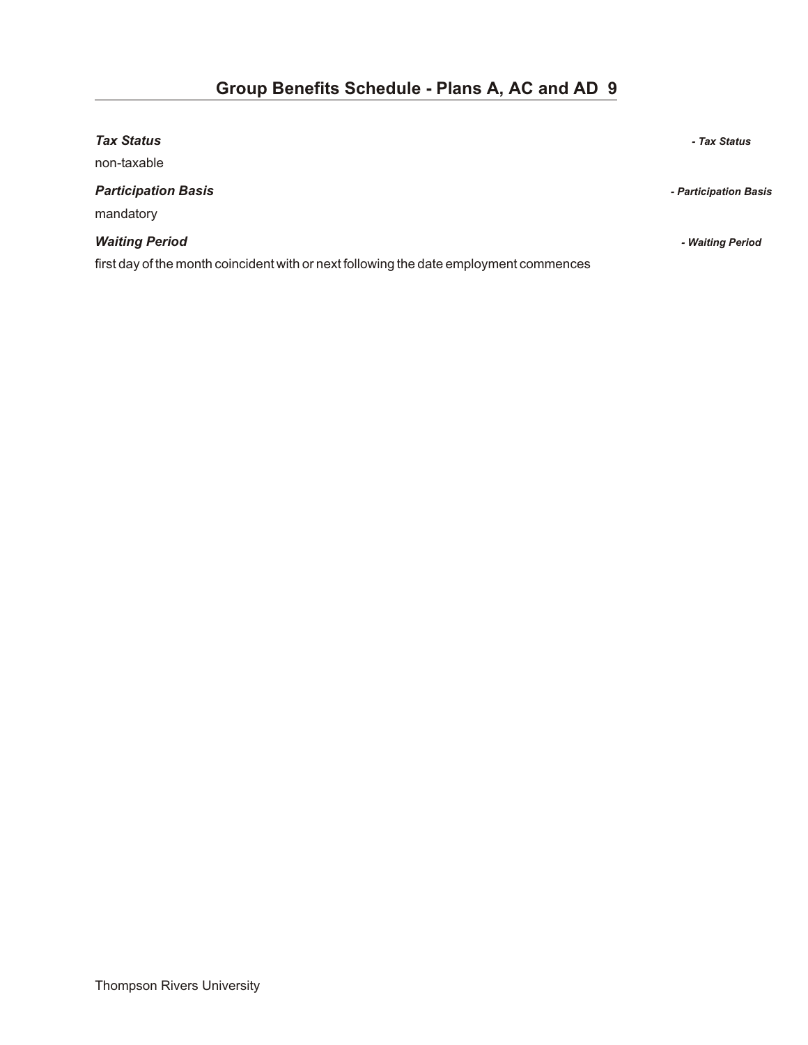***Tax Status***

non-taxable

***Participation Basis***

mandatory

***Waiting Period***

first day of the month coincident with or next following the date employment commences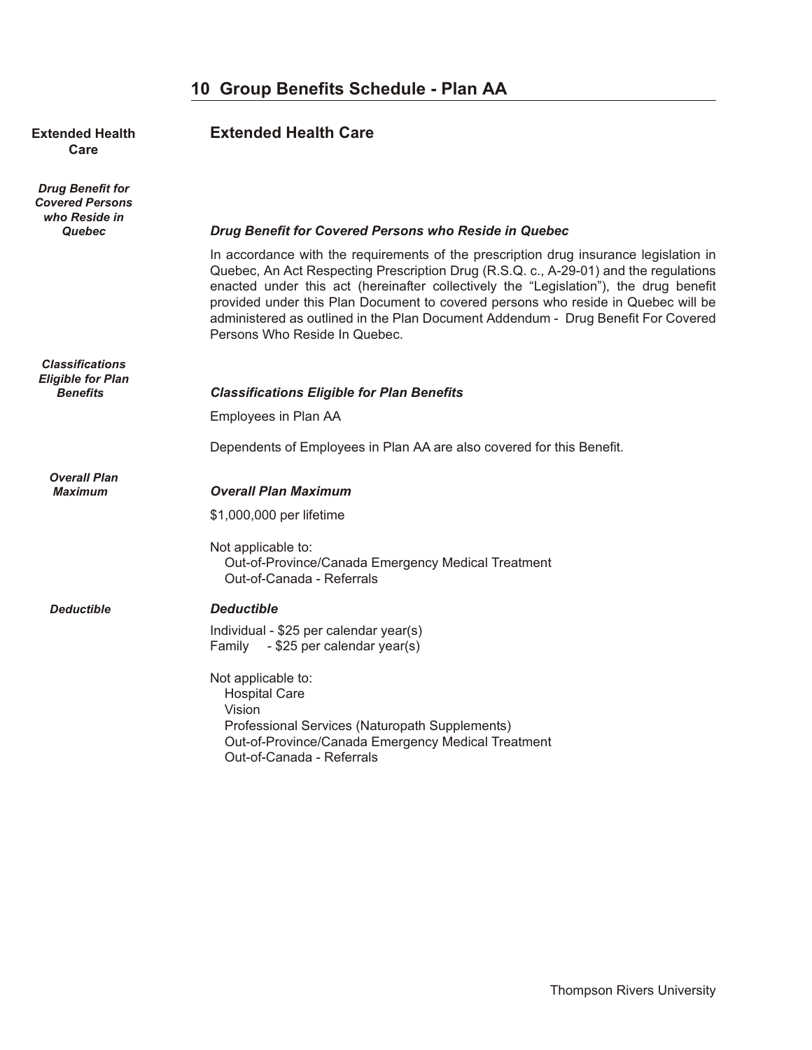# 10 Group Benefits Schedule - Plan AA

## Extended Health Care

### *Drug Benefit for Covered Persons who Reside in Quebec*

In accordance with the requirements of the prescription drug insurance legislation in Quebec, An Act Respecting Prescription Drug (R.S.Q. c., A-29-01) and the regulations enacted under this act (hereinafter collectively the “Legislation”), the drug benefit provided under this Plan Document to covered persons who reside in Quebec will be administered as outlined in the Plan Document Addendum - Drug Benefit For Covered Persons Who Reside In Quebec.

### *Classifications Eligible for Plan Benefits*

Employees in Plan AA

Dependents of Employees in Plan AA are also covered for this Benefit.

### *Overall Plan Maximum*

$1,000,000 per lifetime

Not applicable to:
- Out-of-Province/Canada Emergency Medical Treatment
- Out-of-Canada - Referrals

### *Deductible*

Individual - $25 per calendar year(s)
Family - $25 per calendar year(s)

Not applicable to:
- Hospital Care
- Vision
- Professional Services (Naturopath Supplements)
- Out-of-Province/Canada Emergency Medical Treatment
- Out-of-Canada - Referrals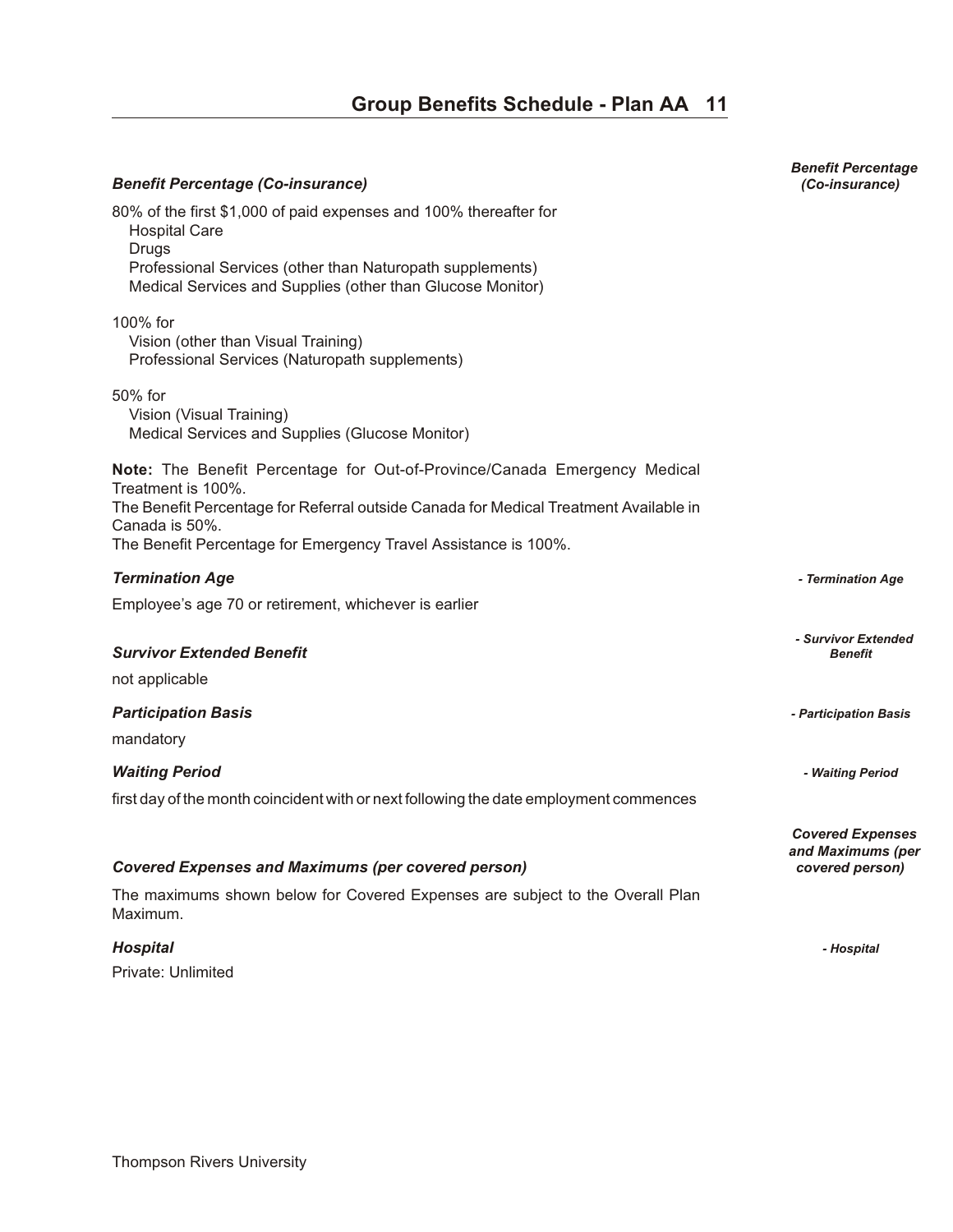### *Benefit Percentage (Co-insurance)*

80% of the first $1,000 of paid expenses and 100% thereafter for
- Hospital Care
- Drugs
- Professional Services (other than Naturopath supplements)
- Medical Services and Supplies (other than Glucose Monitor)

100% for
- Vision (other than Visual Training)
- Professional Services (Naturopath supplements)

50% for
- Vision (Visual Training)
- Medical Services and Supplies (Glucose Monitor)

**Note:** The Benefit Percentage for Out-of-Province/Canada Emergency Medical Treatment is 100%.
The Benefit Percentage for Referral outside Canada for Medical Treatment Available in Canada is 50%.
The Benefit Percentage for Emergency Travel Assistance is 100%.

### *Termination Age*

Employee's age 70 or retirement, whichever is earlier

### *Survivor Extended Benefit*

not applicable

### *Participation Basis*

mandatory

### *Waiting Period*

first day of the month coincident with or next following the date employment commences

### *Covered Expenses and Maximums (per covered person)*

The maximums shown below for Covered Expenses are subject to the Overall Plan Maximum.

### *Hospital*

Private: Unlimited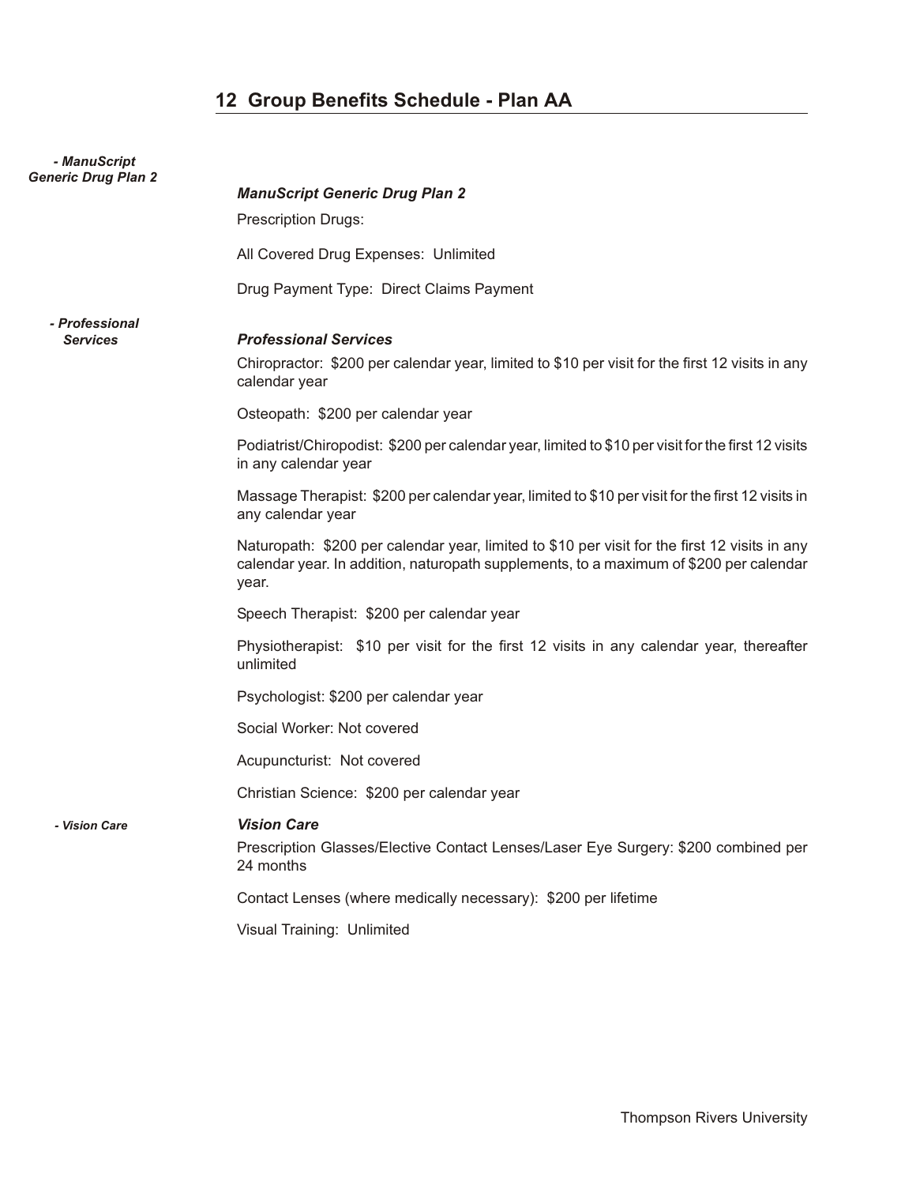## 12 Group Benefits Schedule - Plan AA

*- ManuScript Generic Drug Plan 2*

### *ManuScript Generic Drug Plan 2*

Prescription Drugs:

All Covered Drug Expenses: Unlimited

Drug Payment Type: Direct Claims Payment

*- Professional Services*

### *Professional Services*

Chiropractor: $200 per calendar year, limited to $10 per visit for the first 12 visits in any calendar year

Osteopath: $200 per calendar year

Podiatrist/Chiropodist: $200 per calendar year, limited to $10 per visit for the first 12 visits in any calendar year

Massage Therapist: $200 per calendar year, limited to $10 per visit for the first 12 visits in any calendar year

Naturopath: $200 per calendar year, limited to $10 per visit for the first 12 visits in any calendar year. In addition, naturopath supplements, to a maximum of $200 per calendar year.

Speech Therapist: $200 per calendar year

Physiotherapist: $10 per visit for the first 12 visits in any calendar year, thereafter unlimited

Psychologist: $200 per calendar year

Social Worker: Not covered

Acupuncturist: Not covered

Christian Science: $200 per calendar year

*- Vision Care*

### *Vision Care*

Prescription Glasses/Elective Contact Lenses/Laser Eye Surgery: $200 combined per 24 months

Contact Lenses (where medically necessary): $200 per lifetime

Visual Training: Unlimited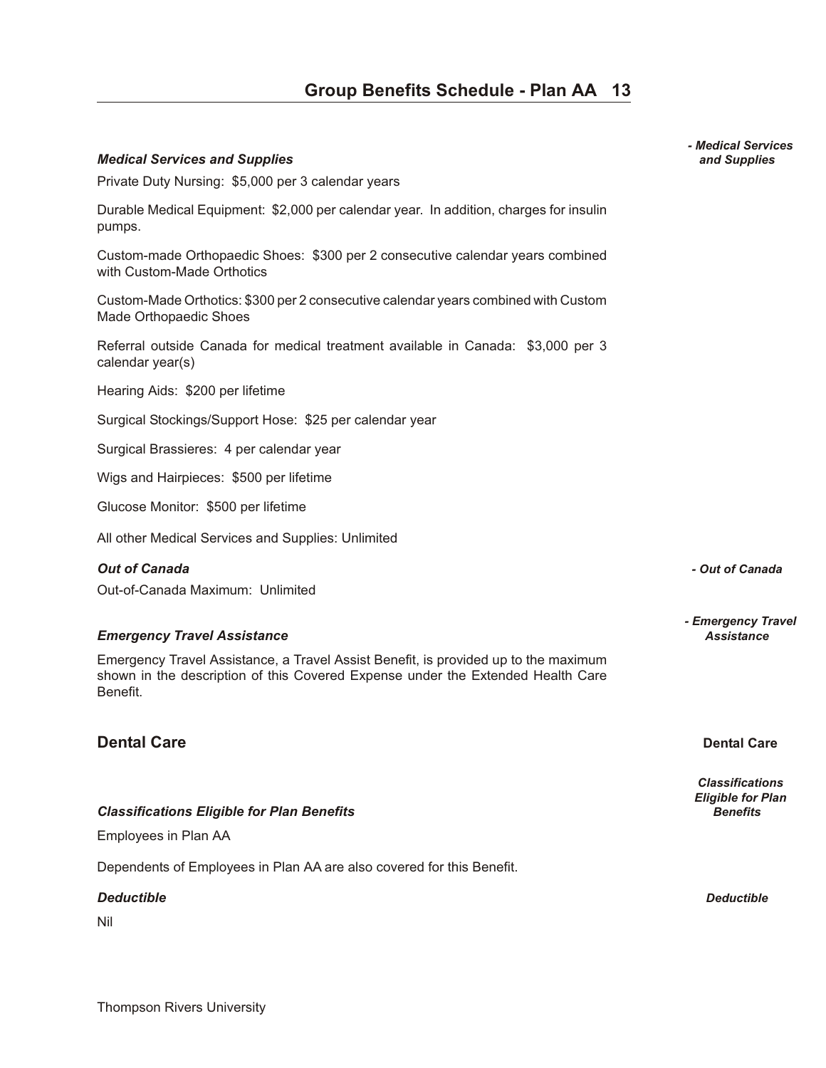### Medical Services and Supplies

Private Duty Nursing: $5,000 per 3 calendar years

Durable Medical Equipment: $2,000 per calendar year. In addition, charges for insulin pumps.

Custom-made Orthopaedic Shoes: $300 per 2 consecutive calendar years combined with Custom-Made Orthotics

Custom-Made Orthotics: $300 per 2 consecutive calendar years combined with Custom Made Orthopaedic Shoes

Referral outside Canada for medical treatment available in Canada: $3,000 per 3 calendar year(s)

Hearing Aids: $200 per lifetime

Surgical Stockings/Support Hose: $25 per calendar year

Surgical Brassieres: 4 per calendar year

Wigs and Hairpieces: $500 per lifetime

Glucose Monitor: $500 per lifetime

All other Medical Services and Supplies: Unlimited

### Out of Canada

Out-of-Canada Maximum: Unlimited

### Emergency Travel Assistance

Emergency Travel Assistance, a Travel Assist Benefit, is provided up to the maximum shown in the description of this Covered Expense under the Extended Health Care Benefit.

## Dental Care

### Classifications Eligible for Plan Benefits

Employees in Plan AA

Dependents of Employees in Plan AA are also covered for this Benefit.

### Deductible

Nil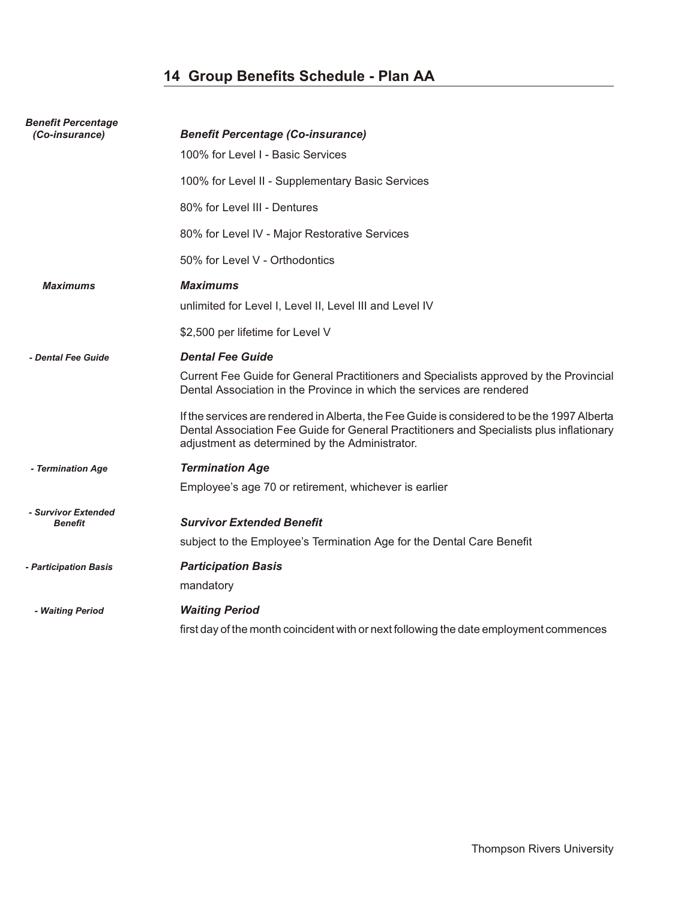## 14 Group Benefits Schedule - Plan AA

***Benefit Percentage (Co-insurance)***

100% for Level I - Basic Services

100% for Level II - Supplementary Basic Services

80% for Level III - Dentures

80% for Level IV - Major Restorative Services

50% for Level V - Orthodontics

***Maximums***

unlimited for Level I, Level II, Level III and Level IV

$2,500 per lifetime for Level V

***Dental Fee Guide***

Current Fee Guide for General Practitioners and Specialists approved by the Provincial Dental Association in the Province in which the services are rendered

If the services are rendered in Alberta, the Fee Guide is considered to be the 1997 Alberta Dental Association Fee Guide for General Practitioners and Specialists plus inflationary adjustment as determined by the Administrator.

***Termination Age***

Employee's age 70 or retirement, whichever is earlier

***Survivor Extended Benefit***

subject to the Employee's Termination Age for the Dental Care Benefit

***Participation Basis***

mandatory

***Waiting Period***

first day of the month coincident with or next following the date employment commences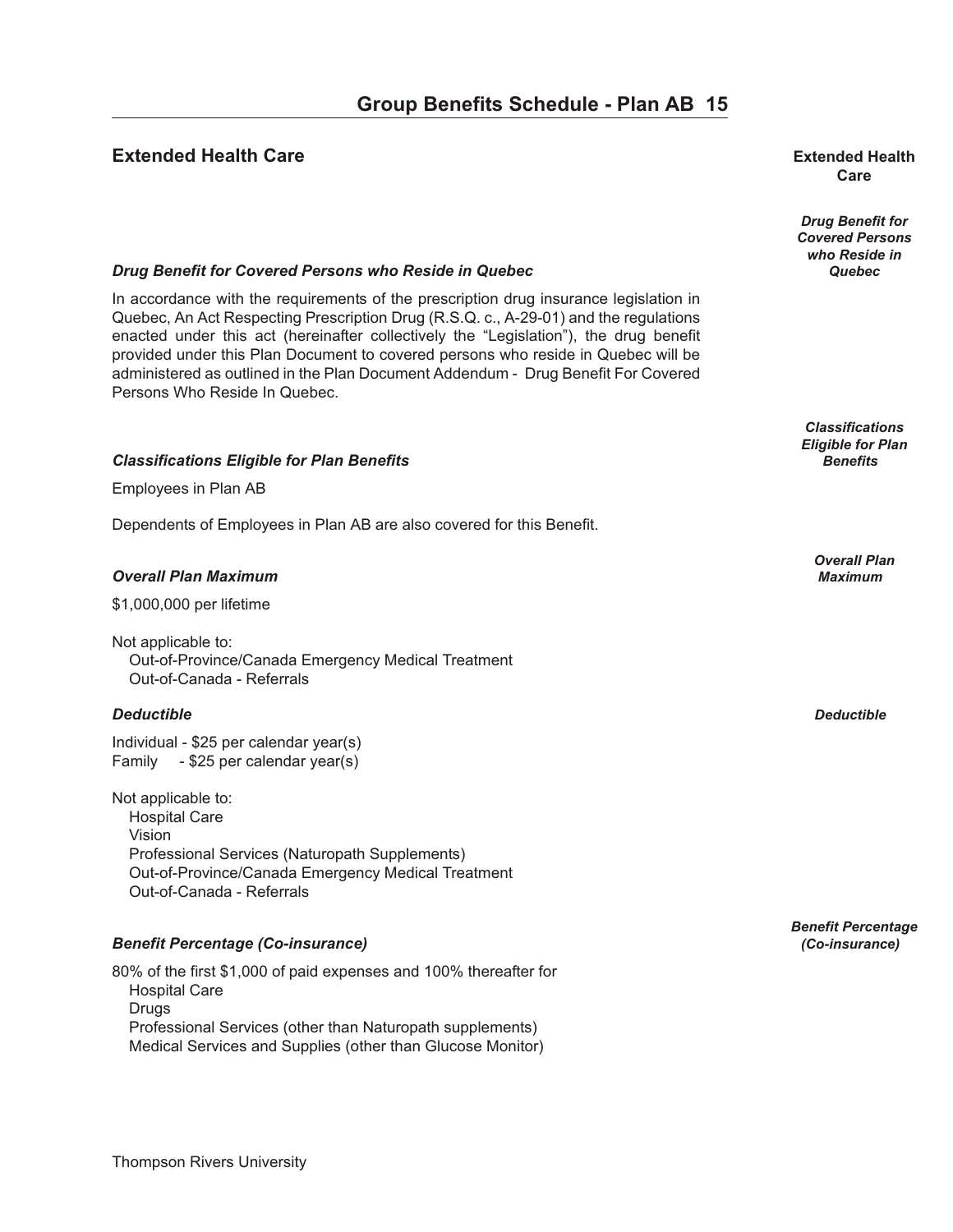## Extended Health Care

### *Drug Benefit for Covered Persons who Reside in Quebec*

In accordance with the requirements of the prescription drug insurance legislation in Quebec, An Act Respecting Prescription Drug (R.S.Q. c., A-29-01) and the regulations enacted under this act (hereinafter collectively the "Legislation"), the drug benefit provided under this Plan Document to covered persons who reside in Quebec will be administered as outlined in the Plan Document Addendum - Drug Benefit For Covered Persons Who Reside In Quebec.

### *Classifications Eligible for Plan Benefits*

Employees in Plan AB

Dependents of Employees in Plan AB are also covered for this Benefit.

### *Overall Plan Maximum*

$1,000,000 per lifetime

Not applicable to:
- Out-of-Province/Canada Emergency Medical Treatment
- Out-of-Canada - Referrals

### *Deductible*

Individual - $25 per calendar year(s)
Family - $25 per calendar year(s)

Not applicable to:
- Hospital Care
- Vision
- Professional Services (Naturopath Supplements)
- Out-of-Province/Canada Emergency Medical Treatment
- Out-of-Canada - Referrals

### *Benefit Percentage (Co-insurance)*

80% of the first $1,000 of paid expenses and 100% thereafter for
- Hospital Care
- Drugs
- Professional Services (other than Naturopath supplements)
- Medical Services and Supplies (other than Glucose Monitor)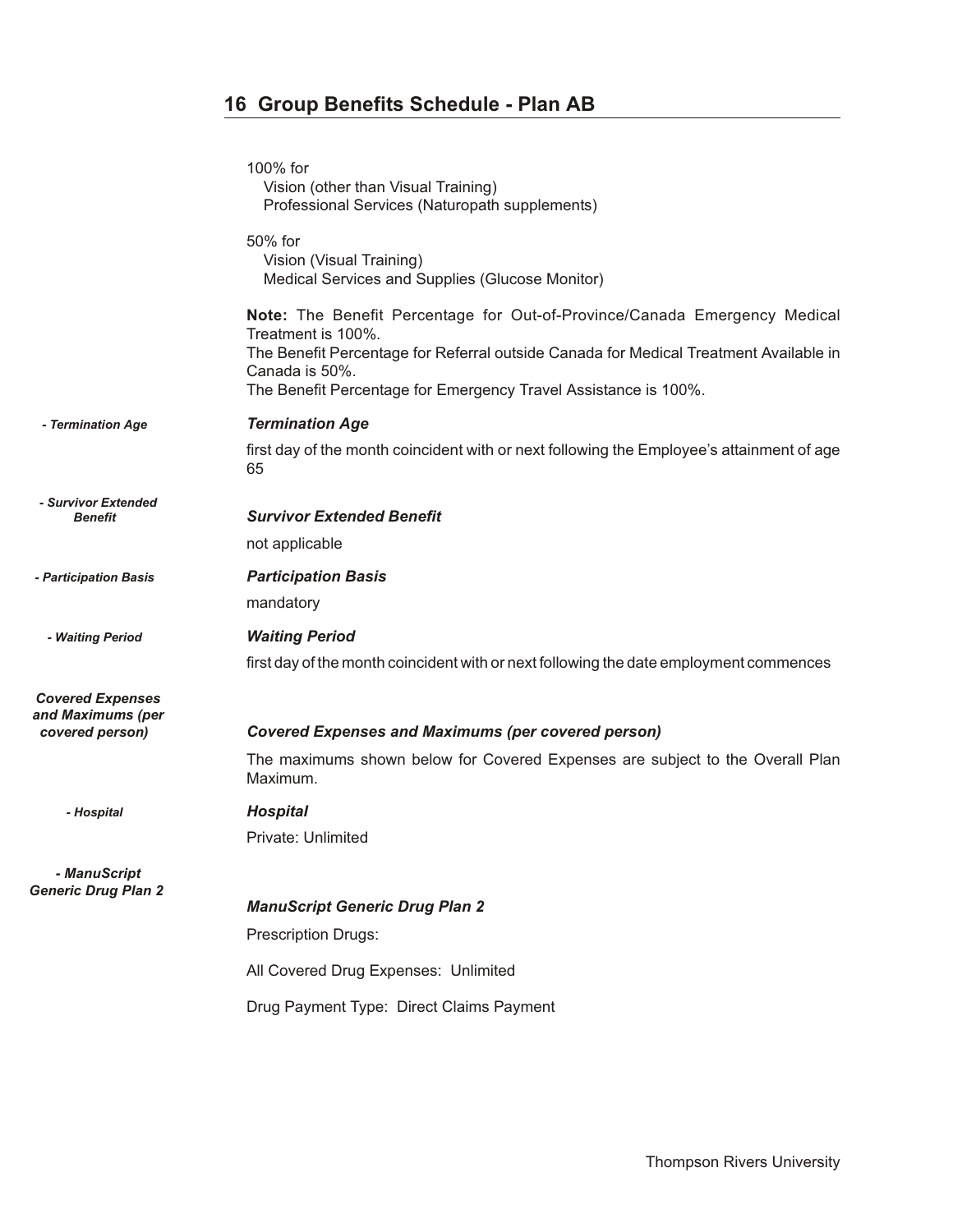## 16 Group Benefits Schedule - Plan AB

100% for
Vision (other than Visual Training)
Professional Services (Naturopath supplements)

50% for
Vision (Visual Training)
Medical Services and Supplies (Glucose Monitor)

**Note:** The Benefit Percentage for Out-of-Province/Canada Emergency Medical Treatment is 100%.
The Benefit Percentage for Referral outside Canada for Medical Treatment Available in Canada is 50%.
The Benefit Percentage for Emergency Travel Assistance is 100%.

***Termination Age***

first day of the month coincident with or next following the Employee's attainment of age 65

***Survivor Extended Benefit***

not applicable

***Participation Basis***

mandatory

***Waiting Period***

first day of the month coincident with or next following the date employment commences

***Covered Expenses and Maximums (per covered person)***

The maximums shown below for Covered Expenses are subject to the Overall Plan Maximum.

***Hospital***

Private: Unlimited

***ManuScript Generic Drug Plan 2***

Prescription Drugs:

All Covered Drug Expenses: Unlimited

Drug Payment Type: Direct Claims Payment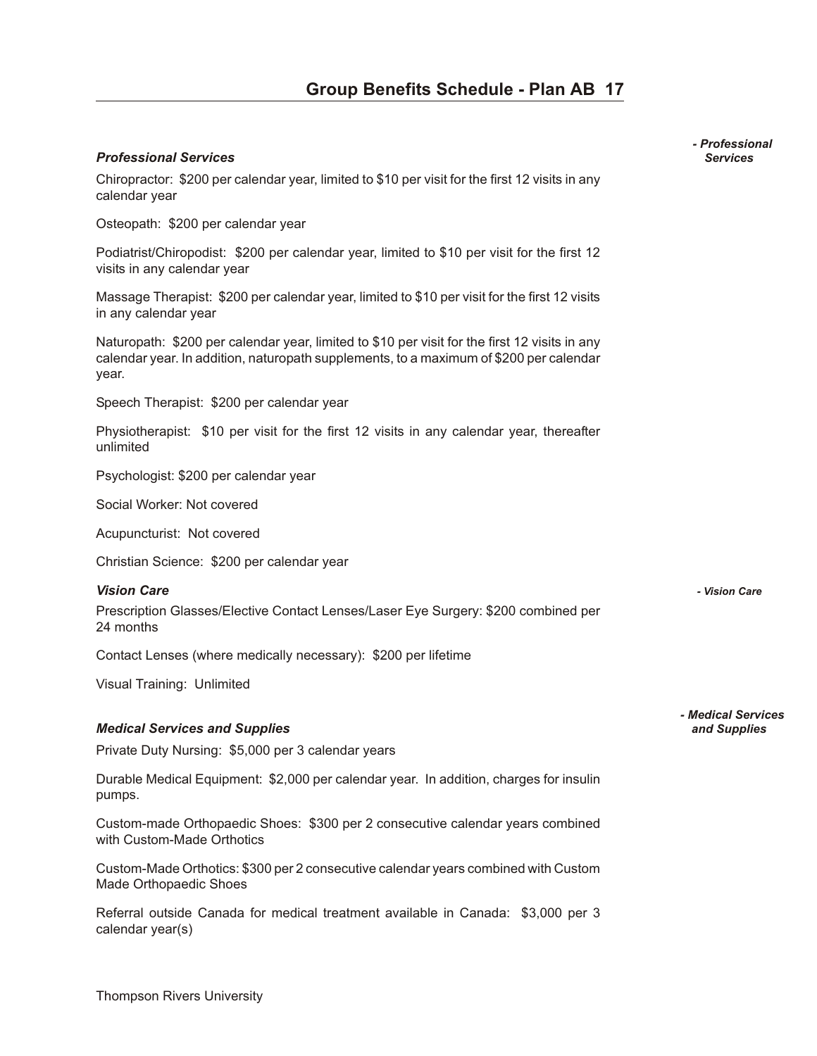### *Professional Services*

Chiropractor: $200 per calendar year, limited to $10 per visit for the first 12 visits in any calendar year

Osteopath: $200 per calendar year

Podiatrist/Chiropodist: $200 per calendar year, limited to $10 per visit for the first 12 visits in any calendar year

Massage Therapist: $200 per calendar year, limited to $10 per visit for the first 12 visits in any calendar year

Naturopath: $200 per calendar year, limited to $10 per visit for the first 12 visits in any calendar year. In addition, naturopath supplements, to a maximum of $200 per calendar year.

Speech Therapist: $200 per calendar year

Physiotherapist: $10 per visit for the first 12 visits in any calendar year, thereafter unlimited

Psychologist: $200 per calendar year

Social Worker: Not covered

Acupuncturist: Not covered

Christian Science: $200 per calendar year

### *Vision Care*

Prescription Glasses/Elective Contact Lenses/Laser Eye Surgery: $200 combined per 24 months

Contact Lenses (where medically necessary): $200 per lifetime

Visual Training: Unlimited

### *Medical Services and Supplies*

Private Duty Nursing: $5,000 per 3 calendar years

Durable Medical Equipment: $2,000 per calendar year. In addition, charges for insulin pumps.

Custom-made Orthopaedic Shoes: $300 per 2 consecutive calendar years combined with Custom-Made Orthotics

Custom-Made Orthotics: $300 per 2 consecutive calendar years combined with Custom Made Orthopaedic Shoes

Referral outside Canada for medical treatment available in Canada: $3,000 per 3 calendar year(s)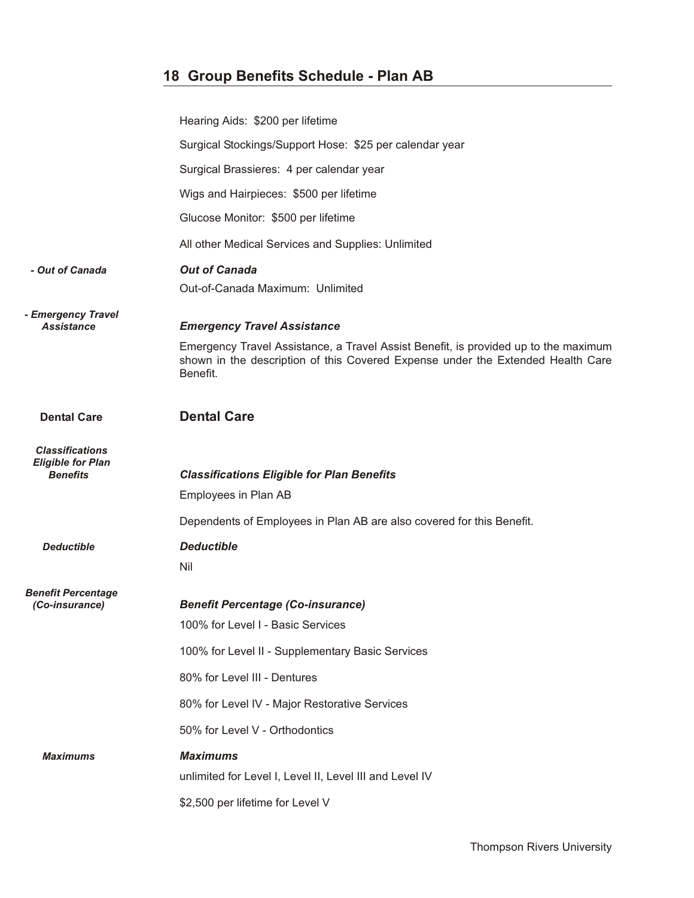## 18 Group Benefits Schedule - Plan AB

Hearing Aids: $200 per lifetime

Surgical Stockings/Support Hose: $25 per calendar year

Surgical Brassieres: 4 per calendar year

Wigs and Hairpieces: $500 per lifetime

Glucose Monitor: $500 per lifetime

All other Medical Services and Supplies: Unlimited

*- Out of Canada*

***Out of Canada***

Out-of-Canada Maximum: Unlimited

*- Emergency Travel Assistance*

***Emergency Travel Assistance***

Emergency Travel Assistance, a Travel Assist Benefit, is provided up to the maximum shown in the description of this Covered Expense under the Extended Health Care Benefit.

**Dental Care**

### Dental Care

*Classifications Eligible for Plan Benefits*

***Classifications Eligible for Plan Benefits***

Employees in Plan AB

Dependents of Employees in Plan AB are also covered for this Benefit.

*Deductible*

***Deductible***

Nil

*Benefit Percentage (Co-insurance)*

***Benefit Percentage (Co-insurance)***

100% for Level I - Basic Services

100% for Level II - Supplementary Basic Services

80% for Level III - Dentures

80% for Level IV - Major Restorative Services

50% for Level V - Orthodontics

*Maximums*

***Maximums***

unlimited for Level I, Level II, Level III and Level IV

$2,500 per lifetime for Level V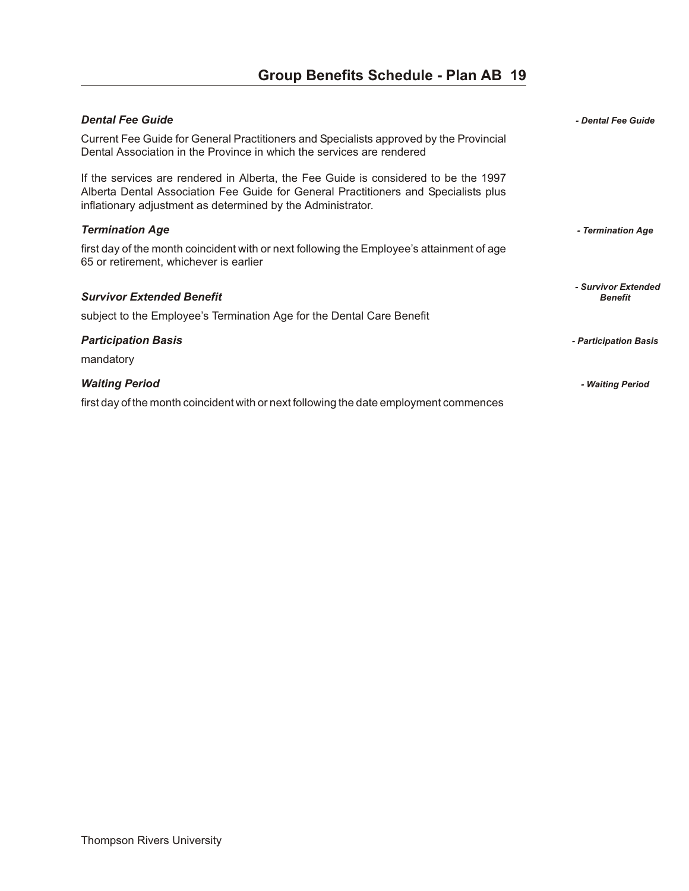***Dental Fee Guide***

Current Fee Guide for General Practitioners and Specialists approved by the Provincial Dental Association in the Province in which the services are rendered

If the services are rendered in Alberta, the Fee Guide is considered to be the 1997 Alberta Dental Association Fee Guide for General Practitioners and Specialists plus inflationary adjustment as determined by the Administrator.

***Termination Age***

first day of the month coincident with or next following the Employee's attainment of age 65 or retirement, whichever is earlier

***Survivor Extended Benefit***

subject to the Employee's Termination Age for the Dental Care Benefit

***Participation Basis***

mandatory

***Waiting Period***

first day of the month coincident with or next following the date employment commences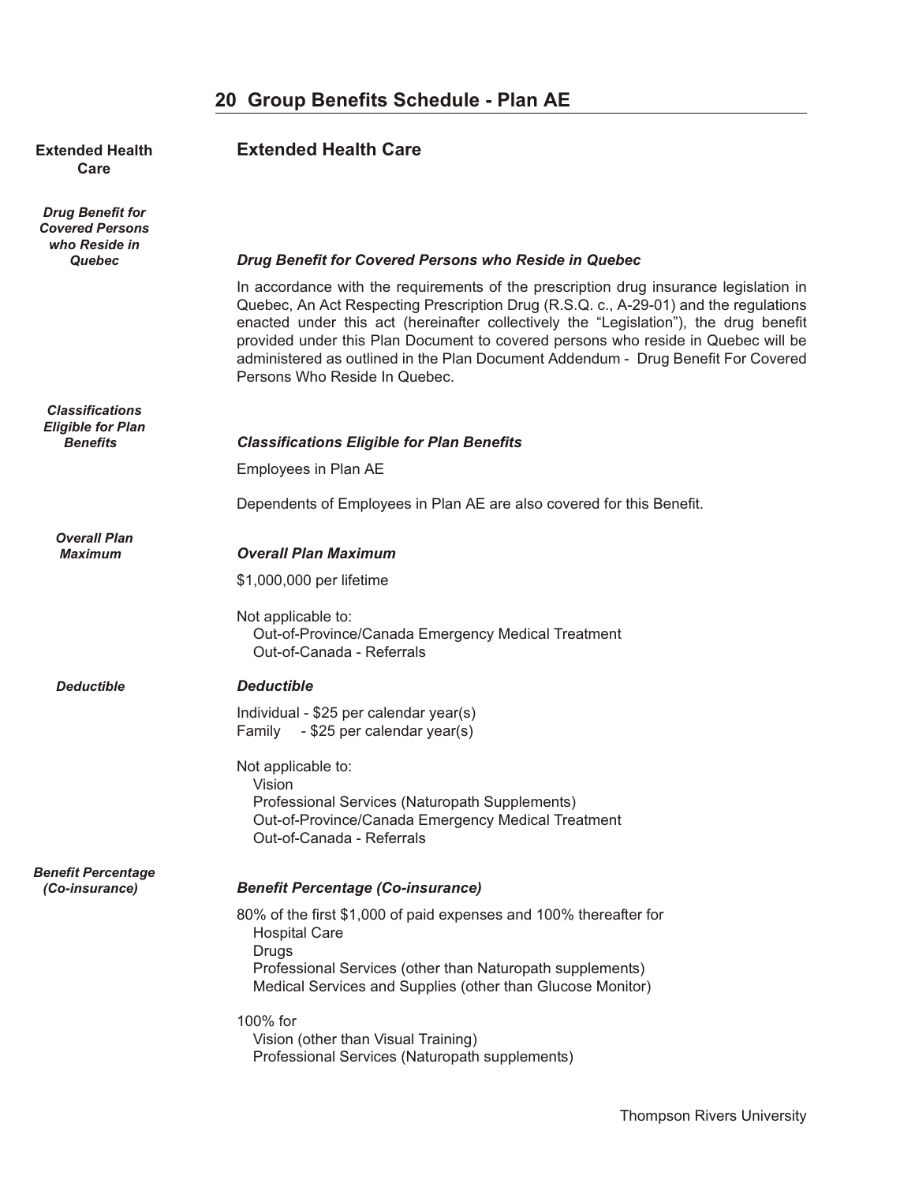## 20 Group Benefits Schedule - Plan AE

### Extended Health Care

#### *Drug Benefit for Covered Persons who Reside in Quebec*

In accordance with the requirements of the prescription drug insurance legislation in Quebec, An Act Respecting Prescription Drug (R.S.Q. c., A-29-01) and the regulations enacted under this act (hereinafter collectively the "Legislation"), the drug benefit provided under this Plan Document to covered persons who reside in Quebec will be administered as outlined in the Plan Document Addendum - Drug Benefit For Covered Persons Who Reside In Quebec.

#### *Classifications Eligible for Plan Benefits*

Employees in Plan AE

Dependents of Employees in Plan AE are also covered for this Benefit.

#### *Overall Plan Maximum*

$1,000,000 per lifetime

Not applicable to:
- Out-of-Province/Canada Emergency Medical Treatment
- Out-of-Canada - Referrals

#### *Deductible*

Individual - $25 per calendar year(s)
Family - $25 per calendar year(s)

Not applicable to:
- Vision
- Professional Services (Naturopath Supplements)
- Out-of-Province/Canada Emergency Medical Treatment
- Out-of-Canada - Referrals

#### *Benefit Percentage (Co-insurance)*

80% of the first $1,000 of paid expenses and 100% thereafter for
- Hospital Care
- Drugs
- Professional Services (other than Naturopath supplements)
- Medical Services and Supplies (other than Glucose Monitor)

100% for
- Vision (other than Visual Training)
- Professional Services (Naturopath supplements)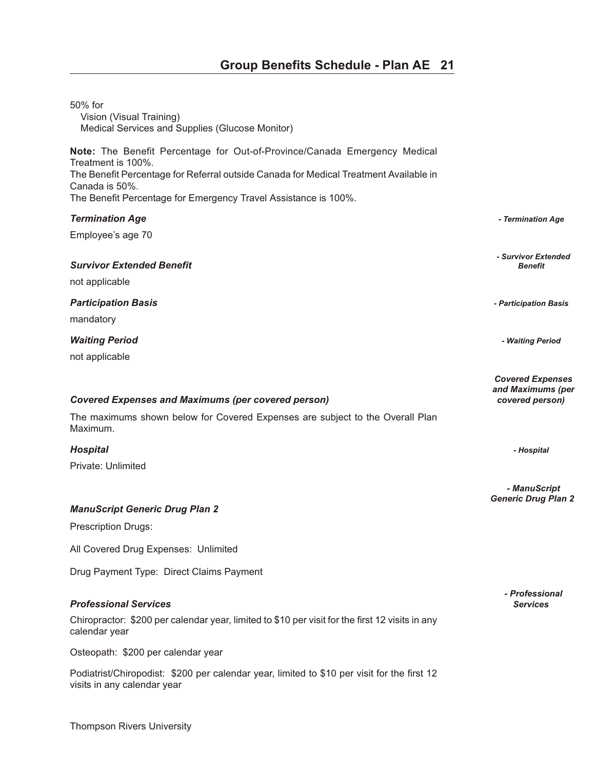50% for

Vision (Visual Training)
Medical Services and Supplies (Glucose Monitor)

**Note:** The Benefit Percentage for Out-of-Province/Canada Emergency Medical Treatment is 100%.
The Benefit Percentage for Referral outside Canada for Medical Treatment Available in Canada is 50%.
The Benefit Percentage for Emergency Travel Assistance is 100%.

### *Termination Age*

Employee's age 70

### *Survivor Extended Benefit*

not applicable

### *Participation Basis*

mandatory

### *Waiting Period*

not applicable

### *Covered Expenses and Maximums (per covered person)*

The maximums shown below for Covered Expenses are subject to the Overall Plan Maximum.

### *Hospital*

Private: Unlimited

### *ManuScript Generic Drug Plan 2*

Prescription Drugs:

All Covered Drug Expenses: Unlimited

Drug Payment Type: Direct Claims Payment

### *Professional Services*

Chiropractor: $200 per calendar year, limited to $10 per visit for the first 12 visits in any calendar year

Osteopath: $200 per calendar year

Podiatrist/Chiropodist: $200 per calendar year, limited to $10 per visit for the first 12 visits in any calendar year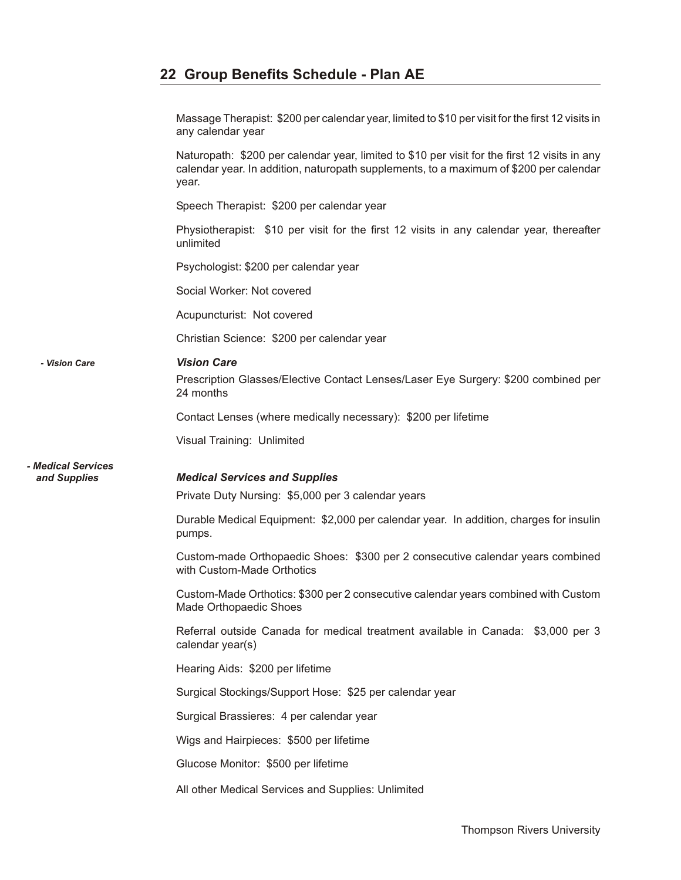Massage Therapist: $200 per calendar year, limited to $10 per visit for the first 12 visits in any calendar year

Naturopath: $200 per calendar year, limited to $10 per visit for the first 12 visits in any calendar year. In addition, naturopath supplements, to a maximum of $200 per calendar year.

Speech Therapist: $200 per calendar year

Physiotherapist: $10 per visit for the first 12 visits in any calendar year, thereafter unlimited

Psychologist: $200 per calendar year

Social Worker: Not covered

Acupuncturist: Not covered

Christian Science: $200 per calendar year

*- Vision Care*

### *Vision Care*

Prescription Glasses/Elective Contact Lenses/Laser Eye Surgery: $200 combined per 24 months

Contact Lenses (where medically necessary): $200 per lifetime

Visual Training: Unlimited

*- Medical Services and Supplies*

### *Medical Services and Supplies*

Private Duty Nursing: $5,000 per 3 calendar years

Durable Medical Equipment: $2,000 per calendar year. In addition, charges for insulin pumps.

Custom-made Orthopaedic Shoes: $300 per 2 consecutive calendar years combined with Custom-Made Orthotics

Custom-Made Orthotics: $300 per 2 consecutive calendar years combined with Custom Made Orthopaedic Shoes

Referral outside Canada for medical treatment available in Canada: $3,000 per 3 calendar year(s)

Hearing Aids: $200 per lifetime

Surgical Stockings/Support Hose: $25 per calendar year

Surgical Brassieres: 4 per calendar year

Wigs and Hairpieces: $500 per lifetime

Glucose Monitor: $500 per lifetime

All other Medical Services and Supplies: Unlimited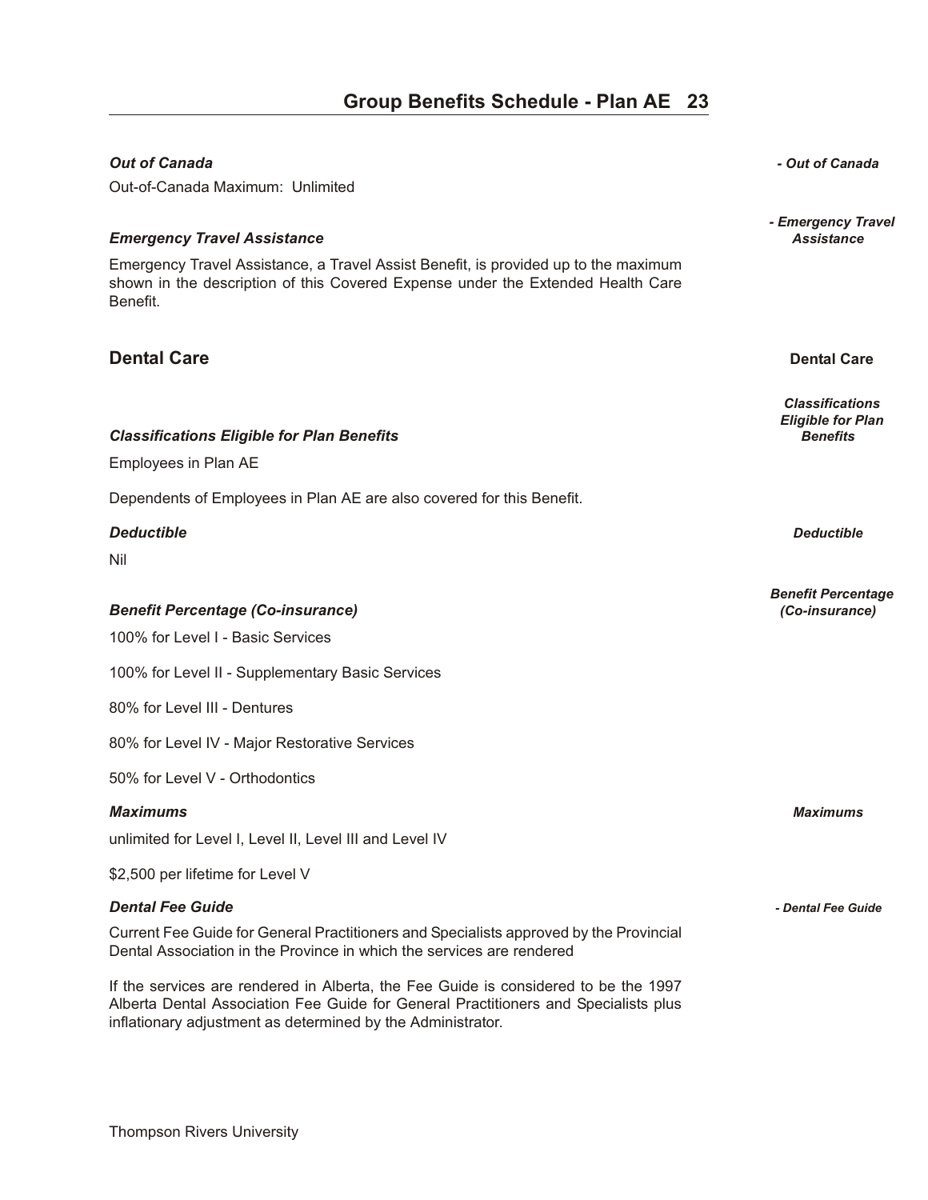### Out of Canada

Out-of-Canada Maximum: Unlimited

### Emergency Travel Assistance

Emergency Travel Assistance, a Travel Assist Benefit, is provided up to the maximum shown in the description of this Covered Expense under the Extended Health Care Benefit.

## Dental Care

### Classifications Eligible for Plan Benefits

Employees in Plan AE

Dependents of Employees in Plan AE are also covered for this Benefit.

### Deductible

Nil

### Benefit Percentage (Co-insurance)

100% for Level I - Basic Services

100% for Level II - Supplementary Basic Services

80% for Level III - Dentures

80% for Level IV - Major Restorative Services

50% for Level V - Orthodontics

### Maximums

unlimited for Level I, Level II, Level III and Level IV

$2,500 per lifetime for Level V

### Dental Fee Guide

Current Fee Guide for General Practitioners and Specialists approved by the Provincial Dental Association in the Province in which the services are rendered

If the services are rendered in Alberta, the Fee Guide is considered to be the 1997 Alberta Dental Association Fee Guide for General Practitioners and Specialists plus inflationary adjustment as determined by the Administrator.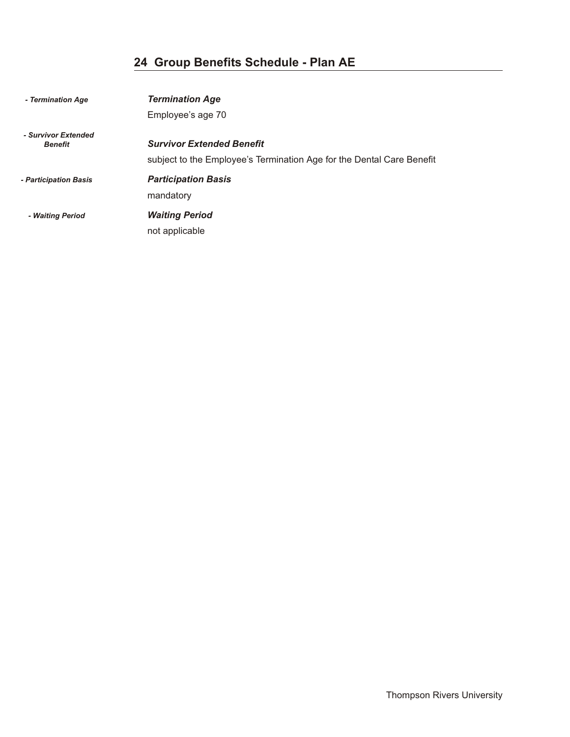## Group Benefits Schedule - Plan AE

*- Termination Age*

***Termination Age***

Employee's age 70

*- Survivor Extended Benefit*

***Survivor Extended Benefit***

subject to the Employee's Termination Age for the Dental Care Benefit

*- Participation Basis*

***Participation Basis***

mandatory

*- Waiting Period*

***Waiting Period***

not applicable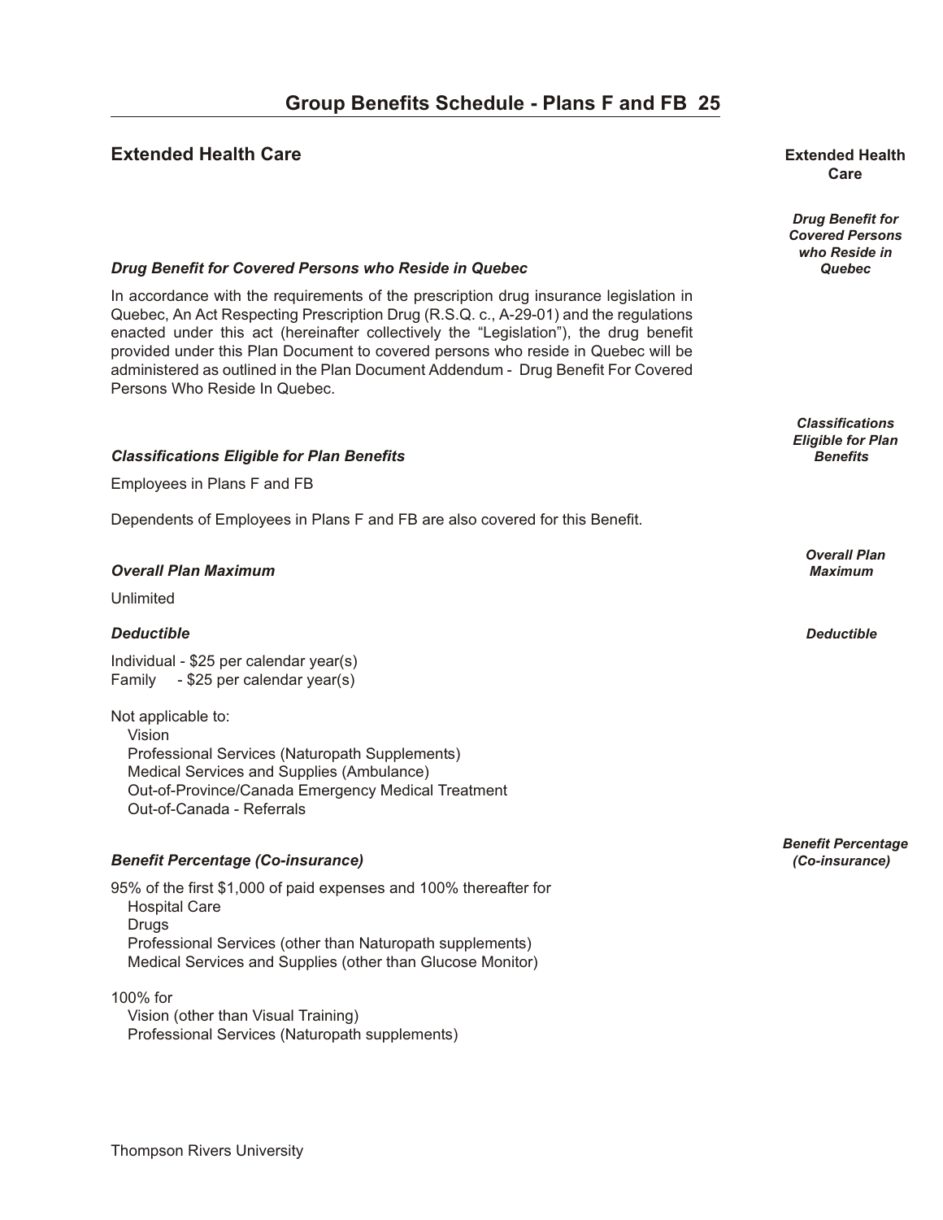## Extended Health Care

### *Drug Benefit for Covered Persons who Reside in Quebec*

In accordance with the requirements of the prescription drug insurance legislation in Quebec, An Act Respecting Prescription Drug (R.S.Q. c., A-29-01) and the regulations enacted under this act (hereinafter collectively the "Legislation"), the drug benefit provided under this Plan Document to covered persons who reside in Quebec will be administered as outlined in the Plan Document Addendum - Drug Benefit For Covered Persons Who Reside In Quebec.

### *Classifications Eligible for Plan Benefits*

Employees in Plans F and FB

Dependents of Employees in Plans F and FB are also covered for this Benefit.

### *Overall Plan Maximum*

Unlimited

### *Deductible*

Individual - $25 per calendar year(s)
Family - $25 per calendar year(s)

Not applicable to:

- Vision
- Professional Services (Naturopath Supplements)
- Medical Services and Supplies (Ambulance)
- Out-of-Province/Canada Emergency Medical Treatment
- Out-of-Canada - Referrals

### *Benefit Percentage (Co-insurance)*

95% of the first $1,000 of paid expenses and 100% thereafter for

- Hospital Care
- Drugs
- Professional Services (other than Naturopath supplements)
- Medical Services and Supplies (other than Glucose Monitor)

100% for

- Vision (other than Visual Training)
- Professional Services (Naturopath supplements)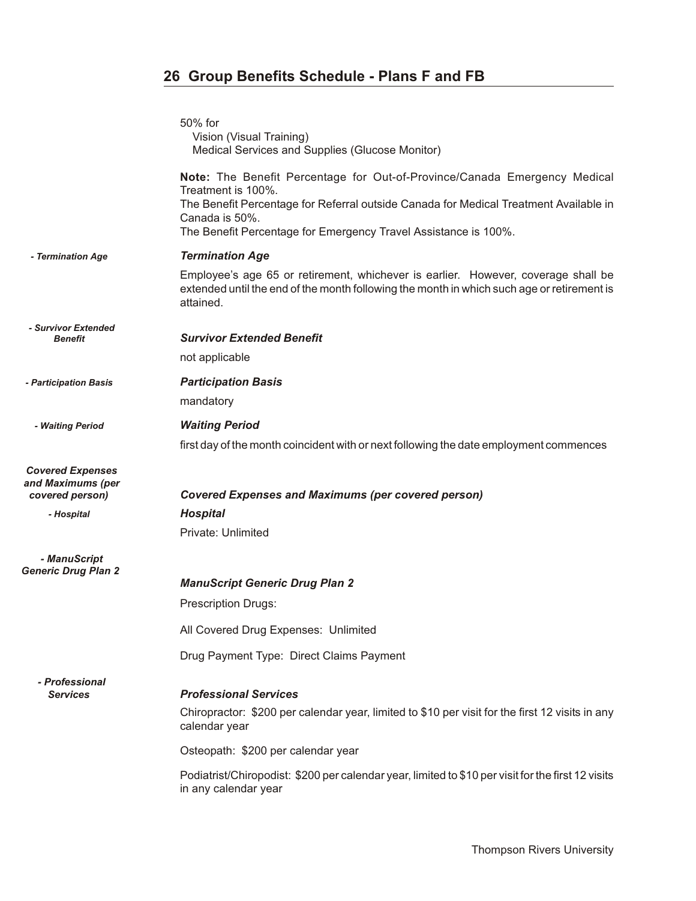## 26 Group Benefits Schedule - Plans F and FB

50% for
Vision (Visual Training)
Medical Services and Supplies (Glucose Monitor)

**Note:** The Benefit Percentage for Out-of-Province/Canada Emergency Medical Treatment is 100%.
The Benefit Percentage for Referral outside Canada for Medical Treatment Available in Canada is 50%.
The Benefit Percentage for Emergency Travel Assistance is 100%.

***Termination Age***

Employee's age 65 or retirement, whichever is earlier. However, coverage shall be extended until the end of the month following the month in which such age or retirement is attained.

***Survivor Extended Benefit***

not applicable

***Participation Basis***

mandatory

***Waiting Period***

first day of the month coincident with or next following the date employment commences

***Covered Expenses and Maximums (per covered person)***

***Hospital***

Private: Unlimited

***ManuScript Generic Drug Plan 2***

Prescription Drugs:

All Covered Drug Expenses: Unlimited

Drug Payment Type: Direct Claims Payment

***Professional Services***

Chiropractor: $200 per calendar year, limited to $10 per visit for the first 12 visits in any calendar year

Osteopath: $200 per calendar year

Podiatrist/Chiropodist: $200 per calendar year, limited to $10 per visit for the first 12 visits in any calendar year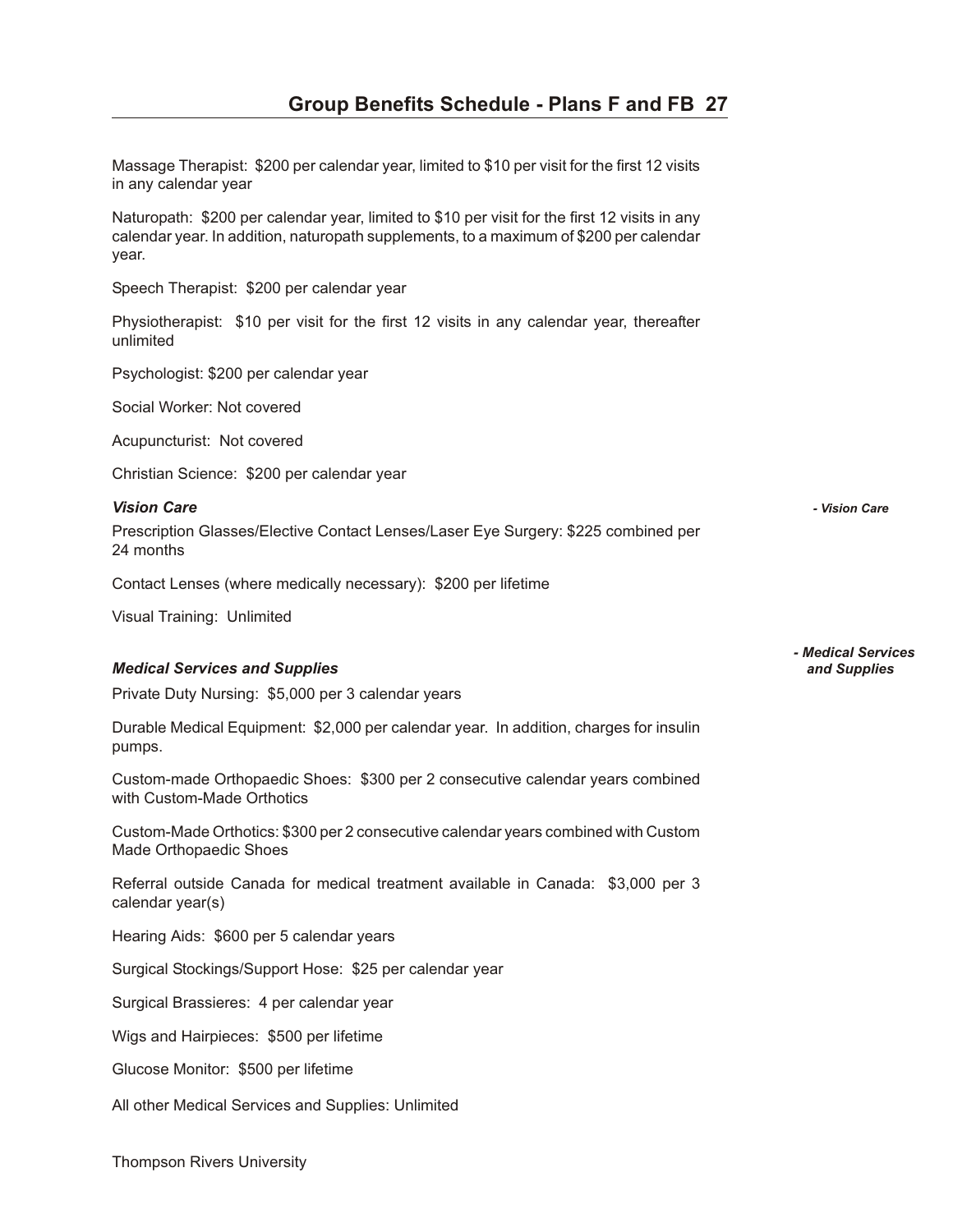Massage Therapist: $200 per calendar year, limited to $10 per visit for the first 12 visits in any calendar year

Naturopath: $200 per calendar year, limited to $10 per visit for the first 12 visits in any calendar year. In addition, naturopath supplements, to a maximum of $200 per calendar year.

Speech Therapist: $200 per calendar year

Physiotherapist: $10 per visit for the first 12 visits in any calendar year, thereafter unlimited

Psychologist: $200 per calendar year

Social Worker: Not covered

Acupuncturist: Not covered

Christian Science: $200 per calendar year

***Vision Care*** *- Vision Care*

Prescription Glasses/Elective Contact Lenses/Laser Eye Surgery: $225 combined per 24 months

Contact Lenses (where medically necessary): $200 per lifetime

Visual Training: Unlimited

***Medical Services and Supplies*** *- Medical Services and Supplies*

Private Duty Nursing: $5,000 per 3 calendar years

Durable Medical Equipment: $2,000 per calendar year. In addition, charges for insulin pumps.

Custom-made Orthopaedic Shoes: $300 per 2 consecutive calendar years combined with Custom-Made Orthotics

Custom-Made Orthotics: $300 per 2 consecutive calendar years combined with Custom Made Orthopaedic Shoes

Referral outside Canada for medical treatment available in Canada: $3,000 per 3 calendar year(s)

Hearing Aids: $600 per 5 calendar years

Surgical Stockings/Support Hose: $25 per calendar year

Surgical Brassieres: 4 per calendar year

Wigs and Hairpieces: $500 per lifetime

Glucose Monitor: $500 per lifetime

All other Medical Services and Supplies: Unlimited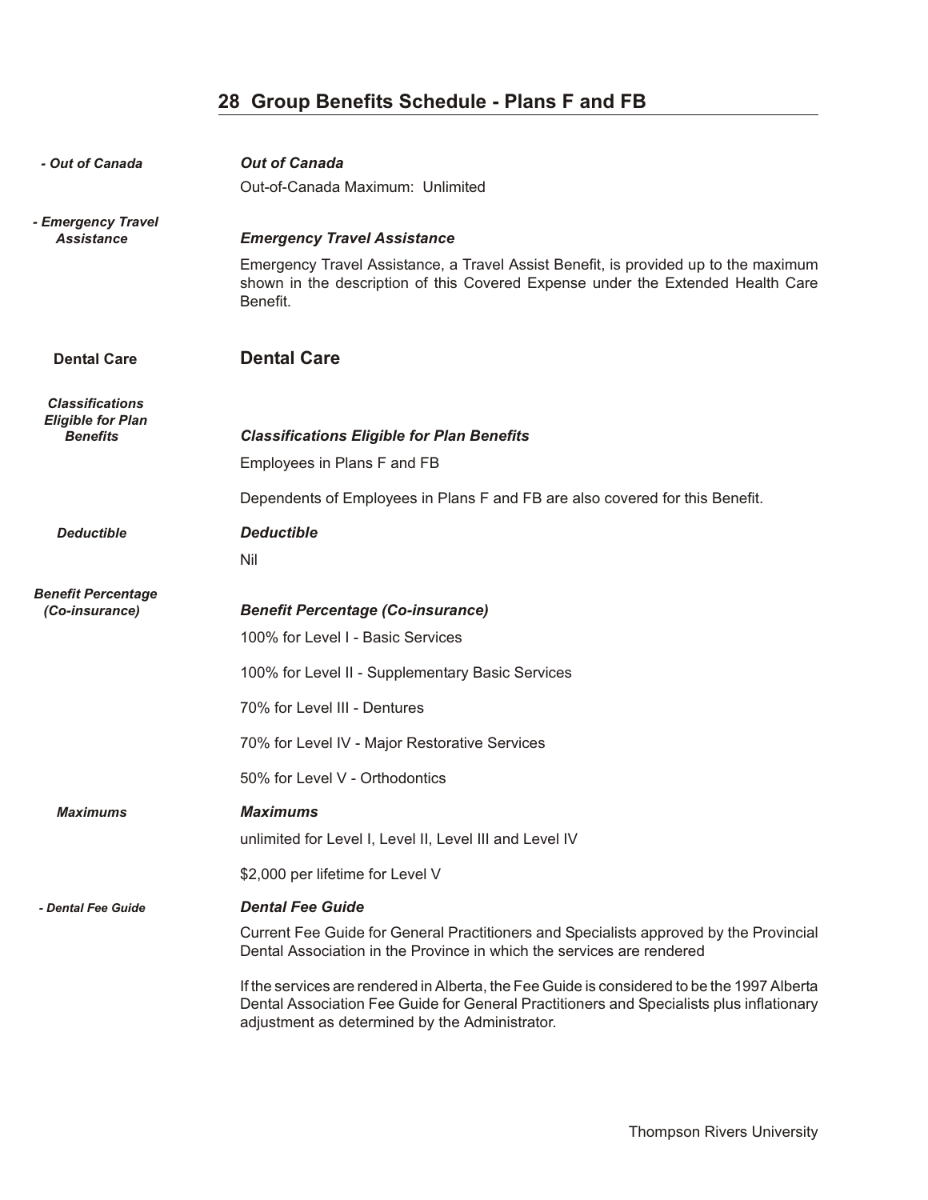## 28 Group Benefits Schedule - Plans F and FB

#### *Out of Canada*

Out-of-Canada Maximum: Unlimited

#### *Emergency Travel Assistance*

Emergency Travel Assistance, a Travel Assist Benefit, is provided up to the maximum shown in the description of this Covered Expense under the Extended Health Care Benefit.

### Dental Care

#### *Classifications Eligible for Plan Benefits*

Employees in Plans F and FB

Dependents of Employees in Plans F and FB are also covered for this Benefit.

#### *Deductible*

Nil

#### *Benefit Percentage (Co-insurance)*

100% for Level I - Basic Services

100% for Level II - Supplementary Basic Services

70% for Level III - Dentures

70% for Level IV - Major Restorative Services

50% for Level V - Orthodontics

#### *Maximums*

unlimited for Level I, Level II, Level III and Level IV

$2,000 per lifetime for Level V

#### *Dental Fee Guide*

Current Fee Guide for General Practitioners and Specialists approved by the Provincial Dental Association in the Province in which the services are rendered

If the services are rendered in Alberta, the Fee Guide is considered to be the 1997 Alberta Dental Association Fee Guide for General Practitioners and Specialists plus inflationary adjustment as determined by the Administrator.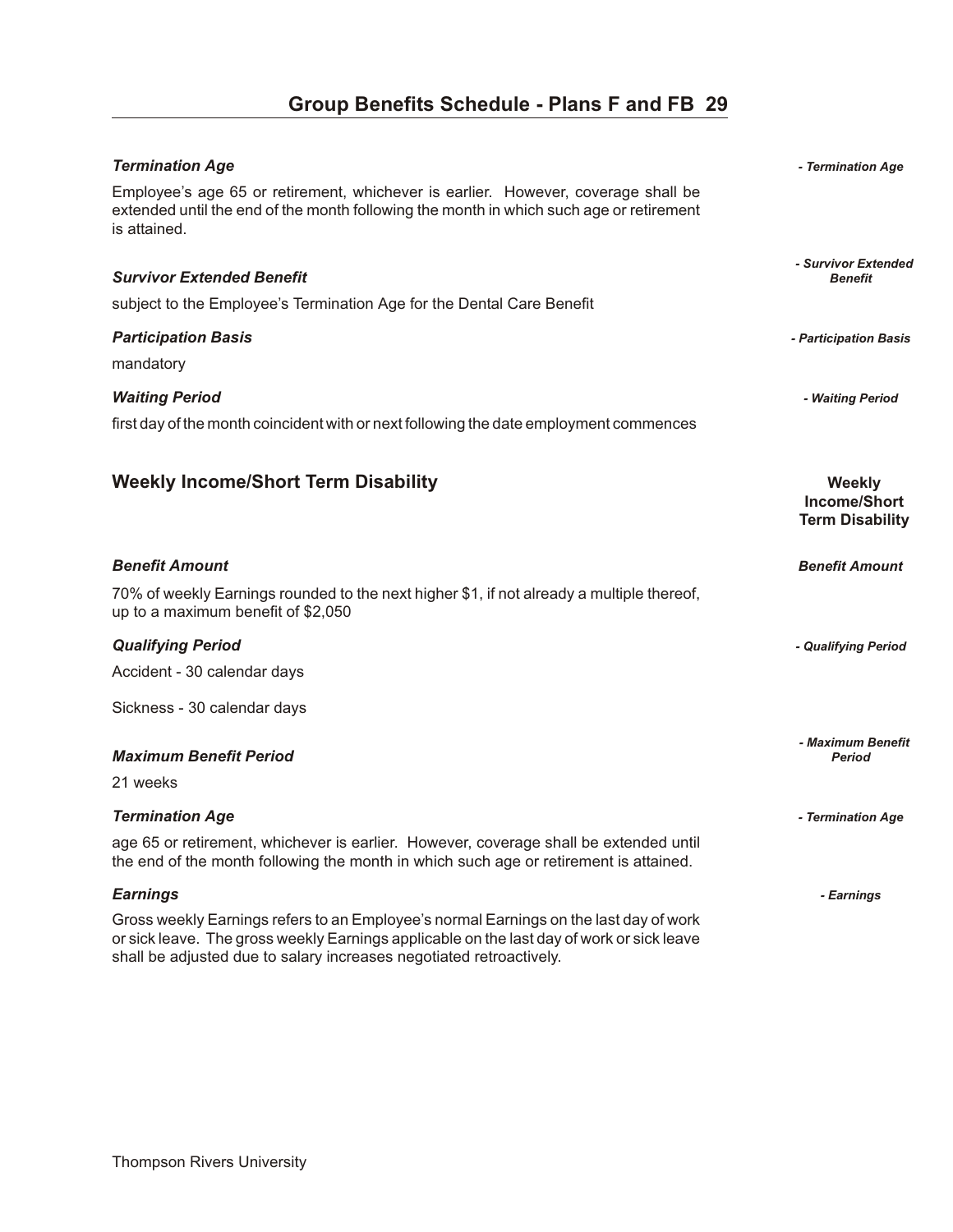#### *Termination Age*

Employee's age 65 or retirement, whichever is earlier. However, coverage shall be extended until the end of the month following the month in which such age or retirement is attained.

#### *Survivor Extended Benefit*

subject to the Employee's Termination Age for the Dental Care Benefit

#### *Participation Basis*

mandatory

#### *Waiting Period*

first day of the month coincident with or next following the date employment commences

## Weekly Income/Short Term Disability

#### *Benefit Amount*

70% of weekly Earnings rounded to the next higher $1, if not already a multiple thereof, up to a maximum benefit of $2,050

#### *Qualifying Period*

Accident - 30 calendar days

Sickness - 30 calendar days

#### *Maximum Benefit Period*

21 weeks

#### *Termination Age*

age 65 or retirement, whichever is earlier. However, coverage shall be extended until the end of the month following the month in which such age or retirement is attained.

#### *Earnings*

Gross weekly Earnings refers to an Employee's normal Earnings on the last day of work or sick leave. The gross weekly Earnings applicable on the last day of work or sick leave shall be adjusted due to salary increases negotiated retroactively.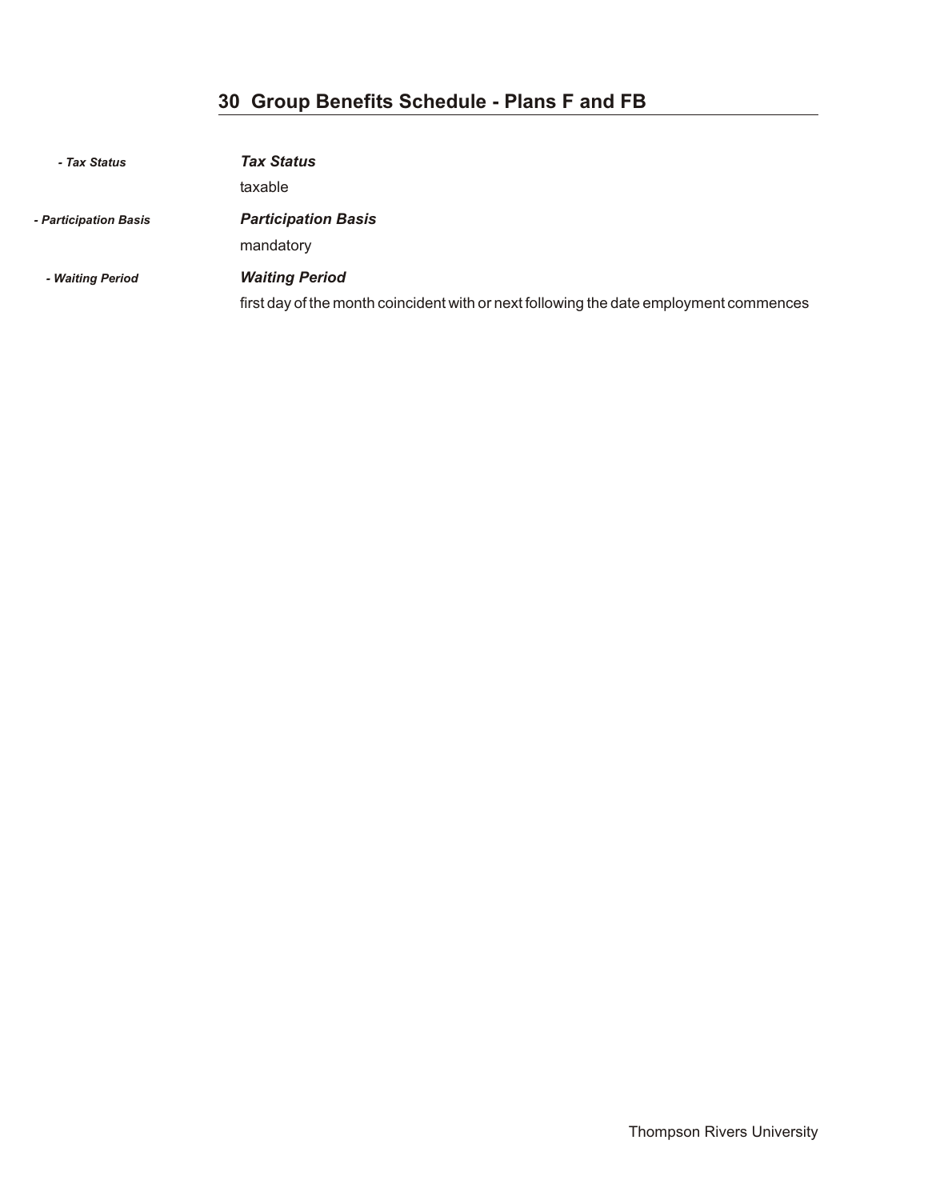## 30 Group Benefits Schedule - Plans F and FB

*- Tax Status*

***Tax Status***

taxable

*- Participation Basis*

***Participation Basis***

mandatory

*- Waiting Period*

***Waiting Period***

first day of the month coincident with or next following the date employment commences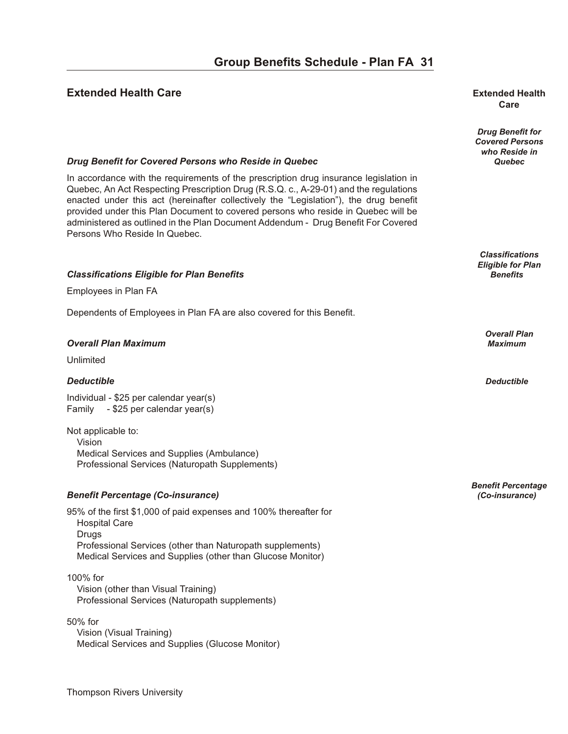## Extended Health Care

### *Drug Benefit for Covered Persons who Reside in Quebec*

In accordance with the requirements of the prescription drug insurance legislation in Quebec, An Act Respecting Prescription Drug (R.S.Q. c., A-29-01) and the regulations enacted under this act (hereinafter collectively the "Legislation"), the drug benefit provided under this Plan Document to covered persons who reside in Quebec will be administered as outlined in the Plan Document Addendum - Drug Benefit For Covered Persons Who Reside In Quebec.

### *Classifications Eligible for Plan Benefits*

Employees in Plan FA

Dependents of Employees in Plan FA are also covered for this Benefit.

### *Overall Plan Maximum*

Unlimited

### *Deductible*

Individual - $25 per calendar year(s)
Family - $25 per calendar year(s)

Not applicable to:
- Vision
- Medical Services and Supplies (Ambulance)
- Professional Services (Naturopath Supplements)

### *Benefit Percentage (Co-insurance)*

95% of the first $1,000 of paid expenses and 100% thereafter for
- Hospital Care
- Drugs
- Professional Services (other than Naturopath supplements)
- Medical Services and Supplies (other than Glucose Monitor)

100% for
- Vision (other than Visual Training)
- Professional Services (Naturopath supplements)

50% for
- Vision (Visual Training)
- Medical Services and Supplies (Glucose Monitor)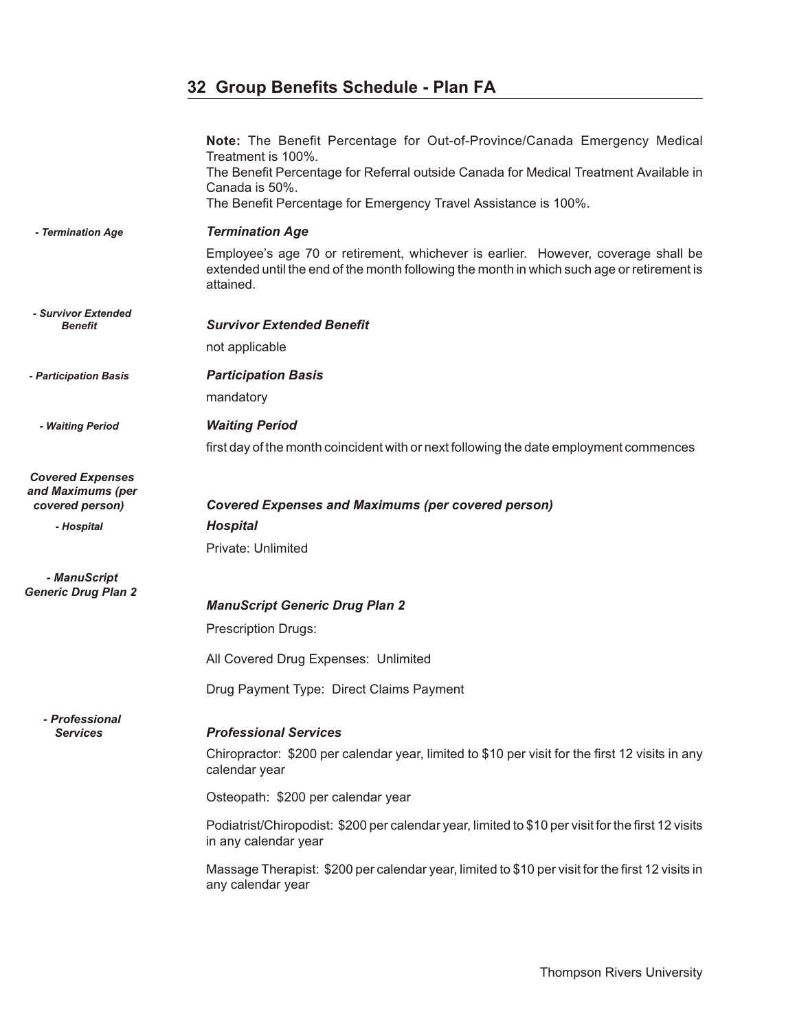## 32 Group Benefits Schedule - Plan FA

**Note:** The Benefit Percentage for Out-of-Province/Canada Emergency Medical Treatment is 100%.
The Benefit Percentage for Referral outside Canada for Medical Treatment Available in Canada is 50%.
The Benefit Percentage for Emergency Travel Assistance is 100%.

***Termination Age***

Employee's age 70 or retirement, whichever is earlier. However, coverage shall be extended until the end of the month following the month in which such age or retirement is attained.

***Survivor Extended Benefit***

not applicable

***Participation Basis***

mandatory

***Waiting Period***

first day of the month coincident with or next following the date employment commences

***Covered Expenses and Maximums (per covered person)***

***Hospital***

Private: Unlimited

***ManuScript Generic Drug Plan 2***

Prescription Drugs:

All Covered Drug Expenses: Unlimited

Drug Payment Type: Direct Claims Payment

***Professional Services***

Chiropractor: $200 per calendar year, limited to $10 per visit for the first 12 visits in any calendar year

Osteopath: $200 per calendar year

Podiatrist/Chiropodist: $200 per calendar year, limited to $10 per visit for the first 12 visits in any calendar year

Massage Therapist: $200 per calendar year, limited to $10 per visit for the first 12 visits in any calendar year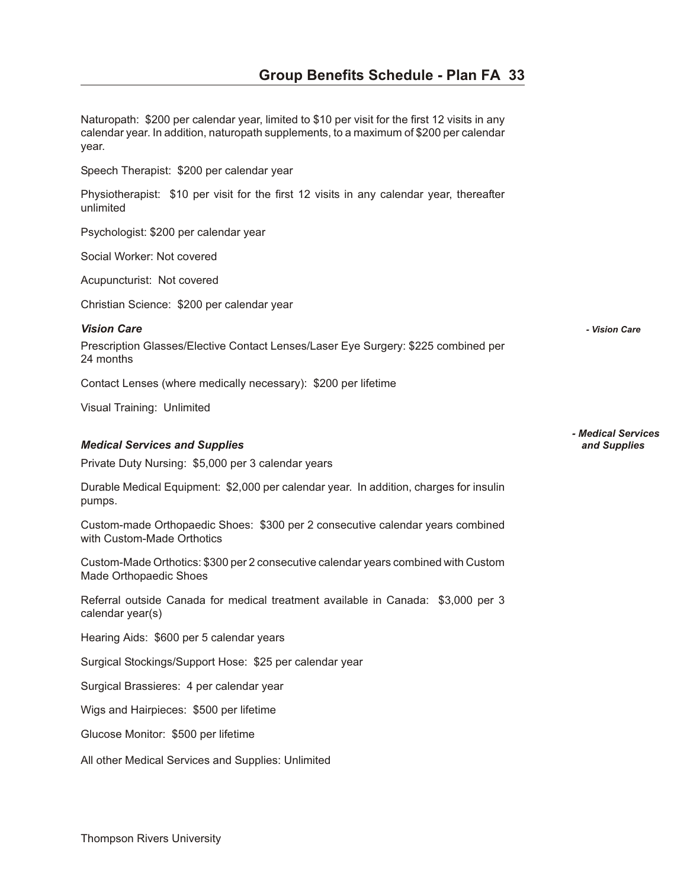Naturopath: $200 per calendar year, limited to $10 per visit for the first 12 visits in any calendar year. In addition, naturopath supplements, to a maximum of $200 per calendar year.

Speech Therapist: $200 per calendar year

Physiotherapist: $10 per visit for the first 12 visits in any calendar year, thereafter unlimited

Psychologist: $200 per calendar year

Social Worker: Not covered

Acupuncturist: Not covered

Christian Science: $200 per calendar year

### *Vision Care*

*- Vision Care*

Prescription Glasses/Elective Contact Lenses/Laser Eye Surgery: $225 combined per 24 months

Contact Lenses (where medically necessary): $200 per lifetime

Visual Training: Unlimited

### *Medical Services and Supplies*

*- Medical Services and Supplies*

Private Duty Nursing: $5,000 per 3 calendar years

Durable Medical Equipment: $2,000 per calendar year. In addition, charges for insulin pumps.

Custom-made Orthopaedic Shoes: $300 per 2 consecutive calendar years combined with Custom-Made Orthotics

Custom-Made Orthotics: $300 per 2 consecutive calendar years combined with Custom Made Orthopaedic Shoes

Referral outside Canada for medical treatment available in Canada: $3,000 per 3 calendar year(s)

Hearing Aids: $600 per 5 calendar years

Surgical Stockings/Support Hose: $25 per calendar year

Surgical Brassieres: 4 per calendar year

Wigs and Hairpieces: $500 per lifetime

Glucose Monitor: $500 per lifetime

All other Medical Services and Supplies: Unlimited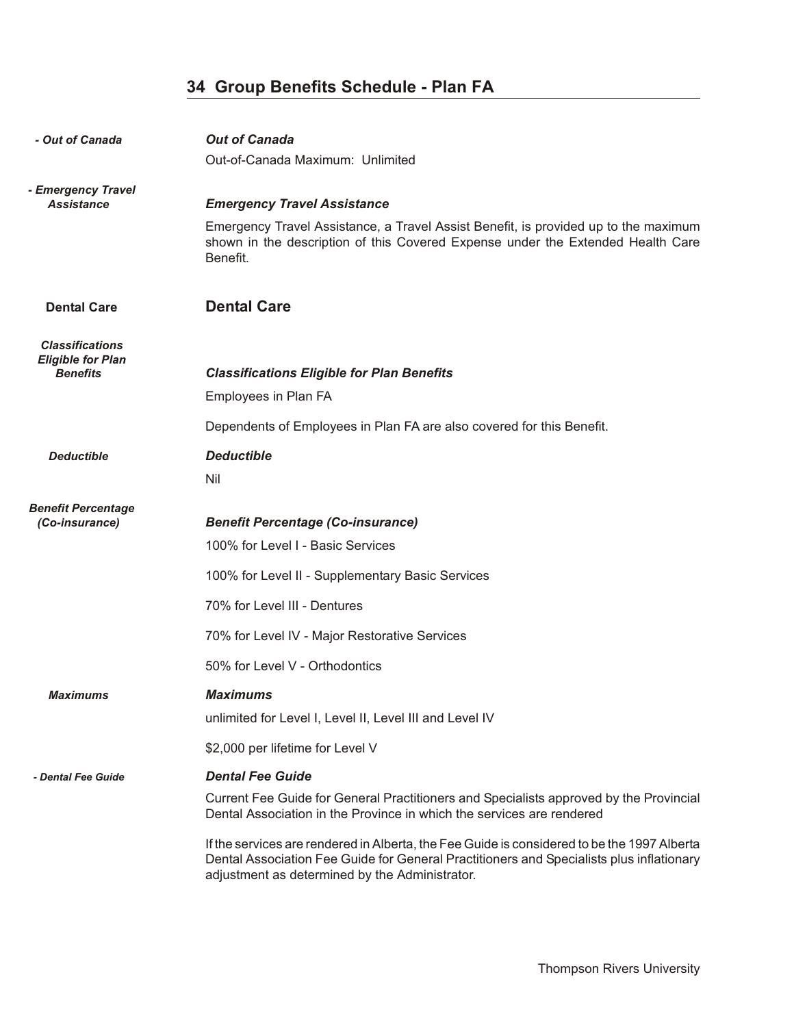## 34 Group Benefits Schedule - Plan FA

***Out of Canada***

Out-of-Canada Maximum: Unlimited

***Emergency Travel Assistance***

Emergency Travel Assistance, a Travel Assist Benefit, is provided up to the maximum shown in the description of this Covered Expense under the Extended Health Care Benefit.

### Dental Care

***Classifications Eligible for Plan Benefits***

Employees in Plan FA

Dependents of Employees in Plan FA are also covered for this Benefit.

***Deductible***

Nil

***Benefit Percentage (Co-insurance)***

100% for Level I - Basic Services

100% for Level II - Supplementary Basic Services

70% for Level III - Dentures

70% for Level IV - Major Restorative Services

50% for Level V - Orthodontics

***Maximums***

unlimited for Level I, Level II, Level III and Level IV

$2,000 per lifetime for Level V

***Dental Fee Guide***

Current Fee Guide for General Practitioners and Specialists approved by the Provincial Dental Association in the Province in which the services are rendered

If the services are rendered in Alberta, the Fee Guide is considered to be the 1997 Alberta Dental Association Fee Guide for General Practitioners and Specialists plus inflationary adjustment as determined by the Administrator.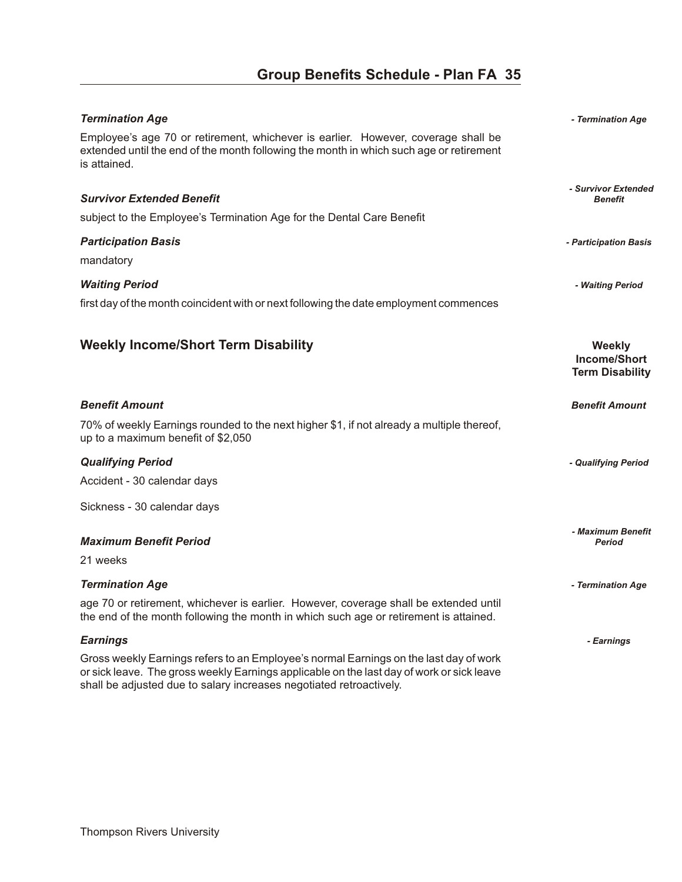***Termination Age***

Employee's age 70 or retirement, whichever is earlier. However, coverage shall be extended until the end of the month following the month in which such age or retirement is attained.

***Survivor Extended Benefit***

subject to the Employee's Termination Age for the Dental Care Benefit

***Participation Basis***

mandatory

***Waiting Period***

first day of the month coincident with or next following the date employment commences

## Weekly Income/Short Term Disability

***Benefit Amount***

70% of weekly Earnings rounded to the next higher $1, if not already a multiple thereof, up to a maximum benefit of $2,050

***Qualifying Period***

Accident - 30 calendar days

Sickness - 30 calendar days

***Maximum Benefit Period***

21 weeks

***Termination Age***

age 70 or retirement, whichever is earlier. However, coverage shall be extended until the end of the month following the month in which such age or retirement is attained.

***Earnings***

Gross weekly Earnings refers to an Employee's normal Earnings on the last day of work or sick leave. The gross weekly Earnings applicable on the last day of work or sick leave shall be adjusted due to salary increases negotiated retroactively.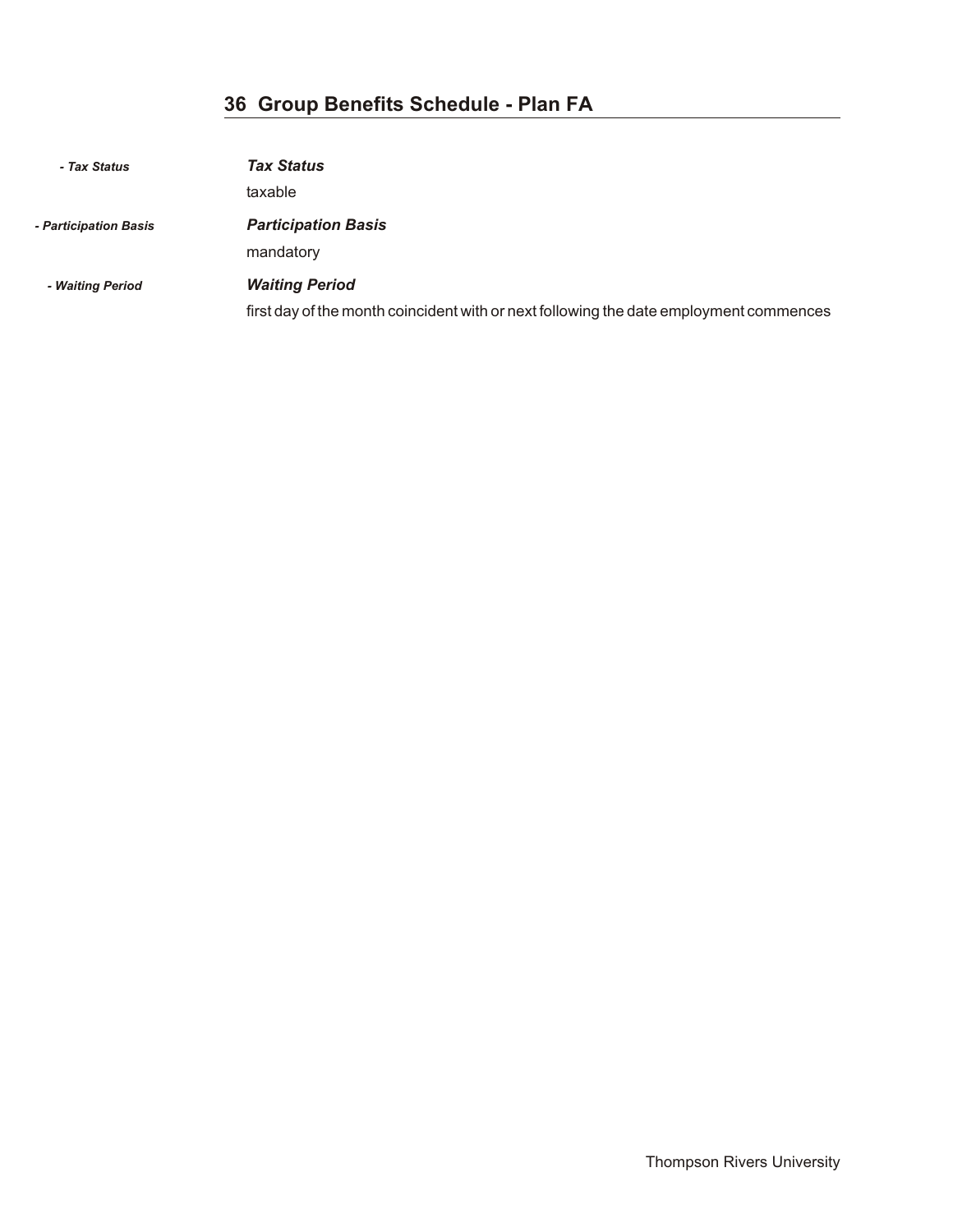## 36 Group Benefits Schedule - Plan FA

- *Tax Status*

***Tax Status***

taxable

- *Participation Basis*

***Participation Basis***

mandatory

- *Waiting Period*

***Waiting Period***

first day of the month coincident with or next following the date employment commences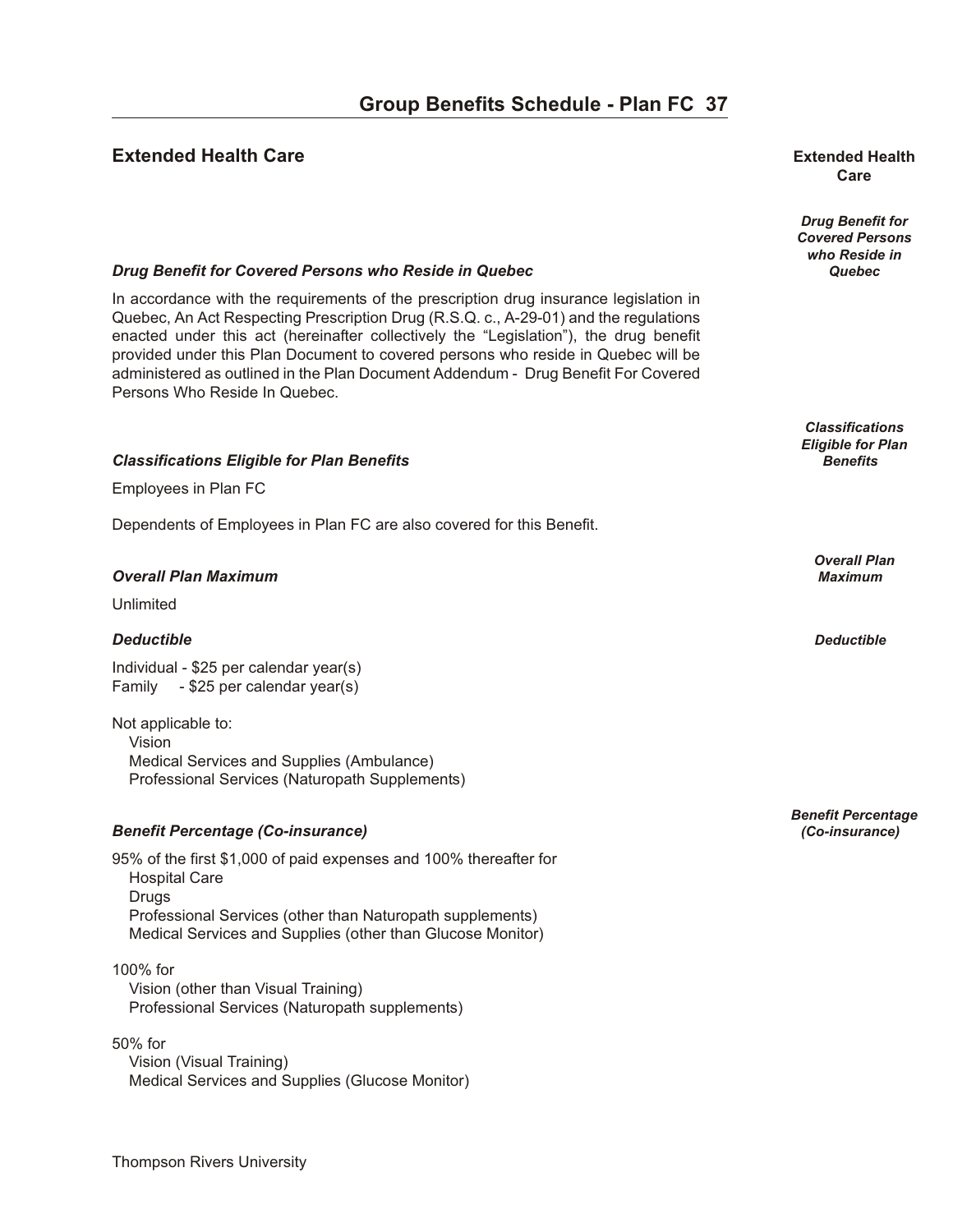## Extended Health Care

### *Drug Benefit for Covered Persons who Reside in Quebec*

In accordance with the requirements of the prescription drug insurance legislation in Quebec, An Act Respecting Prescription Drug (R.S.Q. c., A-29-01) and the regulations enacted under this act (hereinafter collectively the "Legislation"), the drug benefit provided under this Plan Document to covered persons who reside in Quebec will be administered as outlined in the Plan Document Addendum - Drug Benefit For Covered Persons Who Reside In Quebec.

### *Classifications Eligible for Plan Benefits*

Employees in Plan FC

Dependents of Employees in Plan FC are also covered for this Benefit.

### *Overall Plan Maximum*

Unlimited

### *Deductible*

Individual - $25 per calendar year(s)
Family - $25 per calendar year(s)

Not applicable to:
- Vision
- Medical Services and Supplies (Ambulance)
- Professional Services (Naturopath Supplements)

### *Benefit Percentage (Co-insurance)*

95% of the first $1,000 of paid expenses and 100% thereafter for
- Hospital Care
- Drugs
- Professional Services (other than Naturopath supplements)
- Medical Services and Supplies (other than Glucose Monitor)

100% for
- Vision (other than Visual Training)
- Professional Services (Naturopath supplements)

50% for
- Vision (Visual Training)
- Medical Services and Supplies (Glucose Monitor)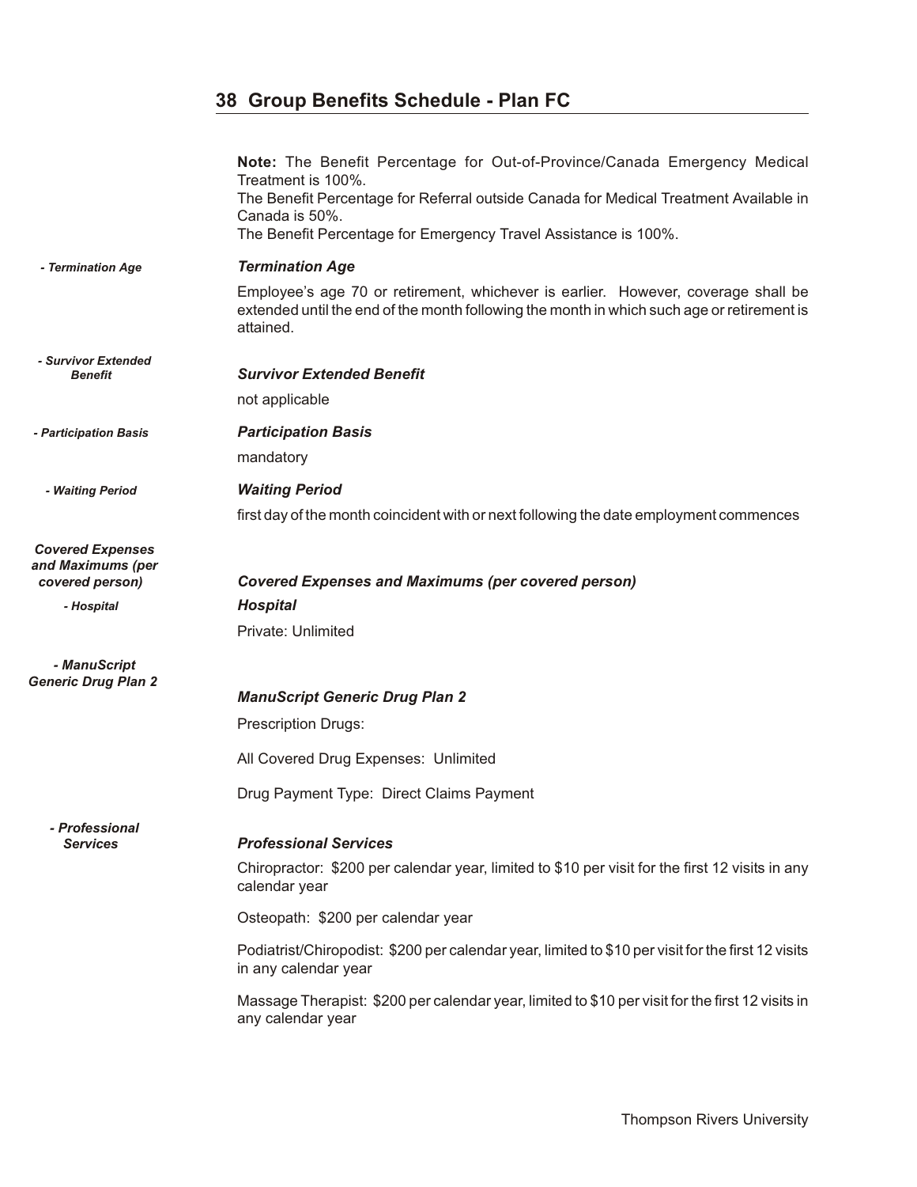## 38 Group Benefits Schedule - Plan FC

**Note:** The Benefit Percentage for Out-of-Province/Canada Emergency Medical Treatment is 100%.
The Benefit Percentage for Referral outside Canada for Medical Treatment Available in Canada is 50%.
The Benefit Percentage for Emergency Travel Assistance is 100%.

### *Termination Age*

Employee's age 70 or retirement, whichever is earlier. However, coverage shall be extended until the end of the month following the month in which such age or retirement is attained.

### *Survivor Extended Benefit*

not applicable

### *Participation Basis*

mandatory

### *Waiting Period*

first day of the month coincident with or next following the date employment commences

### *Covered Expenses and Maximums (per covered person)*

#### *Hospital*

Private: Unlimited

#### *ManuScript Generic Drug Plan 2*

Prescription Drugs:

All Covered Drug Expenses: Unlimited

Drug Payment Type: Direct Claims Payment

#### *Professional Services*

Chiropractor: $200 per calendar year, limited to $10 per visit for the first 12 visits in any calendar year

Osteopath: $200 per calendar year

Podiatrist/Chiropodist: $200 per calendar year, limited to $10 per visit for the first 12 visits in any calendar year

Massage Therapist: $200 per calendar year, limited to $10 per visit for the first 12 visits in any calendar year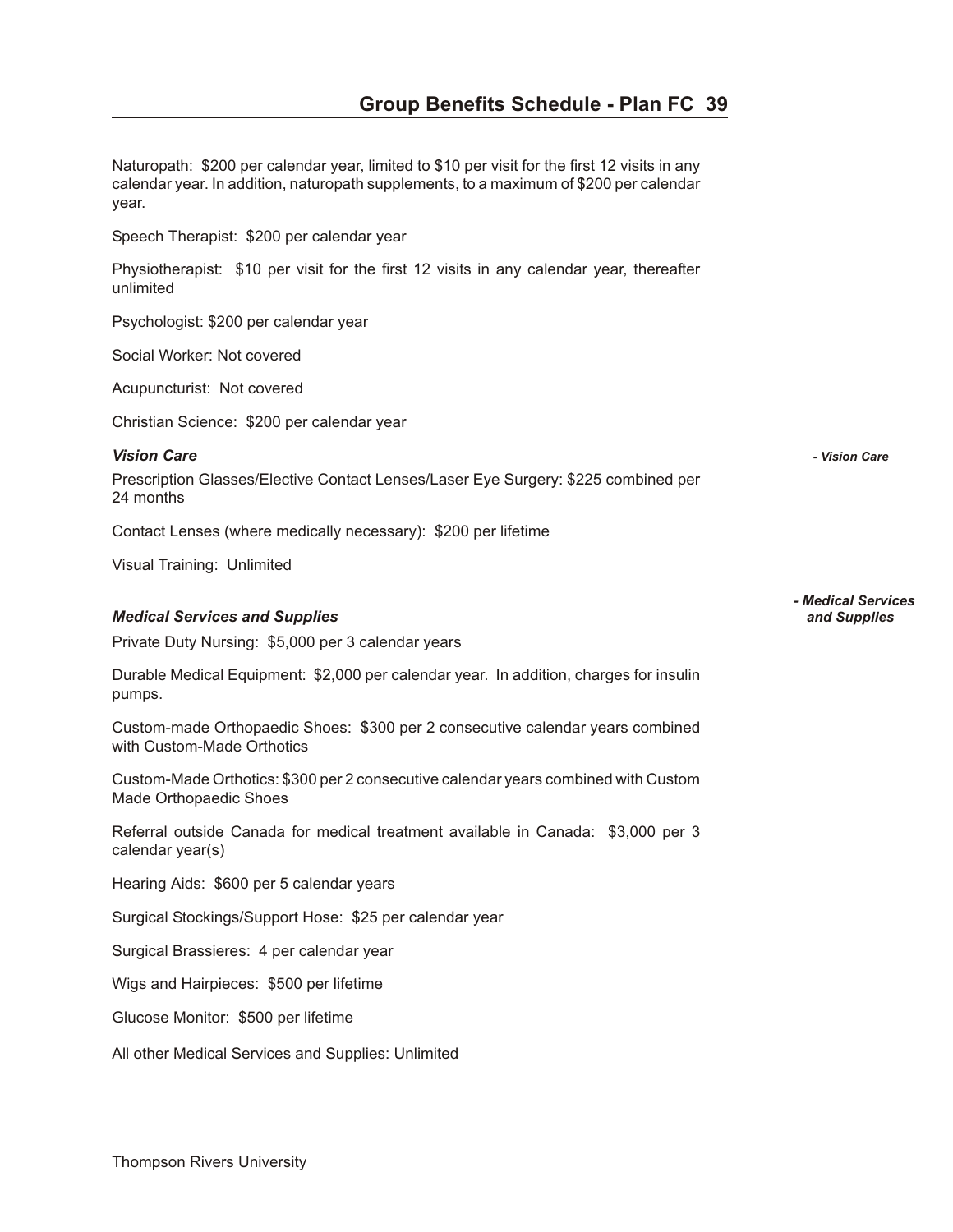Naturopath: $200 per calendar year, limited to $10 per visit for the first 12 visits in any calendar year. In addition, naturopath supplements, to a maximum of $200 per calendar year.

Speech Therapist: $200 per calendar year

Physiotherapist: $10 per visit for the first 12 visits in any calendar year, thereafter unlimited

Psychologist: $200 per calendar year

Social Worker: Not covered

Acupuncturist: Not covered

Christian Science: $200 per calendar year

### *Vision Care*

*- Vision Care*

Prescription Glasses/Elective Contact Lenses/Laser Eye Surgery: $225 combined per 24 months

Contact Lenses (where medically necessary): $200 per lifetime

Visual Training: Unlimited

### *Medical Services and Supplies*

*- Medical Services and Supplies*

Private Duty Nursing: $5,000 per 3 calendar years

Durable Medical Equipment: $2,000 per calendar year. In addition, charges for insulin pumps.

Custom-made Orthopaedic Shoes: $300 per 2 consecutive calendar years combined with Custom-Made Orthotics

Custom-Made Orthotics: $300 per 2 consecutive calendar years combined with Custom Made Orthopaedic Shoes

Referral outside Canada for medical treatment available in Canada: $3,000 per 3 calendar year(s)

Hearing Aids: $600 per 5 calendar years

Surgical Stockings/Support Hose: $25 per calendar year

Surgical Brassieres: 4 per calendar year

Wigs and Hairpieces: $500 per lifetime

Glucose Monitor: $500 per lifetime

All other Medical Services and Supplies: Unlimited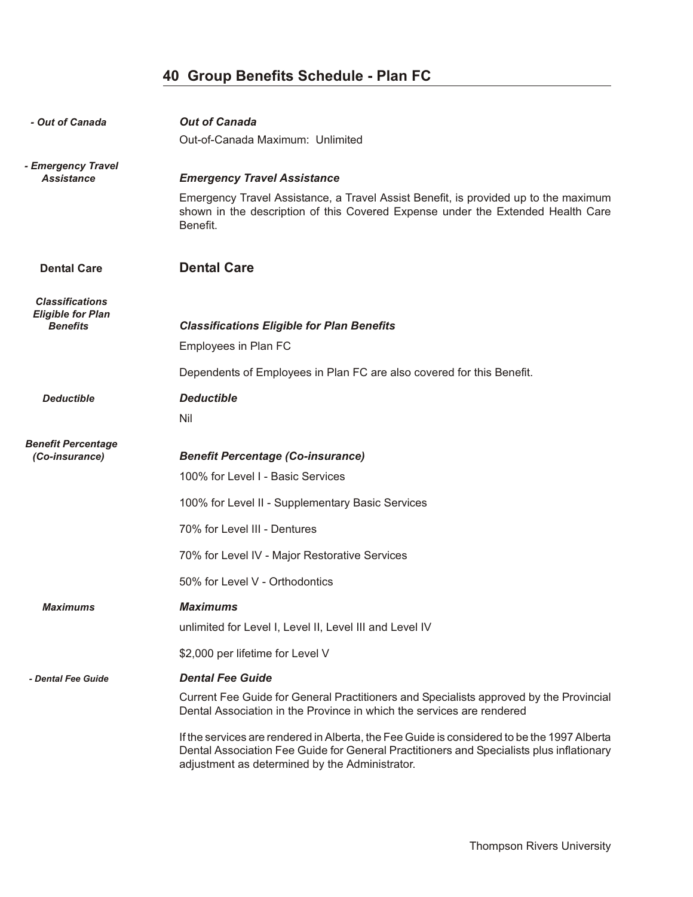## Group Benefits Schedule - Plan FC

***Out of Canada***

Out-of-Canada Maximum: Unlimited

***Emergency Travel Assistance***

Emergency Travel Assistance, a Travel Assist Benefit, is provided up to the maximum shown in the description of this Covered Expense under the Extended Health Care Benefit.

### Dental Care

***Classifications Eligible for Plan Benefits***

Employees in Plan FC

Dependents of Employees in Plan FC are also covered for this Benefit.

***Deductible***

Nil

***Benefit Percentage (Co-insurance)***

100% for Level I - Basic Services

100% for Level II - Supplementary Basic Services

70% for Level III - Dentures

70% for Level IV - Major Restorative Services

50% for Level V - Orthodontics

***Maximums***

unlimited for Level I, Level II, Level III and Level IV

$2,000 per lifetime for Level V

***Dental Fee Guide***

Current Fee Guide for General Practitioners and Specialists approved by the Provincial Dental Association in the Province in which the services are rendered

If the services are rendered in Alberta, the Fee Guide is considered to be the 1997 Alberta Dental Association Fee Guide for General Practitioners and Specialists plus inflationary adjustment as determined by the Administrator.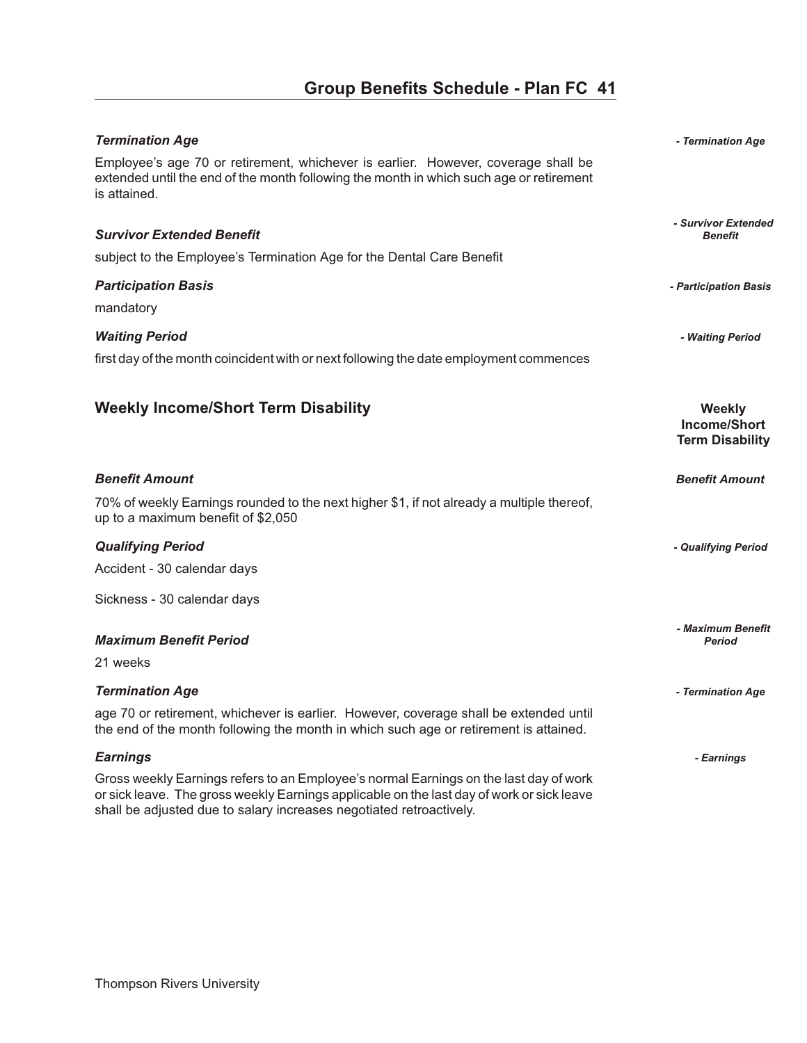### *Termination Age*

Employee's age 70 or retirement, whichever is earlier. However, coverage shall be extended until the end of the month following the month in which such age or retirement is attained.

### *Survivor Extended Benefit*

subject to the Employee's Termination Age for the Dental Care Benefit

### *Participation Basis*

mandatory

### *Waiting Period*

first day of the month coincident with or next following the date employment commences

## Weekly Income/Short Term Disability

### *Benefit Amount*

70% of weekly Earnings rounded to the next higher $1, if not already a multiple thereof, up to a maximum benefit of $2,050

### *Qualifying Period*

Accident - 30 calendar days

Sickness - 30 calendar days

### *Maximum Benefit Period*

21 weeks

### *Termination Age*

age 70 or retirement, whichever is earlier. However, coverage shall be extended until the end of the month following the month in which such age or retirement is attained.

### *Earnings*

Gross weekly Earnings refers to an Employee's normal Earnings on the last day of work or sick leave. The gross weekly Earnings applicable on the last day of work or sick leave shall be adjusted due to salary increases negotiated retroactively.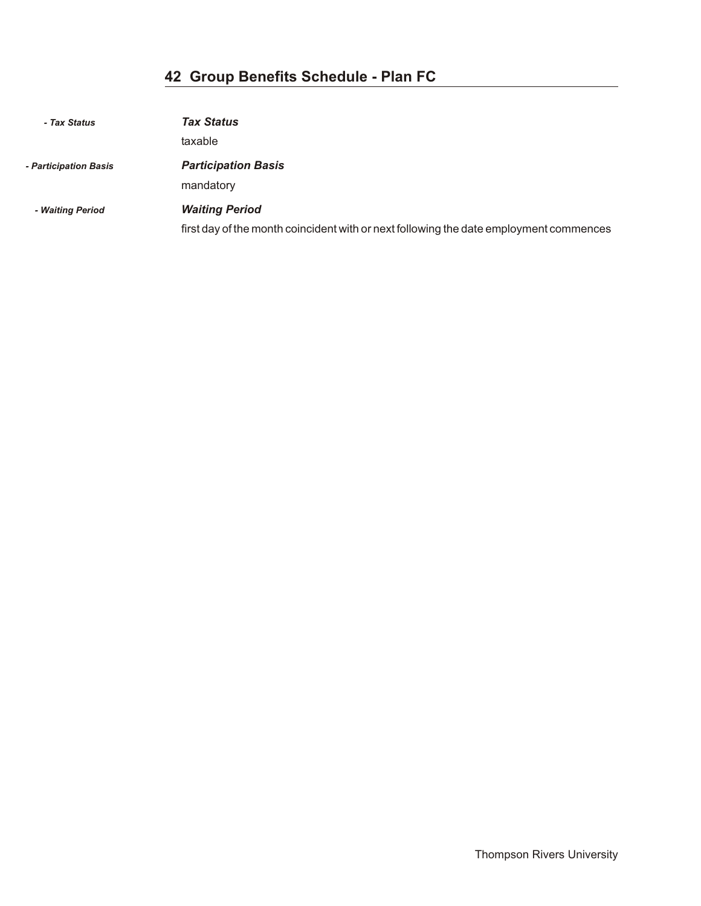## 42 Group Benefits Schedule - Plan FC

*- Tax Status*

***Tax Status***

taxable

*- Participation Basis*

***Participation Basis***

mandatory

*- Waiting Period*

***Waiting Period***

first day of the month coincident with or next following the date employment commences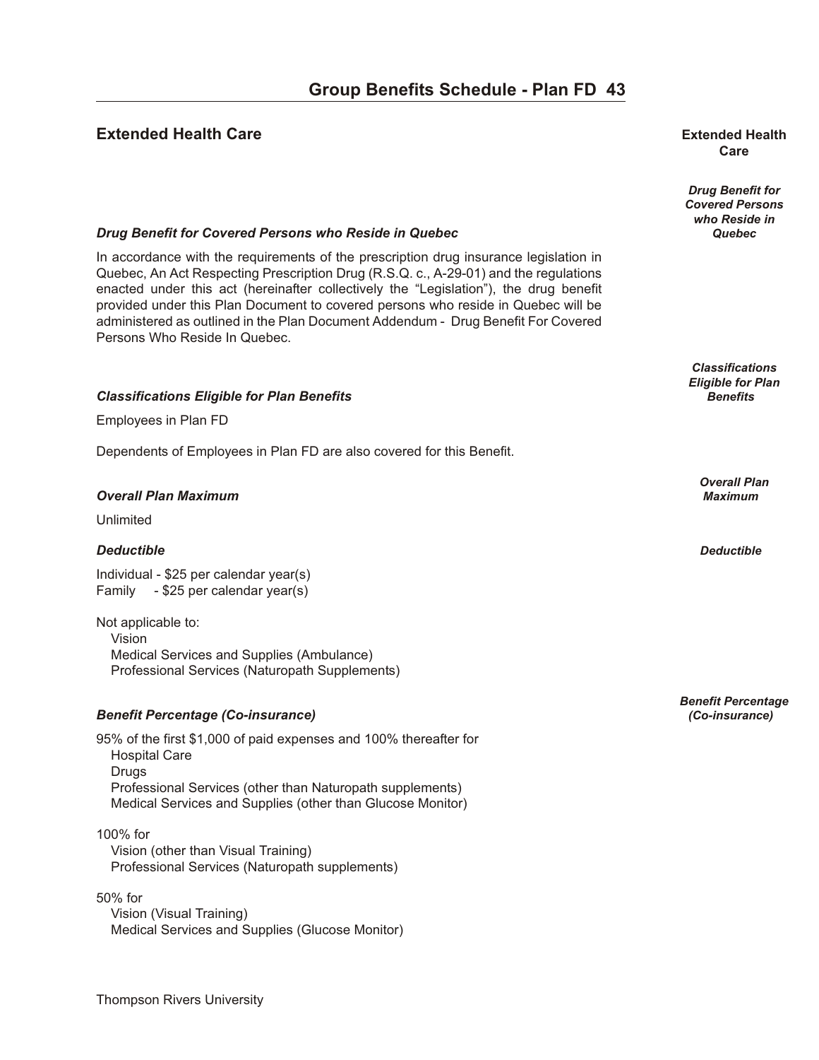## Extended Health Care

### *Drug Benefit for Covered Persons who Reside in Quebec*

In accordance with the requirements of the prescription drug insurance legislation in Quebec, An Act Respecting Prescription Drug (R.S.Q. c., A-29-01) and the regulations enacted under this act (hereinafter collectively the "Legislation"), the drug benefit provided under this Plan Document to covered persons who reside in Quebec will be administered as outlined in the Plan Document Addendum - Drug Benefit For Covered Persons Who Reside In Quebec.

### *Classifications Eligible for Plan Benefits*

Employees in Plan FD

Dependents of Employees in Plan FD are also covered for this Benefit.

### *Overall Plan Maximum*

Unlimited

### *Deductible*

Individual - $25 per calendar year(s)
Family - $25 per calendar year(s)

Not applicable to:

- Vision
- Medical Services and Supplies (Ambulance)
- Professional Services (Naturopath Supplements)

### *Benefit Percentage (Co-insurance)*

95% of the first $1,000 of paid expenses and 100% thereafter for

- Hospital Care
- Drugs
- Professional Services (other than Naturopath supplements)
- Medical Services and Supplies (other than Glucose Monitor)

100% for

- Vision (other than Visual Training)
- Professional Services (Naturopath supplements)

50% for

- Vision (Visual Training)
- Medical Services and Supplies (Glucose Monitor)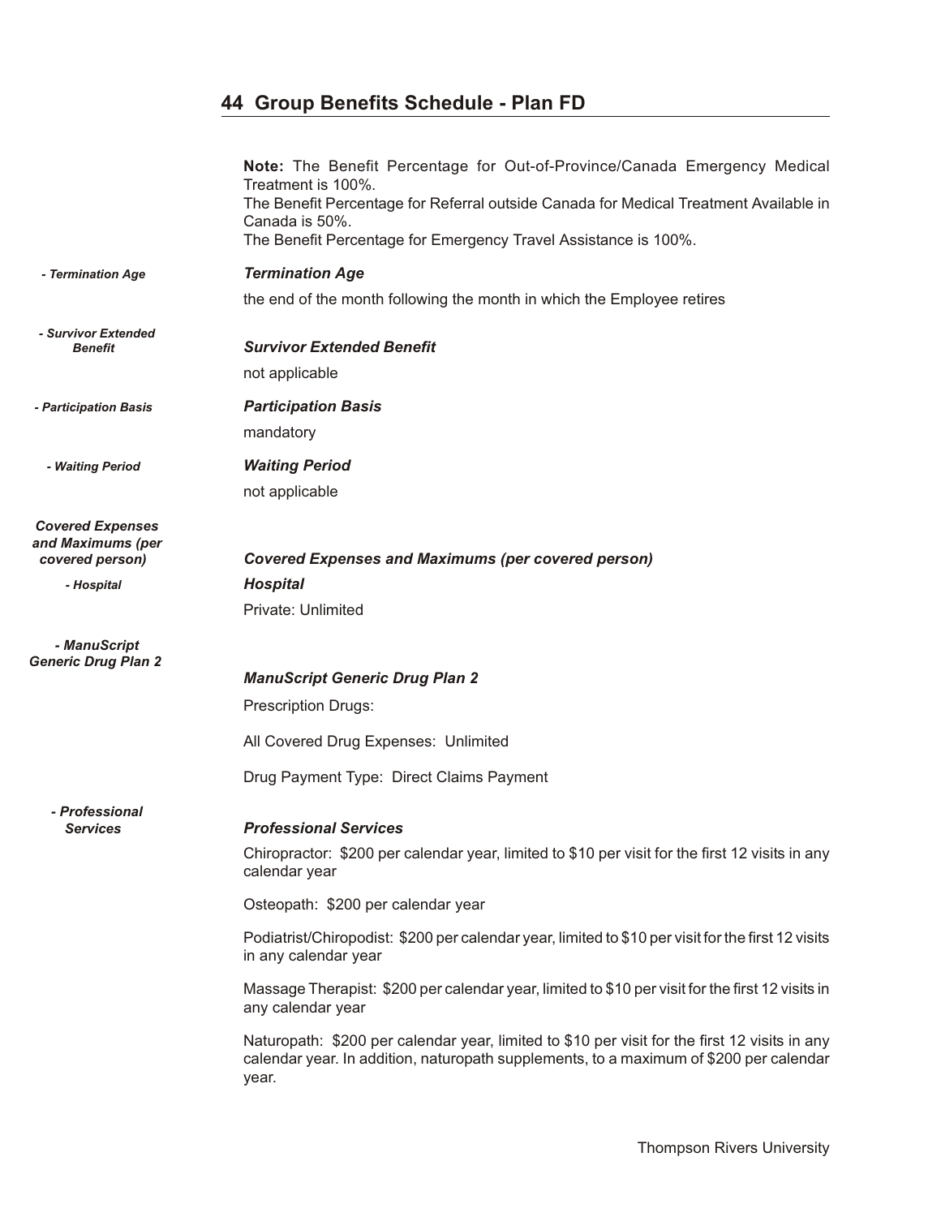## 44 Group Benefits Schedule - Plan FD

**Note:** The Benefit Percentage for Out-of-Province/Canada Emergency Medical Treatment is 100%.
The Benefit Percentage for Referral outside Canada for Medical Treatment Available in Canada is 50%.
The Benefit Percentage for Emergency Travel Assistance is 100%.

***Termination Age***

the end of the month following the month in which the Employee retires

***Survivor Extended Benefit***

not applicable

***Participation Basis***

mandatory

***Waiting Period***

not applicable

***Covered Expenses and Maximums (per covered person)***

***Hospital***

Private: Unlimited

***ManuScript Generic Drug Plan 2***

Prescription Drugs:

All Covered Drug Expenses: Unlimited

Drug Payment Type: Direct Claims Payment

***Professional Services***

Chiropractor: $200 per calendar year, limited to $10 per visit for the first 12 visits in any calendar year

Osteopath: $200 per calendar year

Podiatrist/Chiropodist: $200 per calendar year, limited to $10 per visit for the first 12 visits in any calendar year

Massage Therapist: $200 per calendar year, limited to $10 per visit for the first 12 visits in any calendar year

Naturopath: $200 per calendar year, limited to $10 per visit for the first 12 visits in any calendar year. In addition, naturopath supplements, to a maximum of $200 per calendar year.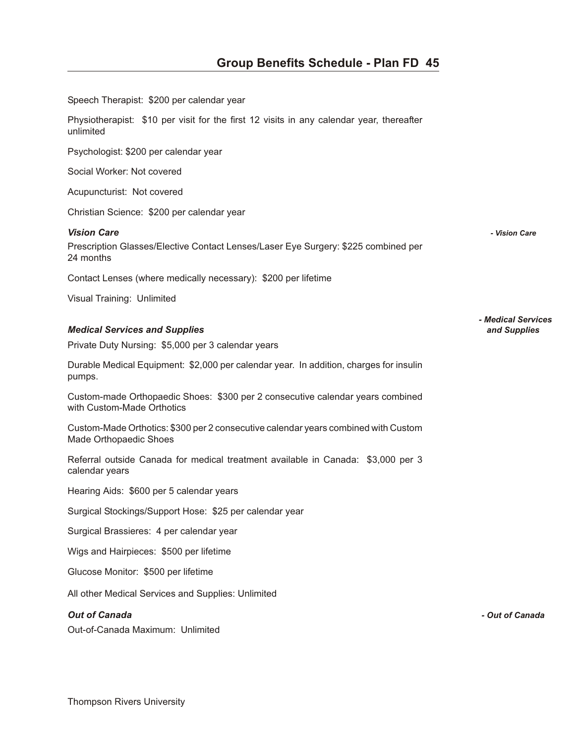Speech Therapist: $200 per calendar year

Physiotherapist: $10 per visit for the first 12 visits in any calendar year, thereafter unlimited

Psychologist: $200 per calendar year

Social Worker: Not covered

Acupuncturist: Not covered

Christian Science: $200 per calendar year

### *Vision Care*

*- Vision Care*

Prescription Glasses/Elective Contact Lenses/Laser Eye Surgery: $225 combined per 24 months

Contact Lenses (where medically necessary): $200 per lifetime

Visual Training: Unlimited

### *Medical Services and Supplies*

*- Medical Services and Supplies*

Private Duty Nursing: $5,000 per 3 calendar years

Durable Medical Equipment: $2,000 per calendar year. In addition, charges for insulin pumps.

Custom-made Orthopaedic Shoes: $300 per 2 consecutive calendar years combined with Custom-Made Orthotics

Custom-Made Orthotics: $300 per 2 consecutive calendar years combined with Custom Made Orthopaedic Shoes

Referral outside Canada for medical treatment available in Canada: $3,000 per 3 calendar years

Hearing Aids: $600 per 5 calendar years

Surgical Stockings/Support Hose: $25 per calendar year

Surgical Brassieres: 4 per calendar year

Wigs and Hairpieces: $500 per lifetime

Glucose Monitor: $500 per lifetime

All other Medical Services and Supplies: Unlimited

### *Out of Canada*

*- Out of Canada*

Out-of-Canada Maximum: Unlimited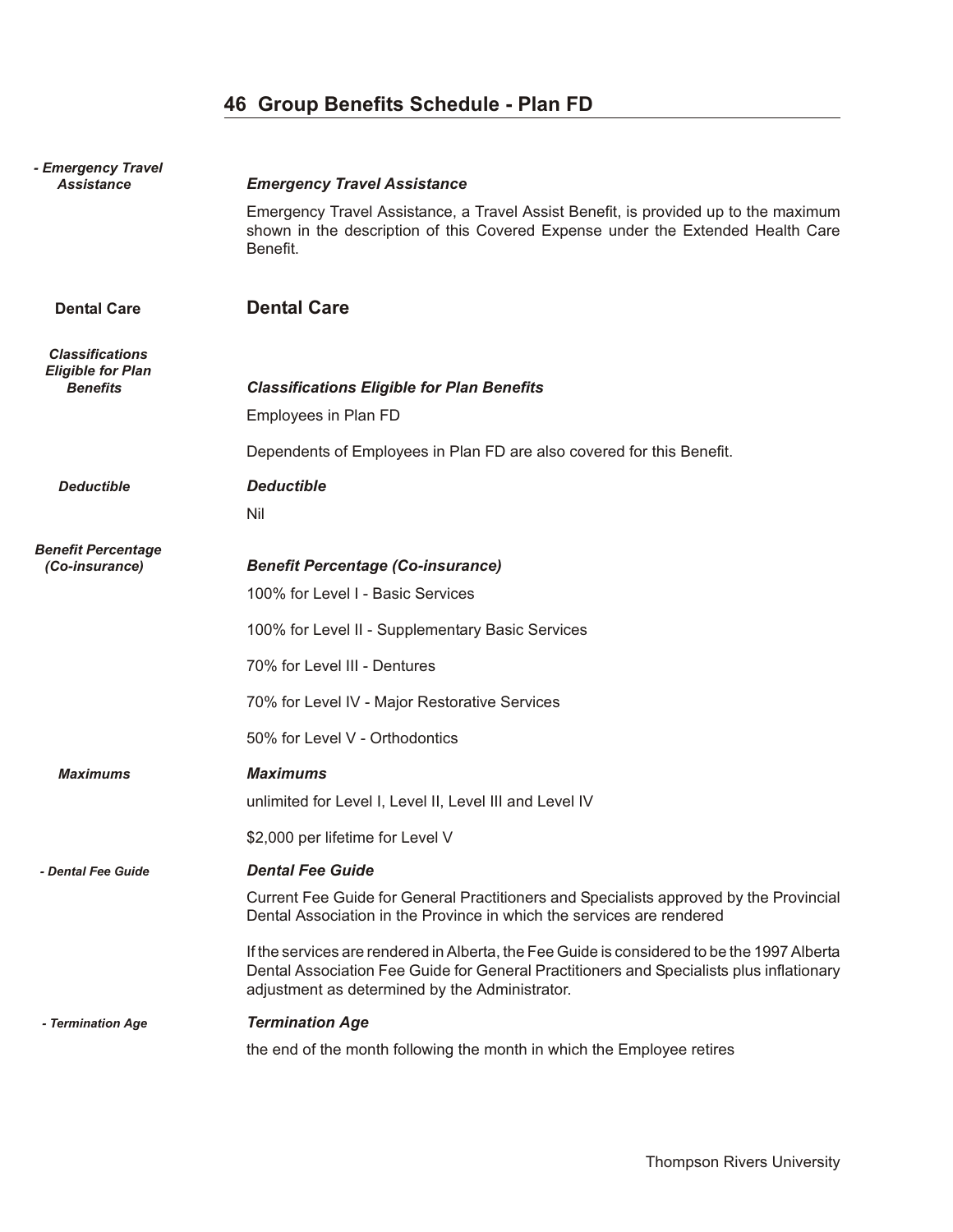# 46 Group Benefits Schedule - Plan FD

### *Emergency Travel Assistance*

Emergency Travel Assistance, a Travel Assist Benefit, is provided up to the maximum shown in the description of this Covered Expense under the Extended Health Care Benefit.

## Dental Care

### *Classifications Eligible for Plan Benefits*

Employees in Plan FD

Dependents of Employees in Plan FD are also covered for this Benefit.

### *Deductible*

Nil

### *Benefit Percentage (Co-insurance)*

100% for Level I - Basic Services

100% for Level II - Supplementary Basic Services

70% for Level III - Dentures

70% for Level IV - Major Restorative Services

50% for Level V - Orthodontics

### *Maximums*

unlimited for Level I, Level II, Level III and Level IV

$2,000 per lifetime for Level V

### *Dental Fee Guide*

Current Fee Guide for General Practitioners and Specialists approved by the Provincial Dental Association in the Province in which the services are rendered

If the services are rendered in Alberta, the Fee Guide is considered to be the 1997 Alberta Dental Association Fee Guide for General Practitioners and Specialists plus inflationary adjustment as determined by the Administrator.

### *Termination Age*

the end of the month following the month in which the Employee retires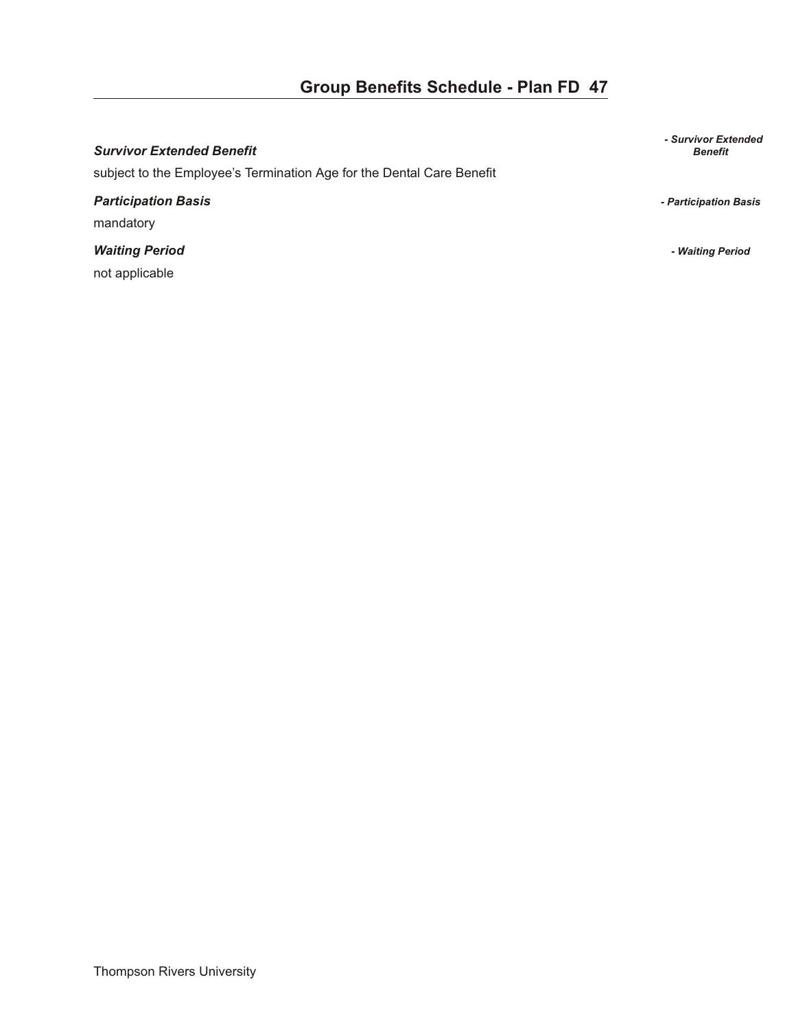***Survivor Extended Benefit***

subject to the Employee's Termination Age for the Dental Care Benefit

***Participation Basis***

mandatory

***Waiting Period***

not applicable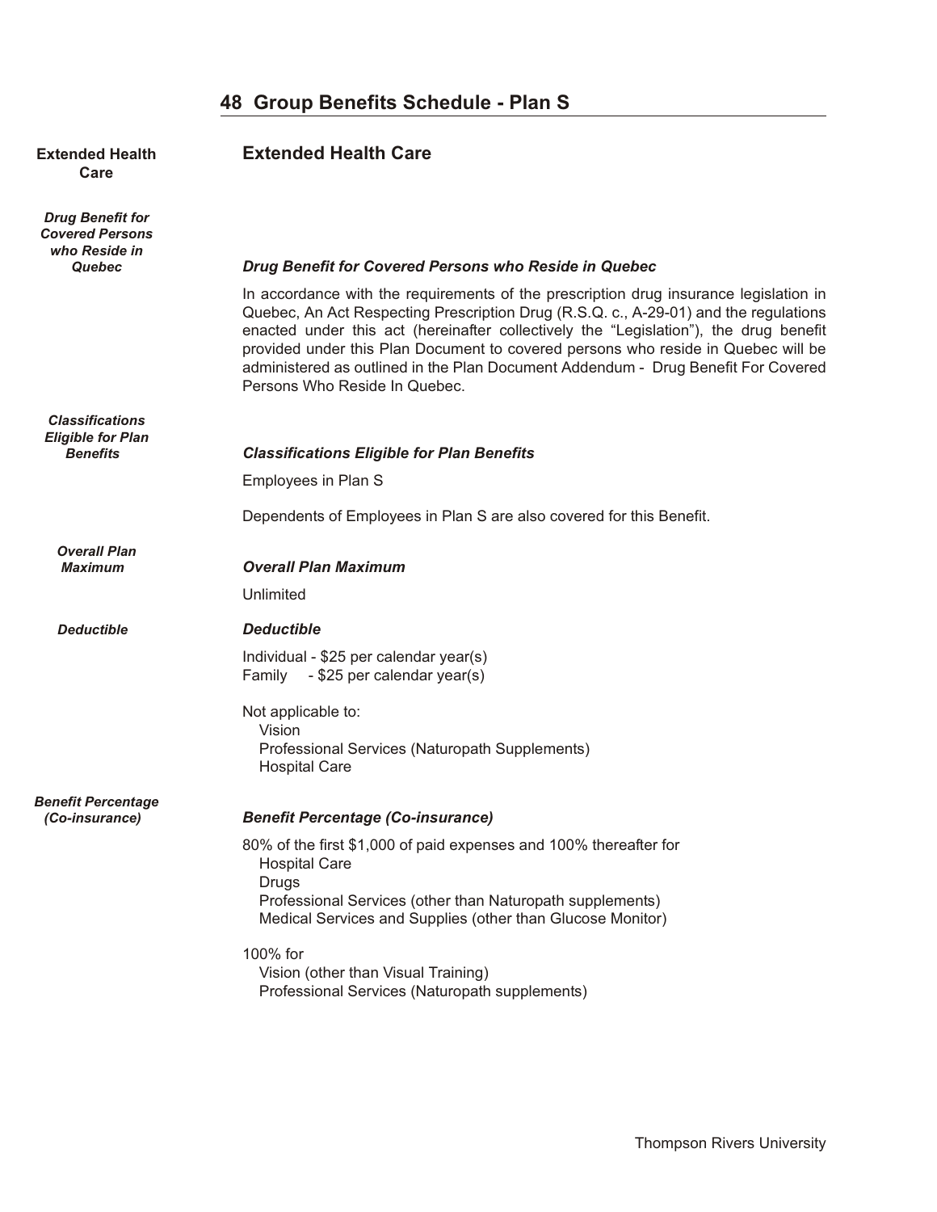## 48 Group Benefits Schedule - Plan S

### Extended Health Care

#### *Drug Benefit for Covered Persons who Reside in Quebec*

In accordance with the requirements of the prescription drug insurance legislation in Quebec, An Act Respecting Prescription Drug (R.S.Q. c., A-29-01) and the regulations enacted under this act (hereinafter collectively the "Legislation"), the drug benefit provided under this Plan Document to covered persons who reside in Quebec will be administered as outlined in the Plan Document Addendum - Drug Benefit For Covered Persons Who Reside In Quebec.

#### *Classifications Eligible for Plan Benefits*

Employees in Plan S

Dependents of Employees in Plan S are also covered for this Benefit.

#### *Overall Plan Maximum*

Unlimited

#### *Deductible*

Individual - $25 per calendar year(s)
Family - $25 per calendar year(s)

Not applicable to:
- Vision
- Professional Services (Naturopath Supplements)
- Hospital Care

#### *Benefit Percentage (Co-insurance)*

80% of the first $1,000 of paid expenses and 100% thereafter for
- Hospital Care
- Drugs
- Professional Services (other than Naturopath supplements)
- Medical Services and Supplies (other than Glucose Monitor)

100% for
- Vision (other than Visual Training)
- Professional Services (Naturopath supplements)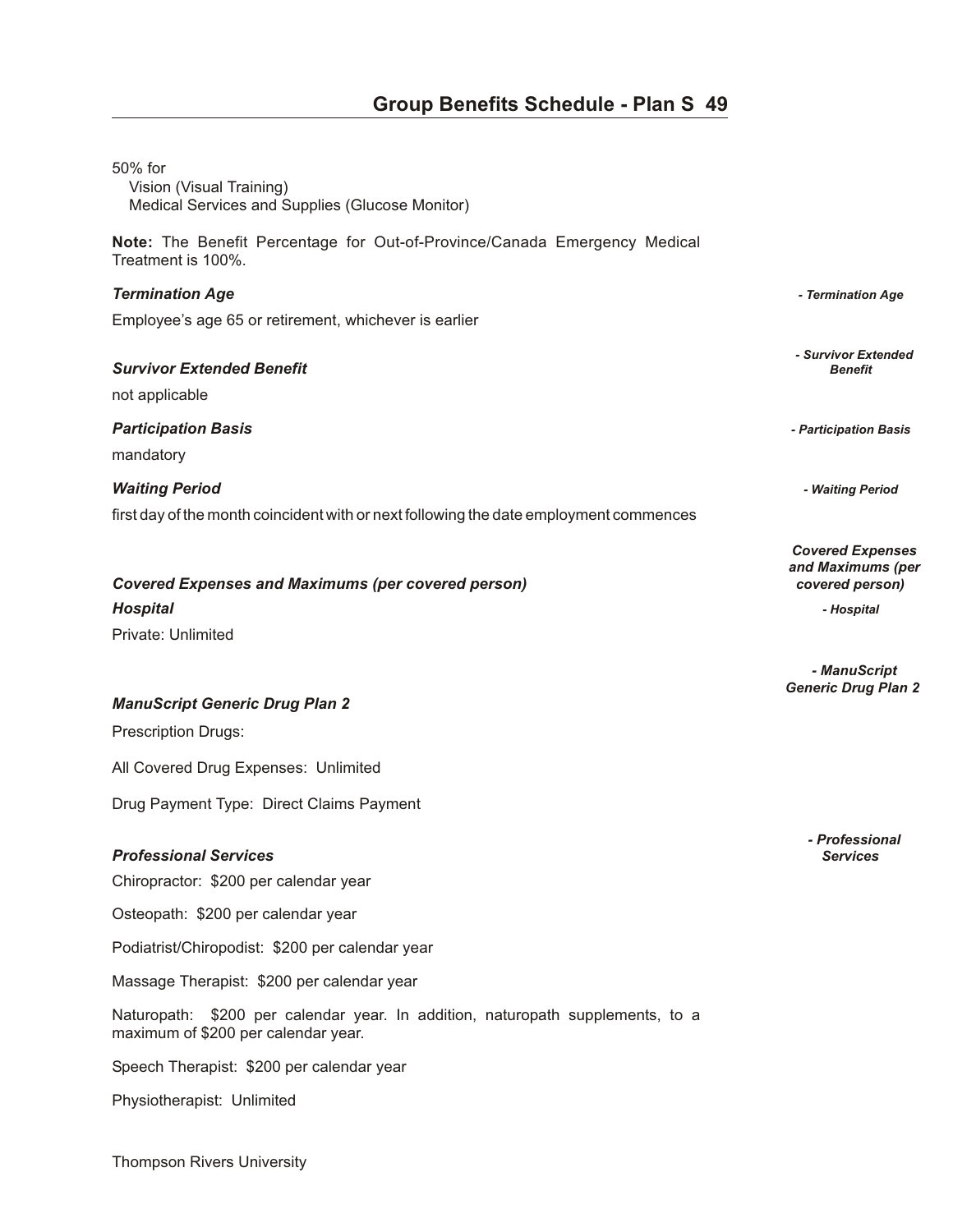50% for

- Vision (Visual Training)
- Medical Services and Supplies (Glucose Monitor)

**Note:** The Benefit Percentage for Out-of-Province/Canada Emergency Medical Treatment is 100%.

***Termination Age***

Employee's age 65 or retirement, whichever is earlier

***Survivor Extended Benefit***

not applicable

***Participation Basis***

mandatory

***Waiting Period***

first day of the month coincident with or next following the date employment commences

***Covered Expenses and Maximums (per covered person)***

***Hospital***

Private: Unlimited

***ManuScript Generic Drug Plan 2***

Prescription Drugs:

All Covered Drug Expenses: Unlimited

Drug Payment Type: Direct Claims Payment

***Professional Services***

Chiropractor: $200 per calendar year

Osteopath: $200 per calendar year

Podiatrist/Chiropodist: $200 per calendar year

Massage Therapist: $200 per calendar year

Naturopath: $200 per calendar year. In addition, naturopath supplements, to a maximum of $200 per calendar year.

Speech Therapist: $200 per calendar year

Physiotherapist: Unlimited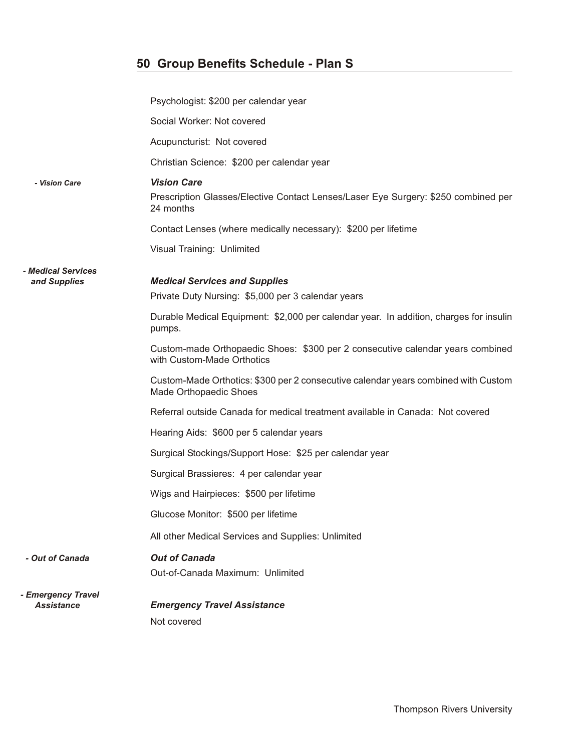## 50 Group Benefits Schedule - Plan S

Psychologist: $200 per calendar year

Social Worker: Not covered

Acupuncturist: Not covered

Christian Science: $200 per calendar year

*- Vision Care*

### *Vision Care*

Prescription Glasses/Elective Contact Lenses/Laser Eye Surgery: $250 combined per 24 months

Contact Lenses (where medically necessary): $200 per lifetime

Visual Training: Unlimited

*- Medical Services and Supplies*

### *Medical Services and Supplies*

Private Duty Nursing: $5,000 per 3 calendar years

Durable Medical Equipment: $2,000 per calendar year. In addition, charges for insulin pumps.

Custom-made Orthopaedic Shoes: $300 per 2 consecutive calendar years combined with Custom-Made Orthotics

Custom-Made Orthotics: $300 per 2 consecutive calendar years combined with Custom Made Orthopaedic Shoes

Referral outside Canada for medical treatment available in Canada: Not covered

Hearing Aids: $600 per 5 calendar years

Surgical Stockings/Support Hose: $25 per calendar year

Surgical Brassieres: 4 per calendar year

Wigs and Hairpieces: $500 per lifetime

Glucose Monitor: $500 per lifetime

All other Medical Services and Supplies: Unlimited

*- Out of Canada*

### *Out of Canada*

Out-of-Canada Maximum: Unlimited

*- Emergency Travel Assistance*

### *Emergency Travel Assistance*

Not covered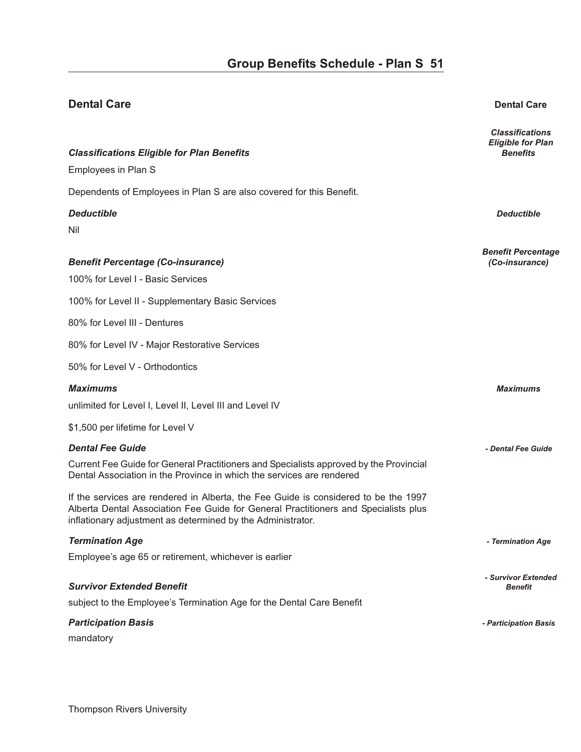## Dental Care

### *Classifications Eligible for Plan Benefits*

Employees in Plan S

Dependents of Employees in Plan S are also covered for this Benefit.

### *Deductible*

Nil

### *Benefit Percentage (Co-insurance)*

100% for Level I - Basic Services

100% for Level II - Supplementary Basic Services

80% for Level III - Dentures

80% for Level IV - Major Restorative Services

50% for Level V - Orthodontics

### *Maximums*

unlimited for Level I, Level II, Level III and Level IV

$1,500 per lifetime for Level V

### *Dental Fee Guide*

Current Fee Guide for General Practitioners and Specialists approved by the Provincial Dental Association in the Province in which the services are rendered

If the services are rendered in Alberta, the Fee Guide is considered to be the 1997 Alberta Dental Association Fee Guide for General Practitioners and Specialists plus inflationary adjustment as determined by the Administrator.

### *Termination Age*

Employee's age 65 or retirement, whichever is earlier

### *Survivor Extended Benefit*

subject to the Employee's Termination Age for the Dental Care Benefit

### *Participation Basis*

mandatory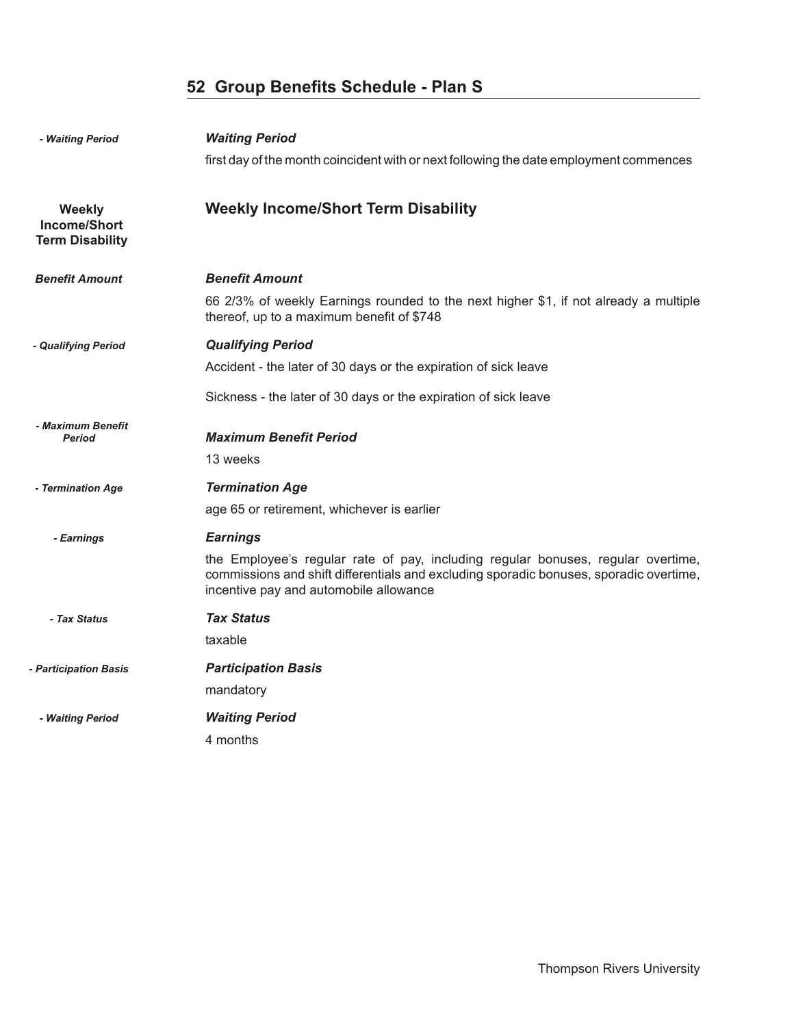## 52 Group Benefits Schedule - Plan S

***Waiting Period***

first day of the month coincident with or next following the date employment commences

### Weekly Income/Short Term Disability

***Benefit Amount***

66 2/3% of weekly Earnings rounded to the next higher $1, if not already a multiple thereof, up to a maximum benefit of $748

***Qualifying Period***

Accident - the later of 30 days or the expiration of sick leave

Sickness - the later of 30 days or the expiration of sick leave

***Maximum Benefit Period***

13 weeks

***Termination Age***

age 65 or retirement, whichever is earlier

***Earnings***

the Employee's regular rate of pay, including regular bonuses, regular overtime, commissions and shift differentials and excluding sporadic bonuses, sporadic overtime, incentive pay and automobile allowance

***Tax Status***

taxable

***Participation Basis***

mandatory

***Waiting Period***

4 months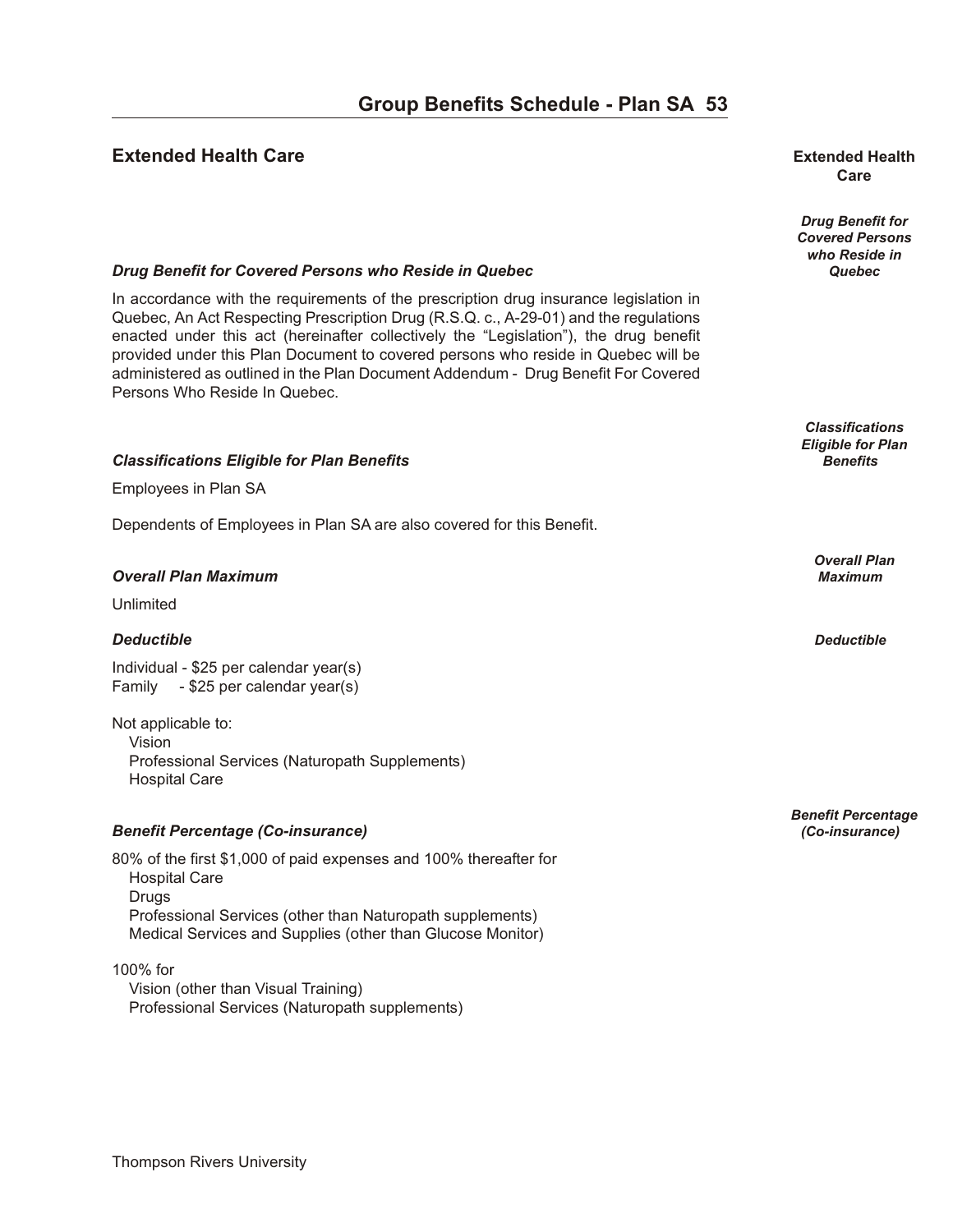## Extended Health Care

### *Drug Benefit for Covered Persons who Reside in Quebec*

In accordance with the requirements of the prescription drug insurance legislation in Quebec, An Act Respecting Prescription Drug (R.S.Q. c., A-29-01) and the regulations enacted under this act (hereinafter collectively the "Legislation"), the drug benefit provided under this Plan Document to covered persons who reside in Quebec will be administered as outlined in the Plan Document Addendum - Drug Benefit For Covered Persons Who Reside In Quebec.

### *Classifications Eligible for Plan Benefits*

Employees in Plan SA

Dependents of Employees in Plan SA are also covered for this Benefit.

### *Overall Plan Maximum*

Unlimited

### *Deductible*

Individual - $25 per calendar year(s)
Family - $25 per calendar year(s)

Not applicable to:
- Vision
- Professional Services (Naturopath Supplements)
- Hospital Care

### *Benefit Percentage (Co-insurance)*

80% of the first $1,000 of paid expenses and 100% thereafter for
- Hospital Care
- Drugs
- Professional Services (other than Naturopath supplements)
- Medical Services and Supplies (other than Glucose Monitor)

100% for
- Vision (other than Visual Training)
- Professional Services (Naturopath supplements)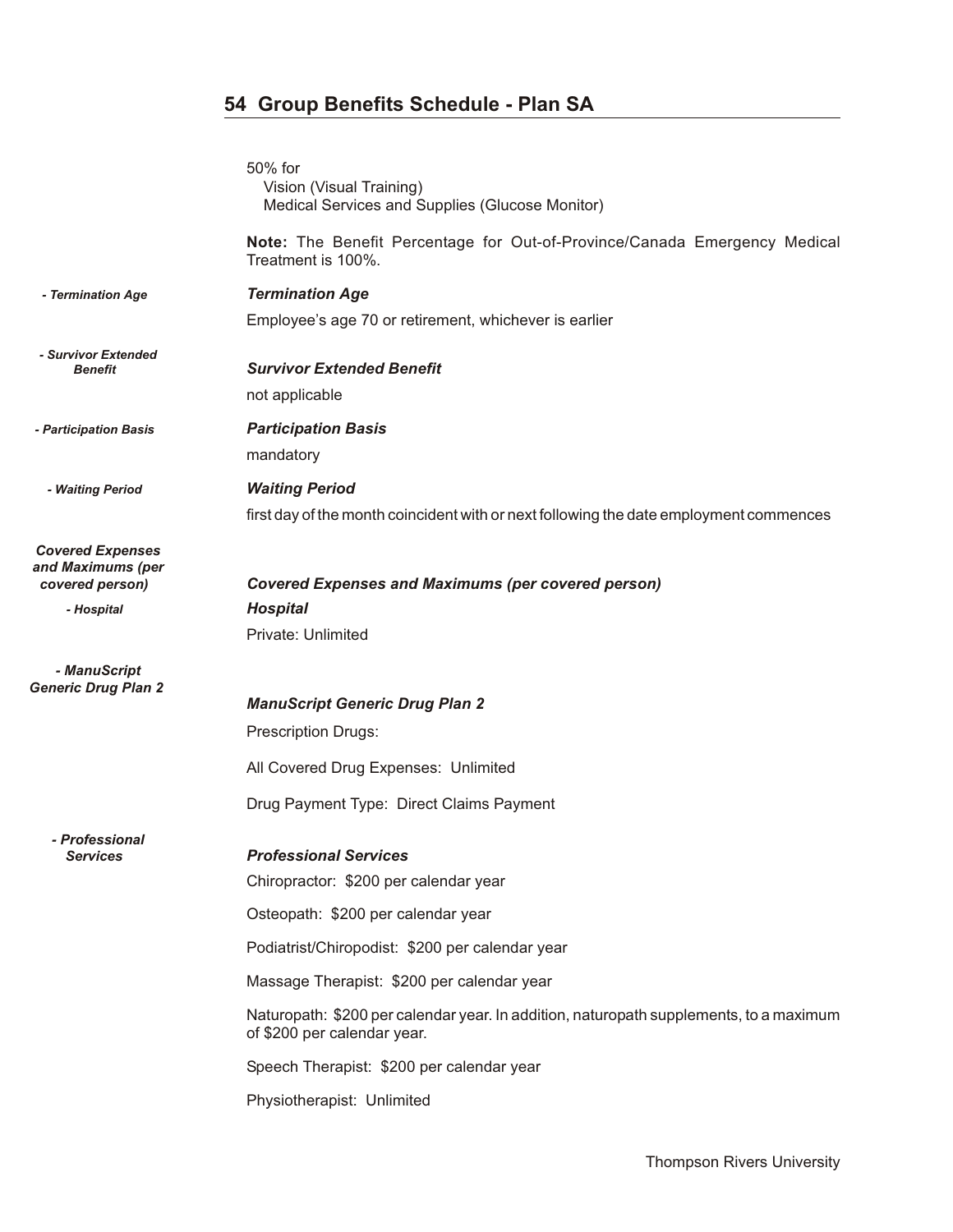## 54 Group Benefits Schedule - Plan SA

50% for
- Vision (Visual Training)
- Medical Services and Supplies (Glucose Monitor)

**Note:** The Benefit Percentage for Out-of-Province/Canada Emergency Medical Treatment is 100%.

### *Termination Age*

Employee's age 70 or retirement, whichever is earlier

### *Survivor Extended Benefit*

not applicable

### *Participation Basis*

mandatory

### *Waiting Period*

first day of the month coincident with or next following the date employment commences

### *Covered Expenses and Maximums (per covered person)*

### *Hospital*

Private: Unlimited

### *ManuScript Generic Drug Plan 2*

Prescription Drugs:

All Covered Drug Expenses: Unlimited

Drug Payment Type: Direct Claims Payment

### *Professional Services*

Chiropractor: $200 per calendar year

Osteopath: $200 per calendar year

Podiatrist/Chiropodist: $200 per calendar year

Massage Therapist: $200 per calendar year

Naturopath: $200 per calendar year. In addition, naturopath supplements, to a maximum of $200 per calendar year.

Speech Therapist: $200 per calendar year

Physiotherapist: Unlimited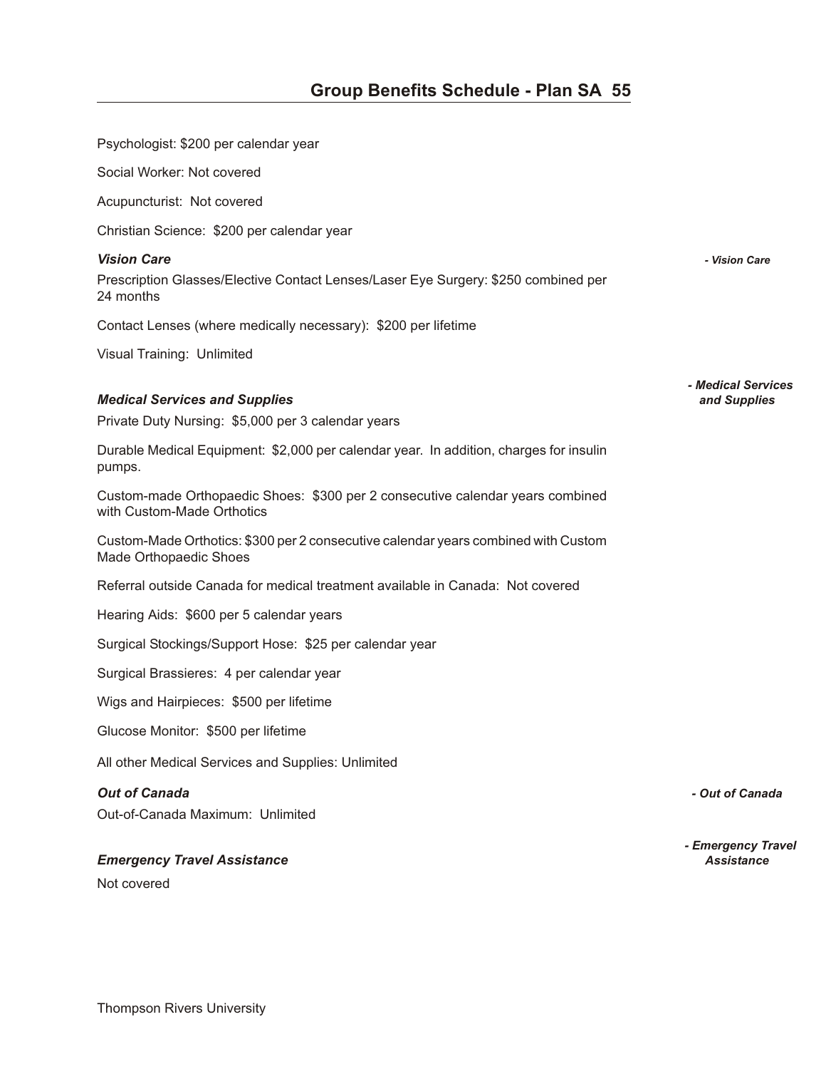Psychologist: $200 per calendar year

Social Worker: Not covered

Acupuncturist: Not covered

Christian Science: $200 per calendar year

***Vision Care***

*- Vision Care*

Prescription Glasses/Elective Contact Lenses/Laser Eye Surgery: $250 combined per 24 months

Contact Lenses (where medically necessary): $200 per lifetime

Visual Training: Unlimited

***Medical Services and Supplies***

*- Medical Services and Supplies*

Private Duty Nursing: $5,000 per 3 calendar years

Durable Medical Equipment: $2,000 per calendar year. In addition, charges for insulin pumps.

Custom-made Orthopaedic Shoes: $300 per 2 consecutive calendar years combined with Custom-Made Orthotics

Custom-Made Orthotics: $300 per 2 consecutive calendar years combined with Custom Made Orthopaedic Shoes

Referral outside Canada for medical treatment available in Canada: Not covered

Hearing Aids: $600 per 5 calendar years

Surgical Stockings/Support Hose: $25 per calendar year

Surgical Brassieres: 4 per calendar year

Wigs and Hairpieces: $500 per lifetime

Glucose Monitor: $500 per lifetime

All other Medical Services and Supplies: Unlimited

***Out of Canada***

*- Out of Canada*

Out-of-Canada Maximum: Unlimited

***Emergency Travel Assistance***

*- Emergency Travel Assistance*

Not covered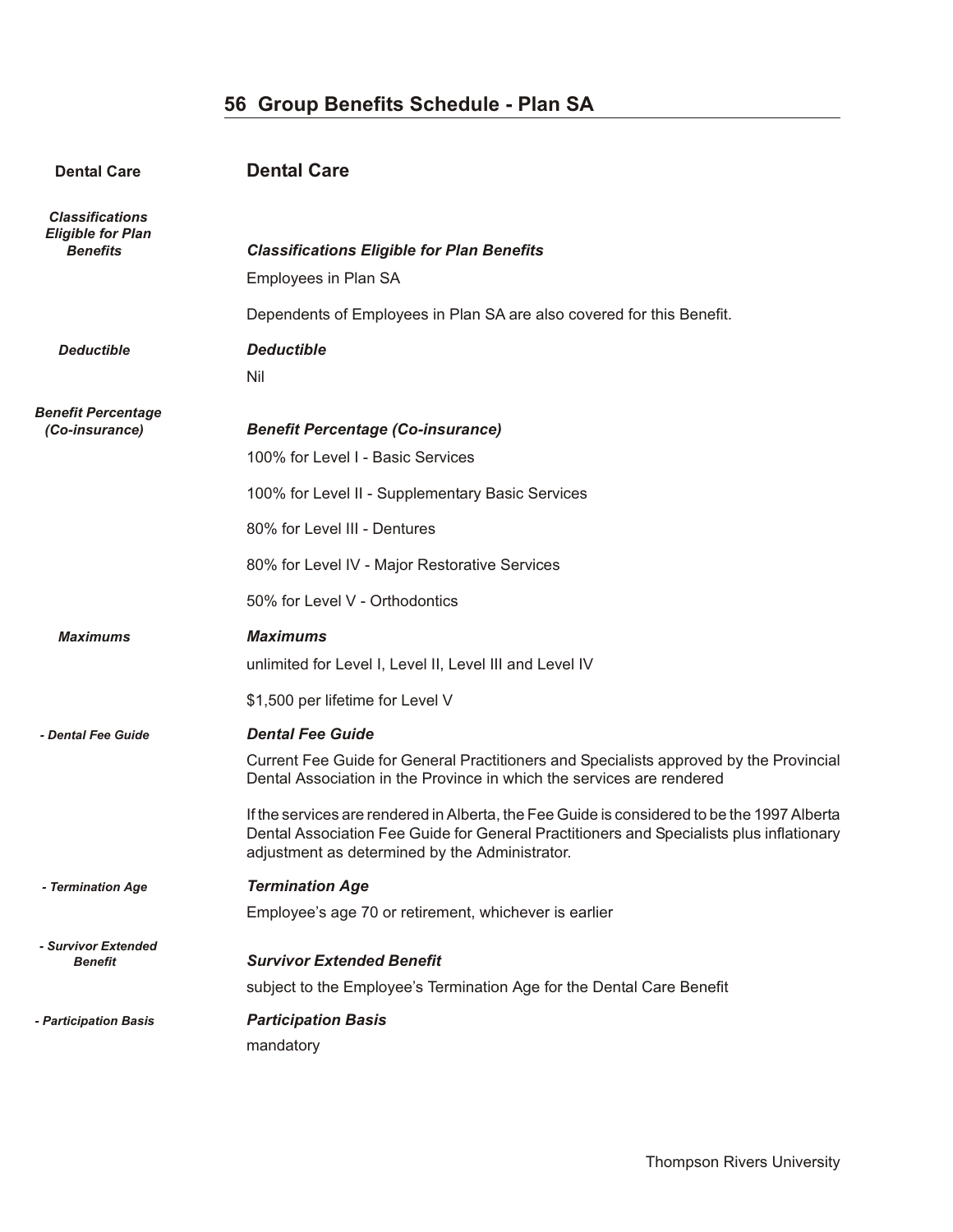# 56 Group Benefits Schedule - Plan SA

## Dental Care

### *Classifications Eligible for Plan Benefits*

Employees in Plan SA

Dependents of Employees in Plan SA are also covered for this Benefit.

### *Deductible*

Nil

### *Benefit Percentage (Co-insurance)*

100% for Level I - Basic Services

100% for Level II - Supplementary Basic Services

80% for Level III - Dentures

80% for Level IV - Major Restorative Services

50% for Level V - Orthodontics

### *Maximums*

unlimited for Level I, Level II, Level III and Level IV

$1,500 per lifetime for Level V

### *Dental Fee Guide*

Current Fee Guide for General Practitioners and Specialists approved by the Provincial Dental Association in the Province in which the services are rendered

If the services are rendered in Alberta, the Fee Guide is considered to be the 1997 Alberta Dental Association Fee Guide for General Practitioners and Specialists plus inflationary adjustment as determined by the Administrator.

### *Termination Age*

Employee's age 70 or retirement, whichever is earlier

### *Survivor Extended Benefit*

subject to the Employee's Termination Age for the Dental Care Benefit

### *Participation Basis*

mandatory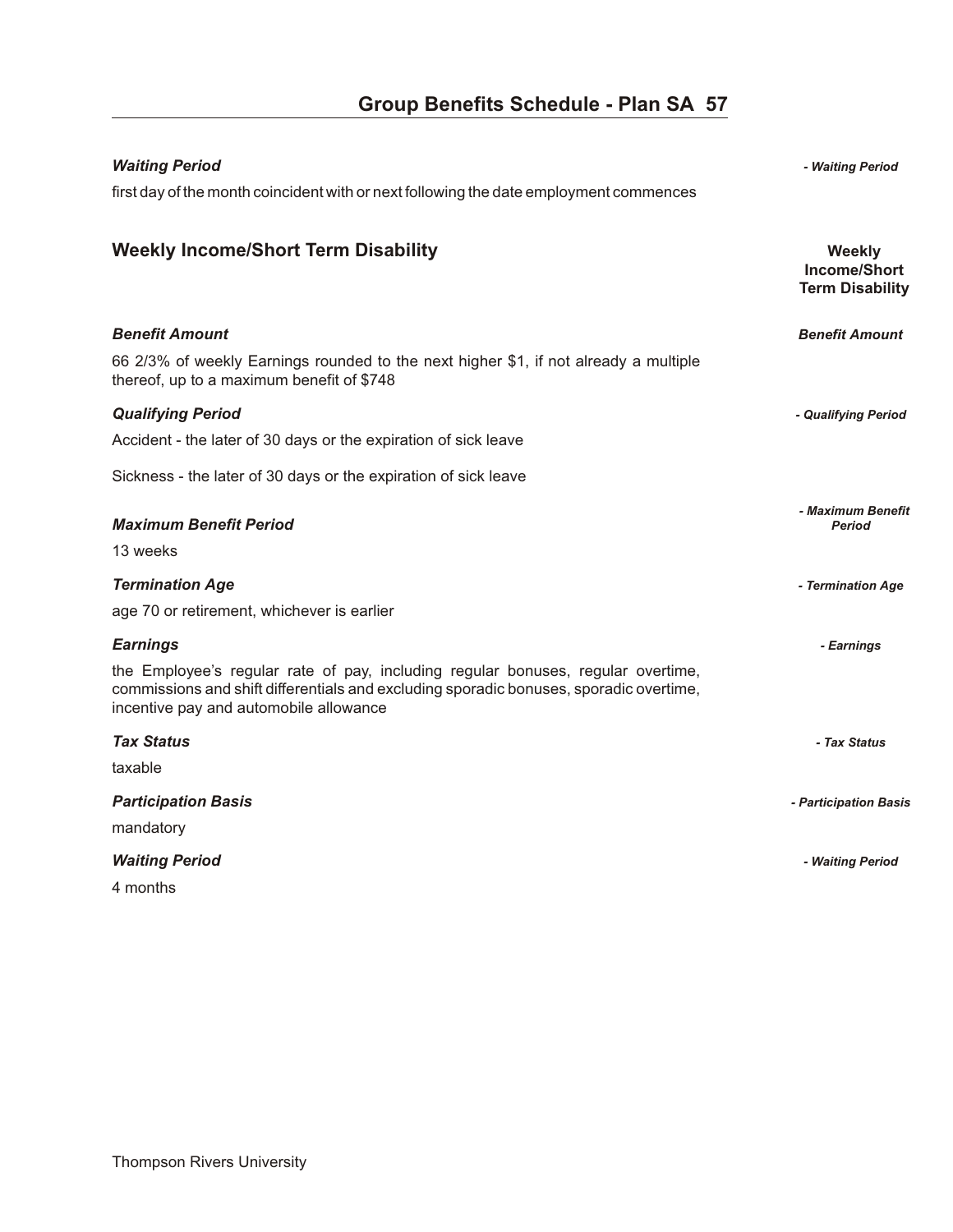### *Waiting Period*

first day of the month coincident with or next following the date employment commences

## Weekly Income/Short Term Disability

### *Benefit Amount*

66 2/3% of weekly Earnings rounded to the next higher $1, if not already a multiple thereof, up to a maximum benefit of $748

### *Qualifying Period*

Accident - the later of 30 days or the expiration of sick leave

Sickness - the later of 30 days or the expiration of sick leave

### *Maximum Benefit Period*

13 weeks

### *Termination Age*

age 70 or retirement, whichever is earlier

### *Earnings*

the Employee's regular rate of pay, including regular bonuses, regular overtime, commissions and shift differentials and excluding sporadic bonuses, sporadic overtime, incentive pay and automobile allowance

### *Tax Status*

taxable

### *Participation Basis*

mandatory

### *Waiting Period*

4 months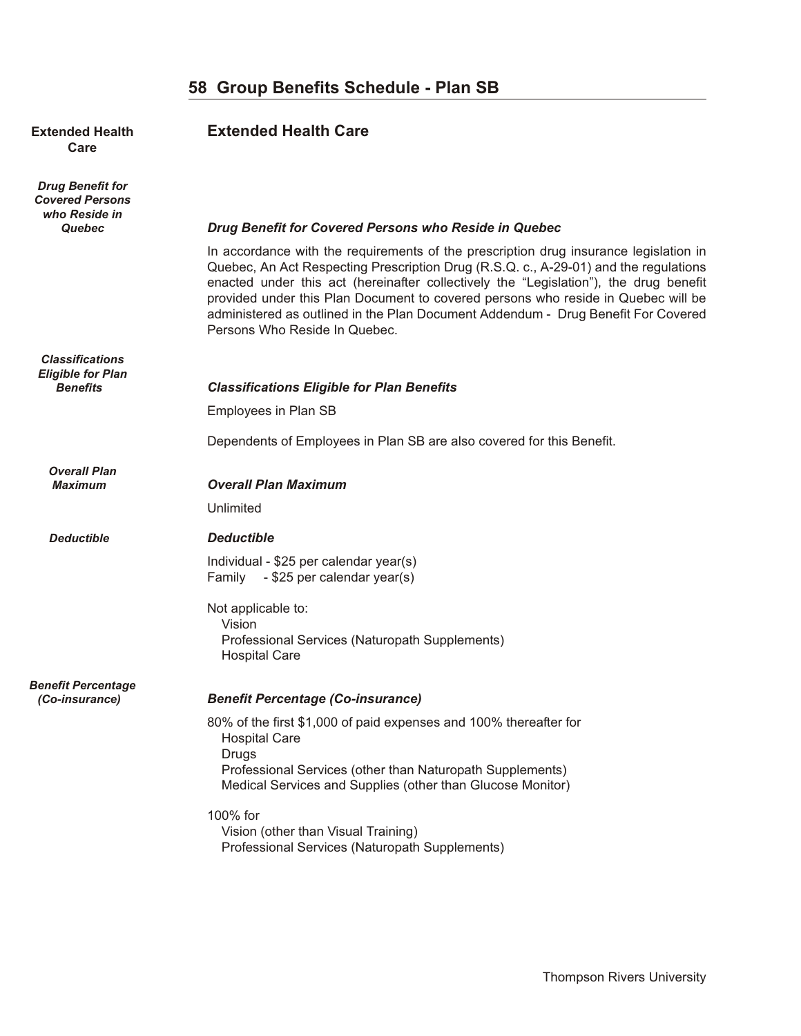## Group Benefits Schedule - Plan SB

### Extended Health Care

#### *Drug Benefit for Covered Persons who Reside in Quebec*

In accordance with the requirements of the prescription drug insurance legislation in Quebec, An Act Respecting Prescription Drug (R.S.Q. c., A-29-01) and the regulations enacted under this act (hereinafter collectively the "Legislation"), the drug benefit provided under this Plan Document to covered persons who reside in Quebec will be administered as outlined in the Plan Document Addendum - Drug Benefit For Covered Persons Who Reside In Quebec.

#### *Classifications Eligible for Plan Benefits*

Employees in Plan SB

Dependents of Employees in Plan SB are also covered for this Benefit.

#### *Overall Plan Maximum*

Unlimited

#### *Deductible*

Individual - $25 per calendar year(s)
Family - $25 per calendar year(s)

Not applicable to:
- Vision
- Professional Services (Naturopath Supplements)
- Hospital Care

#### *Benefit Percentage (Co-insurance)*

80% of the first $1,000 of paid expenses and 100% thereafter for
- Hospital Care
- Drugs
- Professional Services (other than Naturopath Supplements)
- Medical Services and Supplies (other than Glucose Monitor)

100% for
- Vision (other than Visual Training)
- Professional Services (Naturopath Supplements)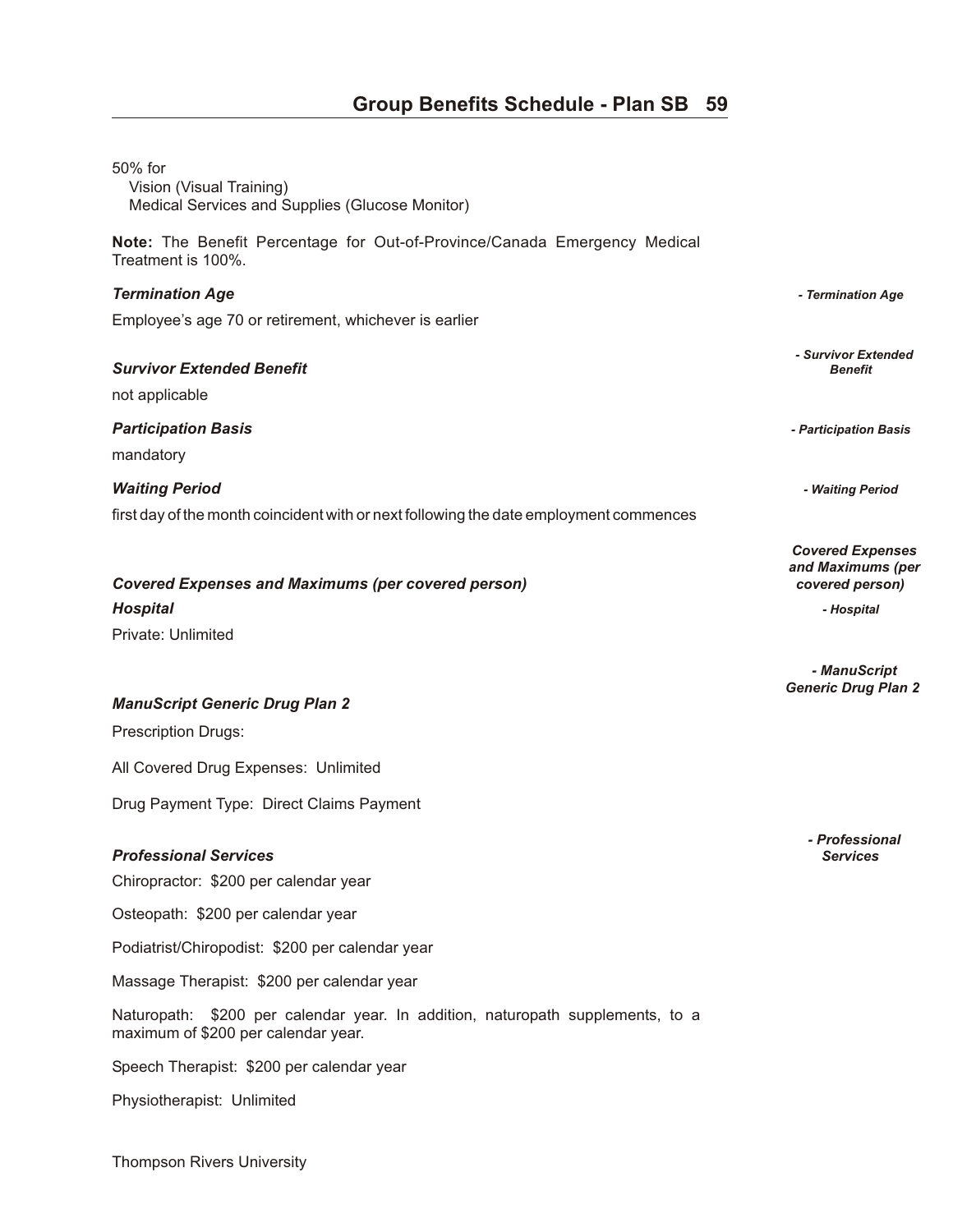50% for

Vision (Visual Training)
Medical Services and Supplies (Glucose Monitor)

**Note:** The Benefit Percentage for Out-of-Province/Canada Emergency Medical Treatment is 100%.

***Termination Age***

Employee's age 70 or retirement, whichever is earlier

***Survivor Extended Benefit***

not applicable

***Participation Basis***

mandatory

***Waiting Period***

first day of the month coincident with or next following the date employment commences

***Covered Expenses and Maximums (per covered person)***

***Hospital***

Private: Unlimited

***ManuScript Generic Drug Plan 2***

Prescription Drugs:

All Covered Drug Expenses: Unlimited

Drug Payment Type: Direct Claims Payment

***Professional Services***

Chiropractor: $200 per calendar year

Osteopath: $200 per calendar year

Podiatrist/Chiropodist: $200 per calendar year

Massage Therapist: $200 per calendar year

Naturopath: $200 per calendar year. In addition, naturopath supplements, to a maximum of $200 per calendar year.

Speech Therapist: $200 per calendar year

Physiotherapist: Unlimited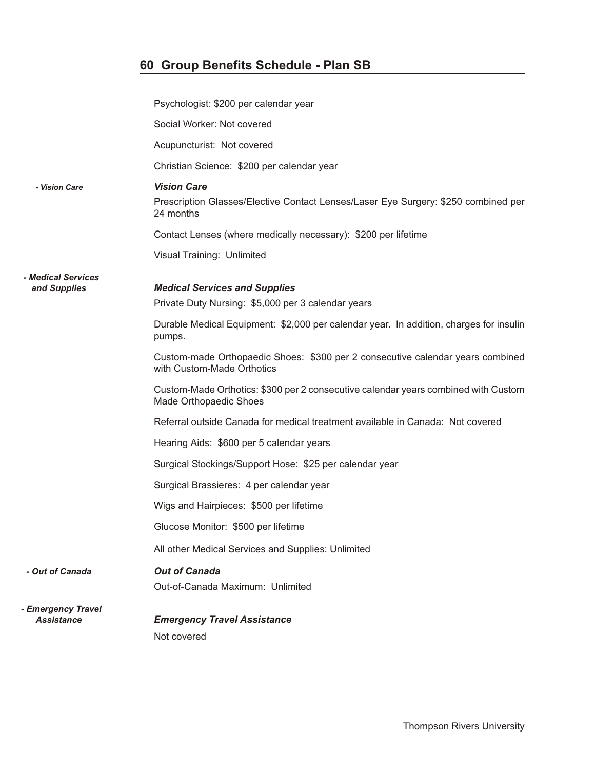## 60 Group Benefits Schedule - Plan SB

Psychologist: $200 per calendar year

Social Worker: Not covered

Acupuncturist: Not covered

Christian Science: $200 per calendar year

*- Vision Care*

### *Vision Care*

Prescription Glasses/Elective Contact Lenses/Laser Eye Surgery: $250 combined per 24 months

Contact Lenses (where medically necessary): $200 per lifetime

Visual Training: Unlimited

*- Medical Services and Supplies*

### *Medical Services and Supplies*

Private Duty Nursing: $5,000 per 3 calendar years

Durable Medical Equipment: $2,000 per calendar year. In addition, charges for insulin pumps.

Custom-made Orthopaedic Shoes: $300 per 2 consecutive calendar years combined with Custom-Made Orthotics

Custom-Made Orthotics: $300 per 2 consecutive calendar years combined with Custom Made Orthopaedic Shoes

Referral outside Canada for medical treatment available in Canada: Not covered

Hearing Aids: $600 per 5 calendar years

Surgical Stockings/Support Hose: $25 per calendar year

Surgical Brassieres: 4 per calendar year

Wigs and Hairpieces: $500 per lifetime

Glucose Monitor: $500 per lifetime

All other Medical Services and Supplies: Unlimited

*- Out of Canada*

### *Out of Canada*

Out-of-Canada Maximum: Unlimited

*- Emergency Travel Assistance*

### *Emergency Travel Assistance*

Not covered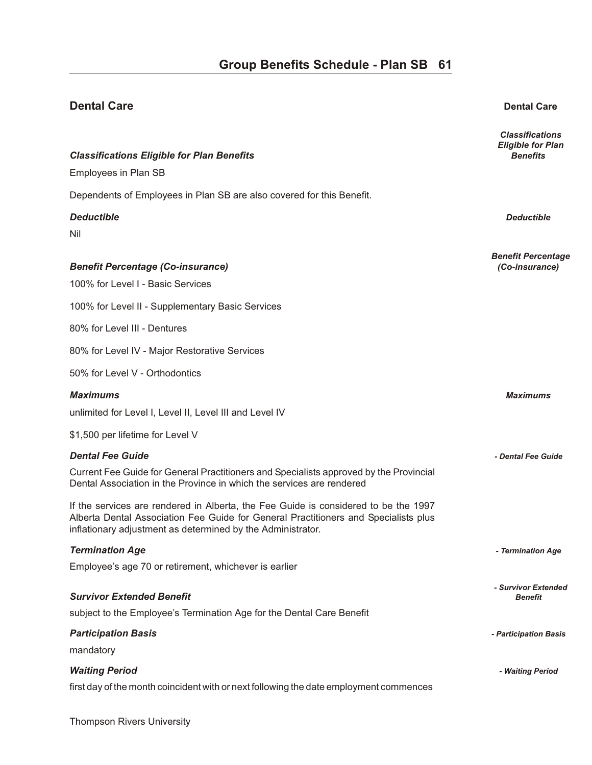## Dental Care

### *Classifications Eligible for Plan Benefits*

Employees in Plan SB

Dependents of Employees in Plan SB are also covered for this Benefit.

### *Deductible*

Nil

### *Benefit Percentage (Co-insurance)*

100% for Level I - Basic Services

100% for Level II - Supplementary Basic Services

80% for Level III - Dentures

80% for Level IV - Major Restorative Services

50% for Level V - Orthodontics

### *Maximums*

unlimited for Level I, Level II, Level III and Level IV

$1,500 per lifetime for Level V

### *Dental Fee Guide*

Current Fee Guide for General Practitioners and Specialists approved by the Provincial Dental Association in the Province in which the services are rendered

If the services are rendered in Alberta, the Fee Guide is considered to be the 1997 Alberta Dental Association Fee Guide for General Practitioners and Specialists plus inflationary adjustment as determined by the Administrator.

### *Termination Age*

Employee's age 70 or retirement, whichever is earlier

### *Survivor Extended Benefit*

subject to the Employee's Termination Age for the Dental Care Benefit

### *Participation Basis*

mandatory

### *Waiting Period*

first day of the month coincident with or next following the date employment commences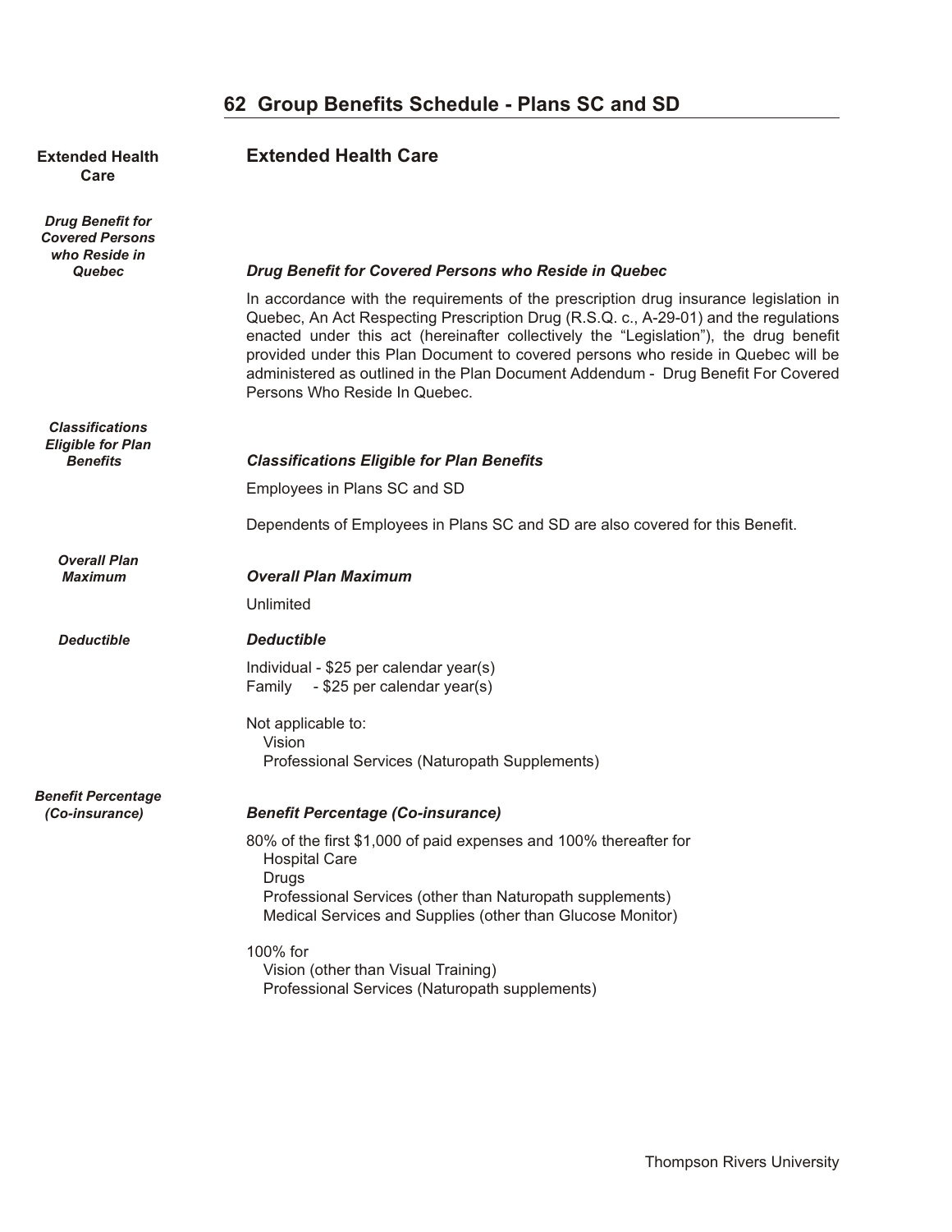# 62 Group Benefits Schedule - Plans SC and SD

## Extended Health Care

### *Drug Benefit for Covered Persons who Reside in Quebec*

In accordance with the requirements of the prescription drug insurance legislation in Quebec, An Act Respecting Prescription Drug (R.S.Q. c., A-29-01) and the regulations enacted under this act (hereinafter collectively the "Legislation"), the drug benefit provided under this Plan Document to covered persons who reside in Quebec will be administered as outlined in the Plan Document Addendum - Drug Benefit For Covered Persons Who Reside In Quebec.

### *Classifications Eligible for Plan Benefits*

Employees in Plans SC and SD

Dependents of Employees in Plans SC and SD are also covered for this Benefit.

### *Overall Plan Maximum*

Unlimited

### *Deductible*

Individual - $25 per calendar year(s)
Family - $25 per calendar year(s)

Not applicable to:
- Vision
- Professional Services (Naturopath Supplements)

### *Benefit Percentage (Co-insurance)*

80% of the first $1,000 of paid expenses and 100% thereafter for
- Hospital Care
- Drugs
- Professional Services (other than Naturopath supplements)
- Medical Services and Supplies (other than Glucose Monitor)

100% for
- Vision (other than Visual Training)
- Professional Services (Naturopath supplements)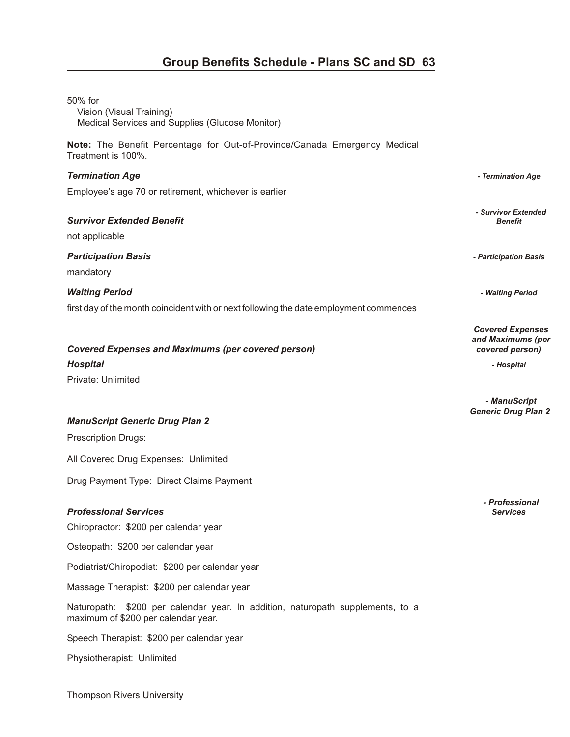50% for
   Vision (Visual Training)
   Medical Services and Supplies (Glucose Monitor)

**Note:** The Benefit Percentage for Out-of-Province/Canada Emergency Medical Treatment is 100%.

### *Termination Age*

Employee's age 70 or retirement, whichever is earlier

### *Survivor Extended Benefit*

not applicable

### *Participation Basis*

mandatory

### *Waiting Period*

first day of the month coincident with or next following the date employment commences

### *Covered Expenses and Maximums (per covered person)*

### *Hospital*

Private: Unlimited

### *ManuScript Generic Drug Plan 2*

Prescription Drugs:

All Covered Drug Expenses: Unlimited

Drug Payment Type: Direct Claims Payment

### *Professional Services*

Chiropractor: $200 per calendar year

Osteopath: $200 per calendar year

Podiatrist/Chiropodist: $200 per calendar year

Massage Therapist: $200 per calendar year

Naturopath: $200 per calendar year. In addition, naturopath supplements, to a maximum of $200 per calendar year.

Speech Therapist: $200 per calendar year

Physiotherapist: Unlimited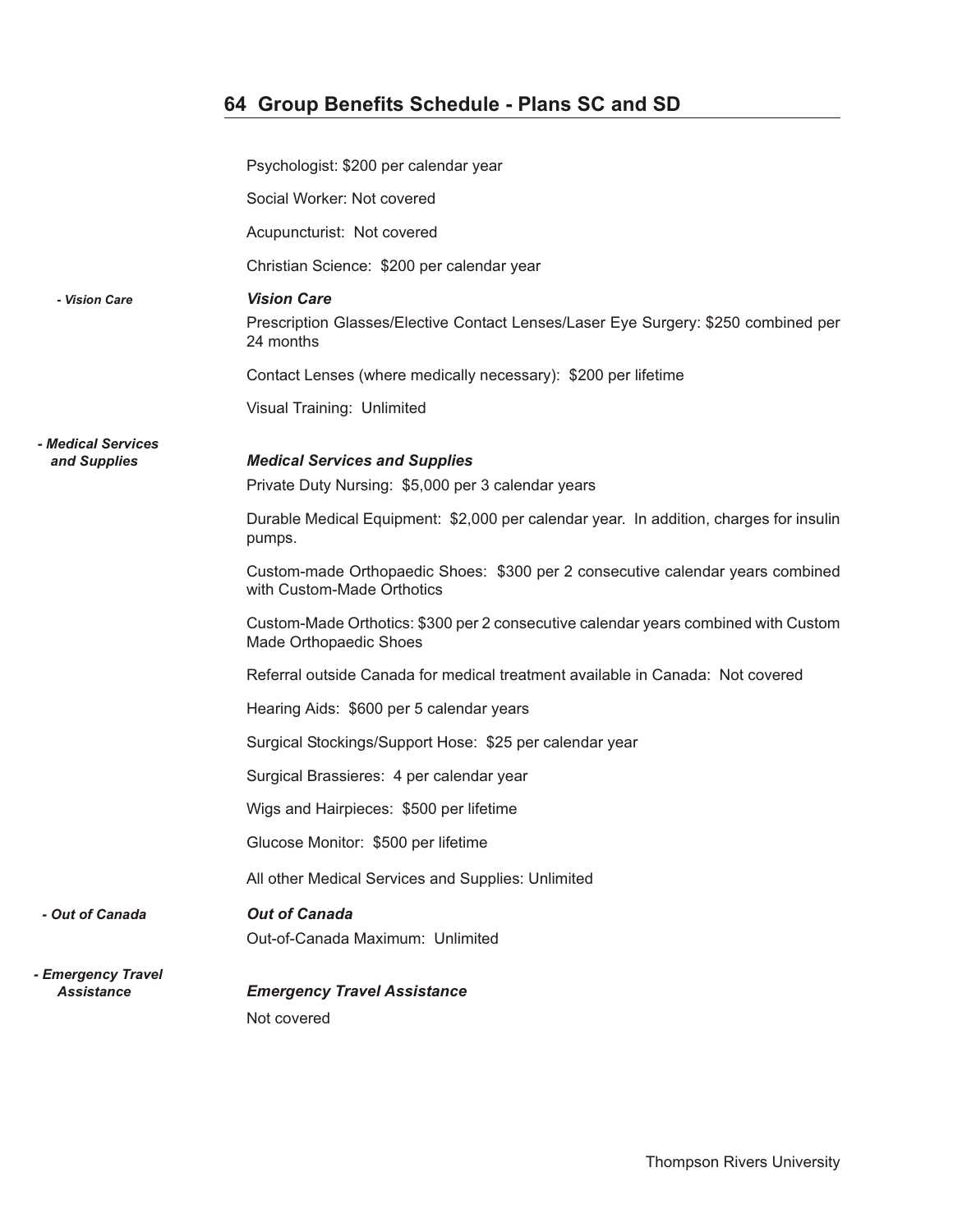## 64 Group Benefits Schedule - Plans SC and SD

Psychologist: $200 per calendar year

Social Worker: Not covered

Acupuncturist: Not covered

Christian Science: $200 per calendar year

*- Vision Care*

***Vision Care***

Prescription Glasses/Elective Contact Lenses/Laser Eye Surgery: $250 combined per 24 months

Contact Lenses (where medically necessary): $200 per lifetime

Visual Training: Unlimited

*- Medical Services and Supplies*

***Medical Services and Supplies***

Private Duty Nursing: $5,000 per 3 calendar years

Durable Medical Equipment: $2,000 per calendar year. In addition, charges for insulin pumps.

Custom-made Orthopaedic Shoes: $300 per 2 consecutive calendar years combined with Custom-Made Orthotics

Custom-Made Orthotics: $300 per 2 consecutive calendar years combined with Custom Made Orthopaedic Shoes

Referral outside Canada for medical treatment available in Canada: Not covered

Hearing Aids: $600 per 5 calendar years

Surgical Stockings/Support Hose: $25 per calendar year

Surgical Brassieres: 4 per calendar year

Wigs and Hairpieces: $500 per lifetime

Glucose Monitor: $500 per lifetime

All other Medical Services and Supplies: Unlimited

*- Out of Canada*

***Out of Canada***

Out-of-Canada Maximum: Unlimited

*- Emergency Travel Assistance*

***Emergency Travel Assistance***

Not covered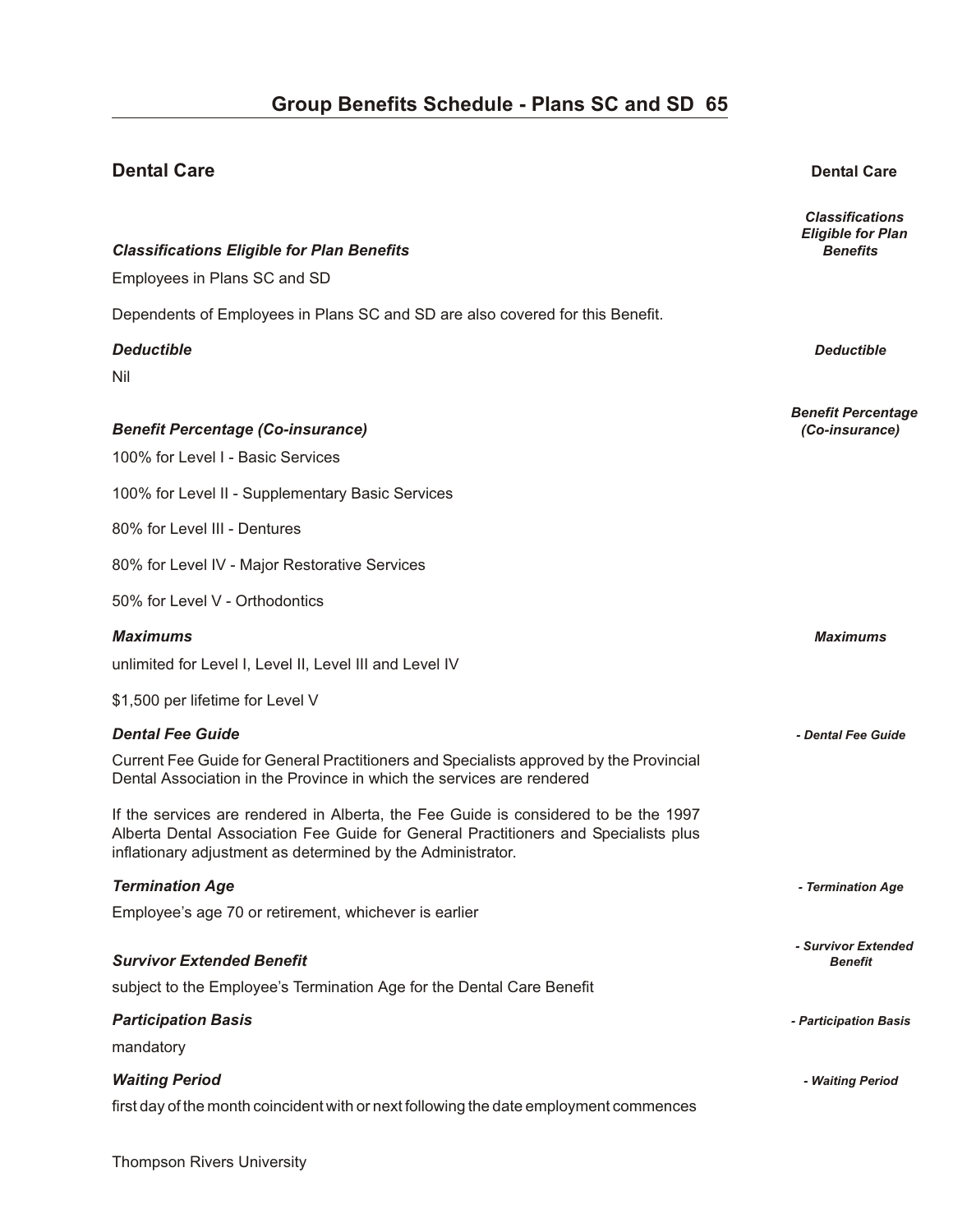## Group Benefits Schedule - Plans SC and SD

### Dental Care

***Classifications Eligible for Plan Benefits***

Employees in Plans SC and SD

Dependents of Employees in Plans SC and SD are also covered for this Benefit.

***Deductible***

Nil

***Benefit Percentage (Co-insurance)***

100% for Level I - Basic Services

100% for Level II - Supplementary Basic Services

80% for Level III - Dentures

80% for Level IV - Major Restorative Services

50% for Level V - Orthodontics

***Maximums***

unlimited for Level I, Level II, Level III and Level IV

$1,500 per lifetime for Level V

***Dental Fee Guide***

Current Fee Guide for General Practitioners and Specialists approved by the Provincial Dental Association in the Province in which the services are rendered

If the services are rendered in Alberta, the Fee Guide is considered to be the 1997 Alberta Dental Association Fee Guide for General Practitioners and Specialists plus inflationary adjustment as determined by the Administrator.

***Termination Age***

Employee's age 70 or retirement, whichever is earlier

***Survivor Extended Benefit***

subject to the Employee's Termination Age for the Dental Care Benefit

***Participation Basis***

mandatory

***Waiting Period***

first day of the month coincident with or next following the date employment commences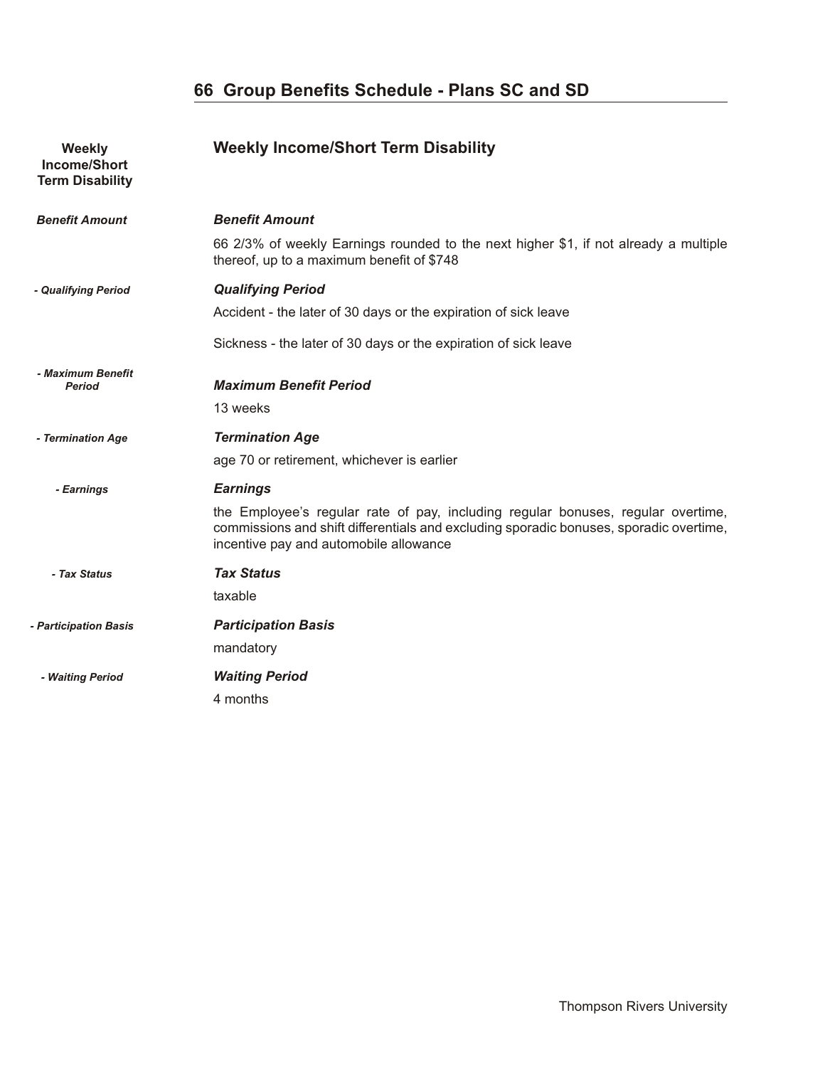# 66 Group Benefits Schedule - Plans SC and SD

## Weekly Income/Short Term Disability

### *Benefit Amount*

66 2/3% of weekly Earnings rounded to the next higher $1, if not already a multiple thereof, up to a maximum benefit of $748

### *Qualifying Period*

Accident - the later of 30 days or the expiration of sick leave

Sickness - the later of 30 days or the expiration of sick leave

### *Maximum Benefit Period*

13 weeks

### *Termination Age*

age 70 or retirement, whichever is earlier

### *Earnings*

the Employee's regular rate of pay, including regular bonuses, regular overtime, commissions and shift differentials and excluding sporadic bonuses, sporadic overtime, incentive pay and automobile allowance

### *Tax Status*

taxable

### *Participation Basis*

mandatory

### *Waiting Period*

4 months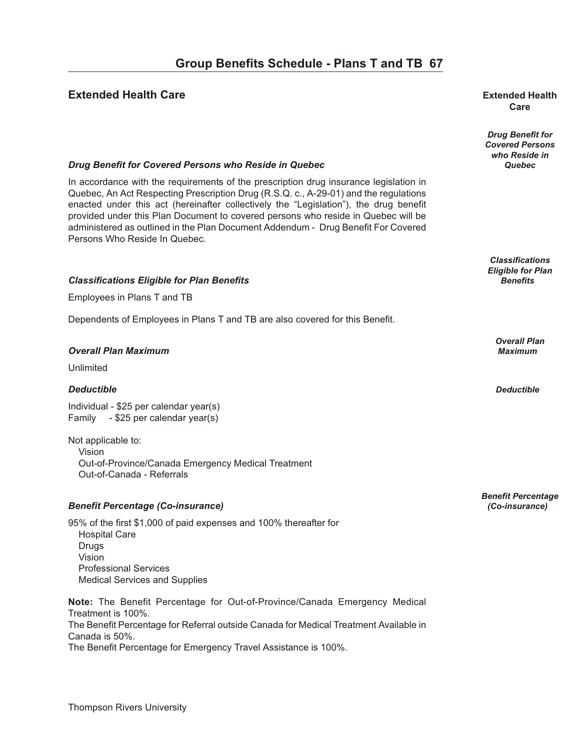## Extended Health Care

### *Drug Benefit for Covered Persons who Reside in Quebec*

In accordance with the requirements of the prescription drug insurance legislation in Quebec, An Act Respecting Prescription Drug (R.S.Q. c., A-29-01) and the regulations enacted under this act (hereinafter collectively the "Legislation"), the drug benefit provided under this Plan Document to covered persons who reside in Quebec will be administered as outlined in the Plan Document Addendum - Drug Benefit For Covered Persons Who Reside In Quebec.

### *Classifications Eligible for Plan Benefits*

Employees in Plans T and TB

Dependents of Employees in Plans T and TB are also covered for this Benefit.

### *Overall Plan Maximum*

Unlimited

### *Deductible*

Individual - $25 per calendar year(s)
Family - $25 per calendar year(s)

Not applicable to:
- Vision
- Out-of-Province/Canada Emergency Medical Treatment
- Out-of-Canada - Referrals

### *Benefit Percentage (Co-insurance)*

95% of the first $1,000 of paid expenses and 100% thereafter for
- Hospital Care
- Drugs
- Vision
- Professional Services
- Medical Services and Supplies

**Note:** The Benefit Percentage for Out-of-Province/Canada Emergency Medical Treatment is 100%.
The Benefit Percentage for Referral outside Canada for Medical Treatment Available in Canada is 50%.
The Benefit Percentage for Emergency Travel Assistance is 100%.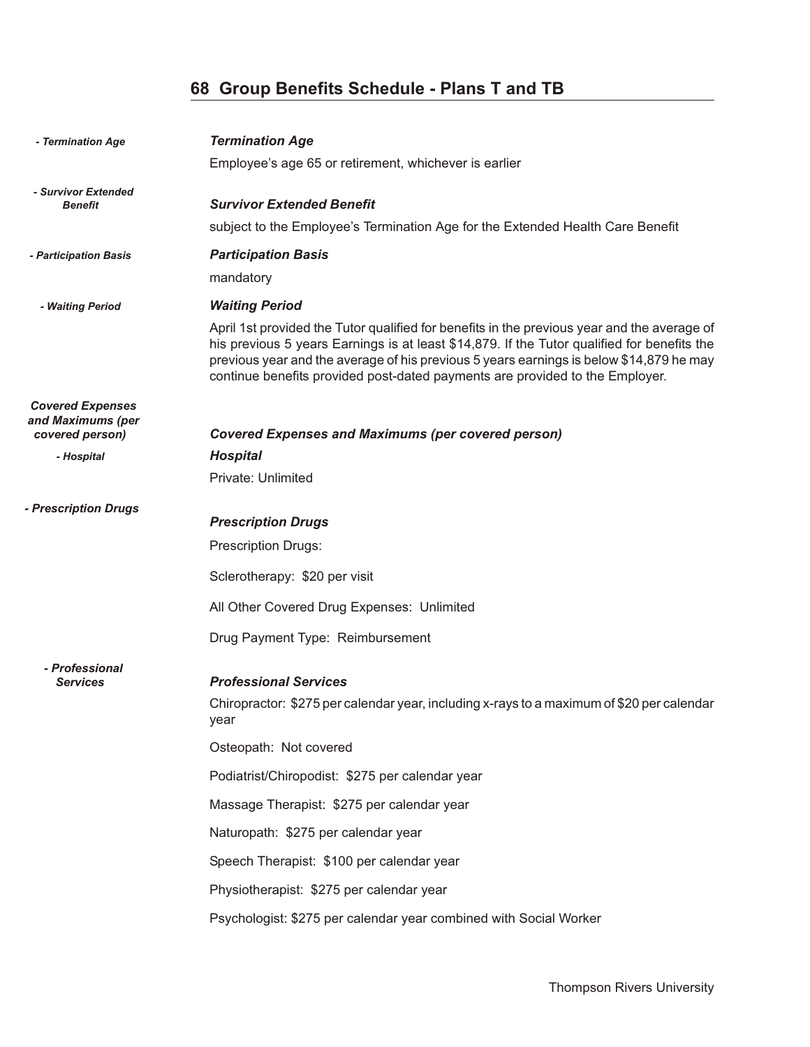## 68 Group Benefits Schedule - Plans T and TB

*- Termination Age*

***Termination Age***

Employee's age 65 or retirement, whichever is earlier

*- Survivor Extended Benefit*

***Survivor Extended Benefit***

subject to the Employee's Termination Age for the Extended Health Care Benefit

*- Participation Basis*

***Participation Basis***

mandatory

*- Waiting Period*

***Waiting Period***

April 1st provided the Tutor qualified for benefits in the previous year and the average of his previous 5 years Earnings is at least $14,879. If the Tutor qualified for benefits the previous year and the average of his previous 5 years earnings is below $14,879 he may continue benefits provided post-dated payments are provided to the Employer.

*Covered Expenses and Maximums (per covered person)*

***Covered Expenses and Maximums (per covered person)***

*- Hospital*

***Hospital***

Private: Unlimited

*- Prescription Drugs*

***Prescription Drugs***

Prescription Drugs:

Sclerotherapy: $20 per visit

All Other Covered Drug Expenses: Unlimited

Drug Payment Type: Reimbursement

*- Professional Services*

***Professional Services***

Chiropractor: $275 per calendar year, including x-rays to a maximum of $20 per calendar year

Osteopath: Not covered

Podiatrist/Chiropodist: $275 per calendar year

Massage Therapist: $275 per calendar year

Naturopath: $275 per calendar year

Speech Therapist: $100 per calendar year

Physiotherapist: $275 per calendar year

Psychologist: $275 per calendar year combined with Social Worker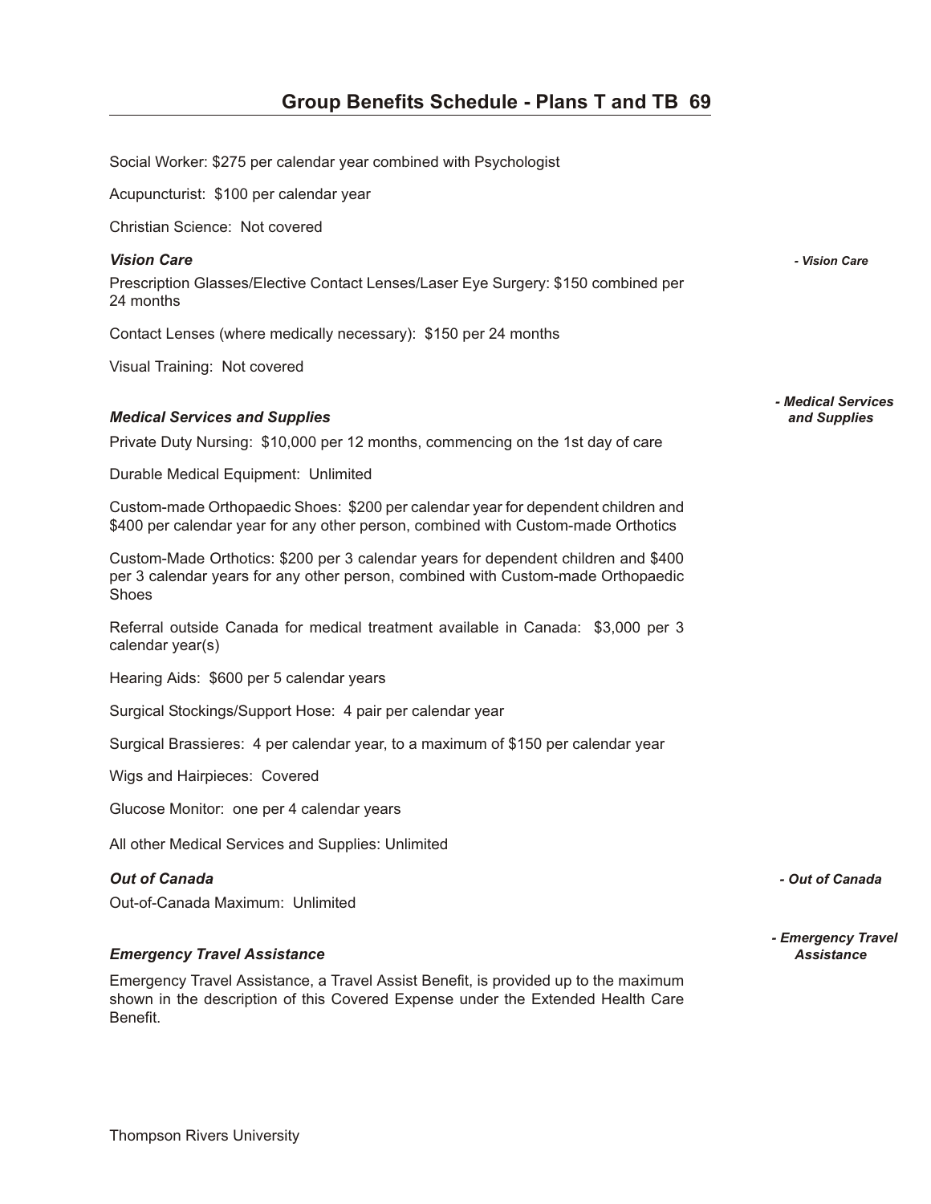Social Worker: $275 per calendar year combined with Psychologist

Acupuncturist: $100 per calendar year

Christian Science: Not covered

### *Vision Care*

*- Vision Care*

Prescription Glasses/Elective Contact Lenses/Laser Eye Surgery: $150 combined per 24 months

Contact Lenses (where medically necessary): $150 per 24 months

Visual Training: Not covered

### *Medical Services and Supplies*

*- Medical Services and Supplies*

Private Duty Nursing: $10,000 per 12 months, commencing on the 1st day of care

Durable Medical Equipment: Unlimited

Custom-made Orthopaedic Shoes: $200 per calendar year for dependent children and $400 per calendar year for any other person, combined with Custom-made Orthotics

Custom-Made Orthotics: $200 per 3 calendar years for dependent children and $400 per 3 calendar years for any other person, combined with Custom-made Orthopaedic Shoes

Referral outside Canada for medical treatment available in Canada: $3,000 per 3 calendar year(s)

Hearing Aids: $600 per 5 calendar years

Surgical Stockings/Support Hose: 4 pair per calendar year

Surgical Brassieres: 4 per calendar year, to a maximum of $150 per calendar year

Wigs and Hairpieces: Covered

Glucose Monitor: one per 4 calendar years

All other Medical Services and Supplies: Unlimited

### *Out of Canada*

*- Out of Canada*

Out-of-Canada Maximum: Unlimited

### *Emergency Travel Assistance*

*- Emergency Travel Assistance*

Emergency Travel Assistance, a Travel Assist Benefit, is provided up to the maximum shown in the description of this Covered Expense under the Extended Health Care Benefit.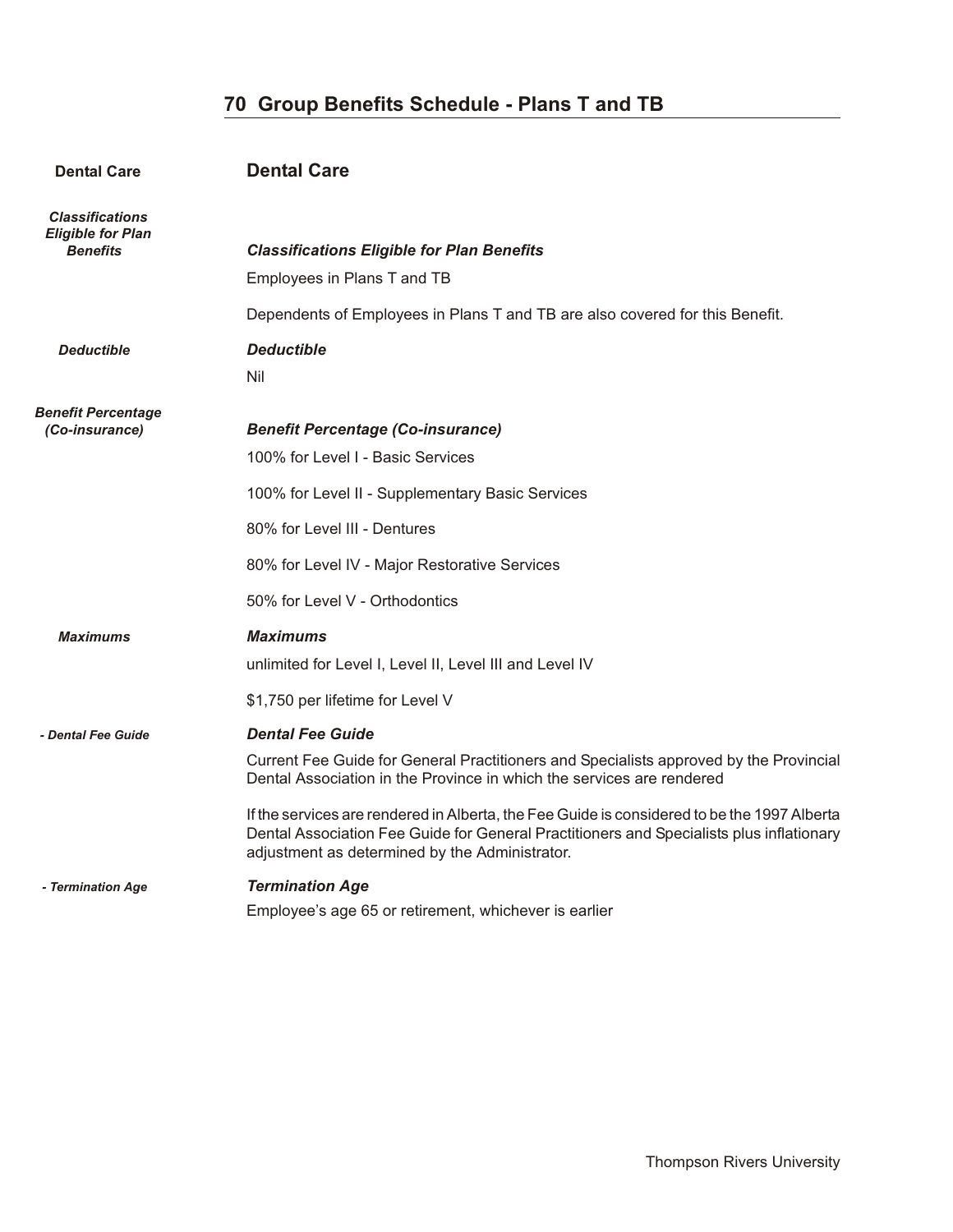## 70 Group Benefits Schedule - Plans T and TB

### Dental Care

***Classifications Eligible for Plan Benefits***

Employees in Plans T and TB

Dependents of Employees in Plans T and TB are also covered for this Benefit.

***Deductible***

Nil

***Benefit Percentage (Co-insurance)***

100% for Level I - Basic Services

100% for Level II - Supplementary Basic Services

80% for Level III - Dentures

80% for Level IV - Major Restorative Services

50% for Level V - Orthodontics

***Maximums***

unlimited for Level I, Level II, Level III and Level IV

$1,750 per lifetime for Level V

***Dental Fee Guide***

Current Fee Guide for General Practitioners and Specialists approved by the Provincial Dental Association in the Province in which the services are rendered

If the services are rendered in Alberta, the Fee Guide is considered to be the 1997 Alberta Dental Association Fee Guide for General Practitioners and Specialists plus inflationary adjustment as determined by the Administrator.

***Termination Age***

Employee's age 65 or retirement, whichever is earlier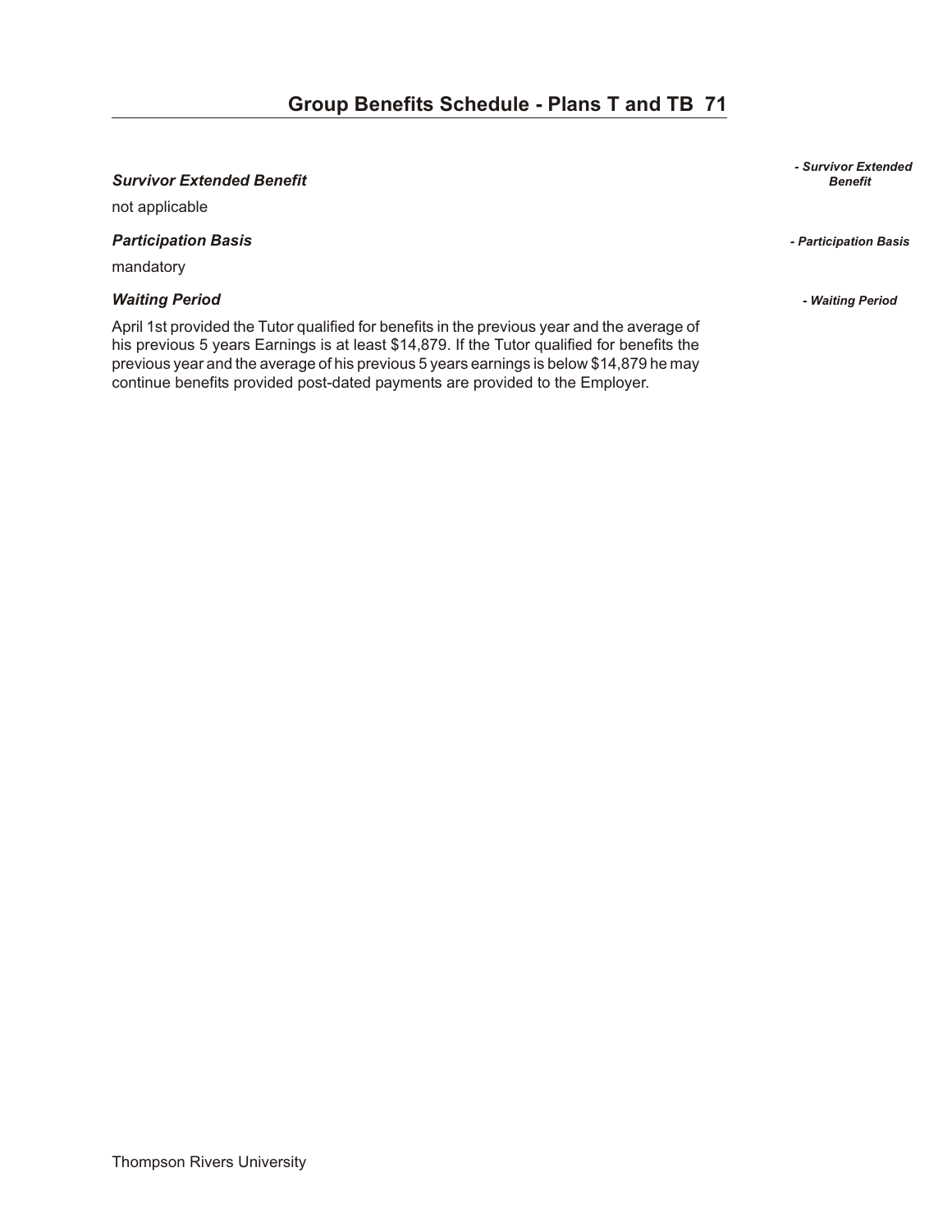### *Survivor Extended Benefit*

not applicable

### *Participation Basis*

mandatory

### *Waiting Period*

April 1st provided the Tutor qualified for benefits in the previous year and the average of his previous 5 years Earnings is at least $14,879. If the Tutor qualified for benefits the previous year and the average of his previous 5 years earnings is below $14,879 he may continue benefits provided post-dated payments are provided to the Employer.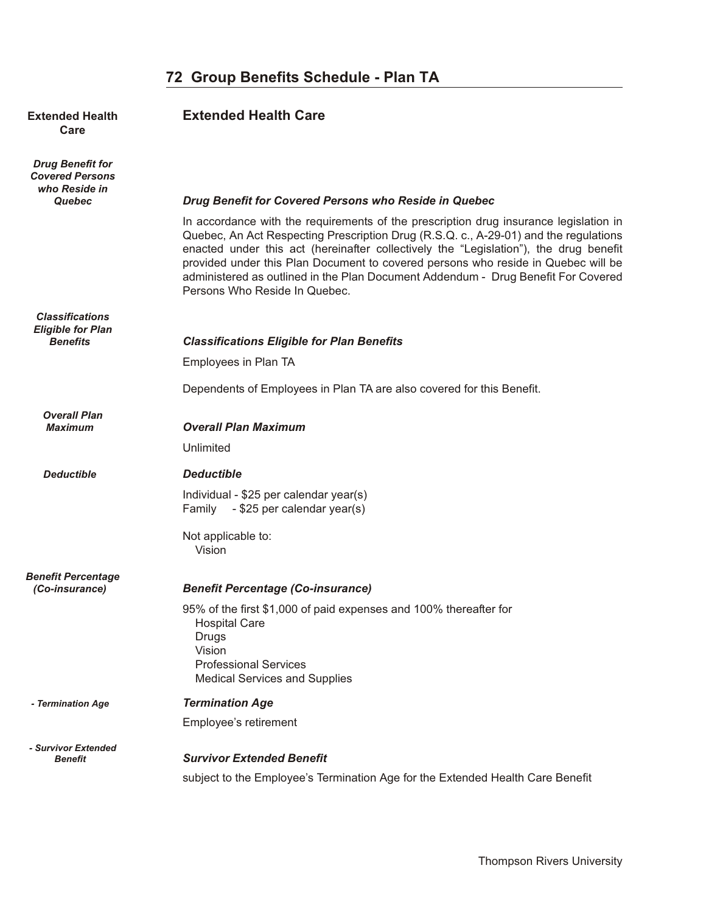# 72 Group Benefits Schedule - Plan TA

## Extended Health Care

### *Drug Benefit for Covered Persons who Reside in Quebec*

In accordance with the requirements of the prescription drug insurance legislation in Quebec, An Act Respecting Prescription Drug (R.S.Q. c., A-29-01) and the regulations enacted under this act (hereinafter collectively the "Legislation"), the drug benefit provided under this Plan Document to covered persons who reside in Quebec will be administered as outlined in the Plan Document Addendum - Drug Benefit For Covered Persons Who Reside In Quebec.

### *Classifications Eligible for Plan Benefits*

Employees in Plan TA

Dependents of Employees in Plan TA are also covered for this Benefit.

### *Overall Plan Maximum*

Unlimited

### *Deductible*

Individual - $25 per calendar year(s)
Family - $25 per calendar year(s)

Not applicable to:
- Vision

### *Benefit Percentage (Co-insurance)*

95% of the first $1,000 of paid expenses and 100% thereafter for
- Hospital Care
- Drugs
- Vision
- Professional Services
- Medical Services and Supplies

### *Termination Age*

Employee's retirement

### *Survivor Extended Benefit*

subject to the Employee's Termination Age for the Extended Health Care Benefit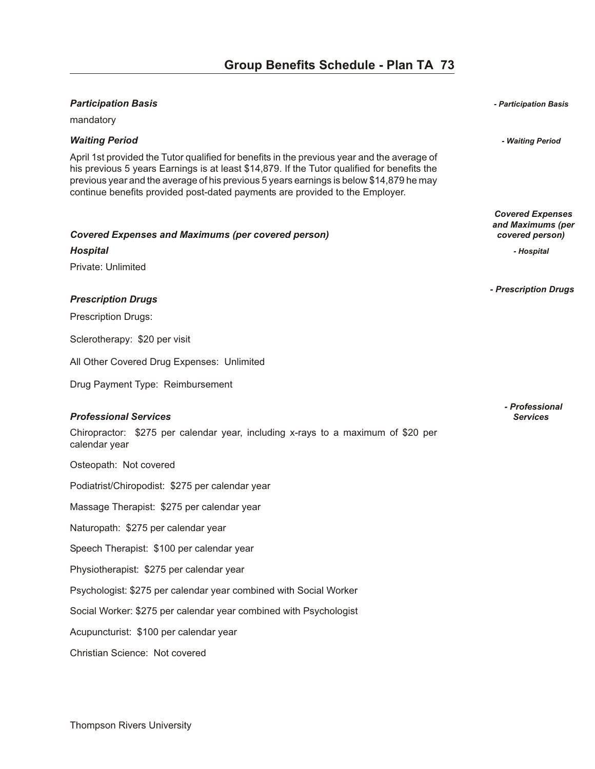# Group Benefits Schedule - Plan TA

### *Participation Basis*

mandatory

### *Waiting Period*

April 1st provided the Tutor qualified for benefits in the previous year and the average of his previous 5 years Earnings is at least $14,879. If the Tutor qualified for benefits the previous year and the average of his previous 5 years earnings is below $14,879 he may continue benefits provided post-dated payments are provided to the Employer.

### *Covered Expenses and Maximums (per covered person)*

### *Hospital*

Private: Unlimited

### *Prescription Drugs*

Prescription Drugs:

Sclerotherapy: $20 per visit

All Other Covered Drug Expenses: Unlimited

Drug Payment Type: Reimbursement

### *Professional Services*

Chiropractor: $275 per calendar year, including x-rays to a maximum of $20 per calendar year

Osteopath: Not covered

Podiatrist/Chiropodist: $275 per calendar year

Massage Therapist: $275 per calendar year

Naturopath: $275 per calendar year

Speech Therapist: $100 per calendar year

Physiotherapist: $275 per calendar year

Psychologist: $275 per calendar year combined with Social Worker

Social Worker: $275 per calendar year combined with Psychologist

Acupuncturist: $100 per calendar year

Christian Science: Not covered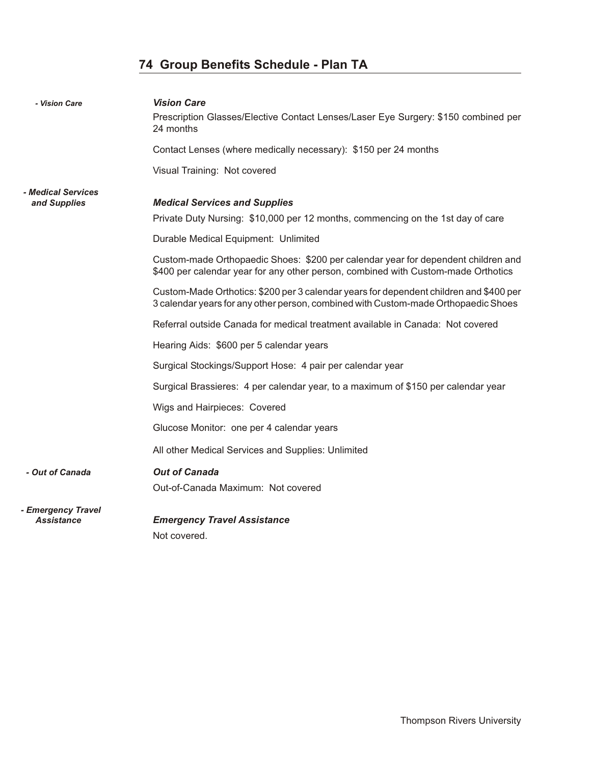## 74 Group Benefits Schedule - Plan TA

*- Vision Care*

***Vision Care***

Prescription Glasses/Elective Contact Lenses/Laser Eye Surgery: $150 combined per 24 months

Contact Lenses (where medically necessary): $150 per 24 months

Visual Training: Not covered

*- Medical Services and Supplies*

***Medical Services and Supplies***

Private Duty Nursing: $10,000 per 12 months, commencing on the 1st day of care

Durable Medical Equipment: Unlimited

Custom-made Orthopaedic Shoes: $200 per calendar year for dependent children and $400 per calendar year for any other person, combined with Custom-made Orthotics

Custom-Made Orthotics: $200 per 3 calendar years for dependent children and $400 per 3 calendar years for any other person, combined with Custom-made Orthopaedic Shoes

Referral outside Canada for medical treatment available in Canada: Not covered

Hearing Aids: $600 per 5 calendar years

Surgical Stockings/Support Hose: 4 pair per calendar year

Surgical Brassieres: 4 per calendar year, to a maximum of $150 per calendar year

Wigs and Hairpieces: Covered

Glucose Monitor: one per 4 calendar years

All other Medical Services and Supplies: Unlimited

*- Out of Canada*

***Out of Canada***

Out-of-Canada Maximum: Not covered

*- Emergency Travel Assistance*

***Emergency Travel Assistance***

Not covered.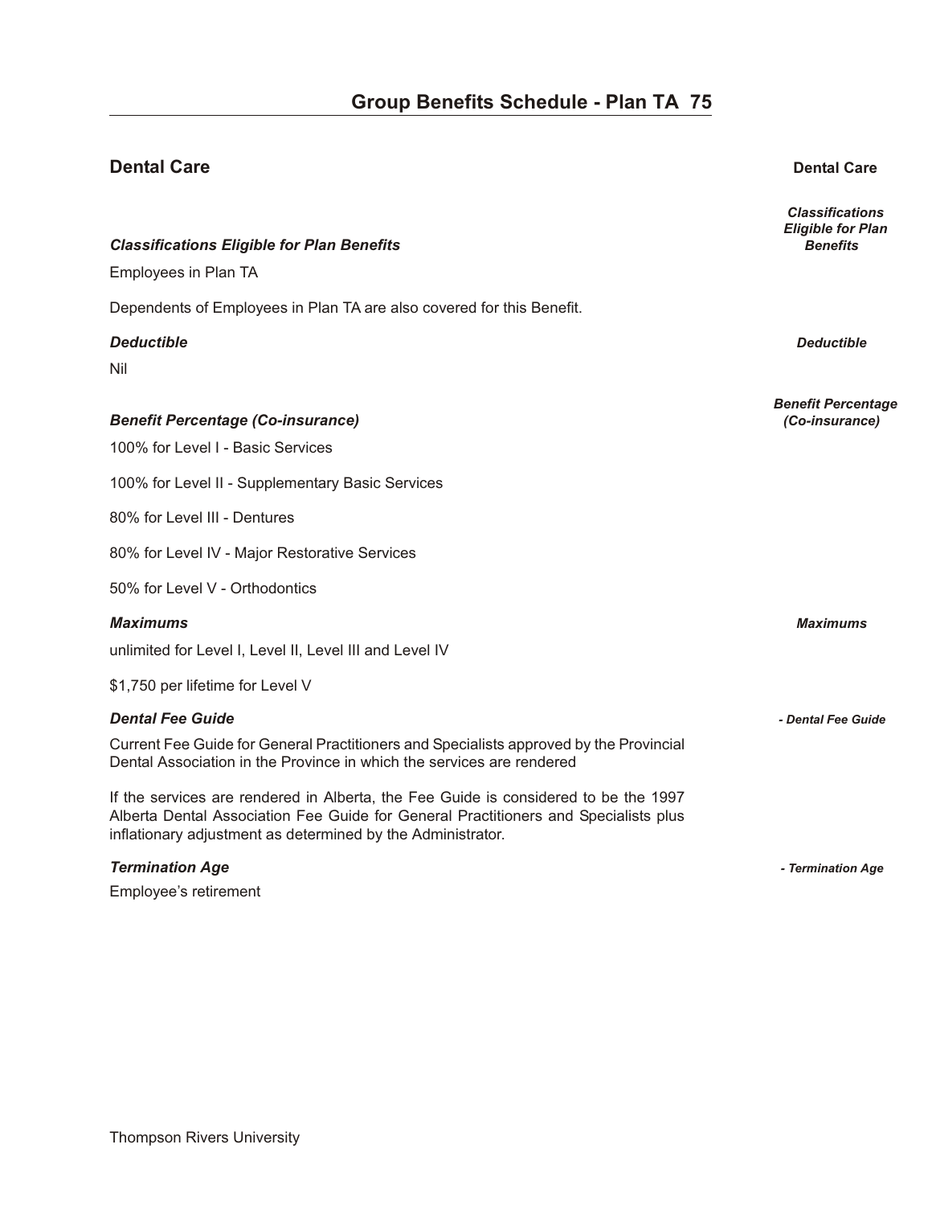# Group Benefits Schedule - Plan TA

## Dental Care

### *Classifications Eligible for Plan Benefits*

Employees in Plan TA

Dependents of Employees in Plan TA are also covered for this Benefit.

### *Deductible*

Nil

### *Benefit Percentage (Co-insurance)*

100% for Level I - Basic Services

100% for Level II - Supplementary Basic Services

80% for Level III - Dentures

80% for Level IV - Major Restorative Services

50% for Level V - Orthodontics

### *Maximums*

unlimited for Level I, Level II, Level III and Level IV

$1,750 per lifetime for Level V

### *Dental Fee Guide*

Current Fee Guide for General Practitioners and Specialists approved by the Provincial Dental Association in the Province in which the services are rendered

If the services are rendered in Alberta, the Fee Guide is considered to be the 1997 Alberta Dental Association Fee Guide for General Practitioners and Specialists plus inflationary adjustment as determined by the Administrator.

### *Termination Age*

Employee's retirement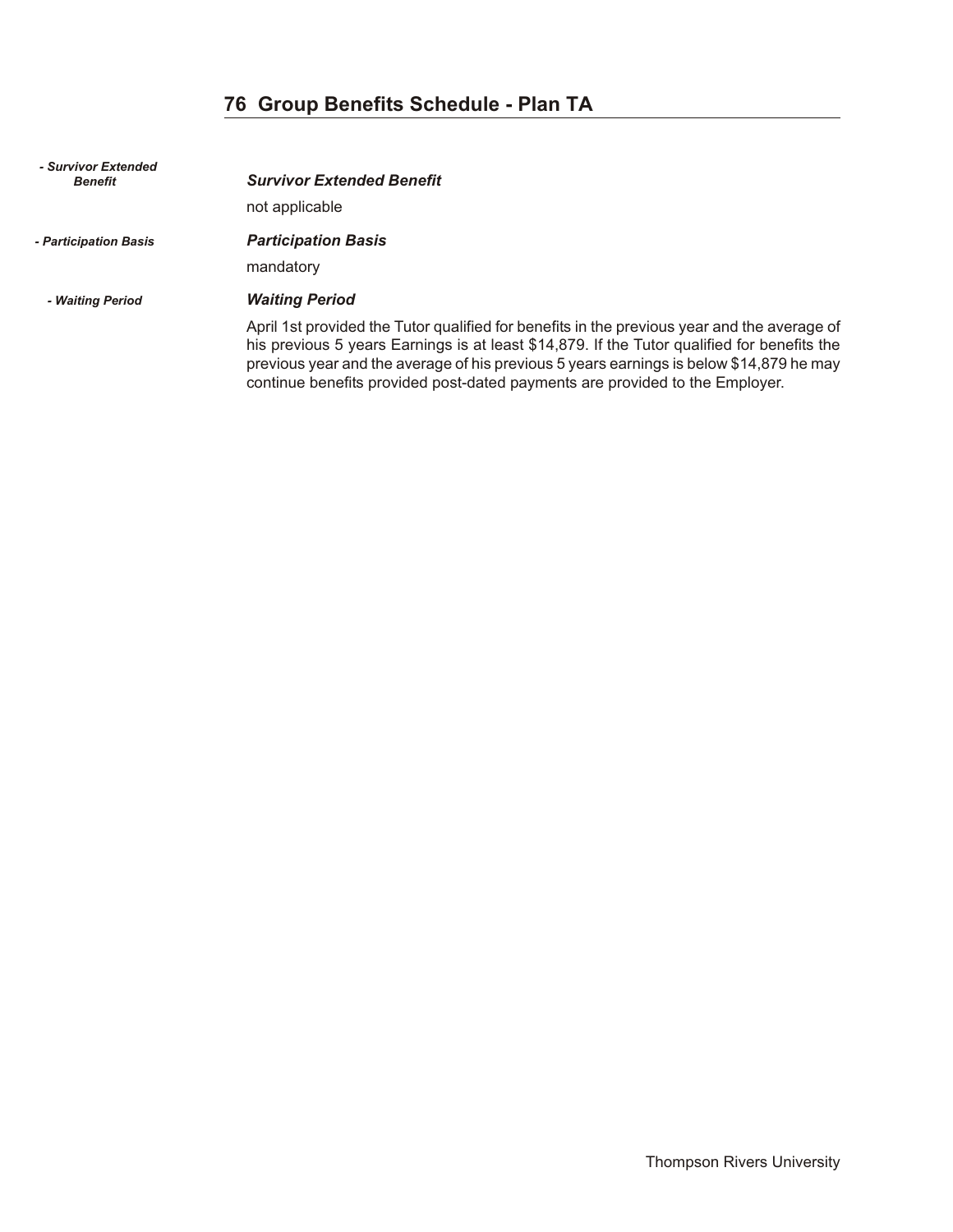# 76 Group Benefits Schedule - Plan TA

*- Survivor Extended Benefit*

***Survivor Extended Benefit***

not applicable

*- Participation Basis*

***Participation Basis***

mandatory

*- Waiting Period*

***Waiting Period***

April 1st provided the Tutor qualified for benefits in the previous year and the average of his previous 5 years Earnings is at least $14,879. If the Tutor qualified for benefits the previous year and the average of his previous 5 years earnings is below $14,879 he may continue benefits provided post-dated payments are provided to the Employer.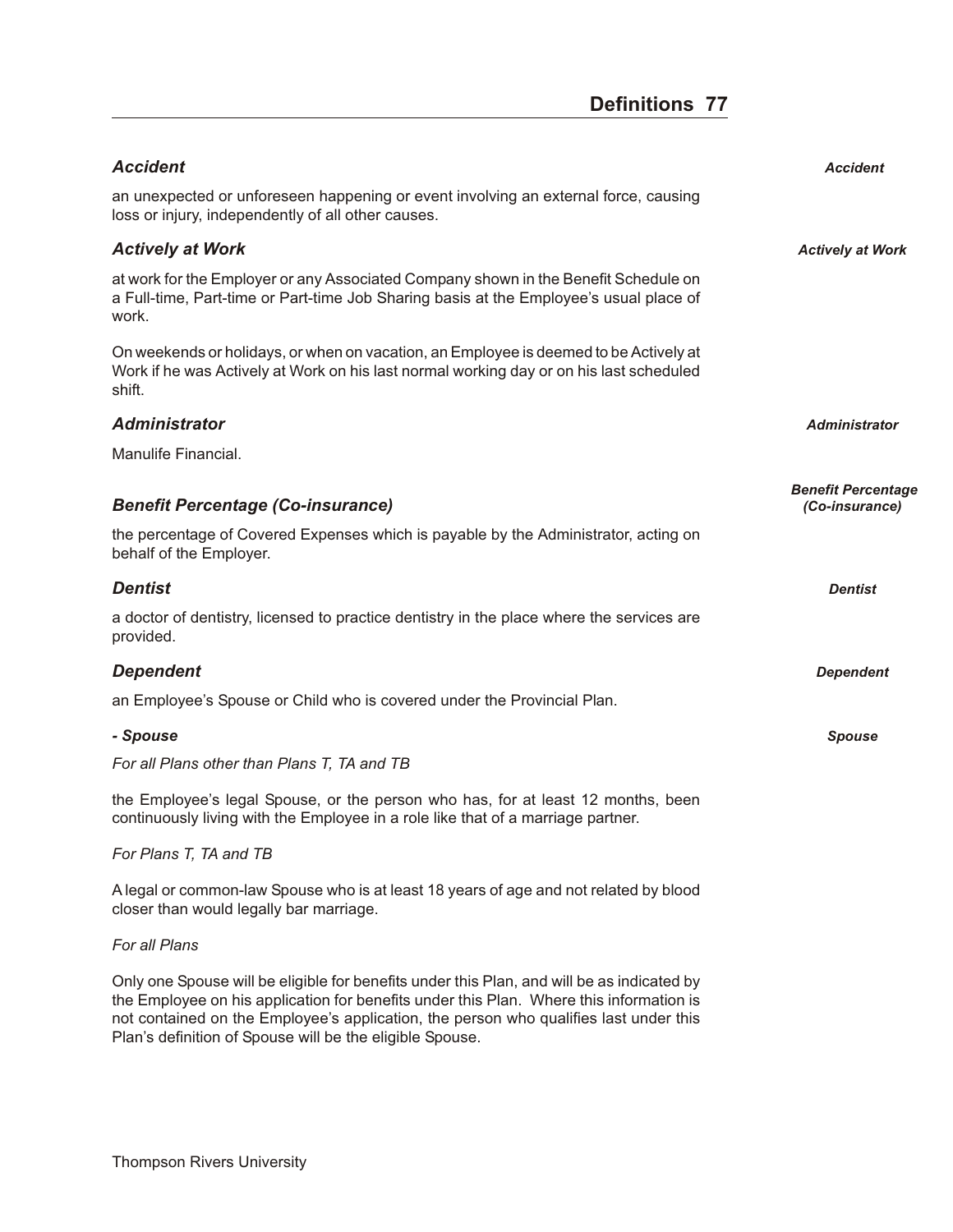### *Accident*

an unexpected or unforeseen happening or event involving an external force, causing loss or injury, independently of all other causes.

### *Actively at Work*

at work for the Employer or any Associated Company shown in the Benefit Schedule on a Full-time, Part-time or Part-time Job Sharing basis at the Employee's usual place of work.

On weekends or holidays, or when on vacation, an Employee is deemed to be Actively at Work if he was Actively at Work on his last normal working day or on his last scheduled shift.

### *Administrator*

Manulife Financial.

### *Benefit Percentage (Co-insurance)*

the percentage of Covered Expenses which is payable by the Administrator, acting on behalf of the Employer.

### *Dentist*

a doctor of dentistry, licensed to practice dentistry in the place where the services are provided.

### *Dependent*

an Employee's Spouse or Child who is covered under the Provincial Plan.

#### *- Spouse*

*For all Plans other than Plans T, TA and TB*

the Employee's legal Spouse, or the person who has, for at least 12 months, been continuously living with the Employee in a role like that of a marriage partner.

*For Plans T, TA and TB*

A legal or common-law Spouse who is at least 18 years of age and not related by blood closer than would legally bar marriage.

*For all Plans*

Only one Spouse will be eligible for benefits under this Plan, and will be as indicated by the Employee on his application for benefits under this Plan. Where this information is not contained on the Employee's application, the person who qualifies last under this Plan's definition of Spouse will be the eligible Spouse.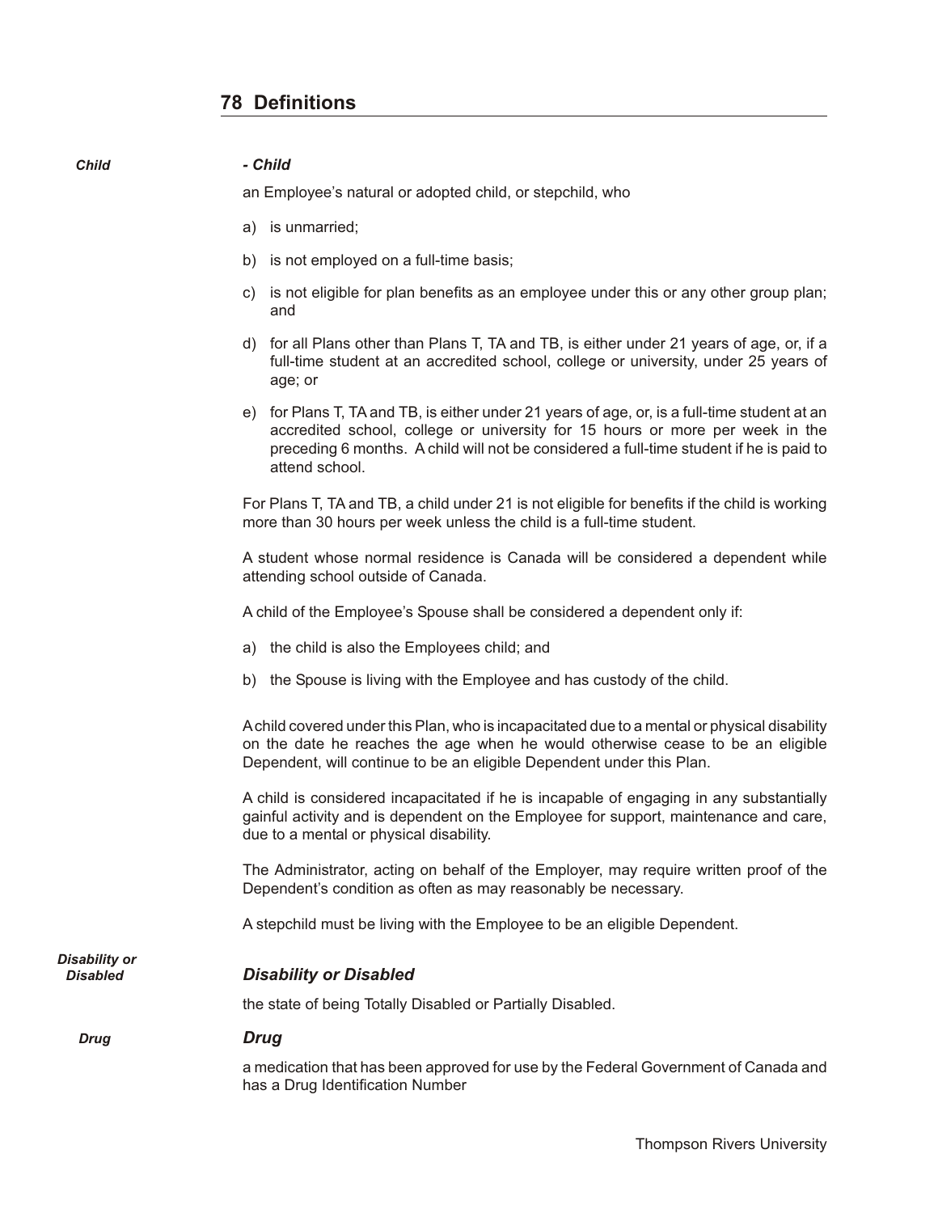## 78 Definitions

*Child*

***- Child***

an Employee's natural or adopted child, or stepchild, who

a) is unmarried;

b) is not employed on a full-time basis;

c) is not eligible for plan benefits as an employee under this or any other group plan; and

d) for all Plans other than Plans T, TA and TB, is either under 21 years of age, or, if a full-time student at an accredited school, college or university, under 25 years of age; or

e) for Plans T, TA and TB, is either under 21 years of age, or, is a full-time student at an accredited school, college or university for 15 hours or more per week in the preceding 6 months. A child will not be considered a full-time student if he is paid to attend school.

For Plans T, TA and TB, a child under 21 is not eligible for benefits if the child is working more than 30 hours per week unless the child is a full-time student.

A student whose normal residence is Canada will be considered a dependent while attending school outside of Canada.

A child of the Employee's Spouse shall be considered a dependent only if:

a) the child is also the Employees child; and

b) the Spouse is living with the Employee and has custody of the child.

A child covered under this Plan, who is incapacitated due to a mental or physical disability on the date he reaches the age when he would otherwise cease to be an eligible Dependent, will continue to be an eligible Dependent under this Plan.

A child is considered incapacitated if he is incapable of engaging in any substantially gainful activity and is dependent on the Employee for support, maintenance and care, due to a mental or physical disability.

The Administrator, acting on behalf of the Employer, may require written proof of the Dependent's condition as often as may reasonably be necessary.

A stepchild must be living with the Employee to be an eligible Dependent.

*Disability or Disabled*

***Disability or Disabled***

the state of being Totally Disabled or Partially Disabled.

*Drug*

***Drug***

a medication that has been approved for use by the Federal Government of Canada and has a Drug Identification Number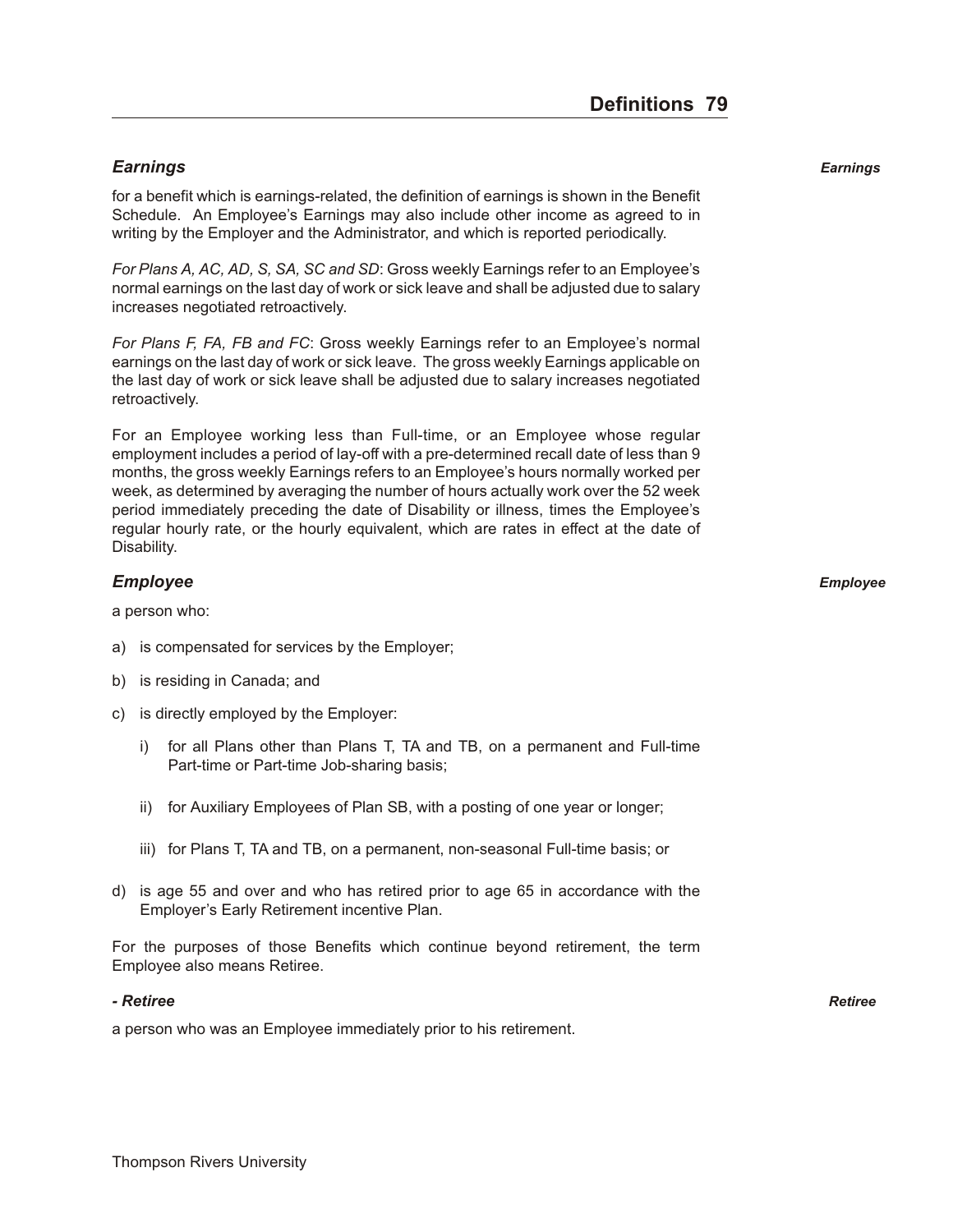### *Earnings*

for a benefit which is earnings-related, the definition of earnings is shown in the Benefit Schedule. An Employee's Earnings may also include other income as agreed to in writing by the Employer and the Administrator, and which is reported periodically.

*For Plans A, AC, AD, S, SA, SC and SD*: Gross weekly Earnings refer to an Employee's normal earnings on the last day of work or sick leave and shall be adjusted due to salary increases negotiated retroactively.

*For Plans F, FA, FB and FC*: Gross weekly Earnings refer to an Employee's normal earnings on the last day of work or sick leave. The gross weekly Earnings applicable on the last day of work or sick leave shall be adjusted due to salary increases negotiated retroactively.

For an Employee working less than Full-time, or an Employee whose regular employment includes a period of lay-off with a pre-determined recall date of less than 9 months, the gross weekly Earnings refers to an Employee's hours normally worked per week, as determined by averaging the number of hours actually work over the 52 week period immediately preceding the date of Disability or illness, times the Employee's regular hourly rate, or the hourly equivalent, which are rates in effect at the date of Disability.

### *Employee*

a person who:

a) is compensated for services by the Employer;

b) is residing in Canada; and

c) is directly employed by the Employer:

   i) for all Plans other than Plans T, TA and TB, on a permanent and Full-time Part-time or Part-time Job-sharing basis;

   ii) for Auxiliary Employees of Plan SB, with a posting of one year or longer;

   iii) for Plans T, TA and TB, on a permanent, non-seasonal Full-time basis; or

d) is age 55 and over and who has retired prior to age 65 in accordance with the Employer's Early Retirement incentive Plan.

For the purposes of those Benefits which continue beyond retirement, the term Employee also means Retiree.

#### *- Retiree*

a person who was an Employee immediately prior to his retirement.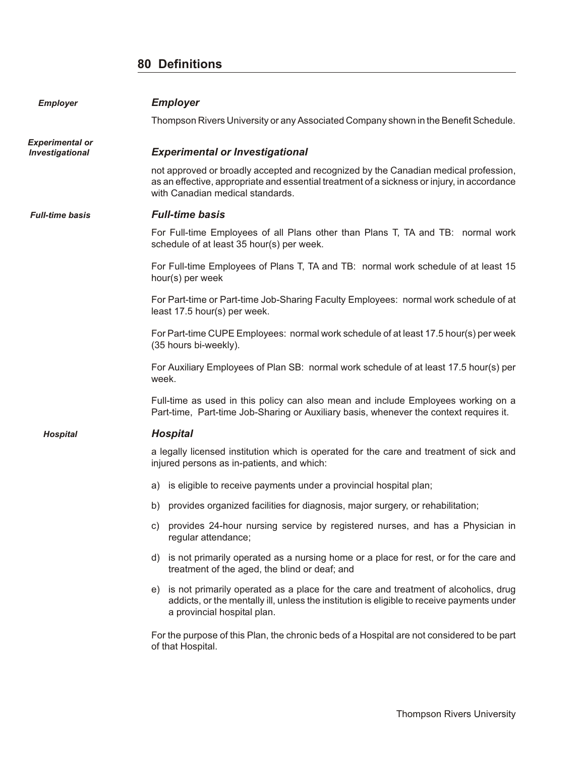## 80 Definitions

### *Employer*

Thompson Rivers University or any Associated Company shown in the Benefit Schedule.

### *Experimental or Investigational*

not approved or broadly accepted and recognized by the Canadian medical profession, as an effective, appropriate and essential treatment of a sickness or injury, in accordance with Canadian medical standards.

### *Full-time basis*

For Full-time Employees of all Plans other than Plans T, TA and TB: normal work schedule of at least 35 hour(s) per week.

For Full-time Employees of Plans T, TA and TB: normal work schedule of at least 15 hour(s) per week

For Part-time or Part-time Job-Sharing Faculty Employees: normal work schedule of at least 17.5 hour(s) per week.

For Part-time CUPE Employees: normal work schedule of at least 17.5 hour(s) per week (35 hours bi-weekly).

For Auxiliary Employees of Plan SB: normal work schedule of at least 17.5 hour(s) per week.

Full-time as used in this policy can also mean and include Employees working on a Part-time, Part-time Job-Sharing or Auxiliary basis, whenever the context requires it.

### *Hospital*

a legally licensed institution which is operated for the care and treatment of sick and injured persons as in-patients, and which:

a) is eligible to receive payments under a provincial hospital plan;

b) provides organized facilities for diagnosis, major surgery, or rehabilitation;

c) provides 24-hour nursing service by registered nurses, and has a Physician in regular attendance;

d) is not primarily operated as a nursing home or a place for rest, or for the care and treatment of the aged, the blind or deaf; and

e) is not primarily operated as a place for the care and treatment of alcoholics, drug addicts, or the mentally ill, unless the institution is eligible to receive payments under a provincial hospital plan.

For the purpose of this Plan, the chronic beds of a Hospital are not considered to be part of that Hospital.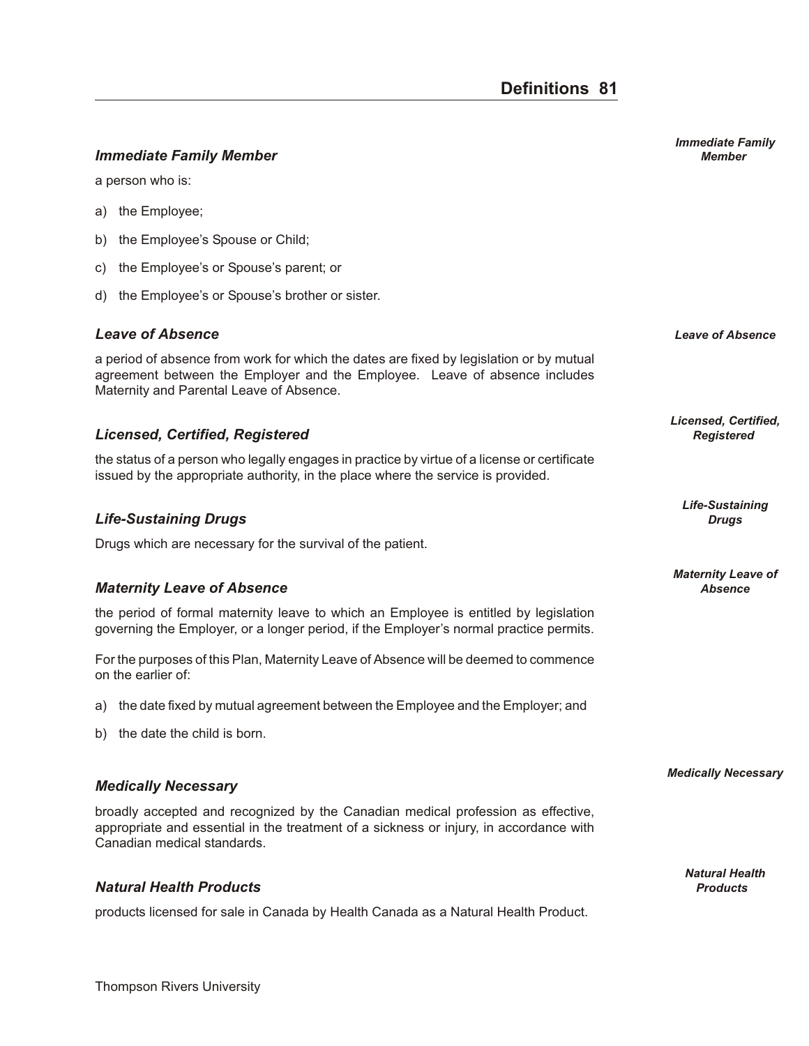### Immediate Family Member

a person who is:

a) the Employee;

b) the Employee's Spouse or Child;

c) the Employee's or Spouse's parent; or

d) the Employee's or Spouse's brother or sister.

### Leave of Absence

a period of absence from work for which the dates are fixed by legislation or by mutual agreement between the Employer and the Employee. Leave of absence includes Maternity and Parental Leave of Absence.

### Licensed, Certified, Registered

the status of a person who legally engages in practice by virtue of a license or certificate issued by the appropriate authority, in the place where the service is provided.

### Life-Sustaining Drugs

Drugs which are necessary for the survival of the patient.

### Maternity Leave of Absence

the period of formal maternity leave to which an Employee is entitled by legislation governing the Employer, or a longer period, if the Employer's normal practice permits.

For the purposes of this Plan, Maternity Leave of Absence will be deemed to commence on the earlier of:

a) the date fixed by mutual agreement between the Employee and the Employer; and

b) the date the child is born.

### Medically Necessary

broadly accepted and recognized by the Canadian medical profession as effective, appropriate and essential in the treatment of a sickness or injury, in accordance with Canadian medical standards.

### Natural Health Products

products licensed for sale in Canada by Health Canada as a Natural Health Product.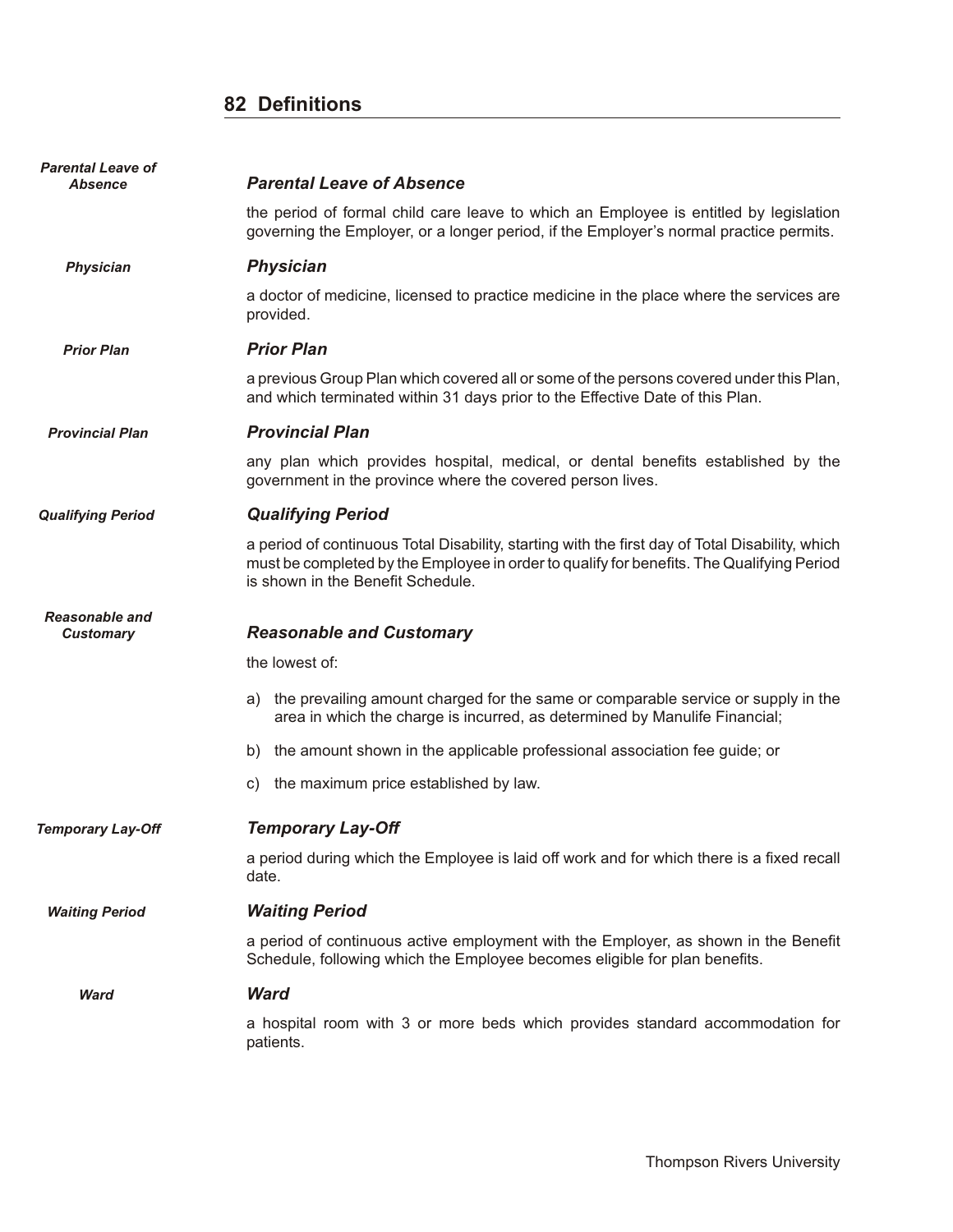## 82 Definitions

### *Parental Leave of Absence*

the period of formal child care leave to which an Employee is entitled by legislation governing the Employer, or a longer period, if the Employer's normal practice permits.

### *Physician*

a doctor of medicine, licensed to practice medicine in the place where the services are provided.

### *Prior Plan*

a previous Group Plan which covered all or some of the persons covered under this Plan, and which terminated within 31 days prior to the Effective Date of this Plan.

### *Provincial Plan*

any plan which provides hospital, medical, or dental benefits established by the government in the province where the covered person lives.

### *Qualifying Period*

a period of continuous Total Disability, starting with the first day of Total Disability, which must be completed by the Employee in order to qualify for benefits. The Qualifying Period is shown in the Benefit Schedule.

### *Reasonable and Customary*

the lowest of:

a) the prevailing amount charged for the same or comparable service or supply in the area in which the charge is incurred, as determined by Manulife Financial;

b) the amount shown in the applicable professional association fee guide; or

c) the maximum price established by law.

### *Temporary Lay-Off*

a period during which the Employee is laid off work and for which there is a fixed recall date.

### *Waiting Period*

a period of continuous active employment with the Employer, as shown in the Benefit Schedule, following which the Employee becomes eligible for plan benefits.

### *Ward*

a hospital room with 3 or more beds which provides standard accommodation for patients.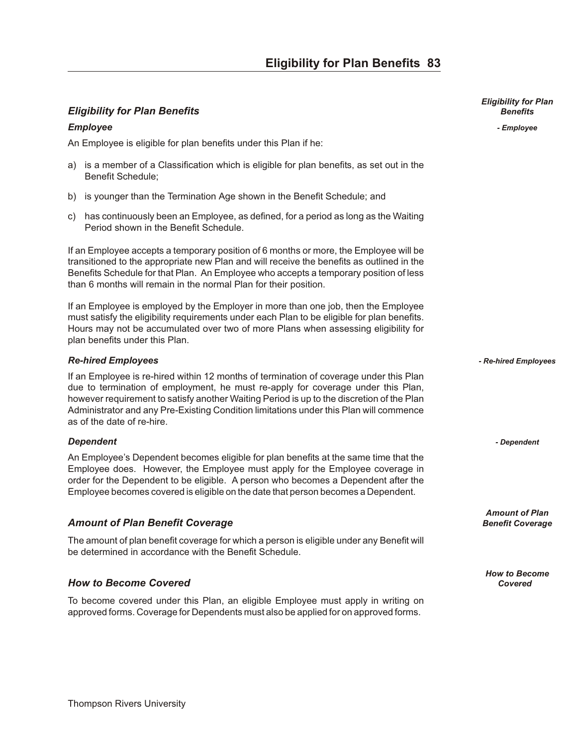## *Eligibility for Plan Benefits*

### *Employee*

An Employee is eligible for plan benefits under this Plan if he:

a) is a member of a Classification which is eligible for plan benefits, as set out in the Benefit Schedule;

b) is younger than the Termination Age shown in the Benefit Schedule; and

c) has continuously been an Employee, as defined, for a period as long as the Waiting Period shown in the Benefit Schedule.

If an Employee accepts a temporary position of 6 months or more, the Employee will be transitioned to the appropriate new Plan and will receive the benefits as outlined in the Benefits Schedule for that Plan. An Employee who accepts a temporary position of less than 6 months will remain in the normal Plan for their position.

If an Employee is employed by the Employer in more than one job, then the Employee must satisfy the eligibility requirements under each Plan to be eligible for plan benefits. Hours may not be accumulated over two of more Plans when assessing eligibility for plan benefits under this Plan.

### *Re-hired Employees*

If an Employee is re-hired within 12 months of termination of coverage under this Plan due to termination of employment, he must re-apply for coverage under this Plan, however requirement to satisfy another Waiting Period is up to the discretion of the Plan Administrator and any Pre-Existing Condition limitations under this Plan will commence as of the date of re-hire.

### *Dependent*

An Employee's Dependent becomes eligible for plan benefits at the same time that the Employee does. However, the Employee must apply for the Employee coverage in order for the Dependent to be eligible. A person who becomes a Dependent after the Employee becomes covered is eligible on the date that person becomes a Dependent.

## *Amount of Plan Benefit Coverage*

The amount of plan benefit coverage for which a person is eligible under any Benefit will be determined in accordance with the Benefit Schedule.

## *How to Become Covered*

To become covered under this Plan, an eligible Employee must apply in writing on approved forms. Coverage for Dependents must also be applied for on approved forms.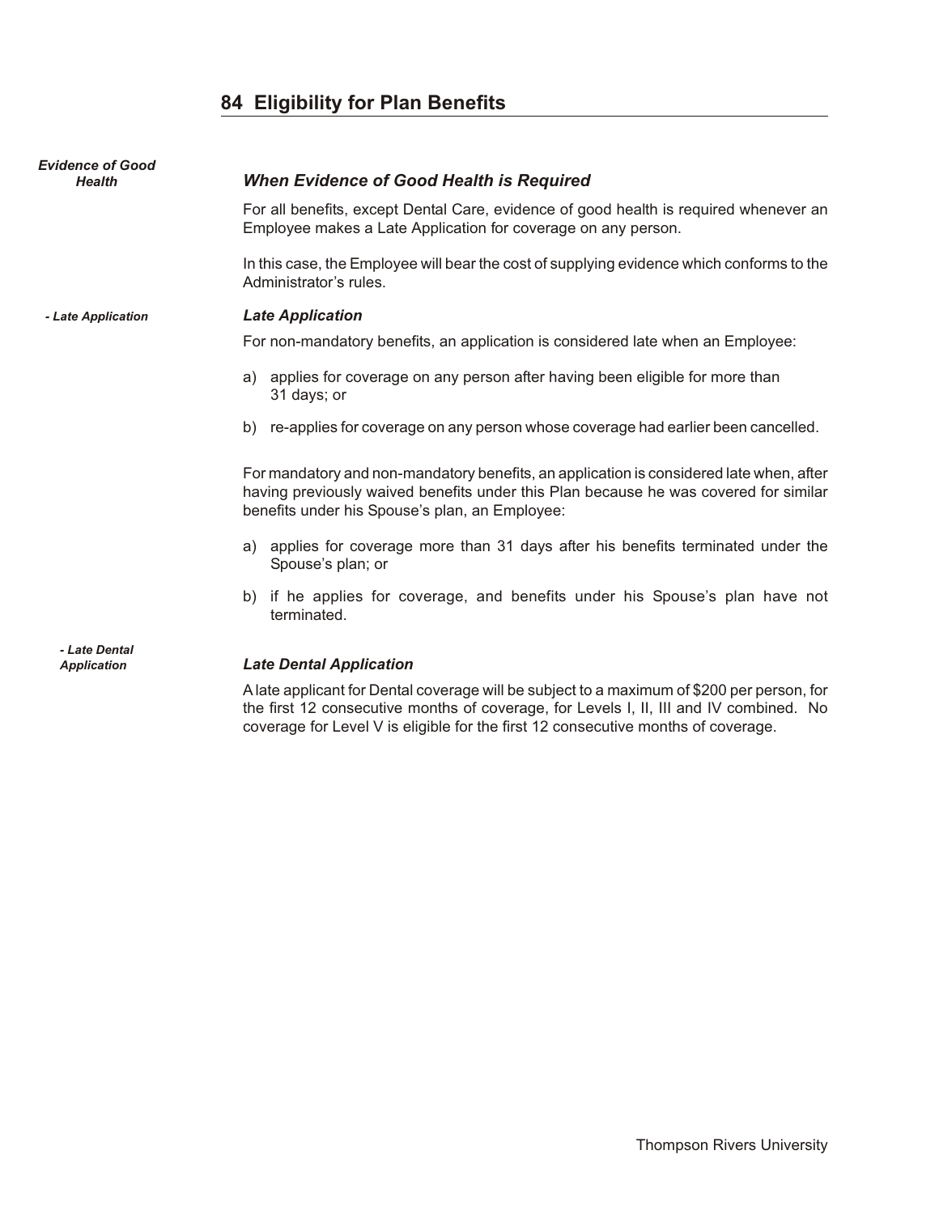## 84 Eligibility for Plan Benefits

*Evidence of Good Health*

### *When Evidence of Good Health is Required*

For all benefits, except Dental Care, evidence of good health is required whenever an Employee makes a Late Application for coverage on any person.

In this case, the Employee will bear the cost of supplying evidence which conforms to the Administrator's rules.

*- Late Application*

### *Late Application*

For non-mandatory benefits, an application is considered late when an Employee:

a) applies for coverage on any person after having been eligible for more than 31 days; or

b) re-applies for coverage on any person whose coverage had earlier been cancelled.

For mandatory and non-mandatory benefits, an application is considered late when, after having previously waived benefits under this Plan because he was covered for similar benefits under his Spouse's plan, an Employee:

a) applies for coverage more than 31 days after his benefits terminated under the Spouse's plan; or

b) if he applies for coverage, and benefits under his Spouse's plan have not terminated.

*- Late Dental Application*

### *Late Dental Application*

A late applicant for Dental coverage will be subject to a maximum of $200 per person, for the first 12 consecutive months of coverage, for Levels I, II, III and IV combined. No coverage for Level V is eligible for the first 12 consecutive months of coverage.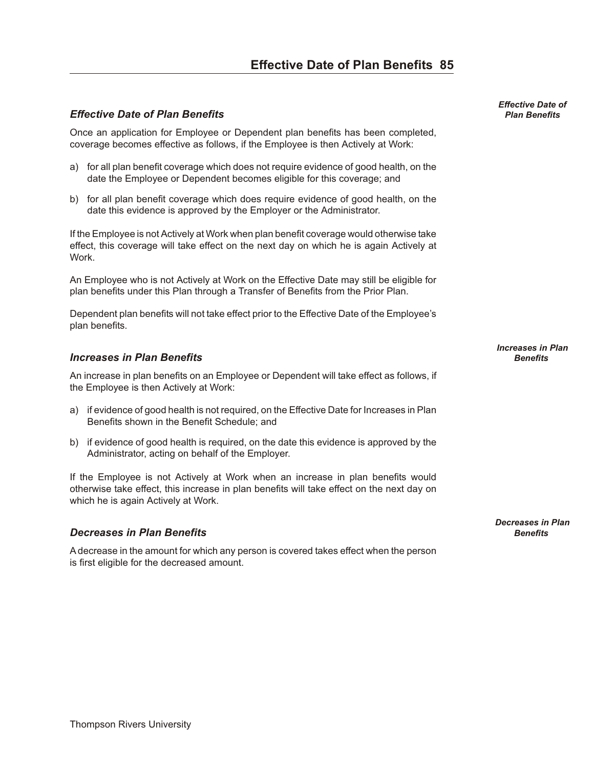### *Effective Date of Plan Benefits*

Once an application for Employee or Dependent plan benefits has been completed, coverage becomes effective as follows, if the Employee is then Actively at Work:

a) for all plan benefit coverage which does not require evidence of good health, on the date the Employee or Dependent becomes eligible for this coverage; and

b) for all plan benefit coverage which does require evidence of good health, on the date this evidence is approved by the Employer or the Administrator.

If the Employee is not Actively at Work when plan benefit coverage would otherwise take effect, this coverage will take effect on the next day on which he is again Actively at Work.

An Employee who is not Actively at Work on the Effective Date may still be eligible for plan benefits under this Plan through a Transfer of Benefits from the Prior Plan.

Dependent plan benefits will not take effect prior to the Effective Date of the Employee's plan benefits.

### *Increases in Plan Benefits*

An increase in plan benefits on an Employee or Dependent will take effect as follows, if the Employee is then Actively at Work:

a) if evidence of good health is not required, on the Effective Date for Increases in Plan Benefits shown in the Benefit Schedule; and

b) if evidence of good health is required, on the date this evidence is approved by the Administrator, acting on behalf of the Employer.

If the Employee is not Actively at Work when an increase in plan benefits would otherwise take effect, this increase in plan benefits will take effect on the next day on which he is again Actively at Work.

### *Decreases in Plan Benefits*

A decrease in the amount for which any person is covered takes effect when the person is first eligible for the decreased amount.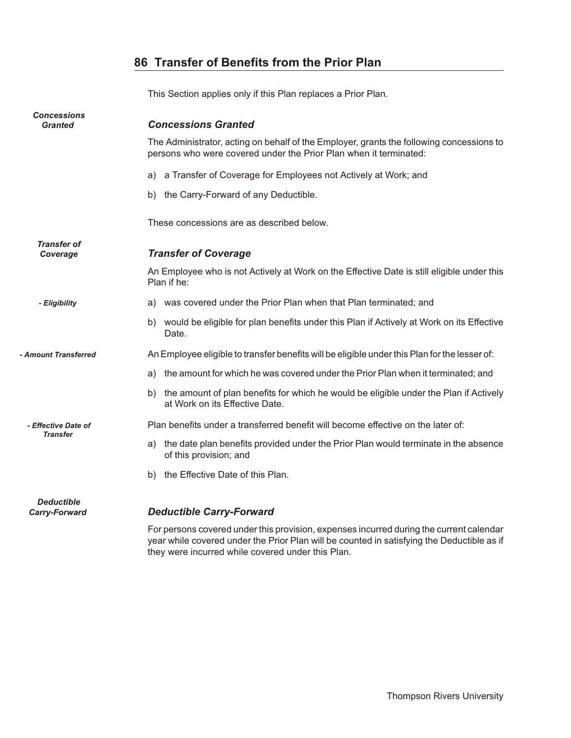## 86 Transfer of Benefits from the Prior Plan

This Section applies only if this Plan replaces a Prior Plan.

### *Concessions Granted*

The Administrator, acting on behalf of the Employer, grants the following concessions to persons who were covered under the Prior Plan when it terminated:

a) a Transfer of Coverage for Employees not Actively at Work; and

b) the Carry-Forward of any Deductible.

These concessions are as described below.

### *Transfer of Coverage*

*- Eligibility*

An Employee who is not Actively at Work on the Effective Date is still eligible under this Plan if he:

a) was covered under the Prior Plan when that Plan terminated; and

b) would be eligible for plan benefits under this Plan if Actively at Work on its Effective Date.

*- Amount Transferred*

An Employee eligible to transfer benefits will be eligible under this Plan for the lesser of:

a) the amount for which he was covered under the Prior Plan when it terminated; and

b) the amount of plan benefits for which he would be eligible under the Plan if Actively at Work on its Effective Date.

*- Effective Date of Transfer*

Plan benefits under a transferred benefit will become effective on the later of:

a) the date plan benefits provided under the Prior Plan would terminate in the absence of this provision; and

b) the Effective Date of this Plan.

### *Deductible Carry-Forward*

For persons covered under this provision, expenses incurred during the current calendar year while covered under the Prior Plan will be counted in satisfying the Deductible as if they were incurred while covered under this Plan.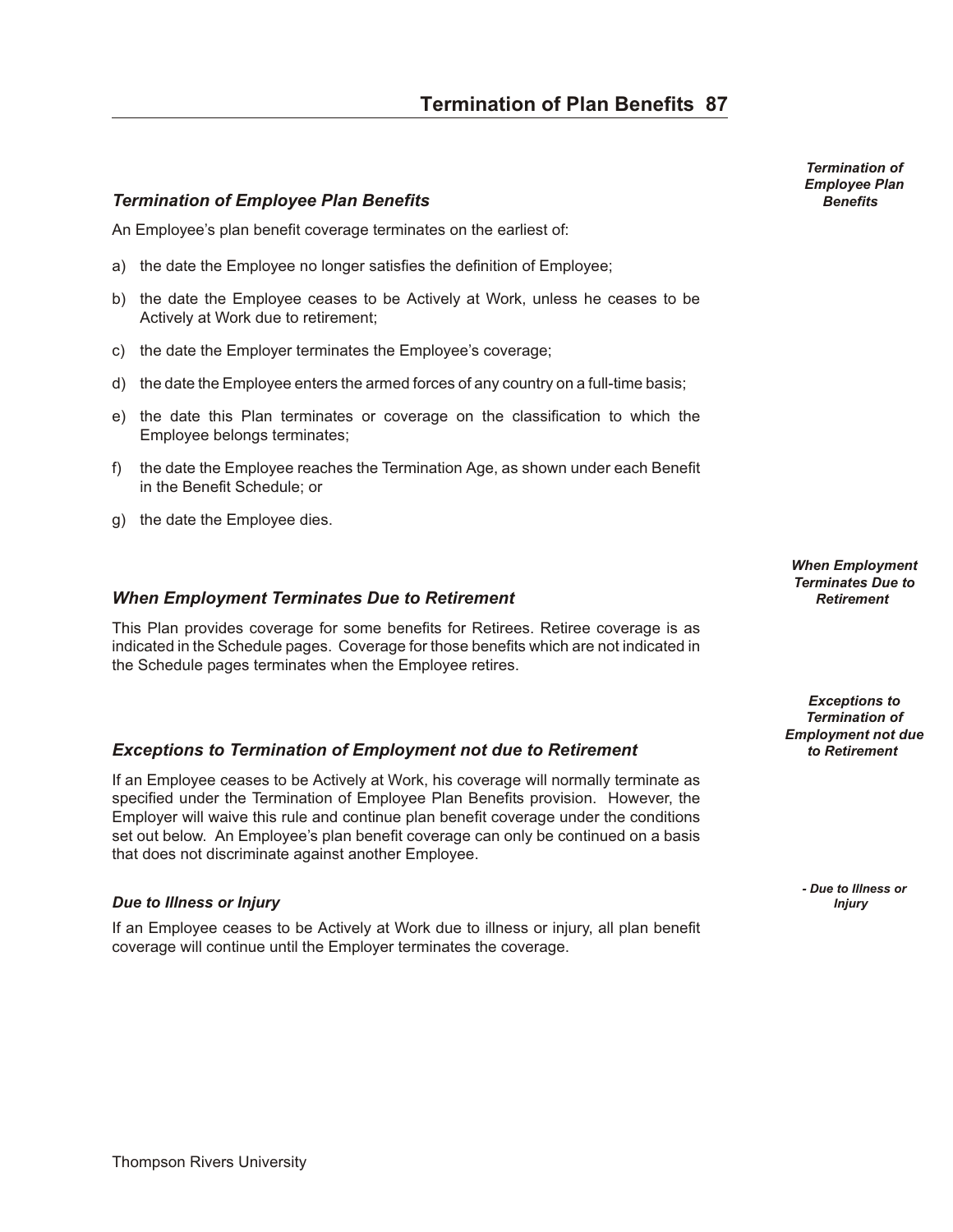### *Termination of Employee Plan Benefits*

An Employee's plan benefit coverage terminates on the earliest of:

a) the date the Employee no longer satisfies the definition of Employee;

b) the date the Employee ceases to be Actively at Work, unless he ceases to be Actively at Work due to retirement;

c) the date the Employer terminates the Employee's coverage;

d) the date the Employee enters the armed forces of any country on a full-time basis;

e) the date this Plan terminates or coverage on the classification to which the Employee belongs terminates;

f) the date the Employee reaches the Termination Age, as shown under each Benefit in the Benefit Schedule; or

g) the date the Employee dies.

### *When Employment Terminates Due to Retirement*

This Plan provides coverage for some benefits for Retirees. Retiree coverage is as indicated in the Schedule pages. Coverage for those benefits which are not indicated in the Schedule pages terminates when the Employee retires.

### *Exceptions to Termination of Employment not due to Retirement*

If an Employee ceases to be Actively at Work, his coverage will normally terminate as specified under the Termination of Employee Plan Benefits provision. However, the Employer will waive this rule and continue plan benefit coverage under the conditions set out below. An Employee's plan benefit coverage can only be continued on a basis that does not discriminate against another Employee.

#### *Due to Illness or Injury*

If an Employee ceases to be Actively at Work due to illness or injury, all plan benefit coverage will continue until the Employer terminates the coverage.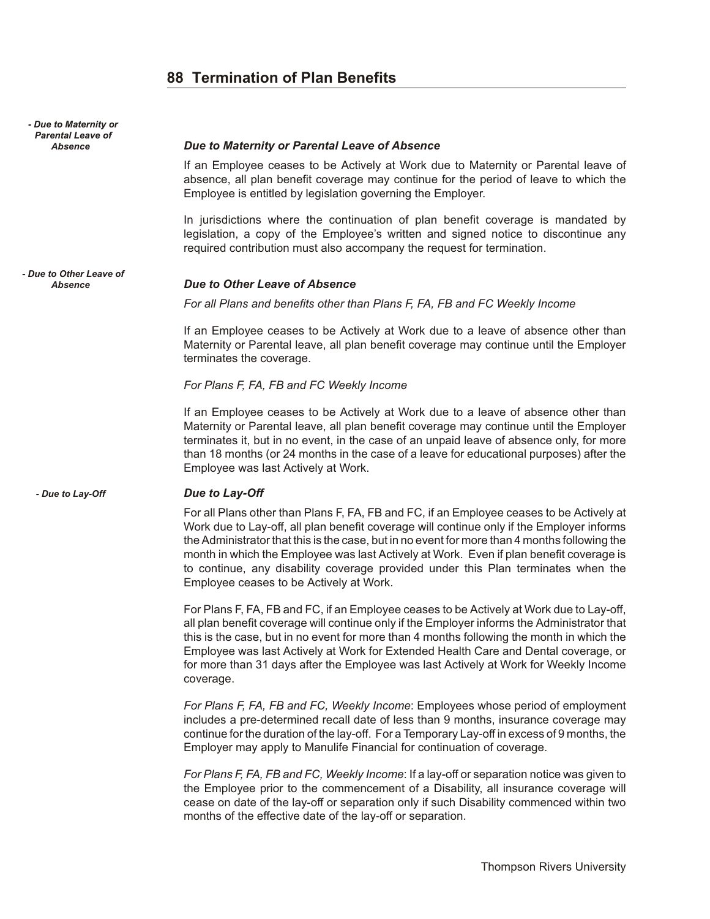## Termination of Plan Benefits

### Due to Maternity or Parental Leave of Absence

If an Employee ceases to be Actively at Work due to Maternity or Parental leave of absence, all plan benefit coverage may continue for the period of leave to which the Employee is entitled by legislation governing the Employer.

In jurisdictions where the continuation of plan benefit coverage is mandated by legislation, a copy of the Employee's written and signed notice to discontinue any required contribution must also accompany the request for termination.

### Due to Other Leave of Absence

*For all Plans and benefits other than Plans F, FA, FB and FC Weekly Income*

If an Employee ceases to be Actively at Work due to a leave of absence other than Maternity or Parental leave, all plan benefit coverage may continue until the Employer terminates the coverage.

*For Plans F, FA, FB and FC Weekly Income*

If an Employee ceases to be Actively at Work due to a leave of absence other than Maternity or Parental leave, all plan benefit coverage may continue until the Employer terminates it, but in no event, in the case of an unpaid leave of absence only, for more than 18 months (or 24 months in the case of a leave for educational purposes) after the Employee was last Actively at Work.

### Due to Lay-Off

For all Plans other than Plans F, FA, FB and FC, if an Employee ceases to be Actively at Work due to Lay-off, all plan benefit coverage will continue only if the Employer informs the Administrator that this is the case, but in no event for more than 4 months following the month in which the Employee was last Actively at Work. Even if plan benefit coverage is to continue, any disability coverage provided under this Plan terminates when the Employee ceases to be Actively at Work.

For Plans F, FA, FB and FC, if an Employee ceases to be Actively at Work due to Lay-off, all plan benefit coverage will continue only if the Employer informs the Administrator that this is the case, but in no event for more than 4 months following the month in which the Employee was last Actively at Work for Extended Health Care and Dental coverage, or for more than 31 days after the Employee was last Actively at Work for Weekly Income coverage.

*For Plans F, FA, FB and FC, Weekly Income*: Employees whose period of employment includes a pre-determined recall date of less than 9 months, insurance coverage may continue for the duration of the lay-off. For a Temporary Lay-off in excess of 9 months, the Employer may apply to Manulife Financial for continuation of coverage.

*For Plans F, FA, FB and FC, Weekly Income*: If a lay-off or separation notice was given to the Employee prior to the commencement of a Disability, all insurance coverage will cease on date of the lay-off or separation only if such Disability commenced within two months of the effective date of the lay-off or separation.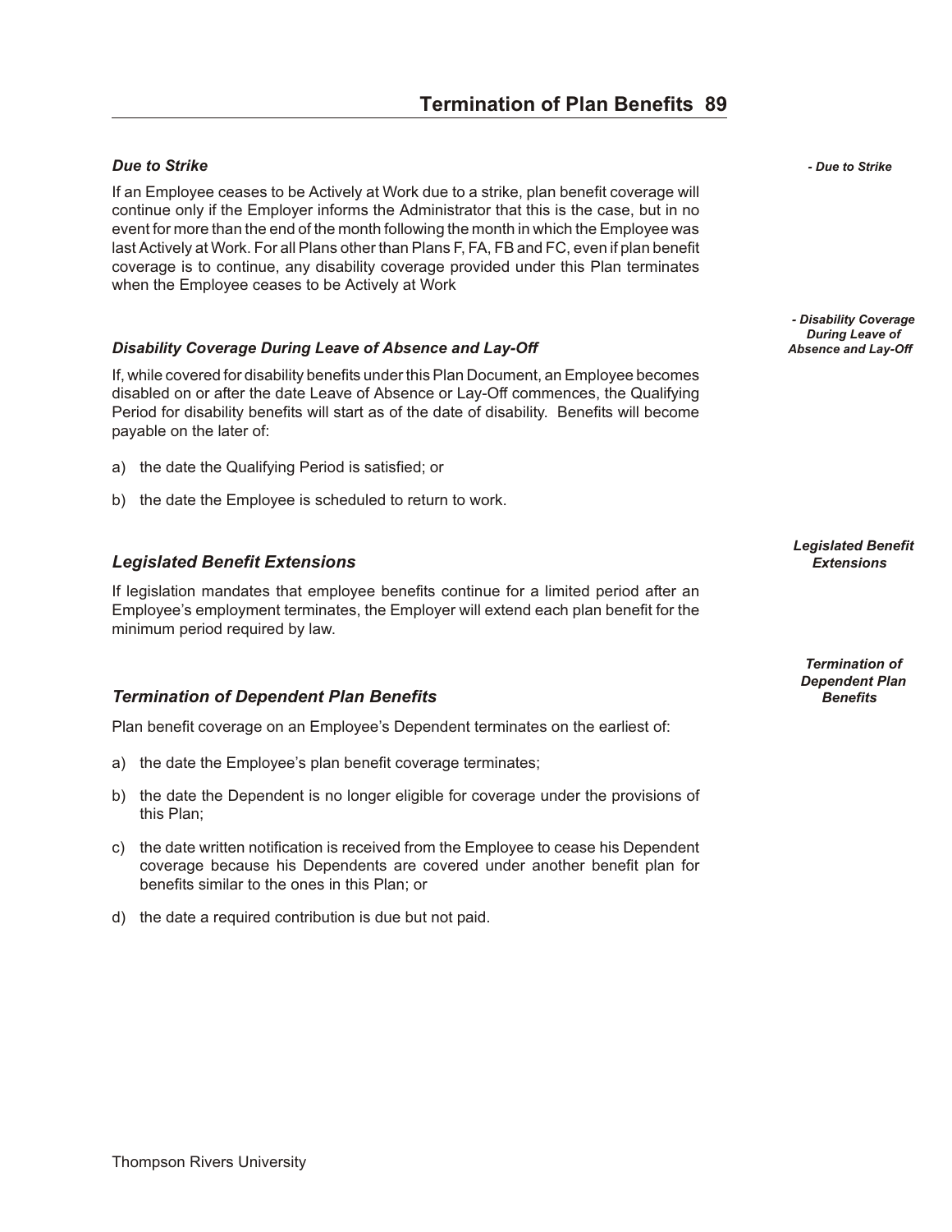### *Due to Strike*

If an Employee ceases to be Actively at Work due to a strike, plan benefit coverage will continue only if the Employer informs the Administrator that this is the case, but in no event for more than the end of the month following the month in which the Employee was last Actively at Work. For all Plans other than Plans F, FA, FB and FC, even if plan benefit coverage is to continue, any disability coverage provided under this Plan terminates when the Employee ceases to be Actively at Work

### *Disability Coverage During Leave of Absence and Lay-Off*

If, while covered for disability benefits under this Plan Document, an Employee becomes disabled on or after the date Leave of Absence or Lay-Off commences, the Qualifying Period for disability benefits will start as of the date of disability. Benefits will become payable on the later of:

a) the date the Qualifying Period is satisfied; or

b) the date the Employee is scheduled to return to work.

## *Legislated Benefit Extensions*

If legislation mandates that employee benefits continue for a limited period after an Employee's employment terminates, the Employer will extend each plan benefit for the minimum period required by law.

## *Termination of Dependent Plan Benefits*

Plan benefit coverage on an Employee's Dependent terminates on the earliest of:

a) the date the Employee's plan benefit coverage terminates;

b) the date the Dependent is no longer eligible for coverage under the provisions of this Plan;

c) the date written notification is received from the Employee to cease his Dependent coverage because his Dependents are covered under another benefit plan for benefits similar to the ones in this Plan; or

d) the date a required contribution is due but not paid.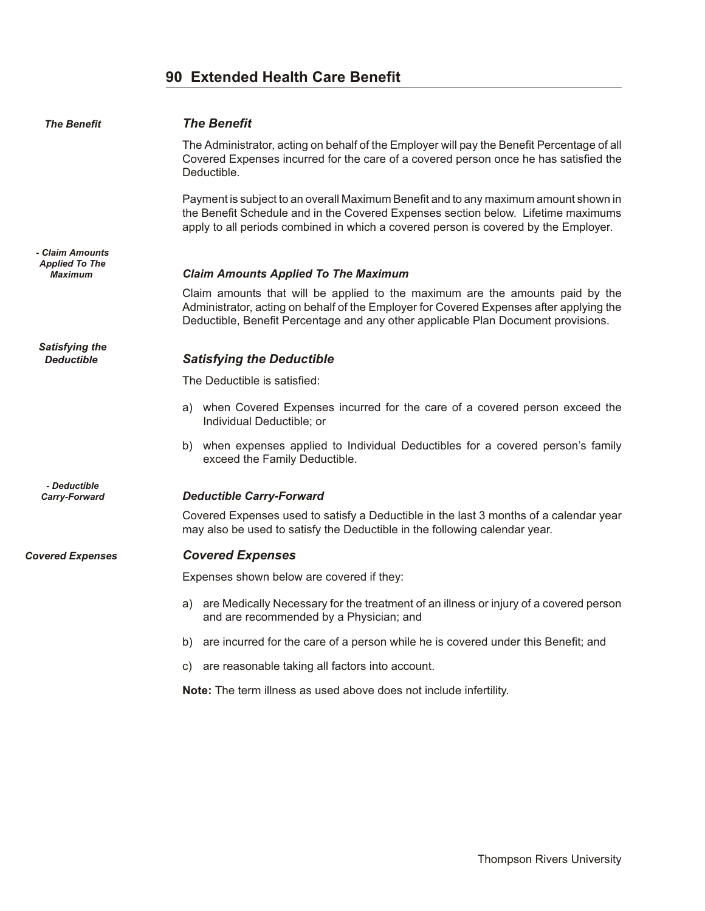## 90 Extended Health Care Benefit

### *The Benefit*

The Administrator, acting on behalf of the Employer will pay the Benefit Percentage of all Covered Expenses incurred for the care of a covered person once he has satisfied the Deductible.

Payment is subject to an overall Maximum Benefit and to any maximum amount shown in the Benefit Schedule and in the Covered Expenses section below. Lifetime maximums apply to all periods combined in which a covered person is covered by the Employer.

#### *Claim Amounts Applied To The Maximum*

Claim amounts that will be applied to the maximum are the amounts paid by the Administrator, acting on behalf of the Employer for Covered Expenses after applying the Deductible, Benefit Percentage and any other applicable Plan Document provisions.

### *Satisfying the Deductible*

The Deductible is satisfied:

a) when Covered Expenses incurred for the care of a covered person exceed the Individual Deductible; or

b) when expenses applied to Individual Deductibles for a covered person's family exceed the Family Deductible.

#### *Deductible Carry-Forward*

Covered Expenses used to satisfy a Deductible in the last 3 months of a calendar year may also be used to satisfy the Deductible in the following calendar year.

### *Covered Expenses*

Expenses shown below are covered if they:

a) are Medically Necessary for the treatment of an illness or injury of a covered person and are recommended by a Physician; and

b) are incurred for the care of a person while he is covered under this Benefit; and

c) are reasonable taking all factors into account.

**Note:** The term illness as used above does not include infertility.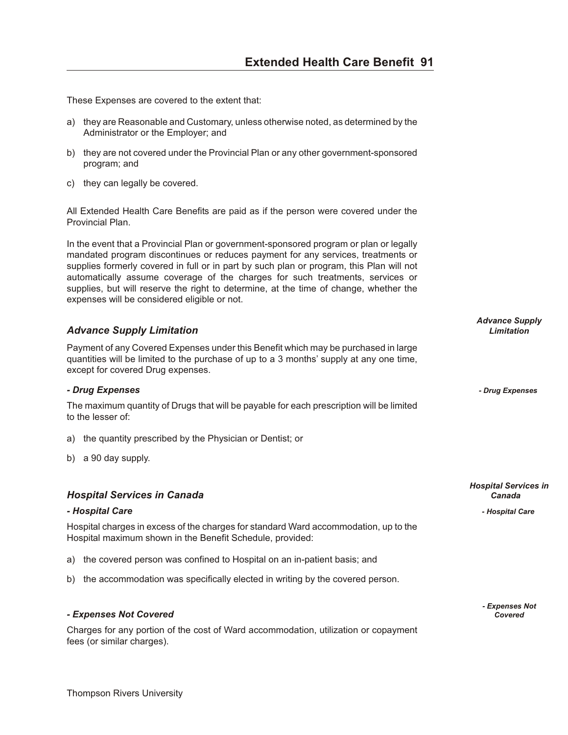These Expenses are covered to the extent that:

a) they are Reasonable and Customary, unless otherwise noted, as determined by the Administrator or the Employer; and

b) they are not covered under the Provincial Plan or any other government-sponsored program; and

c) they can legally be covered.

All Extended Health Care Benefits are paid as if the person were covered under the Provincial Plan.

In the event that a Provincial Plan or government-sponsored program or plan or legally mandated program discontinues or reduces payment for any services, treatments or supplies formerly covered in full or in part by such plan or program, this Plan will not automatically assume coverage of the charges for such treatments, services or supplies, but will reserve the right to determine, at the time of change, whether the expenses will be considered eligible or not.

## *Advance Supply Limitation*

Payment of any Covered Expenses under this Benefit which may be purchased in large quantities will be limited to the purchase of up to a 3 months' supply at any one time, except for covered Drug expenses.

### *- Drug Expenses*

The maximum quantity of Drugs that will be payable for each prescription will be limited to the lesser of:

a) the quantity prescribed by the Physician or Dentist; or

b) a 90 day supply.

## *Hospital Services in Canada*

### *- Hospital Care*

Hospital charges in excess of the charges for standard Ward accommodation, up to the Hospital maximum shown in the Benefit Schedule, provided:

a) the covered person was confined to Hospital on an in-patient basis; and

b) the accommodation was specifically elected in writing by the covered person.

### *- Expenses Not Covered*

Charges for any portion of the cost of Ward accommodation, utilization or copayment fees (or similar charges).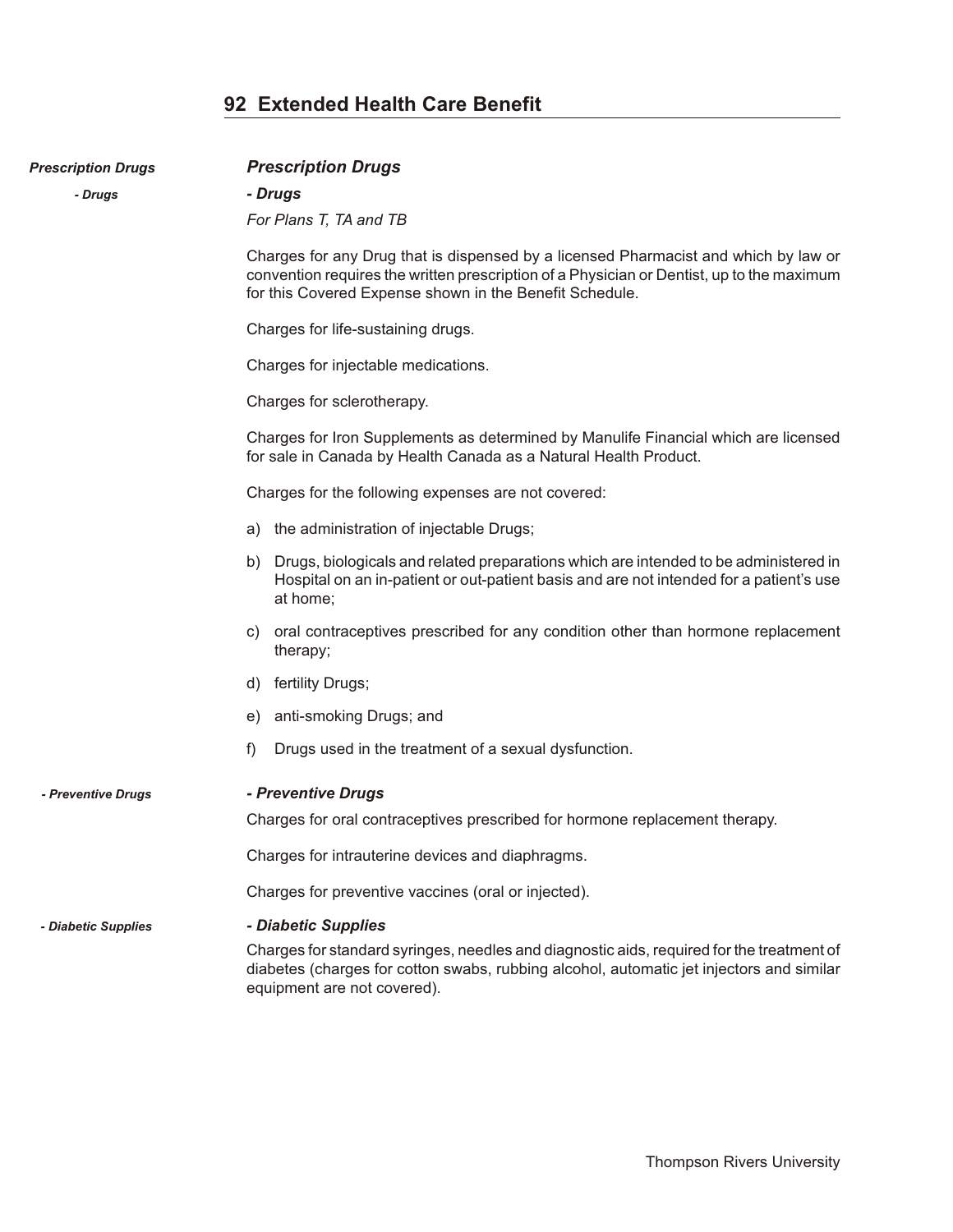## Extended Health Care Benefit

### *Prescription Drugs*

#### *- Drugs*

*For Plans T, TA and TB*

Charges for any Drug that is dispensed by a licensed Pharmacist and which by law or convention requires the written prescription of a Physician or Dentist, up to the maximum for this Covered Expense shown in the Benefit Schedule.

Charges for life-sustaining drugs.

Charges for injectable medications.

Charges for sclerotherapy.

Charges for Iron Supplements as determined by Manulife Financial which are licensed for sale in Canada by Health Canada as a Natural Health Product.

Charges for the following expenses are not covered:

a) the administration of injectable Drugs;

b) Drugs, biologicals and related preparations which are intended to be administered in Hospital on an in-patient or out-patient basis and are not intended for a patient's use at home;

c) oral contraceptives prescribed for any condition other than hormone replacement therapy;

d) fertility Drugs;

e) anti-smoking Drugs; and

f) Drugs used in the treatment of a sexual dysfunction.

#### *- Preventive Drugs*

Charges for oral contraceptives prescribed for hormone replacement therapy.

Charges for intrauterine devices and diaphragms.

Charges for preventive vaccines (oral or injected).

#### *- Diabetic Supplies*

Charges for standard syringes, needles and diagnostic aids, required for the treatment of diabetes (charges for cotton swabs, rubbing alcohol, automatic jet injectors and similar equipment are not covered).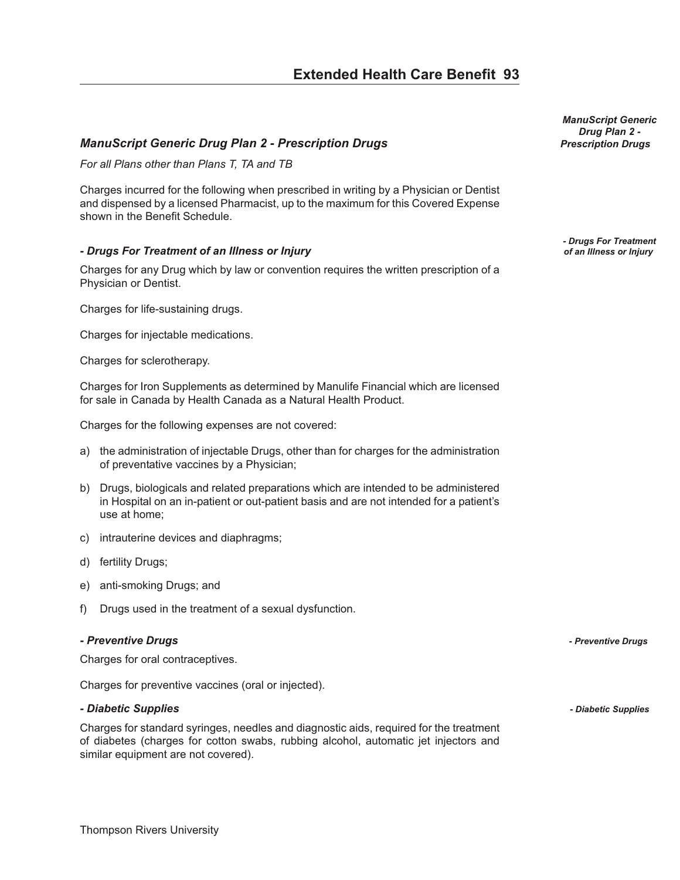### *ManuScript Generic Drug Plan 2 - Prescription Drugs*

*For all Plans other than Plans T, TA and TB*

Charges incurred for the following when prescribed in writing by a Physician or Dentist and dispensed by a licensed Pharmacist, up to the maximum for this Covered Expense shown in the Benefit Schedule.

#### *- Drugs For Treatment of an Illness or Injury*

Charges for any Drug which by law or convention requires the written prescription of a Physician or Dentist.

Charges for life-sustaining drugs.

Charges for injectable medications.

Charges for sclerotherapy.

Charges for Iron Supplements as determined by Manulife Financial which are licensed for sale in Canada by Health Canada as a Natural Health Product.

Charges for the following expenses are not covered:

a) the administration of injectable Drugs, other than for charges for the administration of preventative vaccines by a Physician;

b) Drugs, biologicals and related preparations which are intended to be administered in Hospital on an in-patient or out-patient basis and are not intended for a patient's use at home;

c) intrauterine devices and diaphragms;

d) fertility Drugs;

e) anti-smoking Drugs; and

f) Drugs used in the treatment of a sexual dysfunction.

#### *- Preventive Drugs*

Charges for oral contraceptives.

Charges for preventive vaccines (oral or injected).

#### *- Diabetic Supplies*

Charges for standard syringes, needles and diagnostic aids, required for the treatment of diabetes (charges for cotton swabs, rubbing alcohol, automatic jet injectors and similar equipment are not covered).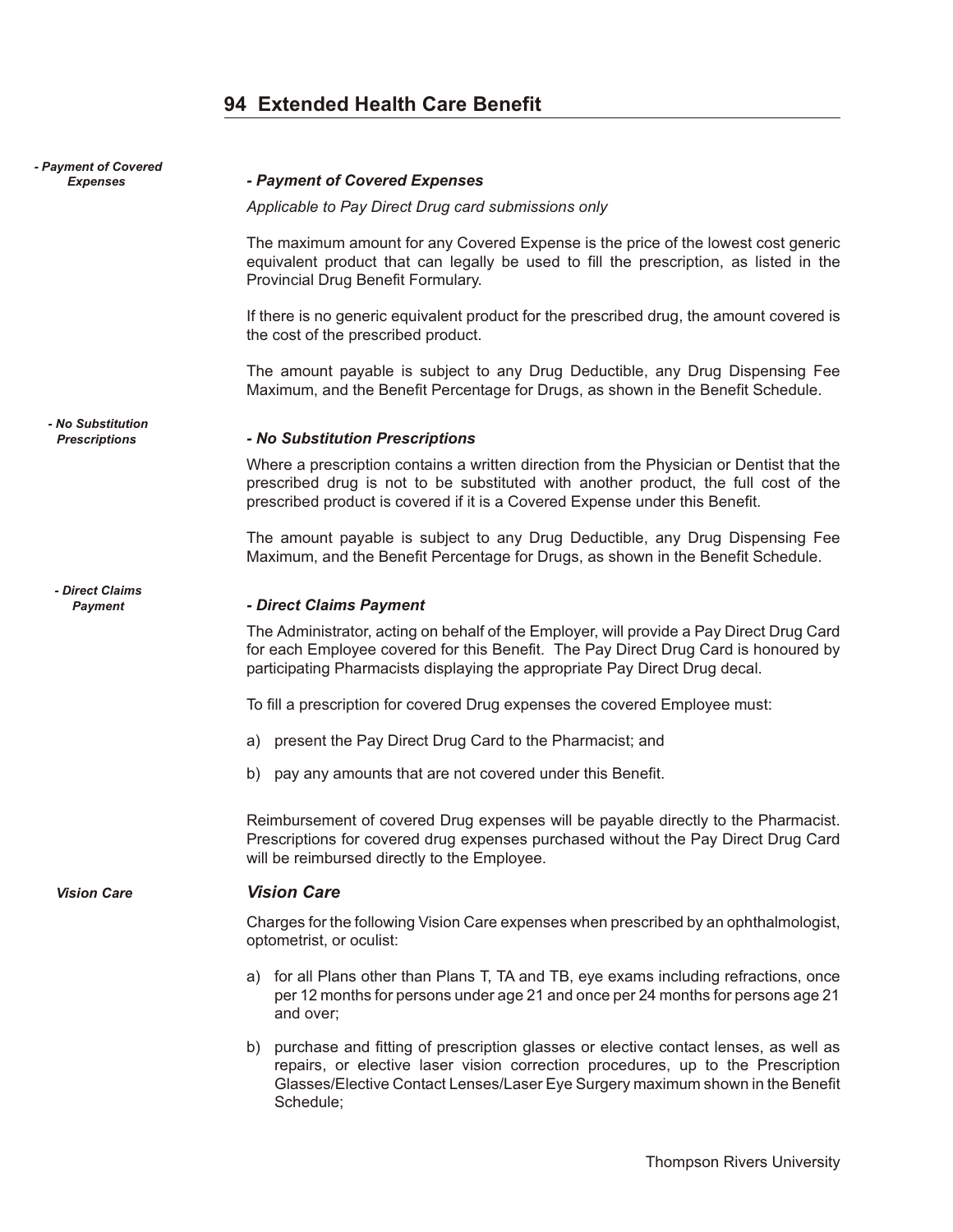## 94 Extended Health Care Benefit

### *- Payment of Covered Expenses*

*Applicable to Pay Direct Drug card submissions only*

The maximum amount for any Covered Expense is the price of the lowest cost generic equivalent product that can legally be used to fill the prescription, as listed in the Provincial Drug Benefit Formulary.

If there is no generic equivalent product for the prescribed drug, the amount covered is the cost of the prescribed product.

The amount payable is subject to any Drug Deductible, any Drug Dispensing Fee Maximum, and the Benefit Percentage for Drugs, as shown in the Benefit Schedule.

### *- No Substitution Prescriptions*

Where a prescription contains a written direction from the Physician or Dentist that the prescribed drug is not to be substituted with another product, the full cost of the prescribed product is covered if it is a Covered Expense under this Benefit.

The amount payable is subject to any Drug Deductible, any Drug Dispensing Fee Maximum, and the Benefit Percentage for Drugs, as shown in the Benefit Schedule.

### *- Direct Claims Payment*

The Administrator, acting on behalf of the Employer, will provide a Pay Direct Drug Card for each Employee covered for this Benefit. The Pay Direct Drug Card is honoured by participating Pharmacists displaying the appropriate Pay Direct Drug decal.

To fill a prescription for covered Drug expenses the covered Employee must:

a) present the Pay Direct Drug Card to the Pharmacist; and

b) pay any amounts that are not covered under this Benefit.

Reimbursement of covered Drug expenses will be payable directly to the Pharmacist. Prescriptions for covered drug expenses purchased without the Pay Direct Drug Card will be reimbursed directly to the Employee.

### *Vision Care*

Charges for the following Vision Care expenses when prescribed by an ophthalmologist, optometrist, or oculist:

a) for all Plans other than Plans T, TA and TB, eye exams including refractions, once per 12 months for persons under age 21 and once per 24 months for persons age 21 and over;

b) purchase and fitting of prescription glasses or elective contact lenses, as well as repairs, or elective laser vision correction procedures, up to the Prescription Glasses/Elective Contact Lenses/Laser Eye Surgery maximum shown in the Benefit Schedule;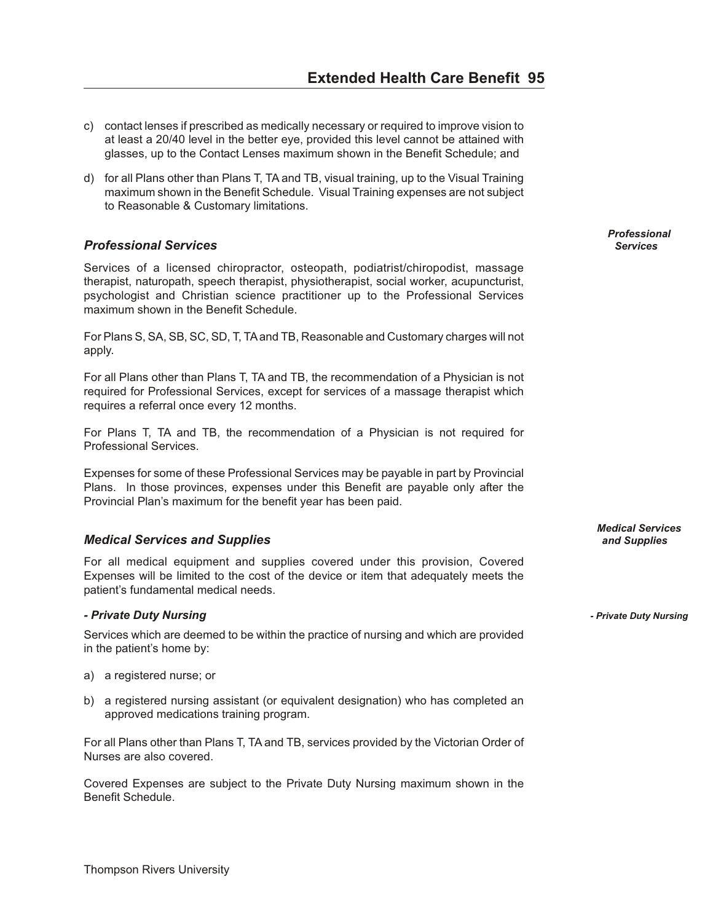c) contact lenses if prescribed as medically necessary or required to improve vision to at least a 20/40 level in the better eye, provided this level cannot be attained with glasses, up to the Contact Lenses maximum shown in the Benefit Schedule; and

d) for all Plans other than Plans T, TA and TB, visual training, up to the Visual Training maximum shown in the Benefit Schedule. Visual Training expenses are not subject to Reasonable & Customary limitations.

### *Professional Services*

Services of a licensed chiropractor, osteopath, podiatrist/chiropodist, massage therapist, naturopath, speech therapist, physiotherapist, social worker, acupuncturist, psychologist and Christian science practitioner up to the Professional Services maximum shown in the Benefit Schedule.

For Plans S, SA, SB, SC, SD, T, TA and TB, Reasonable and Customary charges will not apply.

For all Plans other than Plans T, TA and TB, the recommendation of a Physician is not required for Professional Services, except for services of a massage therapist which requires a referral once every 12 months.

For Plans T, TA and TB, the recommendation of a Physician is not required for Professional Services.

Expenses for some of these Professional Services may be payable in part by Provincial Plans. In those provinces, expenses under this Benefit are payable only after the Provincial Plan's maximum for the benefit year has been paid.

### *Medical Services and Supplies*

For all medical equipment and supplies covered under this provision, Covered Expenses will be limited to the cost of the device or item that adequately meets the patient's fundamental medical needs.

#### *- Private Duty Nursing*

Services which are deemed to be within the practice of nursing and which are provided in the patient's home by:

a) a registered nurse; or

b) a registered nursing assistant (or equivalent designation) who has completed an approved medications training program.

For all Plans other than Plans T, TA and TB, services provided by the Victorian Order of Nurses are also covered.

Covered Expenses are subject to the Private Duty Nursing maximum shown in the Benefit Schedule.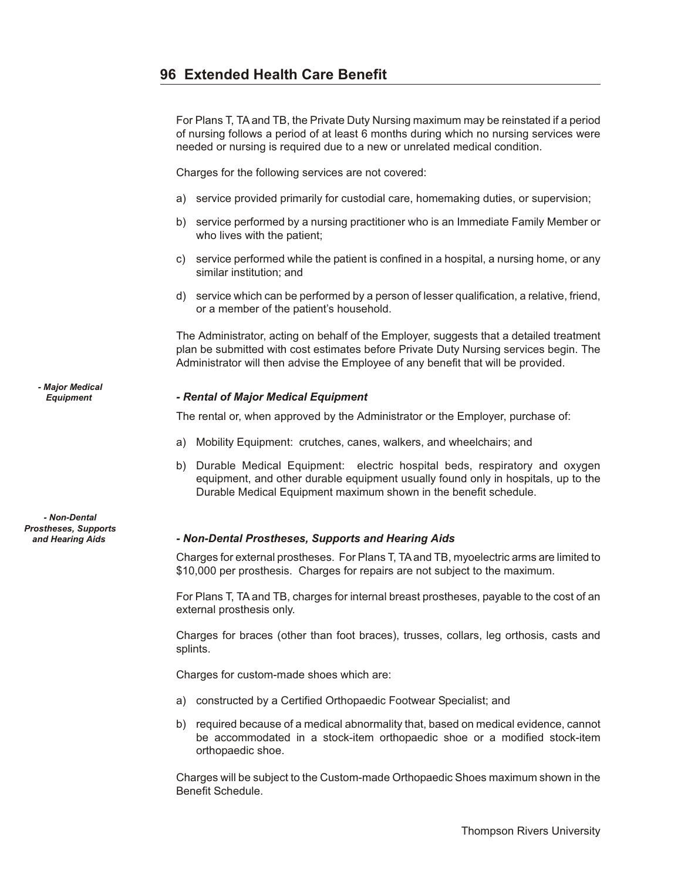For Plans T, TA and TB, the Private Duty Nursing maximum may be reinstated if a period of nursing follows a period of at least 6 months during which no nursing services were needed or nursing is required due to a new or unrelated medical condition.

Charges for the following services are not covered:

a) service provided primarily for custodial care, homemaking duties, or supervision;

b) service performed by a nursing practitioner who is an Immediate Family Member or who lives with the patient;

c) service performed while the patient is confined in a hospital, a nursing home, or any similar institution; and

d) service which can be performed by a person of lesser qualification, a relative, friend, or a member of the patient's household.

The Administrator, acting on behalf of the Employer, suggests that a detailed treatment plan be submitted with cost estimates before Private Duty Nursing services begin. The Administrator will then advise the Employee of any benefit that will be provided.

### *- Rental of Major Medical Equipment*

The rental or, when approved by the Administrator or the Employer, purchase of:

a) Mobility Equipment: crutches, canes, walkers, and wheelchairs; and

b) Durable Medical Equipment: electric hospital beds, respiratory and oxygen equipment, and other durable equipment usually found only in hospitals, up to the Durable Medical Equipment maximum shown in the benefit schedule.

### *- Non-Dental Prostheses, Supports and Hearing Aids*

Charges for external prostheses. For Plans T, TA and TB, myoelectric arms are limited to $10,000 per prosthesis. Charges for repairs are not subject to the maximum.

For Plans T, TA and TB, charges for internal breast prostheses, payable to the cost of an external prosthesis only.

Charges for braces (other than foot braces), trusses, collars, leg orthosis, casts and splints.

Charges for custom-made shoes which are:

a) constructed by a Certified Orthopaedic Footwear Specialist; and

b) required because of a medical abnormality that, based on medical evidence, cannot be accommodated in a stock-item orthopaedic shoe or a modified stock-item orthopaedic shoe.

Charges will be subject to the Custom-made Orthopaedic Shoes maximum shown in the Benefit Schedule.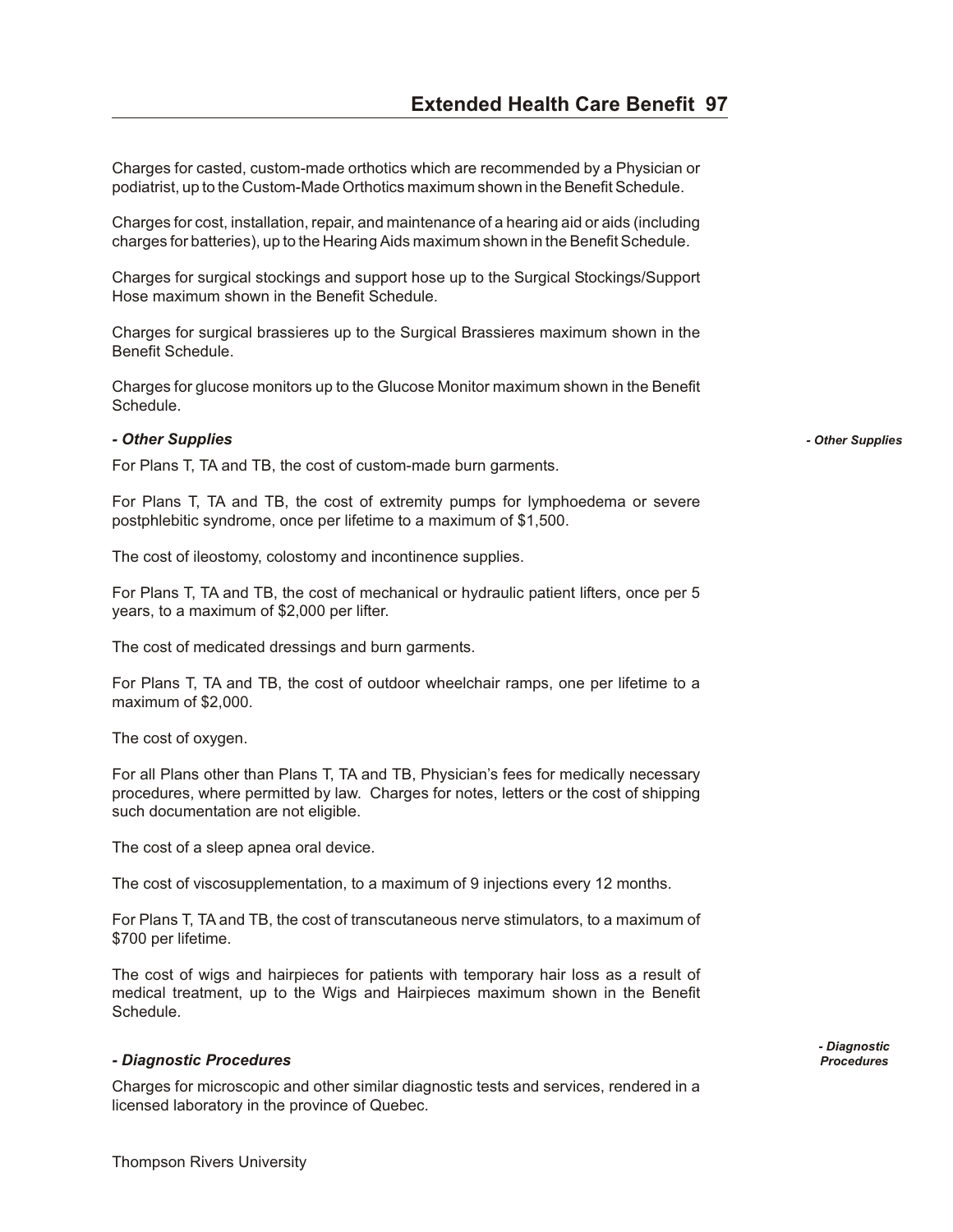Charges for casted, custom-made orthotics which are recommended by a Physician or podiatrist, up to the Custom-Made Orthotics maximum shown in the Benefit Schedule.

Charges for cost, installation, repair, and maintenance of a hearing aid or aids (including charges for batteries), up to the Hearing Aids maximum shown in the Benefit Schedule.

Charges for surgical stockings and support hose up to the Surgical Stockings/Support Hose maximum shown in the Benefit Schedule.

Charges for surgical brassieres up to the Surgical Brassieres maximum shown in the Benefit Schedule.

Charges for glucose monitors up to the Glucose Monitor maximum shown in the Benefit Schedule.

***- Other Supplies***

For Plans T, TA and TB, the cost of custom-made burn garments.

For Plans T, TA and TB, the cost of extremity pumps for lymphoedema or severe postphlebitic syndrome, once per lifetime to a maximum of $1,500.

The cost of ileostomy, colostomy and incontinence supplies.

For Plans T, TA and TB, the cost of mechanical or hydraulic patient lifters, once per 5 years, to a maximum of $2,000 per lifter.

The cost of medicated dressings and burn garments.

For Plans T, TA and TB, the cost of outdoor wheelchair ramps, one per lifetime to a maximum of $2,000.

The cost of oxygen.

For all Plans other than Plans T, TA and TB, Physician's fees for medically necessary procedures, where permitted by law. Charges for notes, letters or the cost of shipping such documentation are not eligible.

The cost of a sleep apnea oral device.

The cost of viscosupplementation, to a maximum of 9 injections every 12 months.

For Plans T, TA and TB, the cost of transcutaneous nerve stimulators, to a maximum of $700 per lifetime.

The cost of wigs and hairpieces for patients with temporary hair loss as a result of medical treatment, up to the Wigs and Hairpieces maximum shown in the Benefit Schedule.

***- Diagnostic Procedures***

Charges for microscopic and other similar diagnostic tests and services, rendered in a licensed laboratory in the province of Quebec.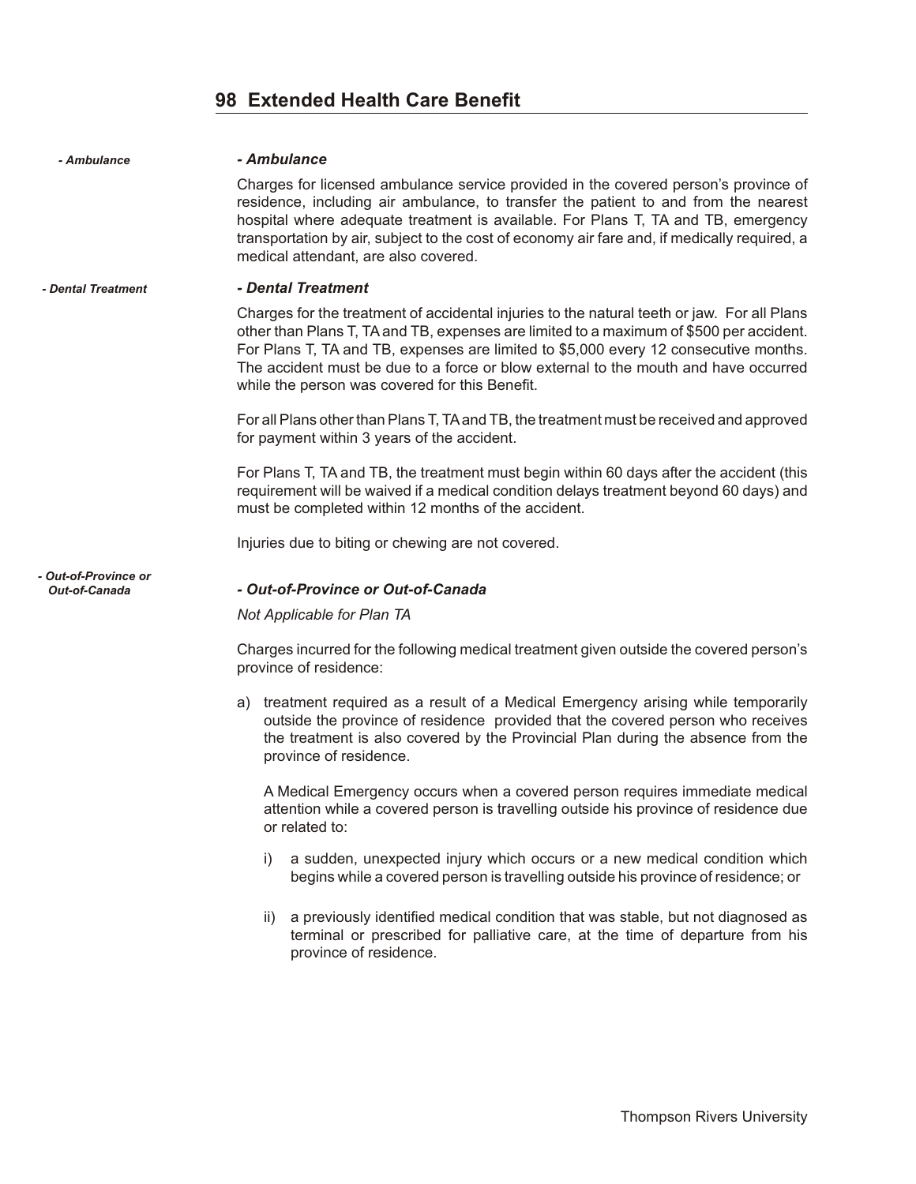### - Ambulance

Charges for licensed ambulance service provided in the covered person's province of residence, including air ambulance, to transfer the patient to and from the nearest hospital where adequate treatment is available. For Plans T, TA and TB, emergency transportation by air, subject to the cost of economy air fare and, if medically required, a medical attendant, are also covered.

### - Dental Treatment

Charges for the treatment of accidental injuries to the natural teeth or jaw. For all Plans other than Plans T, TA and TB, expenses are limited to a maximum of $500 per accident. For Plans T, TA and TB, expenses are limited to $5,000 every 12 consecutive months. The accident must be due to a force or blow external to the mouth and have occurred while the person was covered for this Benefit.

For all Plans other than Plans T, TA and TB, the treatment must be received and approved for payment within 3 years of the accident.

For Plans T, TA and TB, the treatment must begin within 60 days after the accident (this requirement will be waived if a medical condition delays treatment beyond 60 days) and must be completed within 12 months of the accident.

Injuries due to biting or chewing are not covered.

### - Out-of-Province or Out-of-Canada

*Not Applicable for Plan TA*

Charges incurred for the following medical treatment given outside the covered person's province of residence:

a) treatment required as a result of a Medical Emergency arising while temporarily outside the province of residence provided that the covered person who receives the treatment is also covered by the Provincial Plan during the absence from the province of residence.

   A Medical Emergency occurs when a covered person requires immediate medical attention while a covered person is travelling outside his province of residence due or related to:

   i) a sudden, unexpected injury which occurs or a new medical condition which begins while a covered person is travelling outside his province of residence; or

   ii) a previously identified medical condition that was stable, but not diagnosed as terminal or prescribed for palliative care, at the time of departure from his province of residence.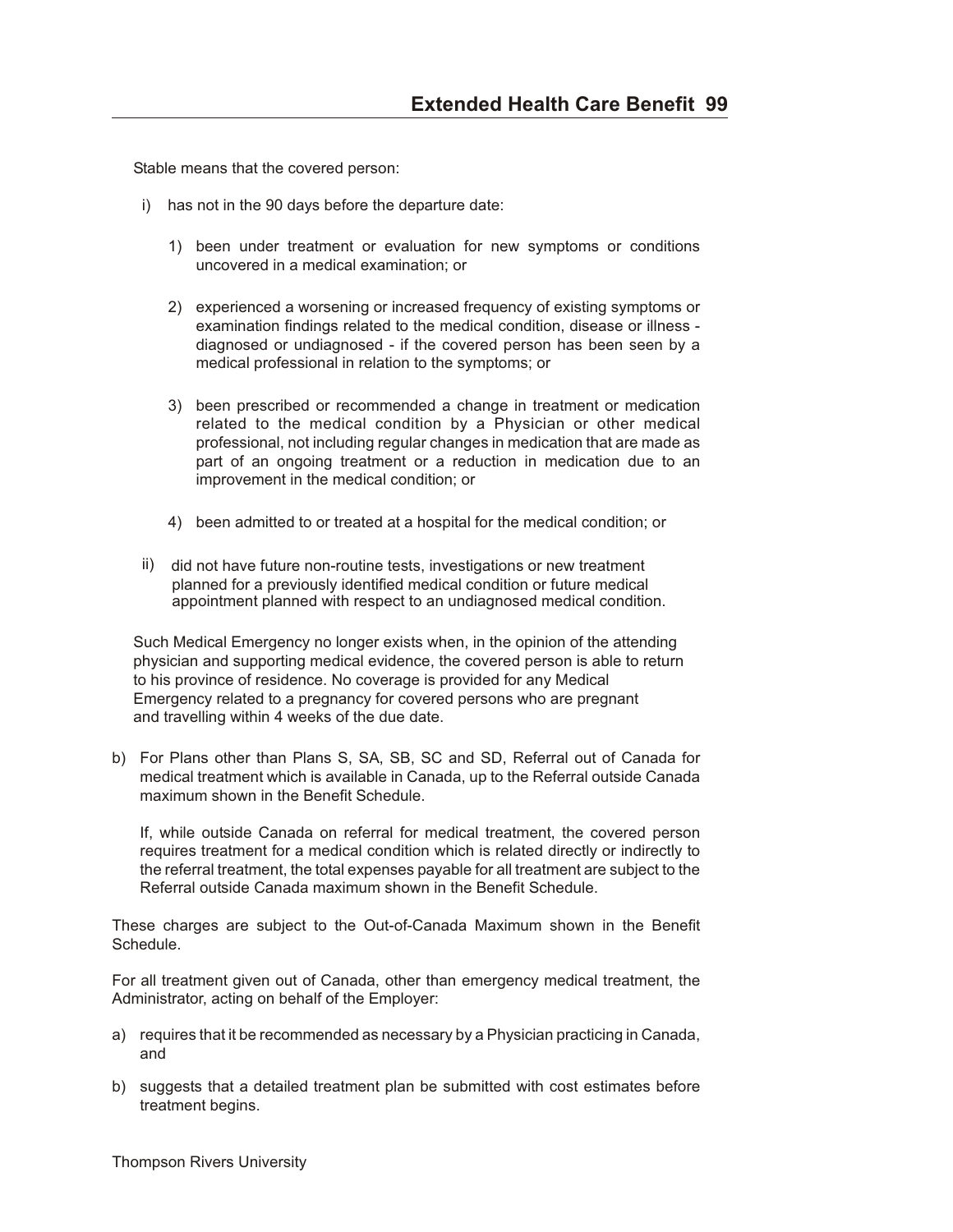Stable means that the covered person:

i) has not in the 90 days before the departure date:

1) been under treatment or evaluation for new symptoms or conditions uncovered in a medical examination; or

2) experienced a worsening or increased frequency of existing symptoms or examination findings related to the medical condition, disease or illness - diagnosed or undiagnosed - if the covered person has been seen by a medical professional in relation to the symptoms; or

3) been prescribed or recommended a change in treatment or medication related to the medical condition by a Physician or other medical professional, not including regular changes in medication that are made as part of an ongoing treatment or a reduction in medication due to an improvement in the medical condition; or

4) been admitted to or treated at a hospital for the medical condition; or

ii) did not have future non-routine tests, investigations or new treatment planned for a previously identified medical condition or future medical appointment planned with respect to an undiagnosed medical condition.

Such Medical Emergency no longer exists when, in the opinion of the attending physician and supporting medical evidence, the covered person is able to return to his province of residence. No coverage is provided for any Medical Emergency related to a pregnancy for covered persons who are pregnant and travelling within 4 weeks of the due date.

b) For Plans other than Plans S, SA, SB, SC and SD, Referral out of Canada for medical treatment which is available in Canada, up to the Referral outside Canada maximum shown in the Benefit Schedule.

   If, while outside Canada on referral for medical treatment, the covered person requires treatment for a medical condition which is related directly or indirectly to the referral treatment, the total expenses payable for all treatment are subject to the Referral outside Canada maximum shown in the Benefit Schedule.

These charges are subject to the Out-of-Canada Maximum shown in the Benefit Schedule.

For all treatment given out of Canada, other than emergency medical treatment, the Administrator, acting on behalf of the Employer:

a) requires that it be recommended as necessary by a Physician practicing in Canada, and

b) suggests that a detailed treatment plan be submitted with cost estimates before treatment begins.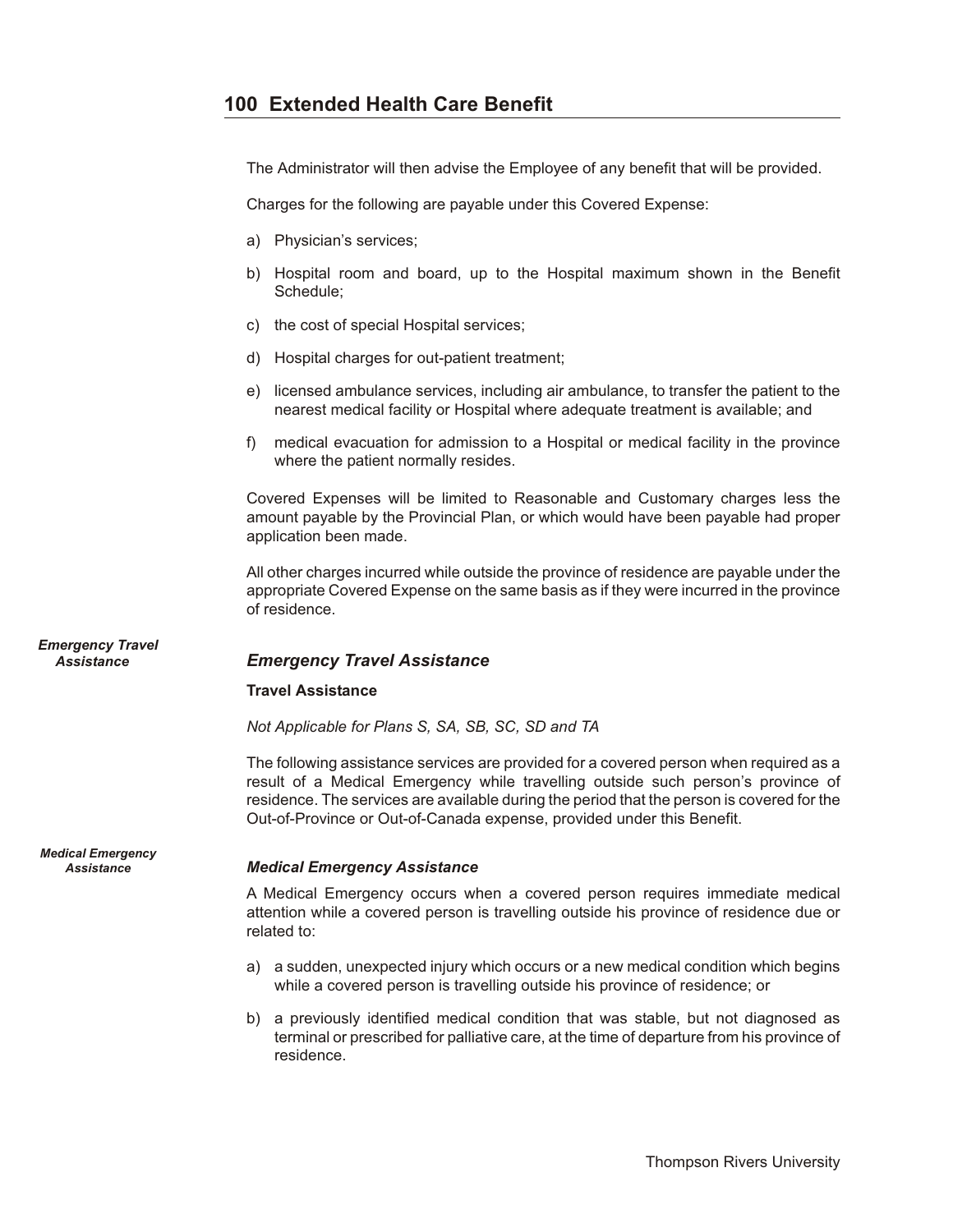The Administrator will then advise the Employee of any benefit that will be provided.

Charges for the following are payable under this Covered Expense:

a) Physician's services;

b) Hospital room and board, up to the Hospital maximum shown in the Benefit Schedule;

c) the cost of special Hospital services;

d) Hospital charges for out-patient treatment;

e) licensed ambulance services, including air ambulance, to transfer the patient to the nearest medical facility or Hospital where adequate treatment is available; and

f) medical evacuation for admission to a Hospital or medical facility in the province where the patient normally resides.

Covered Expenses will be limited to Reasonable and Customary charges less the amount payable by the Provincial Plan, or which would have been payable had proper application been made.

All other charges incurred while outside the province of residence are payable under the appropriate Covered Expense on the same basis as if they were incurred in the province of residence.

### *Emergency Travel Assistance*

**Travel Assistance**

*Not Applicable for Plans S, SA, SB, SC, SD and TA*

The following assistance services are provided for a covered person when required as a result of a Medical Emergency while travelling outside such person's province of residence. The services are available during the period that the person is covered for the Out-of-Province or Out-of-Canada expense, provided under this Benefit.

### *Medical Emergency Assistance*

A Medical Emergency occurs when a covered person requires immediate medical attention while a covered person is travelling outside his province of residence due or related to:

a) a sudden, unexpected injury which occurs or a new medical condition which begins while a covered person is travelling outside his province of residence; or

b) a previously identified medical condition that was stable, but not diagnosed as terminal or prescribed for palliative care, at the time of departure from his province of residence.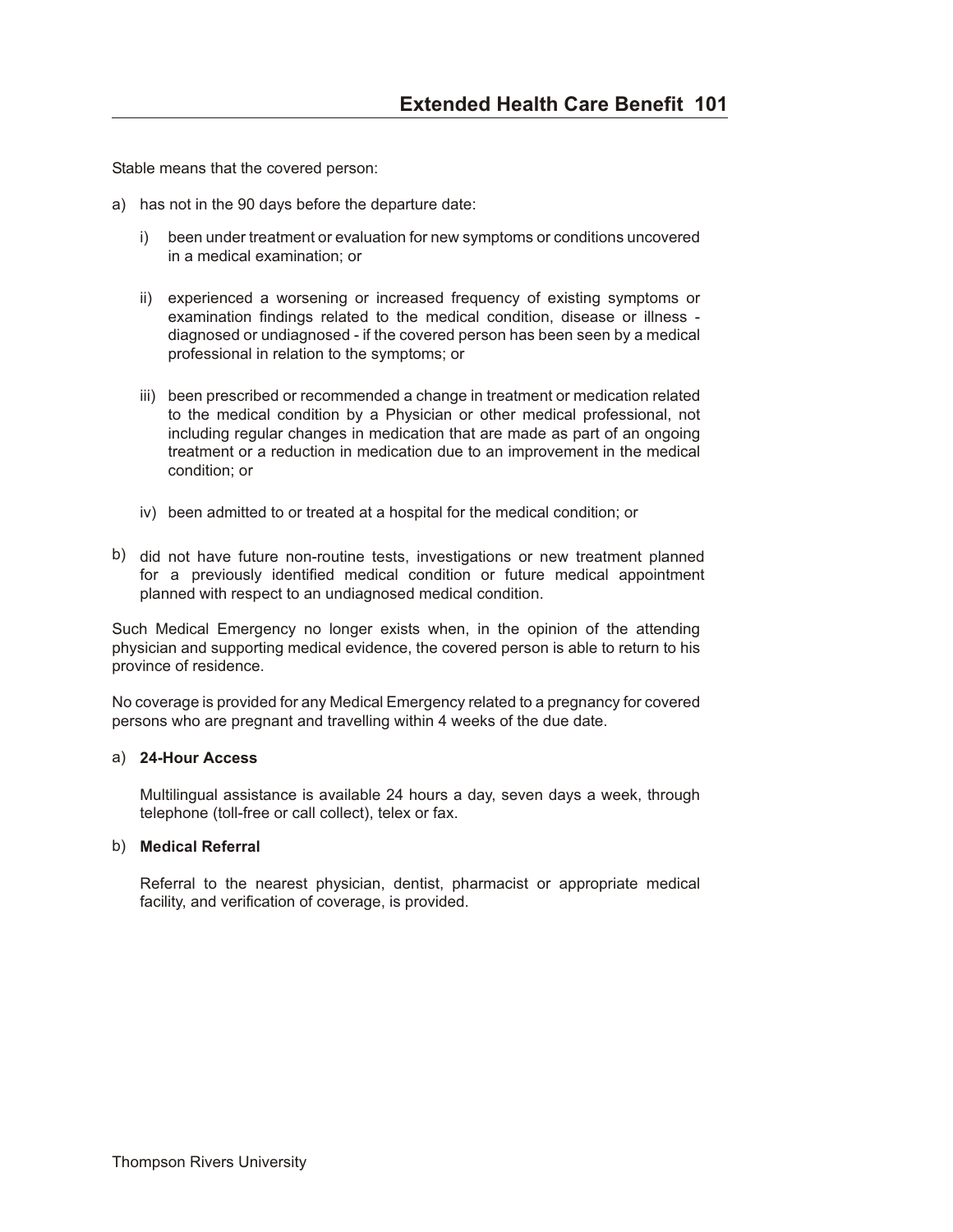Stable means that the covered person:

a) has not in the 90 days before the departure date:

   i) been under treatment or evaluation for new symptoms or conditions uncovered in a medical examination; or

   ii) experienced a worsening or increased frequency of existing symptoms or examination findings related to the medical condition, disease or illness - diagnosed or undiagnosed - if the covered person has been seen by a medical professional in relation to the symptoms; or

   iii) been prescribed or recommended a change in treatment or medication related to the medical condition by a Physician or other medical professional, not including regular changes in medication that are made as part of an ongoing treatment or a reduction in medication due to an improvement in the medical condition; or

   iv) been admitted to or treated at a hospital for the medical condition; or

b) did not have future non-routine tests, investigations or new treatment planned for a previously identified medical condition or future medical appointment planned with respect to an undiagnosed medical condition.

Such Medical Emergency no longer exists when, in the opinion of the attending physician and supporting medical evidence, the covered person is able to return to his province of residence.

No coverage is provided for any Medical Emergency related to a pregnancy for covered persons who are pregnant and travelling within 4 weeks of the due date.

a) **24-Hour Access**

   Multilingual assistance is available 24 hours a day, seven days a week, through telephone (toll-free or call collect), telex or fax.

b) **Medical Referral**

   Referral to the nearest physician, dentist, pharmacist or appropriate medical facility, and verification of coverage, is provided.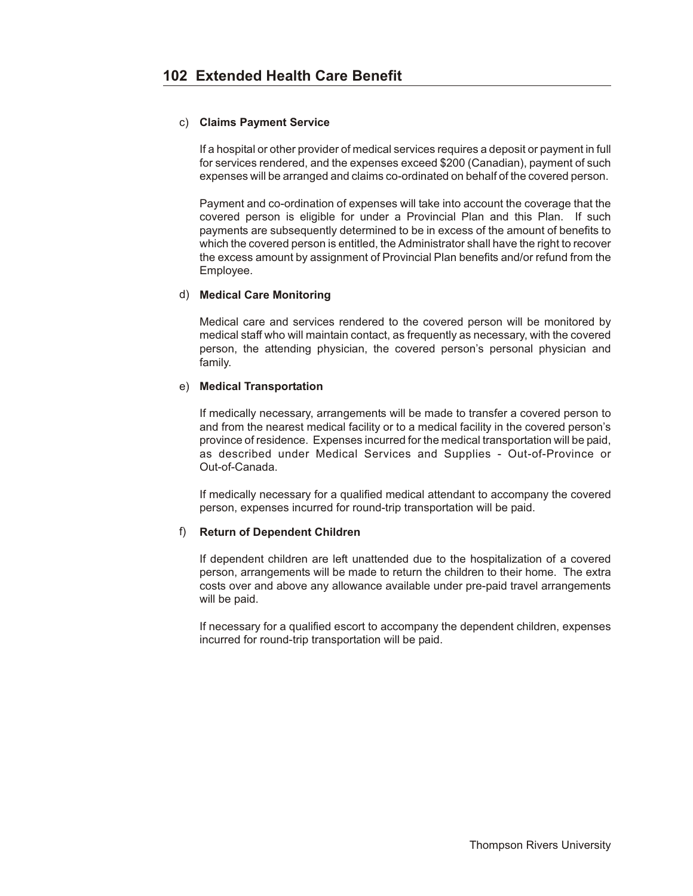c) **Claims Payment Service**

If a hospital or other provider of medical services requires a deposit or payment in full for services rendered, and the expenses exceed $200 (Canadian), payment of such expenses will be arranged and claims co-ordinated on behalf of the covered person.

Payment and co-ordination of expenses will take into account the coverage that the covered person is eligible for under a Provincial Plan and this Plan. If such payments are subsequently determined to be in excess of the amount of benefits to which the covered person is entitled, the Administrator shall have the right to recover the excess amount by assignment of Provincial Plan benefits and/or refund from the Employee.

d) **Medical Care Monitoring**

Medical care and services rendered to the covered person will be monitored by medical staff who will maintain contact, as frequently as necessary, with the covered person, the attending physician, the covered person's personal physician and family.

e) **Medical Transportation**

If medically necessary, arrangements will be made to transfer a covered person to and from the nearest medical facility or to a medical facility in the covered person's province of residence. Expenses incurred for the medical transportation will be paid, as described under Medical Services and Supplies - Out-of-Province or Out-of-Canada.

If medically necessary for a qualified medical attendant to accompany the covered person, expenses incurred for round-trip transportation will be paid.

f) **Return of Dependent Children**

If dependent children are left unattended due to the hospitalization of a covered person, arrangements will be made to return the children to their home. The extra costs over and above any allowance available under pre-paid travel arrangements will be paid.

If necessary for a qualified escort to accompany the dependent children, expenses incurred for round-trip transportation will be paid.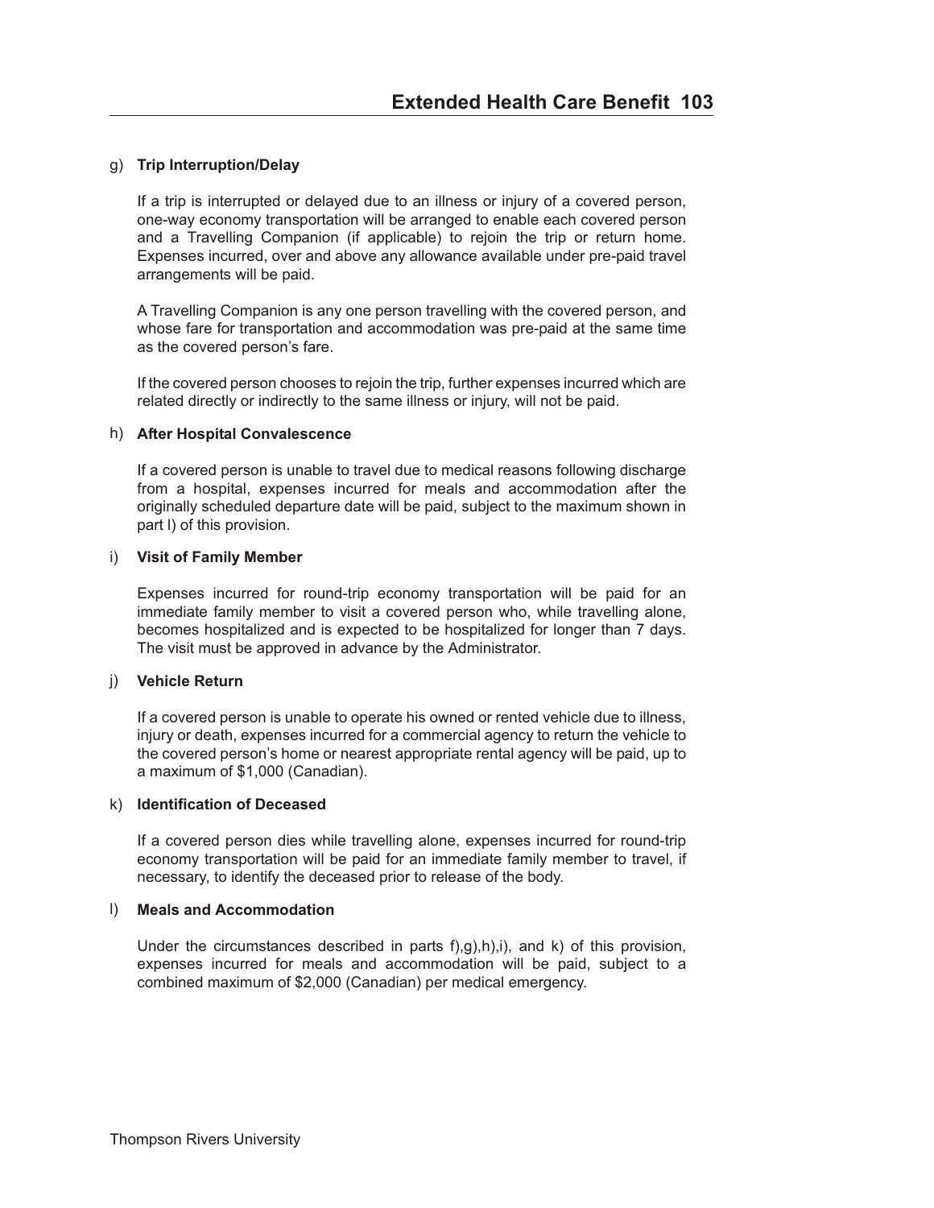g) **Trip Interruption/Delay**

If a trip is interrupted or delayed due to an illness or injury of a covered person, one-way economy transportation will be arranged to enable each covered person and a Travelling Companion (if applicable) to rejoin the trip or return home. Expenses incurred, over and above any allowance available under pre-paid travel arrangements will be paid.

A Travelling Companion is any one person travelling with the covered person, and whose fare for transportation and accommodation was pre-paid at the same time as the covered person's fare.

If the covered person chooses to rejoin the trip, further expenses incurred which are related directly or indirectly to the same illness or injury, will not be paid.

h) **After Hospital Convalescence**

If a covered person is unable to travel due to medical reasons following discharge from a hospital, expenses incurred for meals and accommodation after the originally scheduled departure date will be paid, subject to the maximum shown in part l) of this provision.

i) **Visit of Family Member**

Expenses incurred for round-trip economy transportation will be paid for an immediate family member to visit a covered person who, while travelling alone, becomes hospitalized and is expected to be hospitalized for longer than 7 days. The visit must be approved in advance by the Administrator.

j) **Vehicle Return**

If a covered person is unable to operate his owned or rented vehicle due to illness, injury or death, expenses incurred for a commercial agency to return the vehicle to the covered person's home or nearest appropriate rental agency will be paid, up to a maximum of $1,000 (Canadian).

k) **Identification of Deceased**

If a covered person dies while travelling alone, expenses incurred for round-trip economy transportation will be paid for an immediate family member to travel, if necessary, to identify the deceased prior to release of the body.

l) **Meals and Accommodation**

Under the circumstances described in parts f),g),h),i), and k) of this provision, expenses incurred for meals and accommodation will be paid, subject to a combined maximum of $2,000 (Canadian) per medical emergency.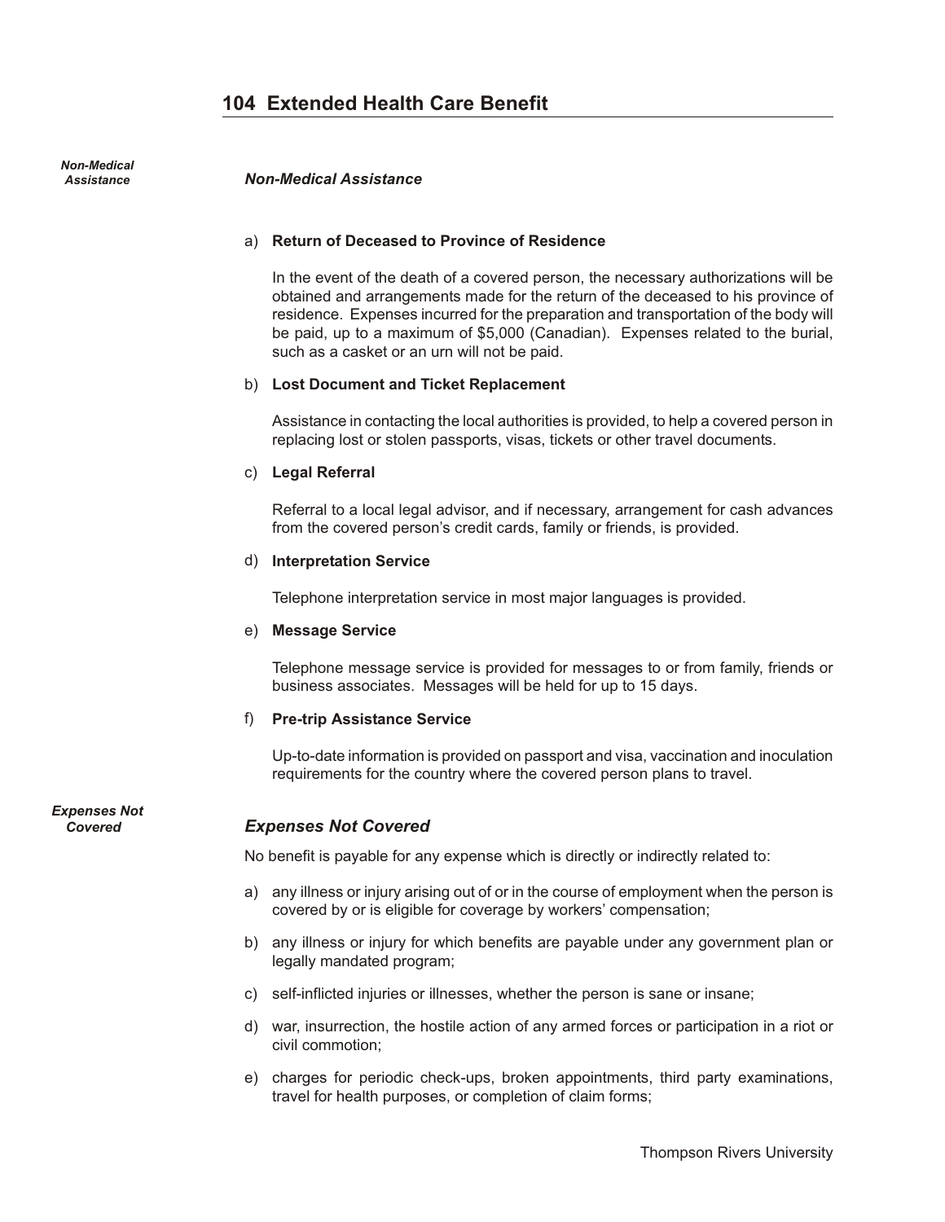## 104 Extended Health Care Benefit

### *Non-Medical Assistance*

a) **Return of Deceased to Province of Residence**

In the event of the death of a covered person, the necessary authorizations will be obtained and arrangements made for the return of the deceased to his province of residence. Expenses incurred for the preparation and transportation of the body will be paid, up to a maximum of $5,000 (Canadian). Expenses related to the burial, such as a casket or an urn will not be paid.

b) **Lost Document and Ticket Replacement**

Assistance in contacting the local authorities is provided, to help a covered person in replacing lost or stolen passports, visas, tickets or other travel documents.

c) **Legal Referral**

Referral to a local legal advisor, and if necessary, arrangement for cash advances from the covered person's credit cards, family or friends, is provided.

d) **Interpretation Service**

Telephone interpretation service in most major languages is provided.

e) **Message Service**

Telephone message service is provided for messages to or from family, friends or business associates. Messages will be held for up to 15 days.

f) **Pre-trip Assistance Service**

Up-to-date information is provided on passport and visa, vaccination and inoculation requirements for the country where the covered person plans to travel.

### *Expenses Not Covered*

No benefit is payable for any expense which is directly or indirectly related to:

a) any illness or injury arising out of or in the course of employment when the person is covered by or is eligible for coverage by workers' compensation;

b) any illness or injury for which benefits are payable under any government plan or legally mandated program;

c) self-inflicted injuries or illnesses, whether the person is sane or insane;

d) war, insurrection, the hostile action of any armed forces or participation in a riot or civil commotion;

e) charges for periodic check-ups, broken appointments, third party examinations, travel for health purposes, or completion of claim forms;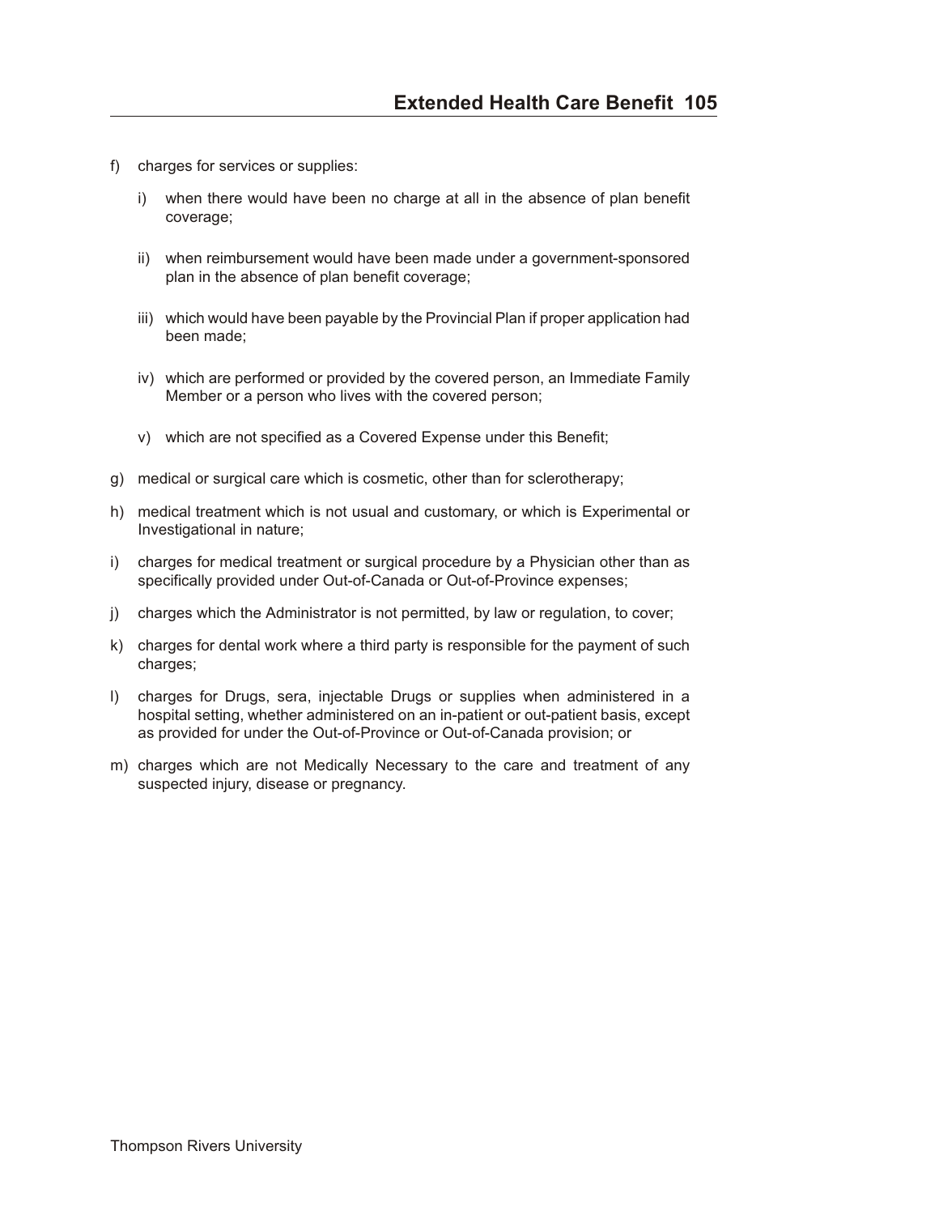f) charges for services or supplies:

   i) when there would have been no charge at all in the absence of plan benefit coverage;

   ii) when reimbursement would have been made under a government-sponsored plan in the absence of plan benefit coverage;

   iii) which would have been payable by the Provincial Plan if proper application had been made;

   iv) which are performed or provided by the covered person, an Immediate Family Member or a person who lives with the covered person;

   v) which are not specified as a Covered Expense under this Benefit;

g) medical or surgical care which is cosmetic, other than for sclerotherapy;

h) medical treatment which is not usual and customary, or which is Experimental or Investigational in nature;

i) charges for medical treatment or surgical procedure by a Physician other than as specifically provided under Out-of-Canada or Out-of-Province expenses;

j) charges which the Administrator is not permitted, by law or regulation, to cover;

k) charges for dental work where a third party is responsible for the payment of such charges;

l) charges for Drugs, sera, injectable Drugs or supplies when administered in a hospital setting, whether administered on an in-patient or out-patient basis, except as provided for under the Out-of-Province or Out-of-Canada provision; or

m) charges which are not Medically Necessary to the care and treatment of any suspected injury, disease or pregnancy.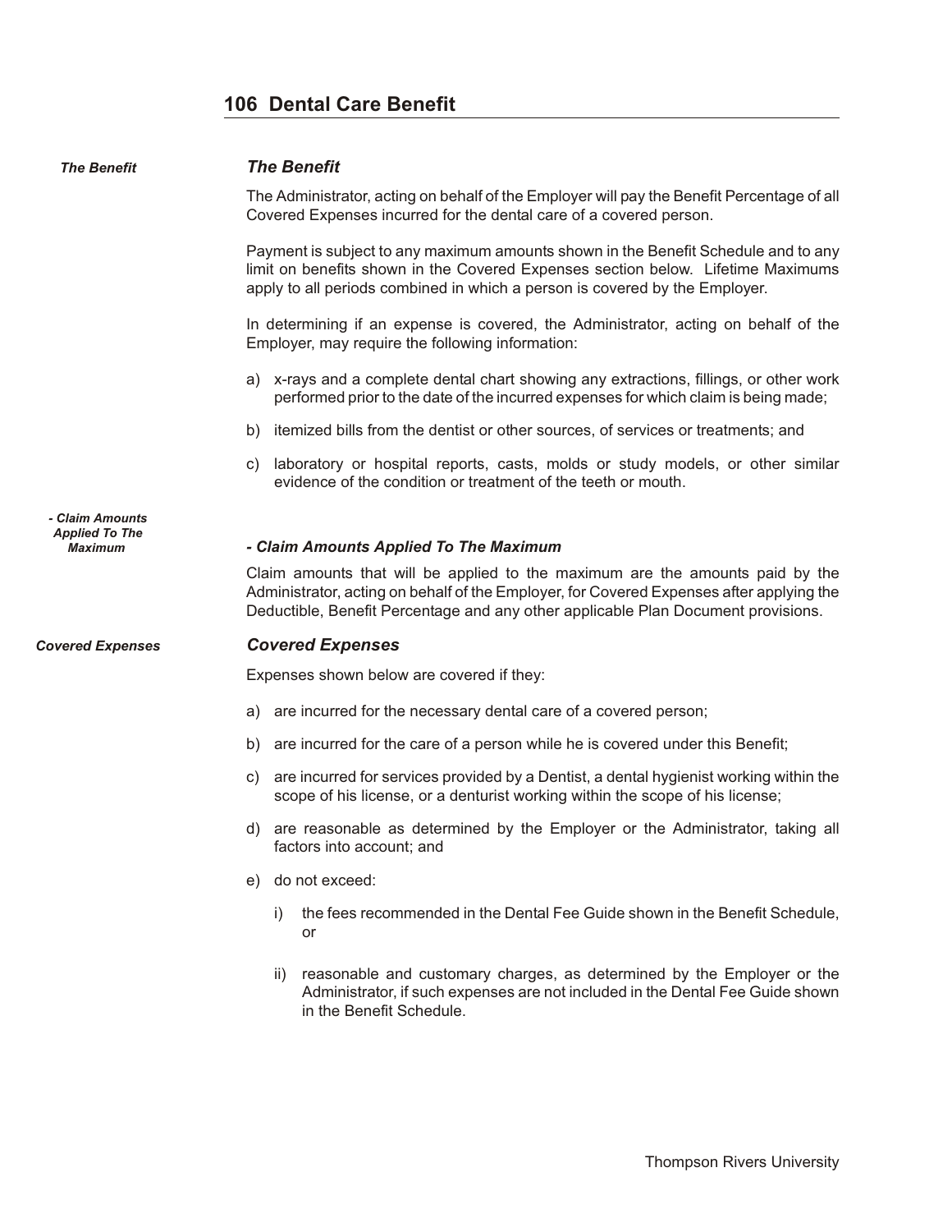## 106 Dental Care Benefit

### *The Benefit*

The Administrator, acting on behalf of the Employer will pay the Benefit Percentage of all Covered Expenses incurred for the dental care of a covered person.

Payment is subject to any maximum amounts shown in the Benefit Schedule and to any limit on benefits shown in the Covered Expenses section below. Lifetime Maximums apply to all periods combined in which a person is covered by the Employer.

In determining if an expense is covered, the Administrator, acting on behalf of the Employer, may require the following information:

a) x-rays and a complete dental chart showing any extractions, fillings, or other work performed prior to the date of the incurred expenses for which claim is being made;

b) itemized bills from the dentist or other sources, of services or treatments; and

c) laboratory or hospital reports, casts, molds or study models, or other similar evidence of the condition or treatment of the teeth or mouth.

#### *- Claim Amounts Applied To The Maximum*

Claim amounts that will be applied to the maximum are the amounts paid by the Administrator, acting on behalf of the Employer, for Covered Expenses after applying the Deductible, Benefit Percentage and any other applicable Plan Document provisions.

### *Covered Expenses*

Expenses shown below are covered if they:

a) are incurred for the necessary dental care of a covered person;

b) are incurred for the care of a person while he is covered under this Benefit;

c) are incurred for services provided by a Dentist, a dental hygienist working within the scope of his license, or a denturist working within the scope of his license;

d) are reasonable as determined by the Employer or the Administrator, taking all factors into account; and

e) do not exceed:

   i) the fees recommended in the Dental Fee Guide shown in the Benefit Schedule, or

   ii) reasonable and customary charges, as determined by the Employer or the Administrator, if such expenses are not included in the Dental Fee Guide shown in the Benefit Schedule.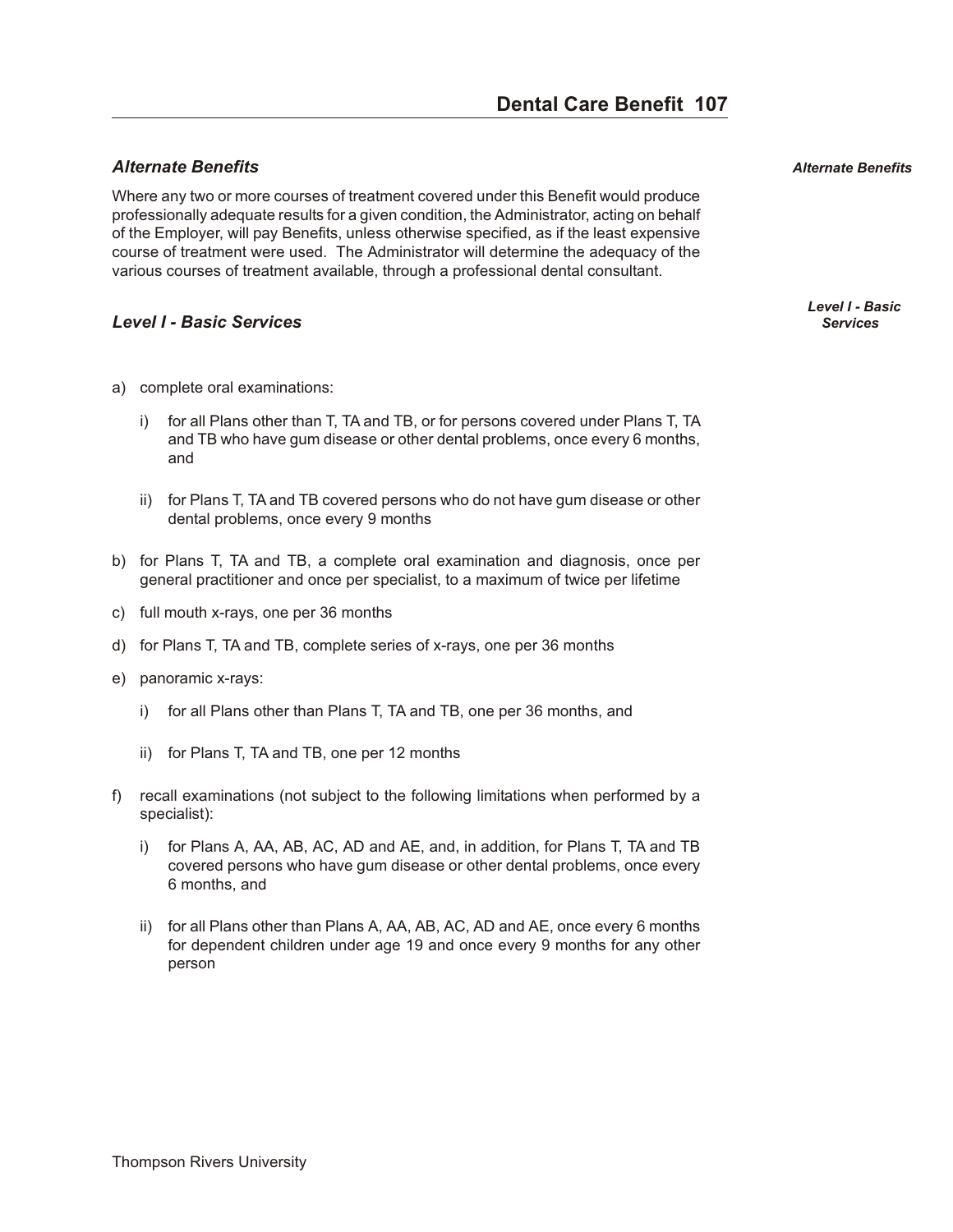### *Alternate Benefits*

Where any two or more courses of treatment covered under this Benefit would produce professionally adequate results for a given condition, the Administrator, acting on behalf of the Employer, will pay Benefits, unless otherwise specified, as if the least expensive course of treatment were used. The Administrator will determine the adequacy of the various courses of treatment available, through a professional dental consultant.

### *Level I - Basic Services*

a) complete oral examinations:

   i) for all Plans other than T, TA and TB, or for persons covered under Plans T, TA and TB who have gum disease or other dental problems, once every 6 months, and

   ii) for Plans T, TA and TB covered persons who do not have gum disease or other dental problems, once every 9 months

b) for Plans T, TA and TB, a complete oral examination and diagnosis, once per general practitioner and once per specialist, to a maximum of twice per lifetime

c) full mouth x-rays, one per 36 months

d) for Plans T, TA and TB, complete series of x-rays, one per 36 months

e) panoramic x-rays:

   i) for all Plans other than Plans T, TA and TB, one per 36 months, and

   ii) for Plans T, TA and TB, one per 12 months

f) recall examinations (not subject to the following limitations when performed by a specialist):

   i) for Plans A, AA, AB, AC, AD and AE, and, in addition, for Plans T, TA and TB covered persons who have gum disease or other dental problems, once every 6 months, and

   ii) for all Plans other than Plans A, AA, AB, AC, AD and AE, once every 6 months for dependent children under age 19 and once every 9 months for any other person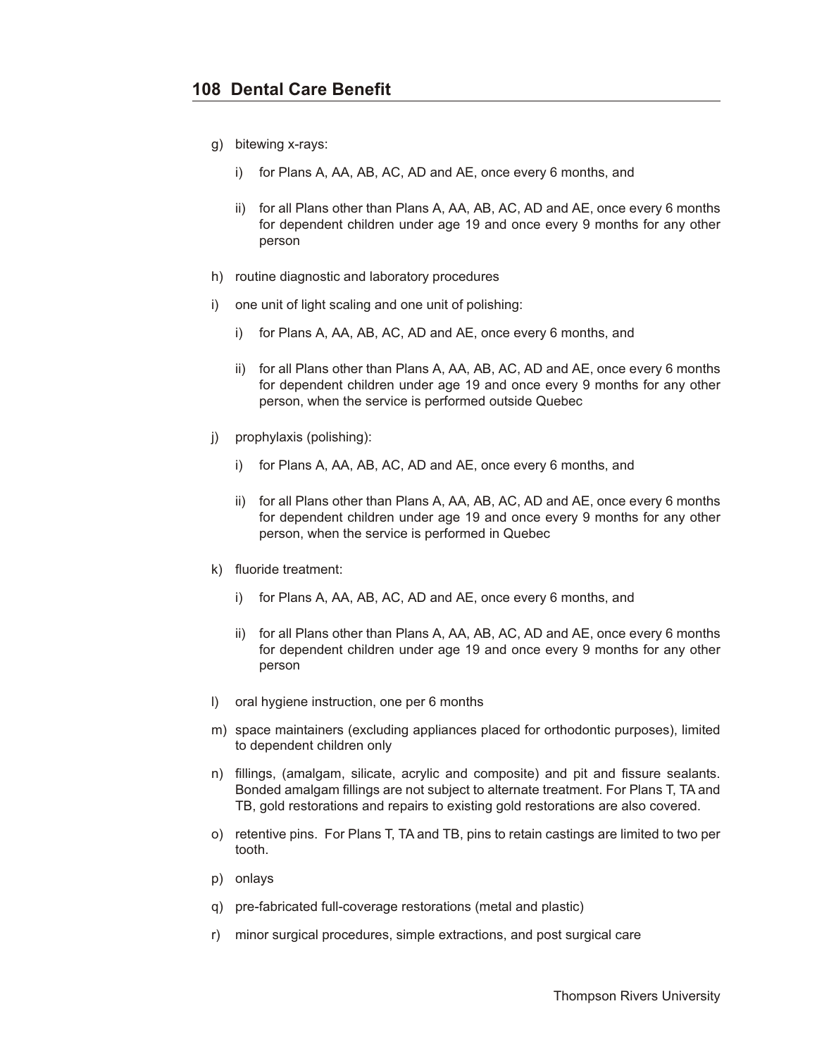g) bitewing x-rays:

   i) for Plans A, AA, AB, AC, AD and AE, once every 6 months, and

   ii) for all Plans other than Plans A, AA, AB, AC, AD and AE, once every 6 months for dependent children under age 19 and once every 9 months for any other person

h) routine diagnostic and laboratory procedures

i) one unit of light scaling and one unit of polishing:

   i) for Plans A, AA, AB, AC, AD and AE, once every 6 months, and

   ii) for all Plans other than Plans A, AA, AB, AC, AD and AE, once every 6 months for dependent children under age 19 and once every 9 months for any other person, when the service is performed outside Quebec

j) prophylaxis (polishing):

   i) for Plans A, AA, AB, AC, AD and AE, once every 6 months, and

   ii) for all Plans other than Plans A, AA, AB, AC, AD and AE, once every 6 months for dependent children under age 19 and once every 9 months for any other person, when the service is performed in Quebec

k) fluoride treatment:

   i) for Plans A, AA, AB, AC, AD and AE, once every 6 months, and

   ii) for all Plans other than Plans A, AA, AB, AC, AD and AE, once every 6 months for dependent children under age 19 and once every 9 months for any other person

l) oral hygiene instruction, one per 6 months

m) space maintainers (excluding appliances placed for orthodontic purposes), limited to dependent children only

n) fillings, (amalgam, silicate, acrylic and composite) and pit and fissure sealants. Bonded amalgam fillings are not subject to alternate treatment. For Plans T, TA and TB, gold restorations and repairs to existing gold restorations are also covered.

o) retentive pins. For Plans T, TA and TB, pins to retain castings are limited to two per tooth.

p) onlays

q) pre-fabricated full-coverage restorations (metal and plastic)

r) minor surgical procedures, simple extractions, and post surgical care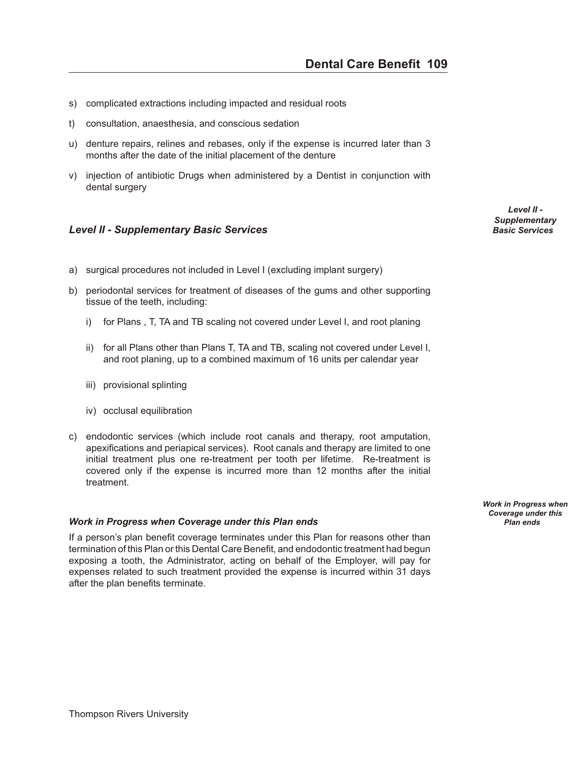s) complicated extractions including impacted and residual roots

t) consultation, anaesthesia, and conscious sedation

u) denture repairs, relines and rebases, only if the expense is incurred later than 3 months after the date of the initial placement of the denture

v) injection of antibiotic Drugs when administered by a Dentist in conjunction with dental surgery

### *Level II - Supplementary Basic Services*

a) surgical procedures not included in Level I (excluding implant surgery)

b) periodontal services for treatment of diseases of the gums and other supporting tissue of the teeth, including:

   i) for Plans , T, TA and TB scaling not covered under Level I, and root planing

   ii) for all Plans other than Plans T, TA and TB, scaling not covered under Level I, and root planing, up to a combined maximum of 16 units per calendar year

   iii) provisional splinting

   iv) occlusal equilibration

c) endodontic services (which include root canals and therapy, root amputation, apexifications and periapical services). Root canals and therapy are limited to one initial treatment plus one re-treatment per tooth per lifetime. Re-treatment is covered only if the expense is incurred more than 12 months after the initial treatment.

#### *Work in Progress when Coverage under this Plan ends*

If a person's plan benefit coverage terminates under this Plan for reasons other than termination of this Plan or this Dental Care Benefit, and endodontic treatment had begun exposing a tooth, the Administrator, acting on behalf of the Employer, will pay for expenses related to such treatment provided the expense is incurred within 31 days after the plan benefits terminate.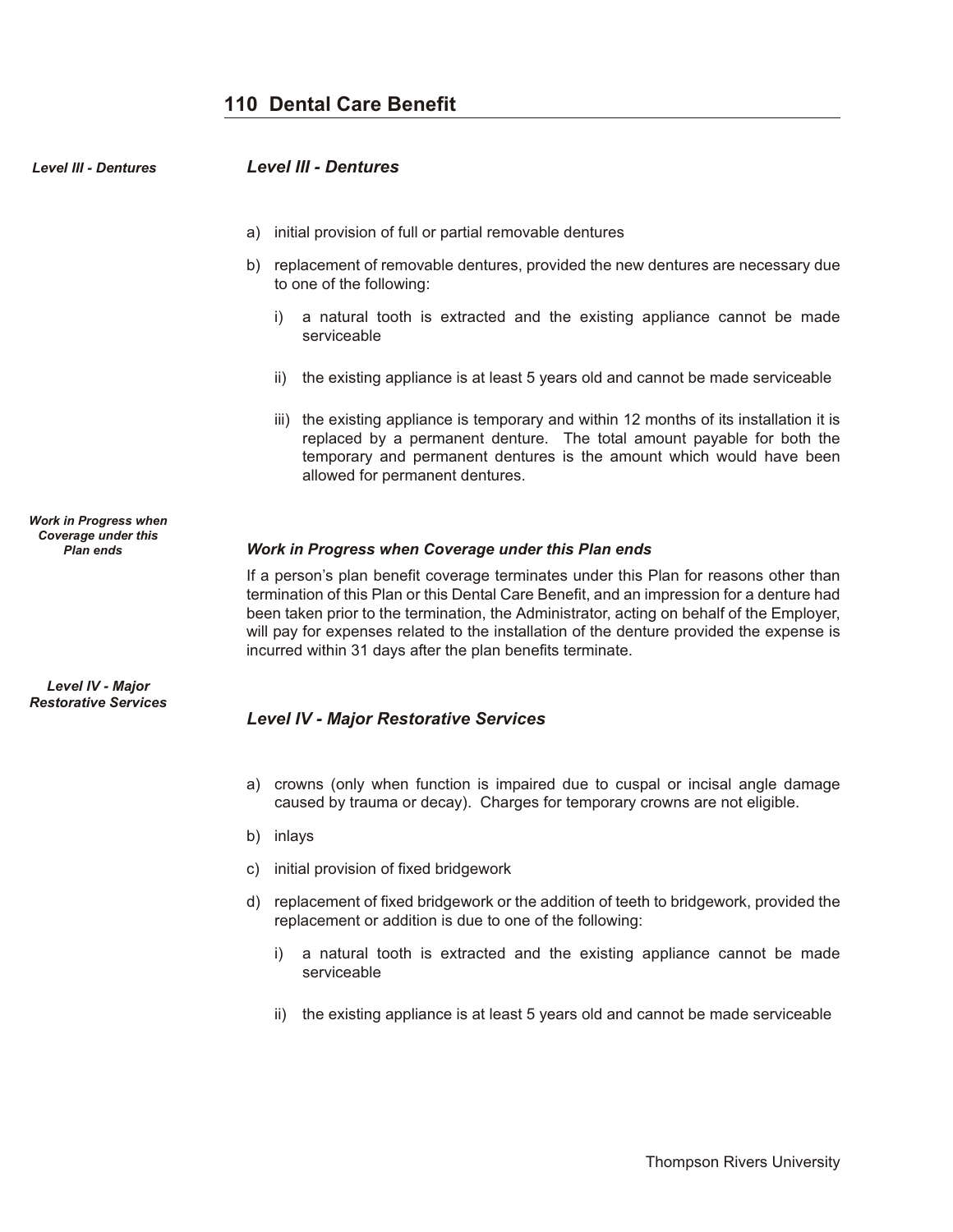## 110 Dental Care Benefit

### *Level III - Dentures*

a) initial provision of full or partial removable dentures

b) replacement of removable dentures, provided the new dentures are necessary due to one of the following:

   i) a natural tooth is extracted and the existing appliance cannot be made serviceable

   ii) the existing appliance is at least 5 years old and cannot be made serviceable

   iii) the existing appliance is temporary and within 12 months of its installation it is replaced by a permanent denture. The total amount payable for both the temporary and permanent dentures is the amount which would have been allowed for permanent dentures.

#### *Work in Progress when Coverage under this Plan ends*

If a person's plan benefit coverage terminates under this Plan for reasons other than termination of this Plan or this Dental Care Benefit, and an impression for a denture had been taken prior to the termination, the Administrator, acting on behalf of the Employer, will pay for expenses related to the installation of the denture provided the expense is incurred within 31 days after the plan benefits terminate.

### *Level IV - Major Restorative Services*

a) crowns (only when function is impaired due to cuspal or incisal angle damage caused by trauma or decay). Charges for temporary crowns are not eligible.

b) inlays

c) initial provision of fixed bridgework

d) replacement of fixed bridgework or the addition of teeth to bridgework, provided the replacement or addition is due to one of the following:

   i) a natural tooth is extracted and the existing appliance cannot be made serviceable

   ii) the existing appliance is at least 5 years old and cannot be made serviceable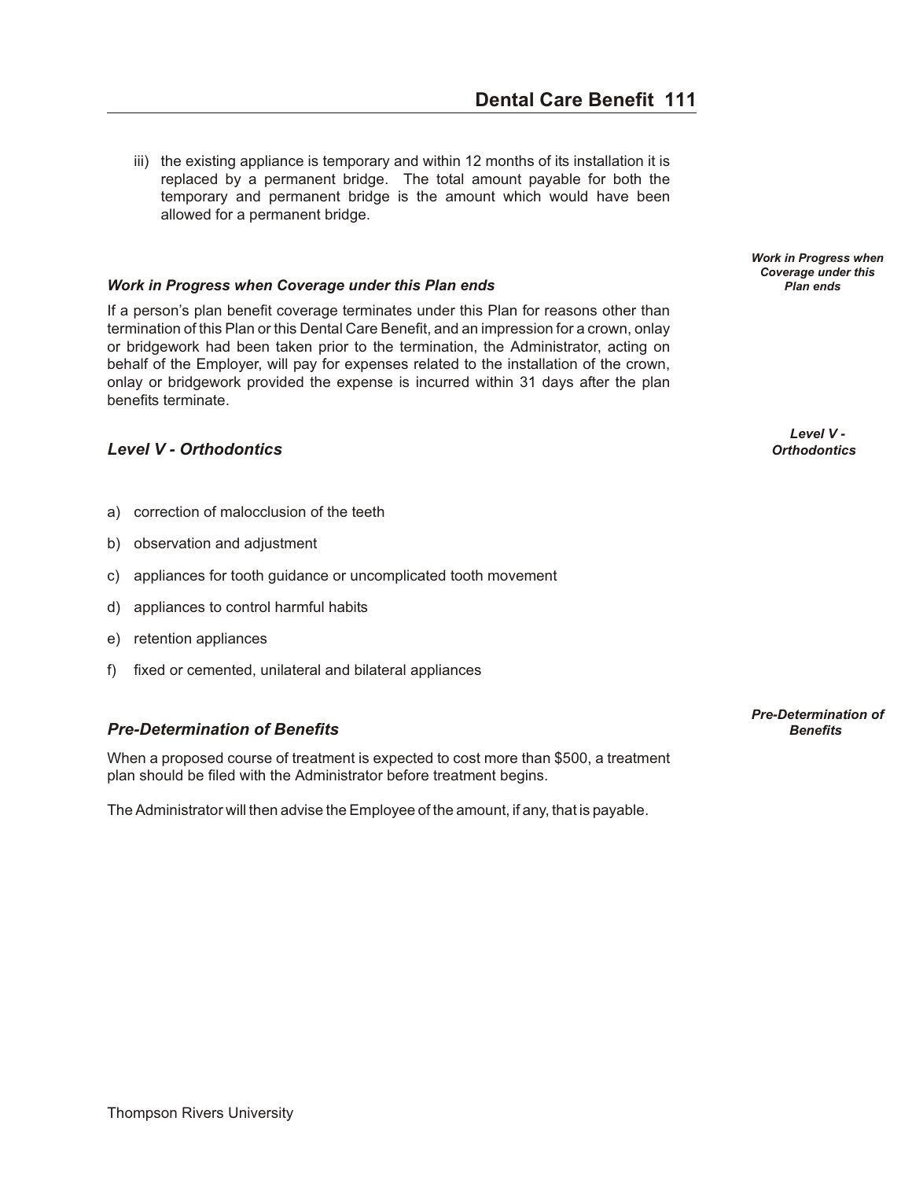iii) the existing appliance is temporary and within 12 months of its installation it is replaced by a permanent bridge. The total amount payable for both the temporary and permanent bridge is the amount which would have been allowed for a permanent bridge.

### *Work in Progress when Coverage under this Plan ends*

If a person's plan benefit coverage terminates under this Plan for reasons other than termination of this Plan or this Dental Care Benefit, and an impression for a crown, onlay or bridgework had been taken prior to the termination, the Administrator, acting on behalf of the Employer, will pay for expenses related to the installation of the crown, onlay or bridgework provided the expense is incurred within 31 days after the plan benefits terminate.

## *Level V - Orthodontics*

a) correction of malocclusion of the teeth

b) observation and adjustment

c) appliances for tooth guidance or uncomplicated tooth movement

d) appliances to control harmful habits

e) retention appliances

f) fixed or cemented, unilateral and bilateral appliances

## *Pre-Determination of Benefits*

When a proposed course of treatment is expected to cost more than $500, a treatment plan should be filed with the Administrator before treatment begins.

The Administrator will then advise the Employee of the amount, if any, that is payable.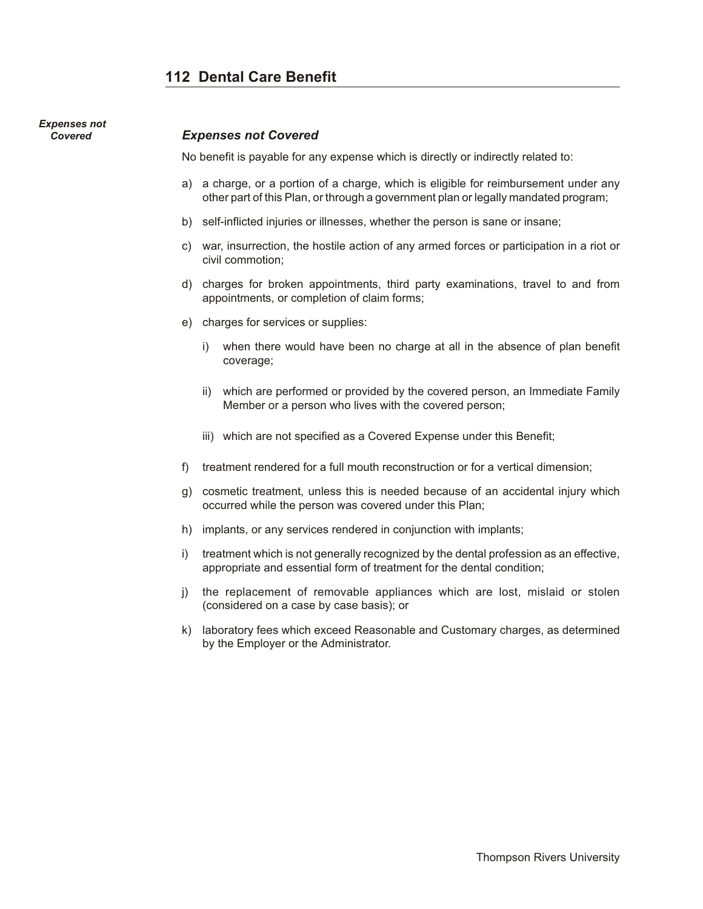## 112 Dental Care Benefit

### *Expenses not Covered*

No benefit is payable for any expense which is directly or indirectly related to:

a) a charge, or a portion of a charge, which is eligible for reimbursement under any other part of this Plan, or through a government plan or legally mandated program;

b) self-inflicted injuries or illnesses, whether the person is sane or insane;

c) war, insurrection, the hostile action of any armed forces or participation in a riot or civil commotion;

d) charges for broken appointments, third party examinations, travel to and from appointments, or completion of claim forms;

e) charges for services or supplies:

   i) when there would have been no charge at all in the absence of plan benefit coverage;

   ii) which are performed or provided by the covered person, an Immediate Family Member or a person who lives with the covered person;

   iii) which are not specified as a Covered Expense under this Benefit;

f) treatment rendered for a full mouth reconstruction or for a vertical dimension;

g) cosmetic treatment, unless this is needed because of an accidental injury which occurred while the person was covered under this Plan;

h) implants, or any services rendered in conjunction with implants;

i) treatment which is not generally recognized by the dental profession as an effective, appropriate and essential form of treatment for the dental condition;

j) the replacement of removable appliances which are lost, mislaid or stolen (considered on a case by case basis); or

k) laboratory fees which exceed Reasonable and Customary charges, as determined by the Employer or the Administrator.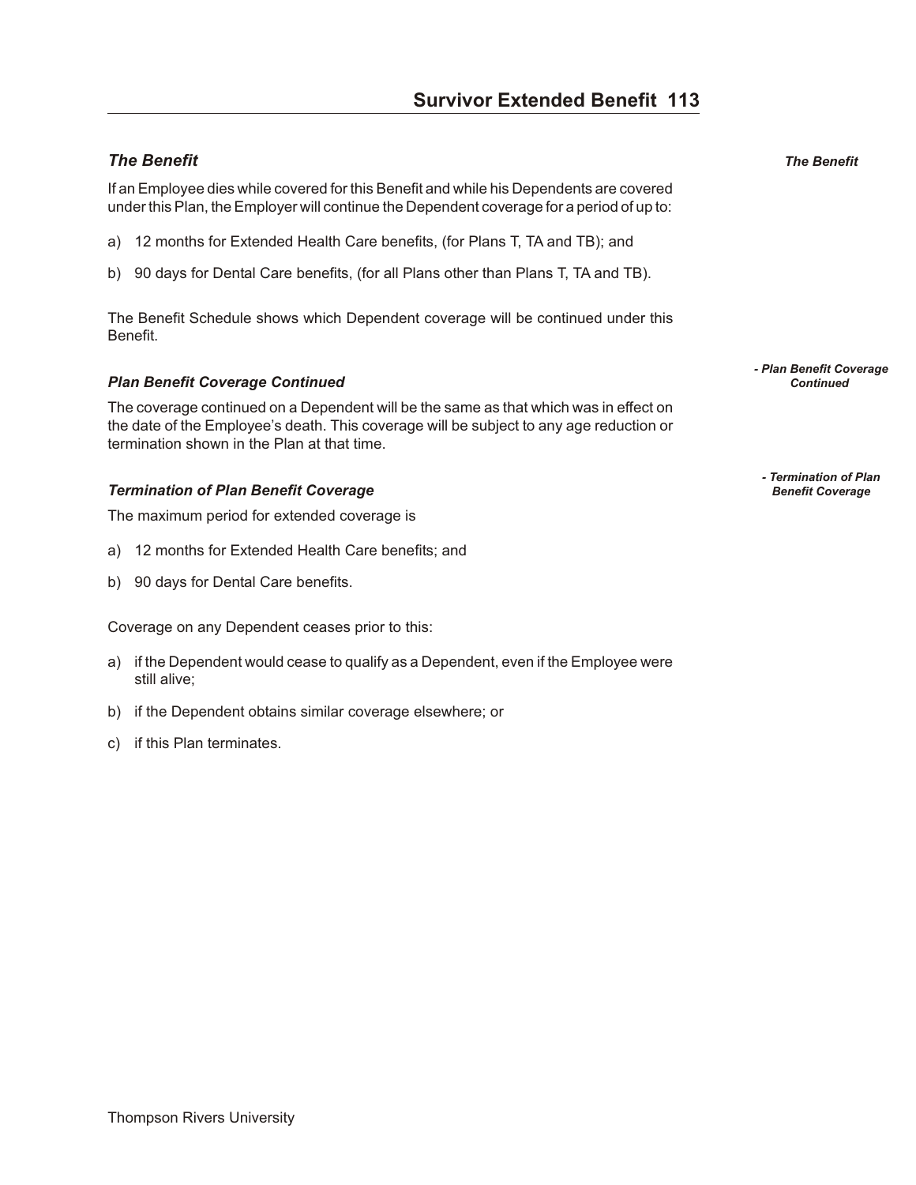# Survivor Extended Benefit

### *The Benefit*

If an Employee dies while covered for this Benefit and while his Dependents are covered under this Plan, the Employer will continue the Dependent coverage for a period of up to:

a) 12 months for Extended Health Care benefits, (for Plans T, TA and TB); and

b) 90 days for Dental Care benefits, (for all Plans other than Plans T, TA and TB).

The Benefit Schedule shows which Dependent coverage will be continued under this Benefit.

#### *Plan Benefit Coverage Continued*

The coverage continued on a Dependent will be the same as that which was in effect on the date of the Employee's death. This coverage will be subject to any age reduction or termination shown in the Plan at that time.

#### *Termination of Plan Benefit Coverage*

The maximum period for extended coverage is

a) 12 months for Extended Health Care benefits; and

b) 90 days for Dental Care benefits.

Coverage on any Dependent ceases prior to this:

a) if the Dependent would cease to qualify as a Dependent, even if the Employee were still alive;

b) if the Dependent obtains similar coverage elsewhere; or

c) if this Plan terminates.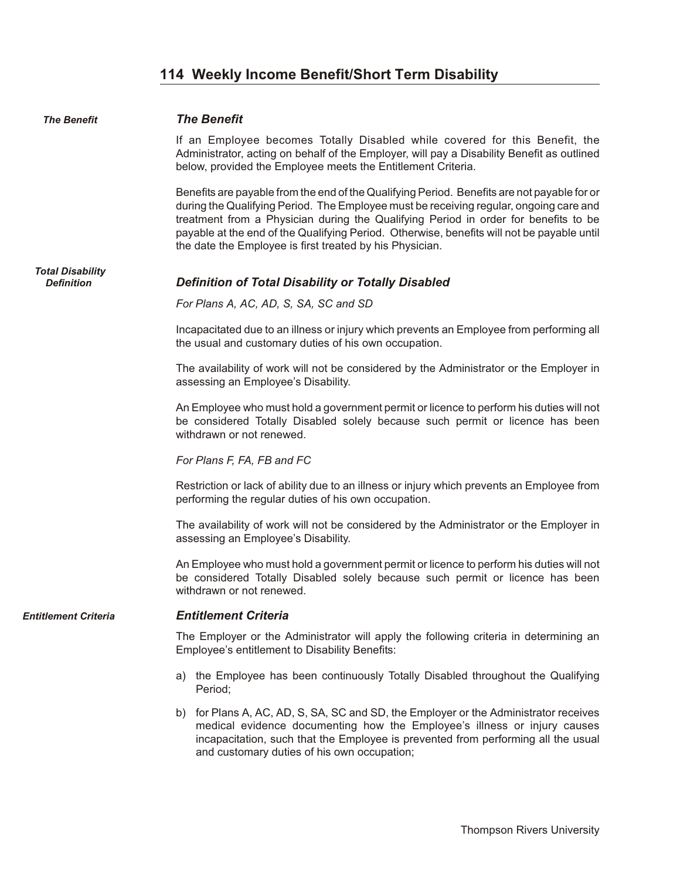# 114 Weekly Income Benefit/Short Term Disability

### *The Benefit*

If an Employee becomes Totally Disabled while covered for this Benefit, the Administrator, acting on behalf of the Employer, will pay a Disability Benefit as outlined below, provided the Employee meets the Entitlement Criteria.

Benefits are payable from the end of the Qualifying Period. Benefits are not payable for or during the Qualifying Period. The Employee must be receiving regular, ongoing care and treatment from a Physician during the Qualifying Period in order for benefits to be payable at the end of the Qualifying Period. Otherwise, benefits will not be payable until the date the Employee is first treated by his Physician.

### *Definition of Total Disability or Totally Disabled*

*For Plans A, AC, AD, S, SA, SC and SD*

Incapacitated due to an illness or injury which prevents an Employee from performing all the usual and customary duties of his own occupation.

The availability of work will not be considered by the Administrator or the Employer in assessing an Employee's Disability.

An Employee who must hold a government permit or licence to perform his duties will not be considered Totally Disabled solely because such permit or licence has been withdrawn or not renewed.

*For Plans F, FA, FB and FC*

Restriction or lack of ability due to an illness or injury which prevents an Employee from performing the regular duties of his own occupation.

The availability of work will not be considered by the Administrator or the Employer in assessing an Employee's Disability.

An Employee who must hold a government permit or licence to perform his duties will not be considered Totally Disabled solely because such permit or licence has been withdrawn or not renewed.

### *Entitlement Criteria*

The Employer or the Administrator will apply the following criteria in determining an Employee's entitlement to Disability Benefits:

a) the Employee has been continuously Totally Disabled throughout the Qualifying Period;

b) for Plans A, AC, AD, S, SA, SC and SD, the Employer or the Administrator receives medical evidence documenting how the Employee's illness or injury causes incapacitation, such that the Employee is prevented from performing all the usual and customary duties of his own occupation;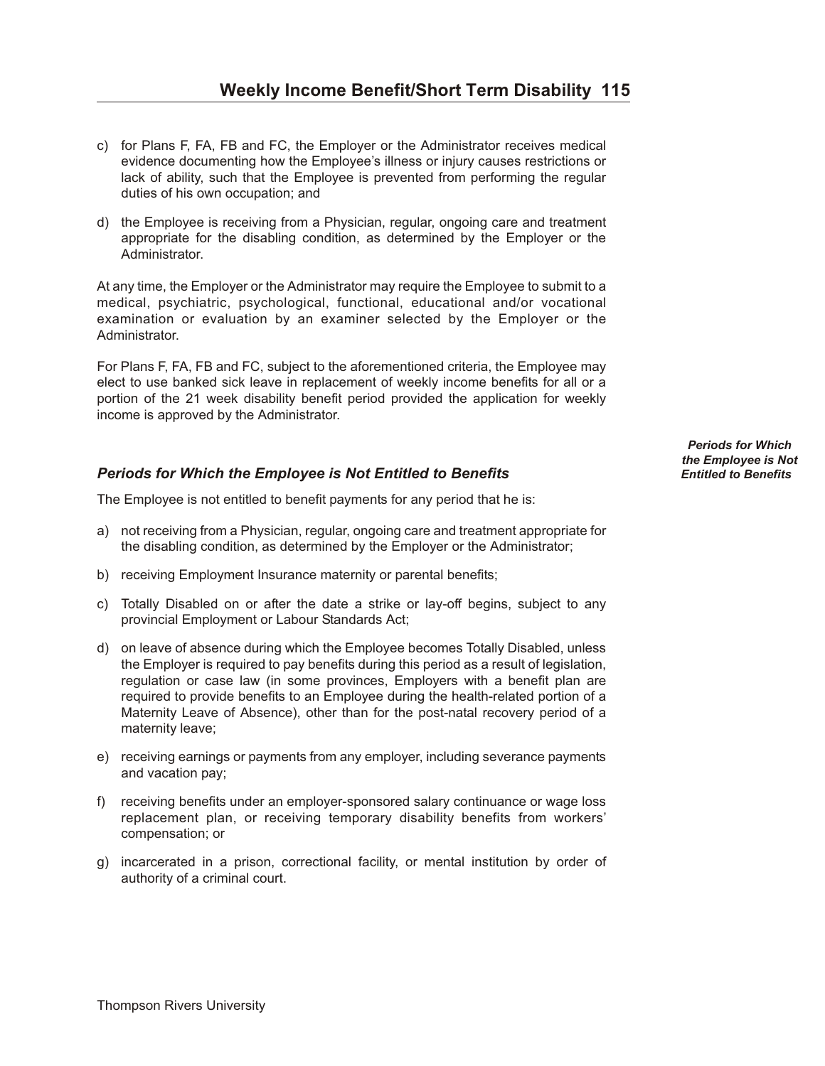c) for Plans F, FA, FB and FC, the Employer or the Administrator receives medical evidence documenting how the Employee's illness or injury causes restrictions or lack of ability, such that the Employee is prevented from performing the regular duties of his own occupation; and

d) the Employee is receiving from a Physician, regular, ongoing care and treatment appropriate for the disabling condition, as determined by the Employer or the Administrator.

At any time, the Employer or the Administrator may require the Employee to submit to a medical, psychiatric, psychological, functional, educational and/or vocational examination or evaluation by an examiner selected by the Employer or the Administrator.

For Plans F, FA, FB and FC, subject to the aforementioned criteria, the Employee may elect to use banked sick leave in replacement of weekly income benefits for all or a portion of the 21 week disability benefit period provided the application for weekly income is approved by the Administrator.

### *Periods for Which the Employee is Not Entitled to Benefits*

The Employee is not entitled to benefit payments for any period that he is:

a) not receiving from a Physician, regular, ongoing care and treatment appropriate for the disabling condition, as determined by the Employer or the Administrator;

b) receiving Employment Insurance maternity or parental benefits;

c) Totally Disabled on or after the date a strike or lay-off begins, subject to any provincial Employment or Labour Standards Act;

d) on leave of absence during which the Employee becomes Totally Disabled, unless the Employer is required to pay benefits during this period as a result of legislation, regulation or case law (in some provinces, Employers with a benefit plan are required to provide benefits to an Employee during the health-related portion of a Maternity Leave of Absence), other than for the post-natal recovery period of a maternity leave;

e) receiving earnings or payments from any employer, including severance payments and vacation pay;

f) receiving benefits under an employer-sponsored salary continuance or wage loss replacement plan, or receiving temporary disability benefits from workers' compensation; or

g) incarcerated in a prison, correctional facility, or mental institution by order of authority of a criminal court.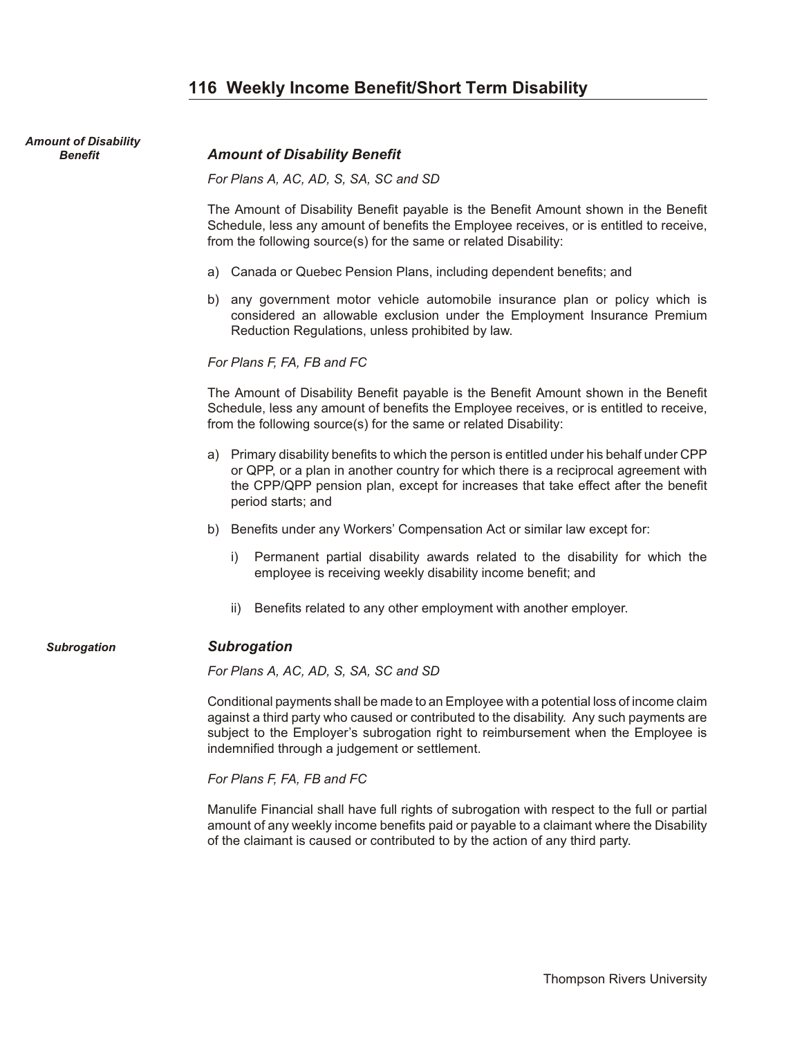## 116 Weekly Income Benefit/Short Term Disability

### *Amount of Disability Benefit*

*For Plans A, AC, AD, S, SA, SC and SD*

The Amount of Disability Benefit payable is the Benefit Amount shown in the Benefit Schedule, less any amount of benefits the Employee receives, or is entitled to receive, from the following source(s) for the same or related Disability:

a) Canada or Quebec Pension Plans, including dependent benefits; and

b) any government motor vehicle automobile insurance plan or policy which is considered an allowable exclusion under the Employment Insurance Premium Reduction Regulations, unless prohibited by law.

*For Plans F, FA, FB and FC*

The Amount of Disability Benefit payable is the Benefit Amount shown in the Benefit Schedule, less any amount of benefits the Employee receives, or is entitled to receive, from the following source(s) for the same or related Disability:

a) Primary disability benefits to which the person is entitled under his behalf under CPP or QPP, or a plan in another country for which there is a reciprocal agreement with the CPP/QPP pension plan, except for increases that take effect after the benefit period starts; and

b) Benefits under any Workers' Compensation Act or similar law except for:

   i) Permanent partial disability awards related to the disability for which the employee is receiving weekly disability income benefit; and

   ii) Benefits related to any other employment with another employer.

### *Subrogation*

*For Plans A, AC, AD, S, SA, SC and SD*

Conditional payments shall be made to an Employee with a potential loss of income claim against a third party who caused or contributed to the disability. Any such payments are subject to the Employer's subrogation right to reimbursement when the Employee is indemnified through a judgement or settlement.

*For Plans F, FA, FB and FC*

Manulife Financial shall have full rights of subrogation with respect to the full or partial amount of any weekly income benefits paid or payable to a claimant where the Disability of the claimant is caused or contributed to by the action of any third party.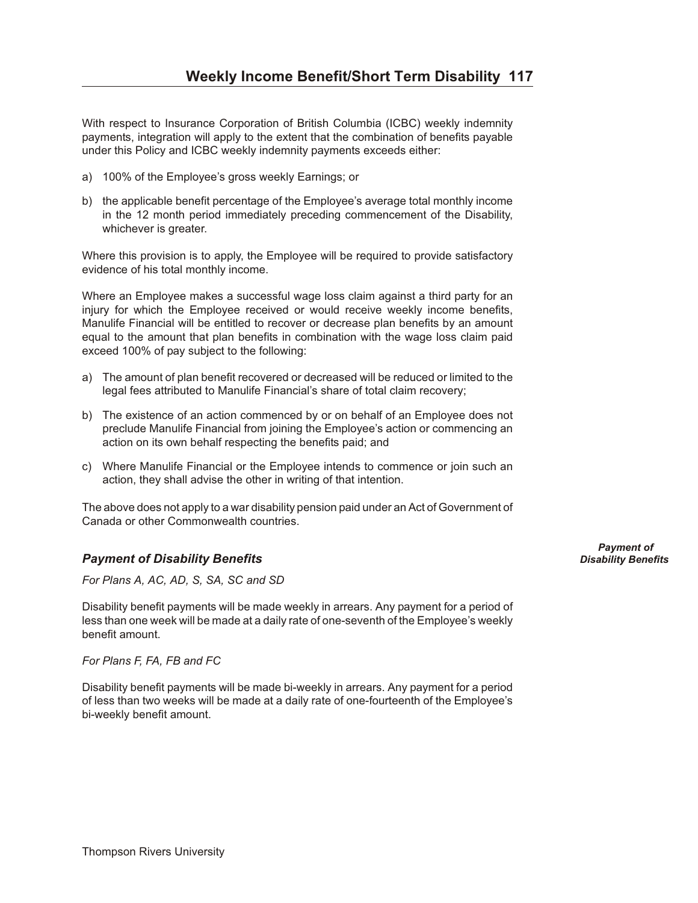With respect to Insurance Corporation of British Columbia (ICBC) weekly indemnity payments, integration will apply to the extent that the combination of benefits payable under this Policy and ICBC weekly indemnity payments exceeds either:

a) 100% of the Employee's gross weekly Earnings; or

b) the applicable benefit percentage of the Employee's average total monthly income in the 12 month period immediately preceding commencement of the Disability, whichever is greater.

Where this provision is to apply, the Employee will be required to provide satisfactory evidence of his total monthly income.

Where an Employee makes a successful wage loss claim against a third party for an injury for which the Employee received or would receive weekly income benefits, Manulife Financial will be entitled to recover or decrease plan benefits by an amount equal to the amount that plan benefits in combination with the wage loss claim paid exceed 100% of pay subject to the following:

a) The amount of plan benefit recovered or decreased will be reduced or limited to the legal fees attributed to Manulife Financial's share of total claim recovery;

b) The existence of an action commenced by or on behalf of an Employee does not preclude Manulife Financial from joining the Employee's action or commencing an action on its own behalf respecting the benefits paid; and

c) Where Manulife Financial or the Employee intends to commence or join such an action, they shall advise the other in writing of that intention.

The above does not apply to a war disability pension paid under an Act of Government of Canada or other Commonwealth countries.

### *Payment of Disability Benefits*

*For Plans A, AC, AD, S, SA, SC and SD*

Disability benefit payments will be made weekly in arrears. Any payment for a period of less than one week will be made at a daily rate of one-seventh of the Employee's weekly benefit amount.

*For Plans F, FA, FB and FC*

Disability benefit payments will be made bi-weekly in arrears. Any payment for a period of less than two weeks will be made at a daily rate of one-fourteenth of the Employee's bi-weekly benefit amount.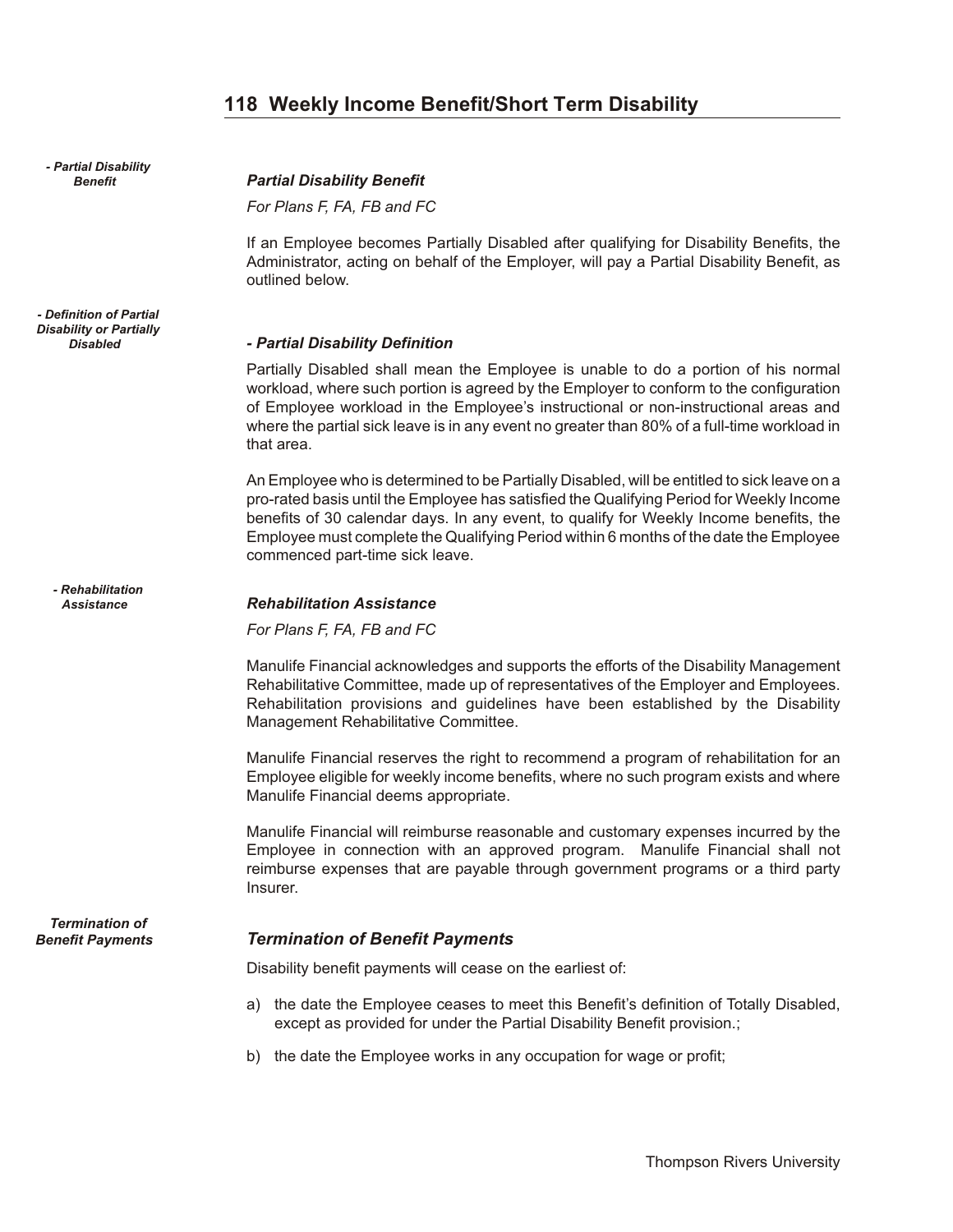## 118 Weekly Income Benefit/Short Term Disability

### *Partial Disability Benefit*

*For Plans F, FA, FB and FC*

If an Employee becomes Partially Disabled after qualifying for Disability Benefits, the Administrator, acting on behalf of the Employer, will pay a Partial Disability Benefit, as outlined below.

#### *- Partial Disability Definition*

Partially Disabled shall mean the Employee is unable to do a portion of his normal workload, where such portion is agreed by the Employer to conform to the configuration of Employee workload in the Employee's instructional or non-instructional areas and where the partial sick leave is in any event no greater than 80% of a full-time workload in that area.

An Employee who is determined to be Partially Disabled, will be entitled to sick leave on a pro-rated basis until the Employee has satisfied the Qualifying Period for Weekly Income benefits of 30 calendar days. In any event, to qualify for Weekly Income benefits, the Employee must complete the Qualifying Period within 6 months of the date the Employee commenced part-time sick leave.

### *Rehabilitation Assistance*

*For Plans F, FA, FB and FC*

Manulife Financial acknowledges and supports the efforts of the Disability Management Rehabilitative Committee, made up of representatives of the Employer and Employees. Rehabilitation provisions and guidelines have been established by the Disability Management Rehabilitative Committee.

Manulife Financial reserves the right to recommend a program of rehabilitation for an Employee eligible for weekly income benefits, where no such program exists and where Manulife Financial deems appropriate.

Manulife Financial will reimburse reasonable and customary expenses incurred by the Employee in connection with an approved program. Manulife Financial shall not reimburse expenses that are payable through government programs or a third party Insurer.

### *Termination of Benefit Payments*

Disability benefit payments will cease on the earliest of:

a) the date the Employee ceases to meet this Benefit's definition of Totally Disabled, except as provided for under the Partial Disability Benefit provision.;

b) the date the Employee works in any occupation for wage or profit;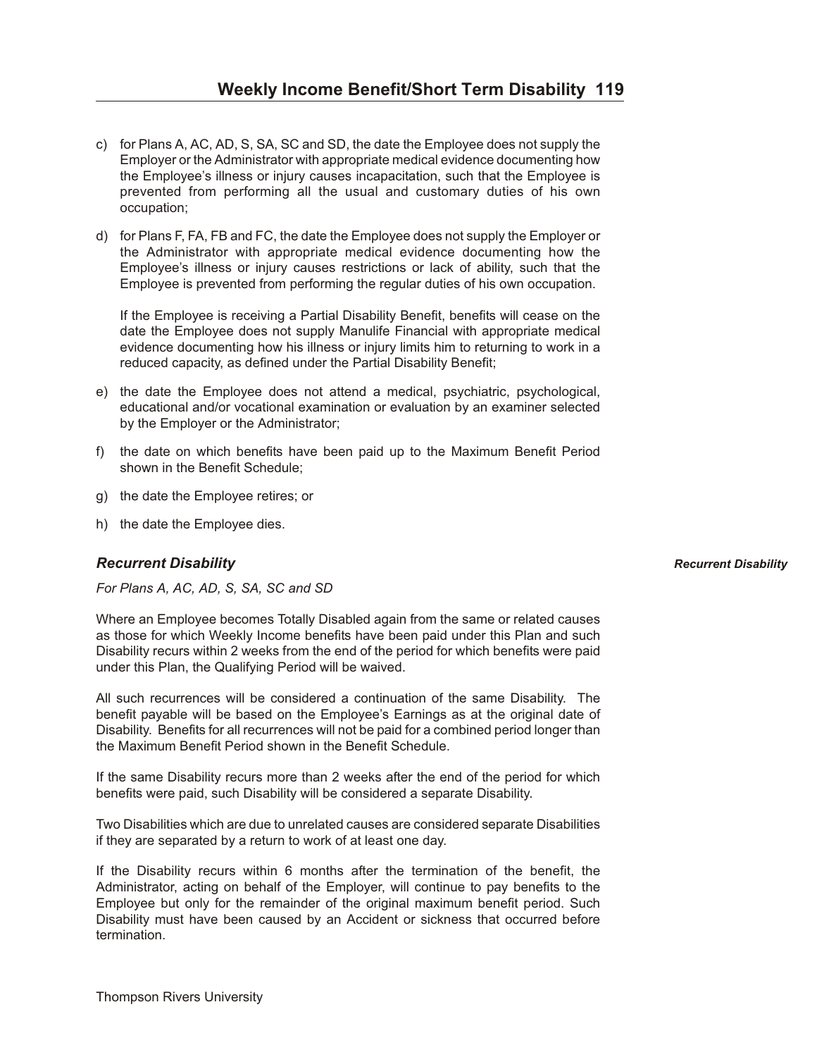c) for Plans A, AC, AD, S, SA, SC and SD, the date the Employee does not supply the Employer or the Administrator with appropriate medical evidence documenting how the Employee's illness or injury causes incapacitation, such that the Employee is prevented from performing all the usual and customary duties of his own occupation;

d) for Plans F, FA, FB and FC, the date the Employee does not supply the Employer or the Administrator with appropriate medical evidence documenting how the Employee's illness or injury causes restrictions or lack of ability, such that the Employee is prevented from performing the regular duties of his own occupation.

   If the Employee is receiving a Partial Disability Benefit, benefits will cease on the date the Employee does not supply Manulife Financial with appropriate medical evidence documenting how his illness or injury limits him to returning to work in a reduced capacity, as defined under the Partial Disability Benefit;

e) the date the Employee does not attend a medical, psychiatric, psychological, educational and/or vocational examination or evaluation by an examiner selected by the Employer or the Administrator;

f) the date on which benefits have been paid up to the Maximum Benefit Period shown in the Benefit Schedule;

g) the date the Employee retires; or

h) the date the Employee dies.

### *Recurrent Disability*

*For Plans A, AC, AD, S, SA, SC and SD*

Where an Employee becomes Totally Disabled again from the same or related causes as those for which Weekly Income benefits have been paid under this Plan and such Disability recurs within 2 weeks from the end of the period for which benefits were paid under this Plan, the Qualifying Period will be waived.

All such recurrences will be considered a continuation of the same Disability. The benefit payable will be based on the Employee's Earnings as at the original date of Disability. Benefits for all recurrences will not be paid for a combined period longer than the Maximum Benefit Period shown in the Benefit Schedule.

If the same Disability recurs more than 2 weeks after the end of the period for which benefits were paid, such Disability will be considered a separate Disability.

Two Disabilities which are due to unrelated causes are considered separate Disabilities if they are separated by a return to work of at least one day.

If the Disability recurs within 6 months after the termination of the benefit, the Administrator, acting on behalf of the Employer, will continue to pay benefits to the Employee but only for the remainder of the original maximum benefit period. Such Disability must have been caused by an Accident or sickness that occurred before termination.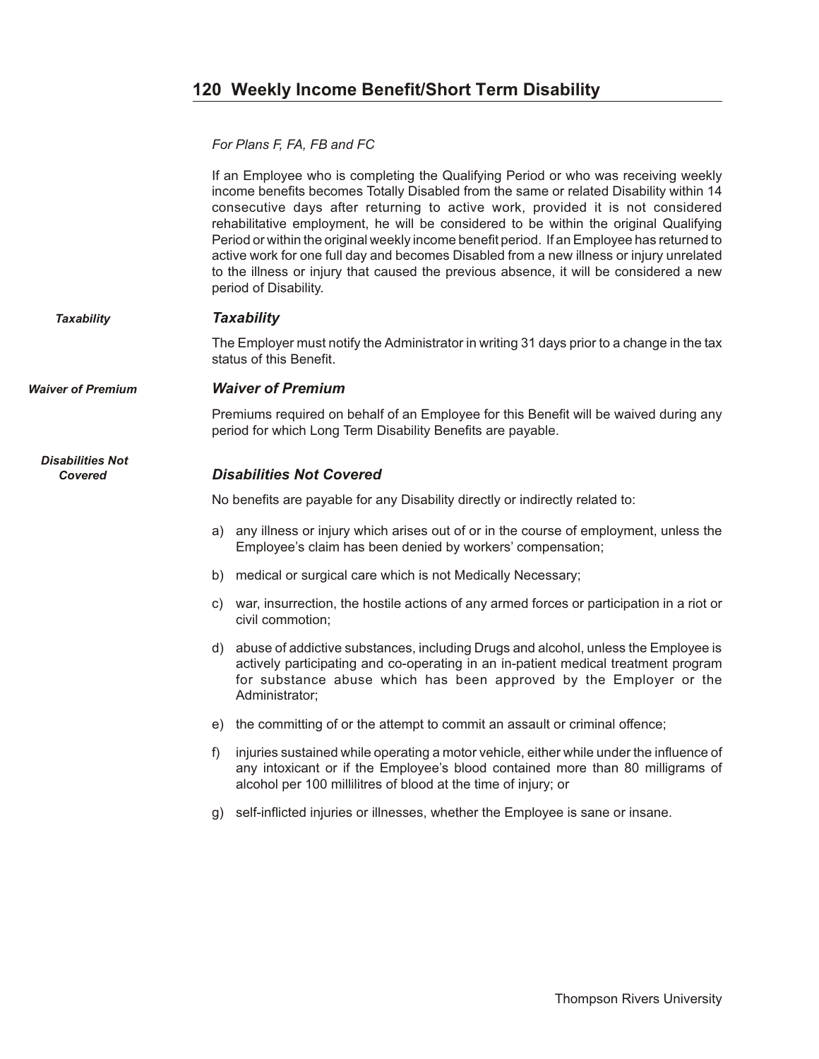## 120 Weekly Income Benefit/Short Term Disability

*For Plans F, FA, FB and FC*

If an Employee who is completing the Qualifying Period or who was receiving weekly income benefits becomes Totally Disabled from the same or related Disability within 14 consecutive days after returning to active work, provided it is not considered rehabilitative employment, he will be considered to be within the original Qualifying Period or within the original weekly income benefit period. If an Employee has returned to active work for one full day and becomes Disabled from a new illness or injury unrelated to the illness or injury that caused the previous absence, it will be considered a new period of Disability.

### *Taxability*

The Employer must notify the Administrator in writing 31 days prior to a change in the tax status of this Benefit.

### *Waiver of Premium*

Premiums required on behalf of an Employee for this Benefit will be waived during any period for which Long Term Disability Benefits are payable.

### *Disabilities Not Covered*

No benefits are payable for any Disability directly or indirectly related to:

a) any illness or injury which arises out of or in the course of employment, unless the Employee's claim has been denied by workers' compensation;

b) medical or surgical care which is not Medically Necessary;

c) war, insurrection, the hostile actions of any armed forces or participation in a riot or civil commotion;

d) abuse of addictive substances, including Drugs and alcohol, unless the Employee is actively participating and co-operating in an in-patient medical treatment program for substance abuse which has been approved by the Employer or the Administrator;

e) the committing of or the attempt to commit an assault or criminal offence;

f) injuries sustained while operating a motor vehicle, either while under the influence of any intoxicant or if the Employee's blood contained more than 80 milligrams of alcohol per 100 millilitres of blood at the time of injury; or

g) self-inflicted injuries or illnesses, whether the Employee is sane or insane.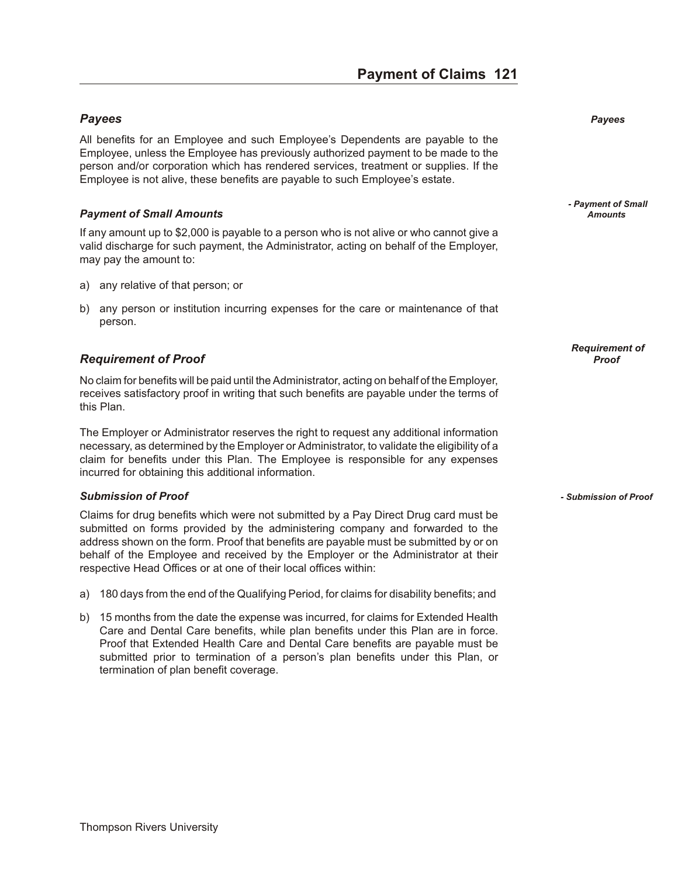## Payees

All benefits for an Employee and such Employee's Dependents are payable to the Employee, unless the Employee has previously authorized payment to be made to the person and/or corporation which has rendered services, treatment or supplies. If the Employee is not alive, these benefits are payable to such Employee's estate.

### Payment of Small Amounts

If any amount up to $2,000 is payable to a person who is not alive or who cannot give a valid discharge for such payment, the Administrator, acting on behalf of the Employer, may pay the amount to:

a) any relative of that person; or

b) any person or institution incurring expenses for the care or maintenance of that person.

## Requirement of Proof

No claim for benefits will be paid until the Administrator, acting on behalf of the Employer, receives satisfactory proof in writing that such benefits are payable under the terms of this Plan.

The Employer or Administrator reserves the right to request any additional information necessary, as determined by the Employer or Administrator, to validate the eligibility of a claim for benefits under this Plan. The Employee is responsible for any expenses incurred for obtaining this additional information.

### Submission of Proof

Claims for drug benefits which were not submitted by a Pay Direct Drug card must be submitted on forms provided by the administering company and forwarded to the address shown on the form. Proof that benefits are payable must be submitted by or on behalf of the Employee and received by the Employer or the Administrator at their respective Head Offices or at one of their local offices within:

a) 180 days from the end of the Qualifying Period, for claims for disability benefits; and

b) 15 months from the date the expense was incurred, for claims for Extended Health Care and Dental Care benefits, while plan benefits under this Plan are in force. Proof that Extended Health Care and Dental Care benefits are payable must be submitted prior to termination of a person's plan benefits under this Plan, or termination of plan benefit coverage.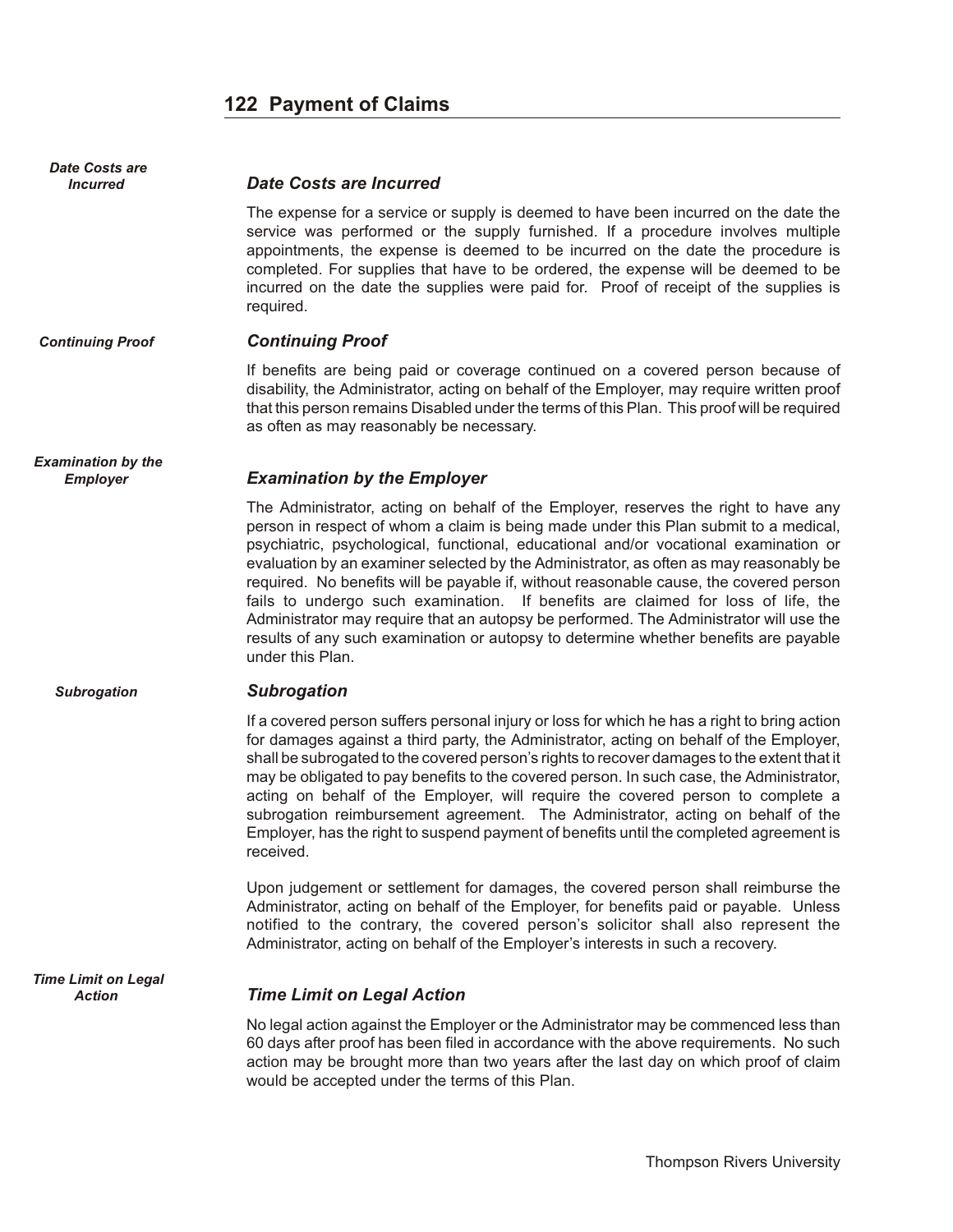## 122 Payment of Claims

### *Date Costs are Incurred*

The expense for a service or supply is deemed to have been incurred on the date the service was performed or the supply furnished. If a procedure involves multiple appointments, the expense is deemed to be incurred on the date the procedure is completed. For supplies that have to be ordered, the expense will be deemed to be incurred on the date the supplies were paid for. Proof of receipt of the supplies is required.

### *Continuing Proof*

If benefits are being paid or coverage continued on a covered person because of disability, the Administrator, acting on behalf of the Employer, may require written proof that this person remains Disabled under the terms of this Plan. This proof will be required as often as may reasonably be necessary.

### *Examination by the Employer*

The Administrator, acting on behalf of the Employer, reserves the right to have any person in respect of whom a claim is being made under this Plan submit to a medical, psychiatric, psychological, functional, educational and/or vocational examination or evaluation by an examiner selected by the Administrator, as often as may reasonably be required. No benefits will be payable if, without reasonable cause, the covered person fails to undergo such examination. If benefits are claimed for loss of life, the Administrator may require that an autopsy be performed. The Administrator will use the results of any such examination or autopsy to determine whether benefits are payable under this Plan.

### *Subrogation*

If a covered person suffers personal injury or loss for which he has a right to bring action for damages against a third party, the Administrator, acting on behalf of the Employer, shall be subrogated to the covered person's rights to recover damages to the extent that it may be obligated to pay benefits to the covered person. In such case, the Administrator, acting on behalf of the Employer, will require the covered person to complete a subrogation reimbursement agreement. The Administrator, acting on behalf of the Employer, has the right to suspend payment of benefits until the completed agreement is received.

Upon judgement or settlement for damages, the covered person shall reimburse the Administrator, acting on behalf of the Employer, for benefits paid or payable. Unless notified to the contrary, the covered person's solicitor shall also represent the Administrator, acting on behalf of the Employer's interests in such a recovery.

### *Time Limit on Legal Action*

No legal action against the Employer or the Administrator may be commenced less than 60 days after proof has been filed in accordance with the above requirements. No such action may be brought more than two years after the last day on which proof of claim would be accepted under the terms of this Plan.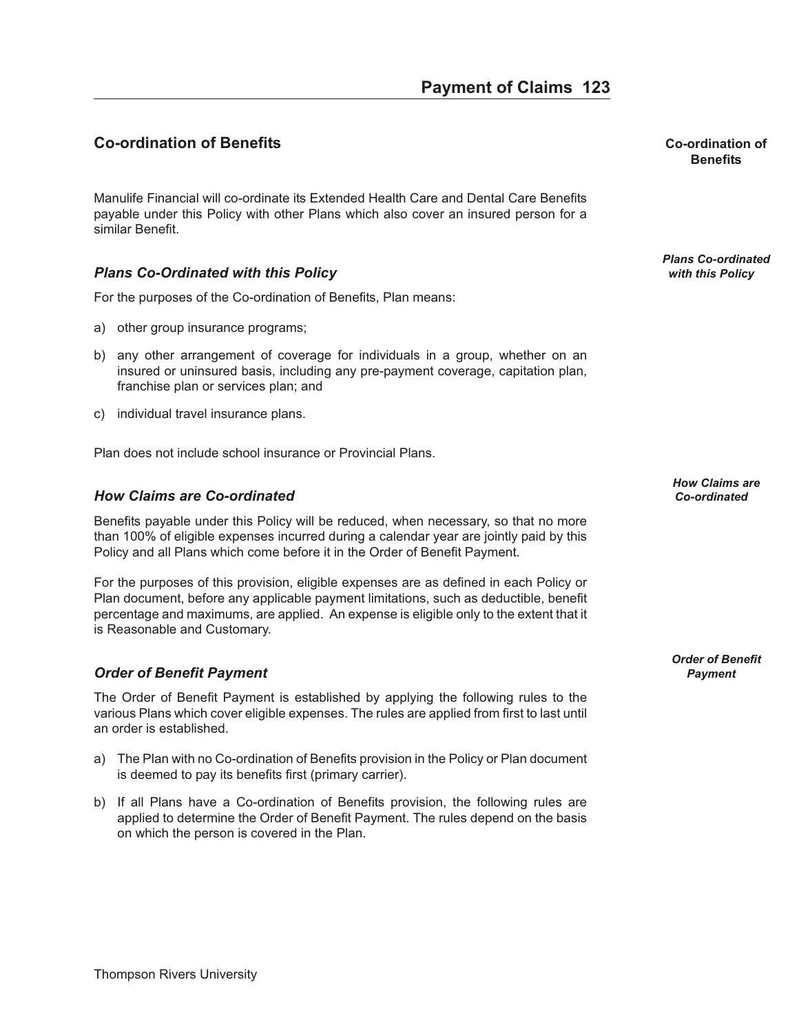## Co-ordination of Benefits

Manulife Financial will co-ordinate its Extended Health Care and Dental Care Benefits payable under this Policy with other Plans which also cover an insured person for a similar Benefit.

### *Plans Co-Ordinated with this Policy*

For the purposes of the Co-ordination of Benefits, Plan means:

a) other group insurance programs;

b) any other arrangement of coverage for individuals in a group, whether on an insured or uninsured basis, including any pre-payment coverage, capitation plan, franchise plan or services plan; and

c) individual travel insurance plans.

Plan does not include school insurance or Provincial Plans.

### *How Claims are Co-ordinated*

Benefits payable under this Policy will be reduced, when necessary, so that no more than 100% of eligible expenses incurred during a calendar year are jointly paid by this Policy and all Plans which come before it in the Order of Benefit Payment.

For the purposes of this provision, eligible expenses are as defined in each Policy or Plan document, before any applicable payment limitations, such as deductible, benefit percentage and maximums, are applied. An expense is eligible only to the extent that it is Reasonable and Customary.

### *Order of Benefit Payment*

The Order of Benefit Payment is established by applying the following rules to the various Plans which cover eligible expenses. The rules are applied from first to last until an order is established.

a) The Plan with no Co-ordination of Benefits provision in the Policy or Plan document is deemed to pay its benefits first (primary carrier).

b) If all Plans have a Co-ordination of Benefits provision, the following rules are applied to determine the Order of Benefit Payment. The rules depend on the basis on which the person is covered in the Plan.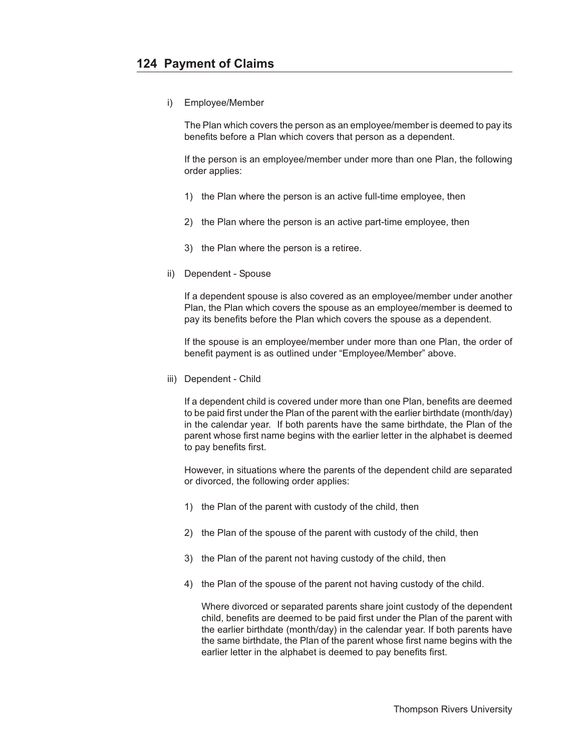## Payment of Claims

i) Employee/Member

The Plan which covers the person as an employee/member is deemed to pay its benefits before a Plan which covers that person as a dependent.

If the person is an employee/member under more than one Plan, the following order applies:

1) the Plan where the person is an active full-time employee, then

2) the Plan where the person is an active part-time employee, then

3) the Plan where the person is a retiree.

ii) Dependent - Spouse

If a dependent spouse is also covered as an employee/member under another Plan, the Plan which covers the spouse as an employee/member is deemed to pay its benefits before the Plan which covers the spouse as a dependent.

If the spouse is an employee/member under more than one Plan, the order of benefit payment is as outlined under "Employee/Member" above.

iii) Dependent - Child

If a dependent child is covered under more than one Plan, benefits are deemed to be paid first under the Plan of the parent with the earlier birthdate (month/day) in the calendar year. If both parents have the same birthdate, the Plan of the parent whose first name begins with the earlier letter in the alphabet is deemed to pay benefits first.

However, in situations where the parents of the dependent child are separated or divorced, the following order applies:

1) the Plan of the parent with custody of the child, then

2) the Plan of the spouse of the parent with custody of the child, then

3) the Plan of the parent not having custody of the child, then

4) the Plan of the spouse of the parent not having custody of the child.

   Where divorced or separated parents share joint custody of the dependent child, benefits are deemed to be paid first under the Plan of the parent with the earlier birthdate (month/day) in the calendar year. If both parents have the same birthdate, the Plan of the parent whose first name begins with the earlier letter in the alphabet is deemed to pay benefits first.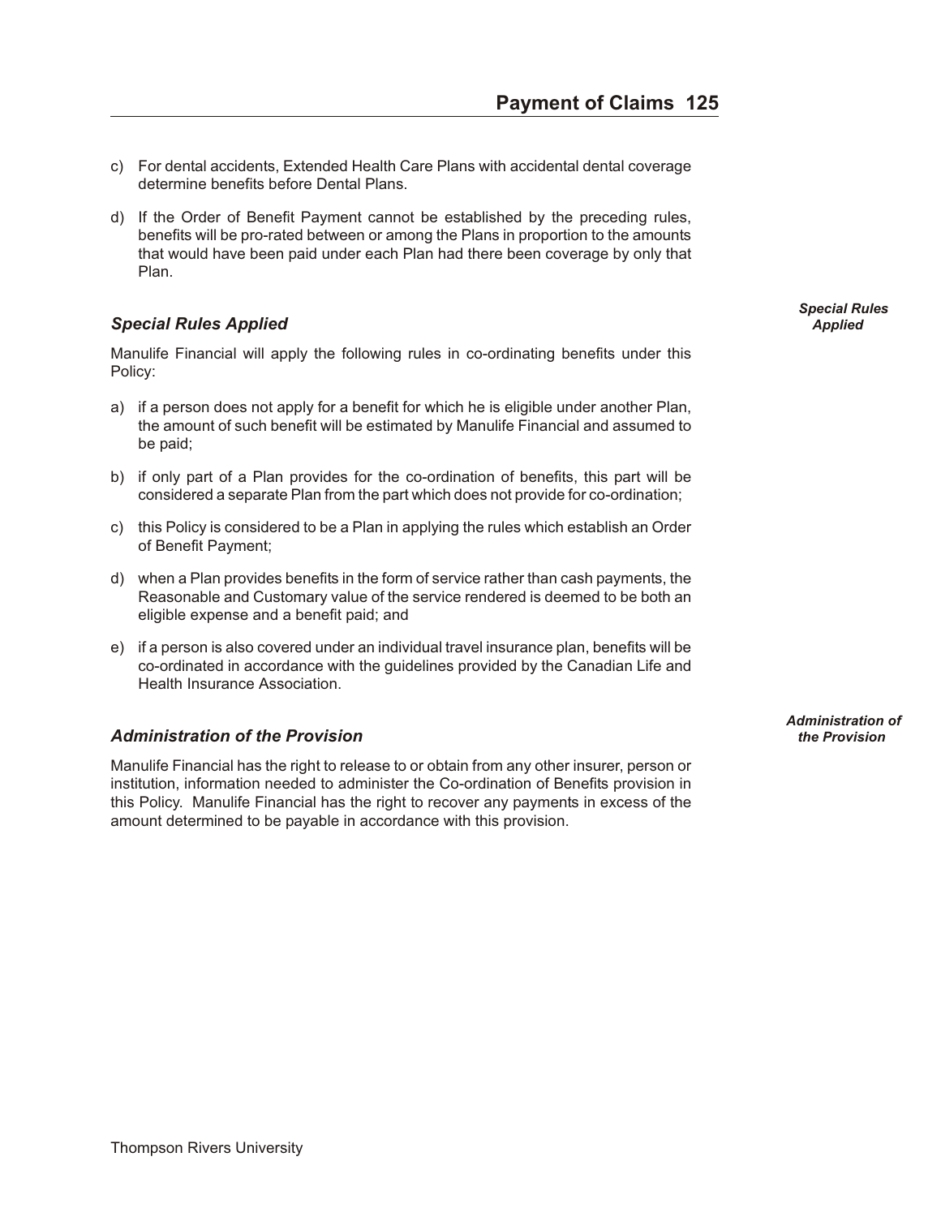c) For dental accidents, Extended Health Care Plans with accidental dental coverage determine benefits before Dental Plans.

d) If the Order of Benefit Payment cannot be established by the preceding rules, benefits will be pro-rated between or among the Plans in proportion to the amounts that would have been paid under each Plan had there been coverage by only that Plan.

### *Special Rules Applied*

Manulife Financial will apply the following rules in co-ordinating benefits under this Policy:

a) if a person does not apply for a benefit for which he is eligible under another Plan, the amount of such benefit will be estimated by Manulife Financial and assumed to be paid;

b) if only part of a Plan provides for the co-ordination of benefits, this part will be considered a separate Plan from the part which does not provide for co-ordination;

c) this Policy is considered to be a Plan in applying the rules which establish an Order of Benefit Payment;

d) when a Plan provides benefits in the form of service rather than cash payments, the Reasonable and Customary value of the service rendered is deemed to be both an eligible expense and a benefit paid; and

e) if a person is also covered under an individual travel insurance plan, benefits will be co-ordinated in accordance with the guidelines provided by the Canadian Life and Health Insurance Association.

### *Administration of the Provision*

Manulife Financial has the right to release to or obtain from any other insurer, person or institution, information needed to administer the Co-ordination of Benefits provision in this Policy. Manulife Financial has the right to recover any payments in excess of the amount determined to be payable in accordance with this provision.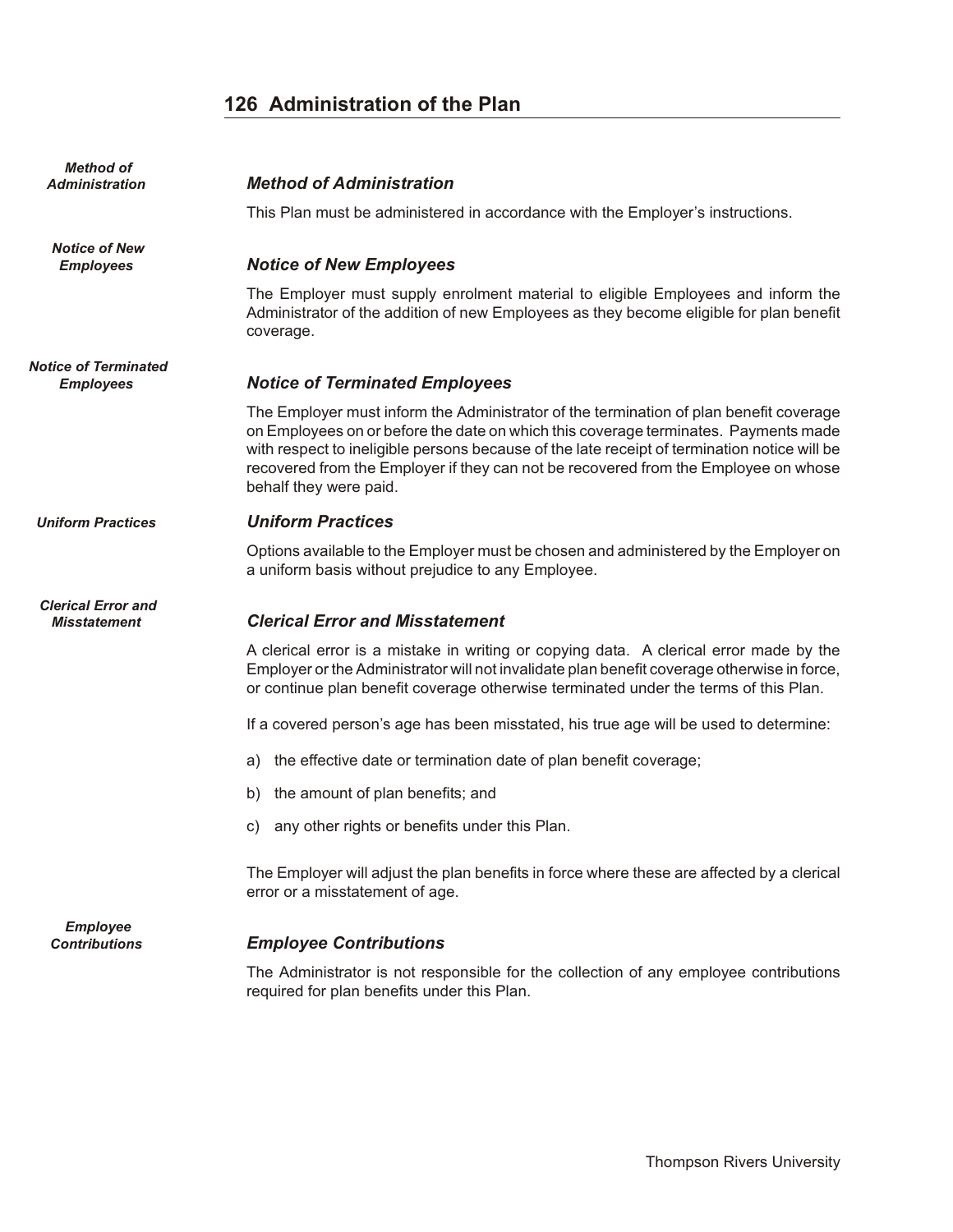## 126 Administration of the Plan

### *Method of Administration*

This Plan must be administered in accordance with the Employer's instructions.

### *Notice of New Employees*

The Employer must supply enrolment material to eligible Employees and inform the Administrator of the addition of new Employees as they become eligible for plan benefit coverage.

### *Notice of Terminated Employees*

The Employer must inform the Administrator of the termination of plan benefit coverage on Employees on or before the date on which this coverage terminates. Payments made with respect to ineligible persons because of the late receipt of termination notice will be recovered from the Employer if they can not be recovered from the Employee on whose behalf they were paid.

### *Uniform Practices*

Options available to the Employer must be chosen and administered by the Employer on a uniform basis without prejudice to any Employee.

### *Clerical Error and Misstatement*

A clerical error is a mistake in writing or copying data. A clerical error made by the Employer or the Administrator will not invalidate plan benefit coverage otherwise in force, or continue plan benefit coverage otherwise terminated under the terms of this Plan.

If a covered person's age has been misstated, his true age will be used to determine:

a) the effective date or termination date of plan benefit coverage;

b) the amount of plan benefits; and

c) any other rights or benefits under this Plan.

The Employer will adjust the plan benefits in force where these are affected by a clerical error or a misstatement of age.

### *Employee Contributions*

The Administrator is not responsible for the collection of any employee contributions required for plan benefits under this Plan.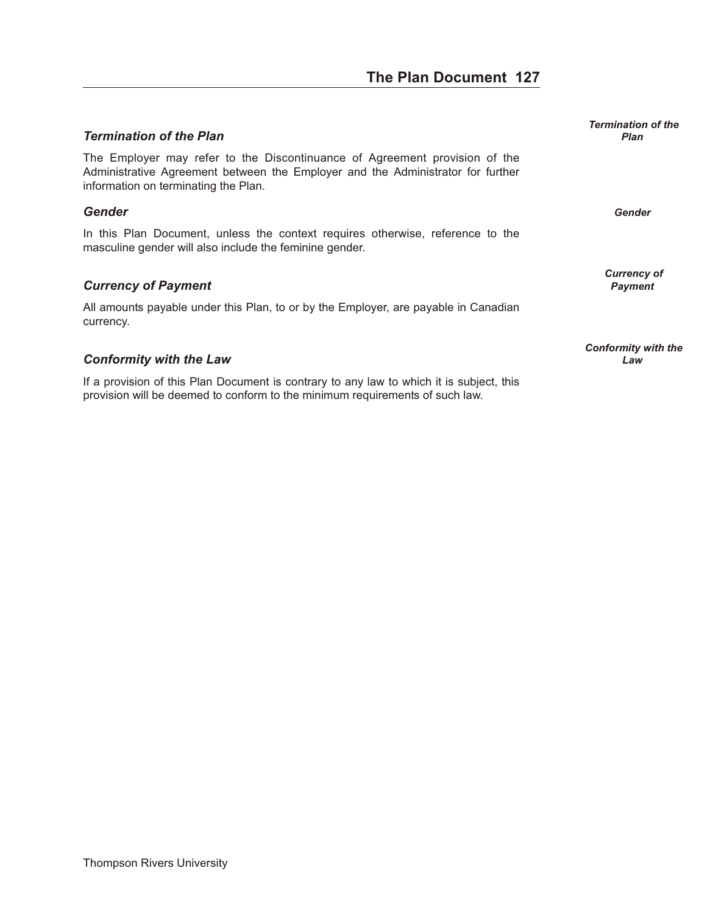### *Termination of the Plan*

The Employer may refer to the Discontinuance of Agreement provision of the Administrative Agreement between the Employer and the Administrator for further information on terminating the Plan.

### *Gender*

In this Plan Document, unless the context requires otherwise, reference to the masculine gender will also include the feminine gender.

### *Currency of Payment*

All amounts payable under this Plan, to or by the Employer, are payable in Canadian currency.

### *Conformity with the Law*

If a provision of this Plan Document is contrary to any law to which it is subject, this provision will be deemed to conform to the minimum requirements of such law.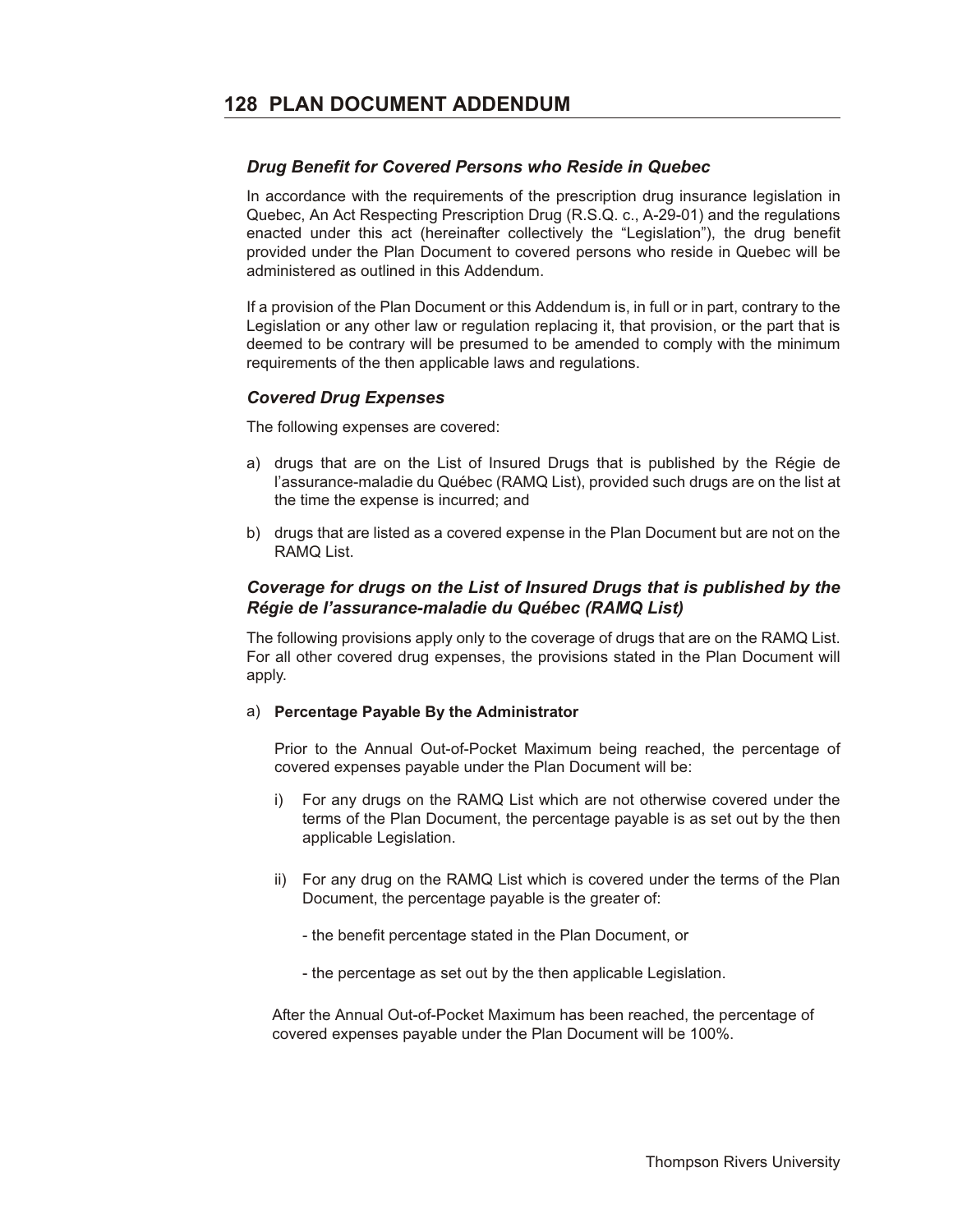## PLAN DOCUMENT ADDENDUM

### *Drug Benefit for Covered Persons who Reside in Quebec*

In accordance with the requirements of the prescription drug insurance legislation in Quebec, An Act Respecting Prescription Drug (R.S.Q. c., A-29-01) and the regulations enacted under this act (hereinafter collectively the "Legislation"), the drug benefit provided under the Plan Document to covered persons who reside in Quebec will be administered as outlined in this Addendum.

If a provision of the Plan Document or this Addendum is, in full or in part, contrary to the Legislation or any other law or regulation replacing it, that provision, or the part that is deemed to be contrary will be presumed to be amended to comply with the minimum requirements of the then applicable laws and regulations.

### *Covered Drug Expenses*

The following expenses are covered:

a) drugs that are on the List of Insured Drugs that is published by the Régie de l'assurance-maladie du Québec (RAMQ List), provided such drugs are on the list at the time the expense is incurred; and

b) drugs that are listed as a covered expense in the Plan Document but are not on the RAMQ List.

### *Coverage for drugs on the List of Insured Drugs that is published by the Régie de l'assurance-maladie du Québec (RAMQ List)*

The following provisions apply only to the coverage of drugs that are on the RAMQ List. For all other covered drug expenses, the provisions stated in the Plan Document will apply.

a) **Percentage Payable By the Administrator**

Prior to the Annual Out-of-Pocket Maximum being reached, the percentage of covered expenses payable under the Plan Document will be:

i) For any drugs on the RAMQ List which are not otherwise covered under the terms of the Plan Document, the percentage payable is as set out by the then applicable Legislation.

ii) For any drug on the RAMQ List which is covered under the terms of the Plan Document, the percentage payable is the greater of:

- the benefit percentage stated in the Plan Document, or

- the percentage as set out by the then applicable Legislation.

After the Annual Out-of-Pocket Maximum has been reached, the percentage of covered expenses payable under the Plan Document will be 100%.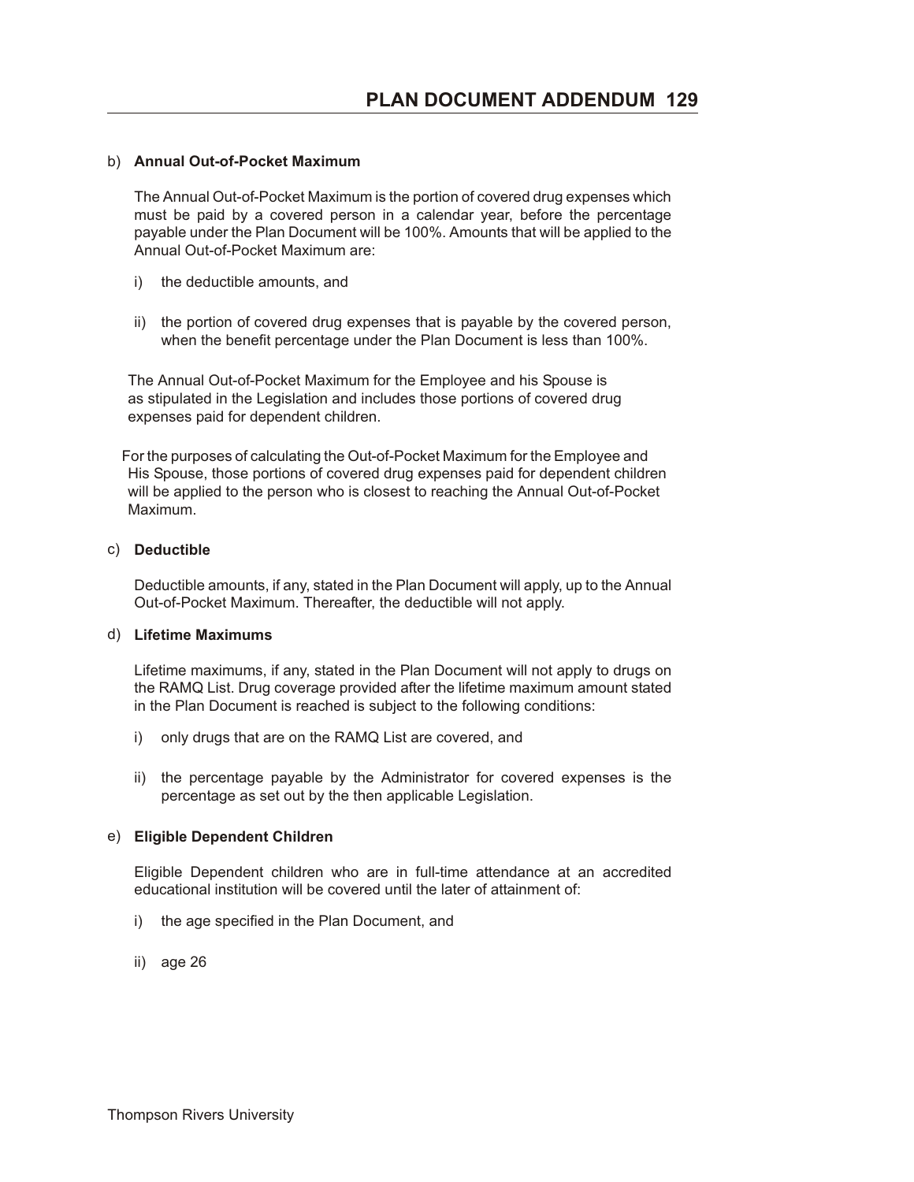b) **Annual Out-of-Pocket Maximum**

The Annual Out-of-Pocket Maximum is the portion of covered drug expenses which must be paid by a covered person in a calendar year, before the percentage payable under the Plan Document will be 100%. Amounts that will be applied to the Annual Out-of-Pocket Maximum are:

i) the deductible amounts, and

ii) the portion of covered drug expenses that is payable by the covered person, when the benefit percentage under the Plan Document is less than 100%.

The Annual Out-of-Pocket Maximum for the Employee and his Spouse is as stipulated in the Legislation and includes those portions of covered drug expenses paid for dependent children.

For the purposes of calculating the Out-of-Pocket Maximum for the Employee and His Spouse, those portions of covered drug expenses paid for dependent children will be applied to the person who is closest to reaching the Annual Out-of-Pocket Maximum.

c) **Deductible**

Deductible amounts, if any, stated in the Plan Document will apply, up to the Annual Out-of-Pocket Maximum. Thereafter, the deductible will not apply.

d) **Lifetime Maximums**

Lifetime maximums, if any, stated in the Plan Document will not apply to drugs on the RAMQ List. Drug coverage provided after the lifetime maximum amount stated in the Plan Document is reached is subject to the following conditions:

i) only drugs that are on the RAMQ List are covered, and

ii) the percentage payable by the Administrator for covered expenses is the percentage as set out by the then applicable Legislation.

e) **Eligible Dependent Children**

Eligible Dependent children who are in full-time attendance at an accredited educational institution will be covered until the later of attainment of:

i) the age specified in the Plan Document, and

ii) age 26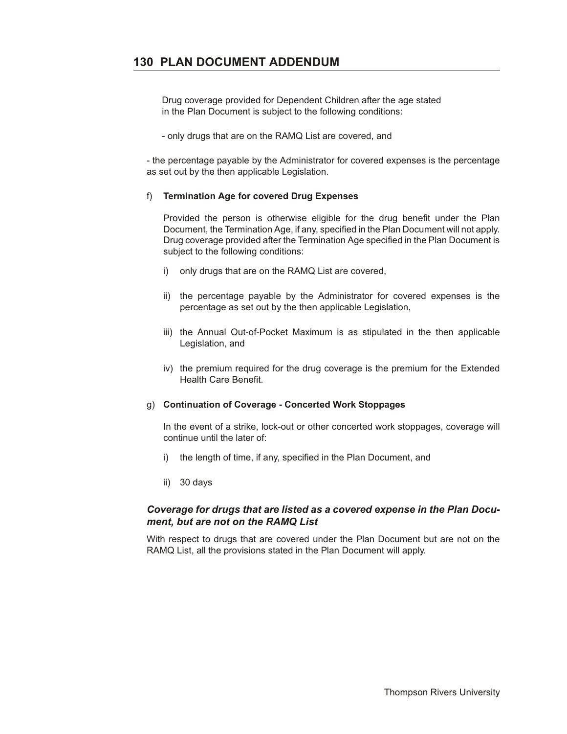Drug coverage provided for Dependent Children after the age stated in the Plan Document is subject to the following conditions:

- only drugs that are on the RAMQ List are covered, and

- the percentage payable by the Administrator for covered expenses is the percentage as set out by the then applicable Legislation.

f) **Termination Age for covered Drug Expenses**

Provided the person is otherwise eligible for the drug benefit under the Plan Document, the Termination Age, if any, specified in the Plan Document will not apply. Drug coverage provided after the Termination Age specified in the Plan Document is subject to the following conditions:

i) only drugs that are on the RAMQ List are covered,

ii) the percentage payable by the Administrator for covered expenses is the percentage as set out by the then applicable Legislation,

iii) the Annual Out-of-Pocket Maximum is as stipulated in the then applicable Legislation, and

iv) the premium required for the drug coverage is the premium for the Extended Health Care Benefit.

g) **Continuation of Coverage - Concerted Work Stoppages**

In the event of a strike, lock-out or other concerted work stoppages, coverage will continue until the later of:

i) the length of time, if any, specified in the Plan Document, and

ii) 30 days

### *Coverage for drugs that are listed as a covered expense in the Plan Document, but are not on the RAMQ List*

With respect to drugs that are covered under the Plan Document but are not on the RAMQ List, all the provisions stated in the Plan Document will apply.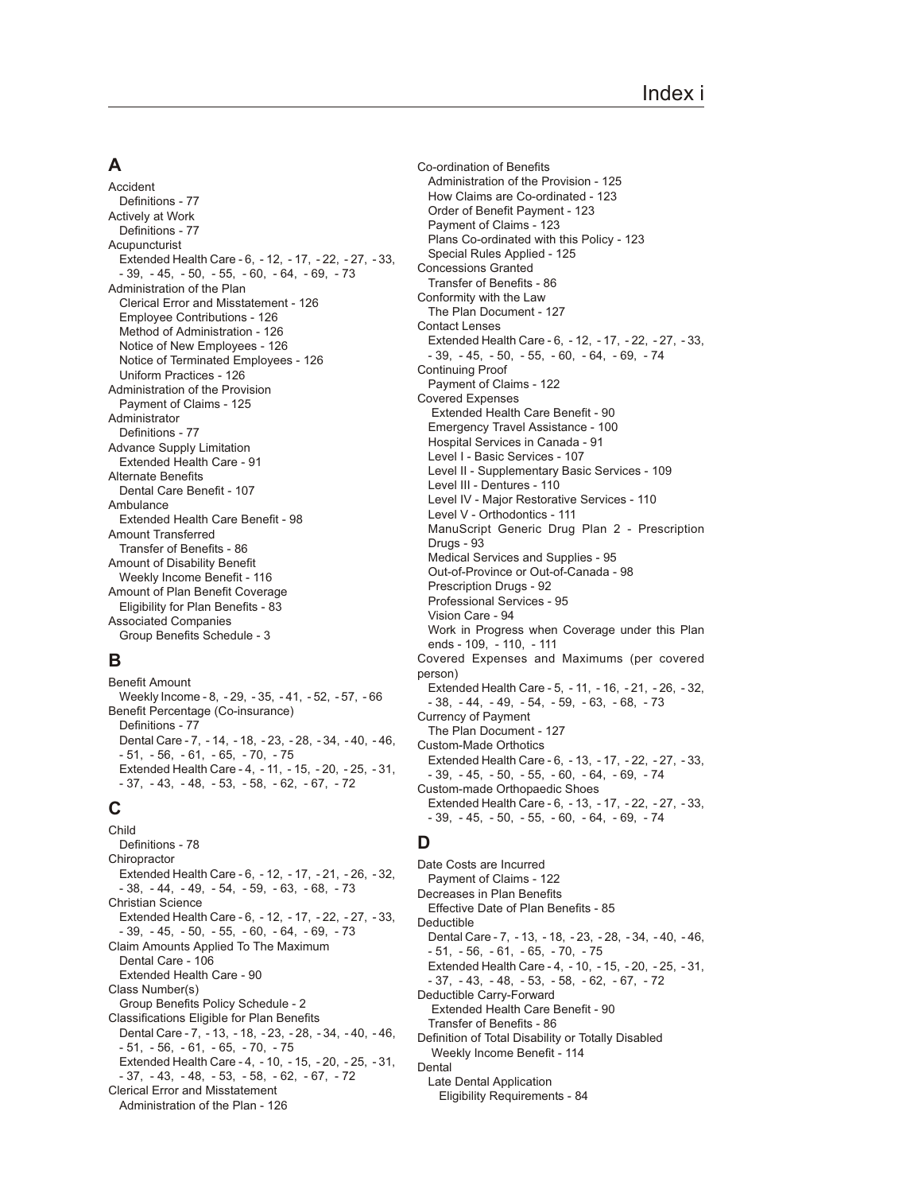## A

Accident
  Definitions - 77
Actively at Work
  Definitions - 77
Acupuncturist
  Extended Health Care - 6, - 12, - 17, - 22, - 27, - 33, - 39, - 45, - 50, - 55, - 60, - 64, - 69, - 73
Administration of the Plan
  Clerical Error and Misstatement - 126
  Employee Contributions - 126
  Method of Administration - 126
  Notice of New Employees - 126
  Notice of Terminated Employees - 126
  Uniform Practices - 126
Administration of the Provision
  Payment of Claims - 125
Administrator
  Definitions - 77
Advance Supply Limitation
  Extended Health Care - 91
Alternate Benefits
  Dental Care Benefit - 107
Ambulance
  Extended Health Care Benefit - 98
Amount Transferred
  Transfer of Benefits - 86
Amount of Disability Benefit
  Weekly Income Benefit - 116
Amount of Plan Benefit Coverage
  Eligibility for Plan Benefits - 83
Associated Companies
  Group Benefits Schedule - 3

## B

Benefit Amount
  Weekly Income - 8, - 29, - 35, - 41, - 52, - 57, - 66
Benefit Percentage (Co-insurance)
  Definitions - 77
  Dental Care - 7, - 14, - 18, - 23, - 28, - 34, - 40, - 46, - 51, - 56, - 61, - 65, - 70, - 75
  Extended Health Care - 4, - 11, - 15, - 20, - 25, - 31, - 37, - 43, - 48, - 53, - 58, - 62, - 67, - 72

## C

Child
  Definitions - 78
Chiropractor
  Extended Health Care - 6, - 12, - 17, - 21, - 26, - 32, - 38, - 44, - 49, - 54, - 59, - 63, - 68, - 73
Christian Science
  Extended Health Care - 6, - 12, - 17, - 22, - 27, - 33, - 39, - 45, - 50, - 55, - 60, - 64, - 69, - 73
Claim Amounts Applied To The Maximum
  Dental Care - 106
  Extended Health Care - 90
Class Number(s)
  Group Benefits Policy Schedule - 2
Classifications Eligible for Plan Benefits
  Dental Care - 7, - 13, - 18, - 23, - 28, - 34, - 40, - 46, - 51, - 56, - 61, - 65, - 70, - 75
  Extended Health Care - 4, - 10, - 15, - 20, - 25, - 31, - 37, - 43, - 48, - 53, - 58, - 62, - 67, - 72
Clerical Error and Misstatement
  Administration of the Plan - 126
Co-ordination of Benefits
  Administration of the Provision - 125
  How Claims are Co-ordinated - 123
  Order of Benefit Payment - 123
  Payment of Claims - 123
  Plans Co-ordinated with this Policy - 123
  Special Rules Applied - 125
Concessions Granted
  Transfer of Benefits - 86
Conformity with the Law
  The Plan Document - 127
Contact Lenses
  Extended Health Care - 6, - 12, - 17, - 22, - 27, - 33, - 39, - 45, - 50, - 55, - 60, - 64, - 69, - 74
Continuing Proof
  Payment of Claims - 122
Covered Expenses
  Extended Health Care Benefit - 90
  Emergency Travel Assistance - 100
  Hospital Services in Canada - 91
  Level I - Basic Services - 107
  Level II - Supplementary Basic Services - 109
  Level III - Dentures - 110
  Level IV - Major Restorative Services - 110
  Level V - Orthodontics - 111
  ManuScript Generic Drug Plan 2 - Prescription Drugs - 93
  Medical Services and Supplies - 95
  Out-of-Province or Out-of-Canada - 98
  Prescription Drugs - 92
  Professional Services - 95
  Vision Care - 94
  Work in Progress when Coverage under this Plan ends - 109, - 110, - 111
Covered Expenses and Maximums (per covered person)
  Extended Health Care - 5, - 11, - 16, - 21, - 26, - 32, - 38, - 44, - 49, - 54, - 59, - 63, - 68, - 73
Currency of Payment
  The Plan Document - 127
Custom-Made Orthotics
  Extended Health Care - 6, - 13, - 17, - 22, - 27, - 33, - 39, - 45, - 50, - 55, - 60, - 64, - 69, - 74
Custom-made Orthopaedic Shoes
  Extended Health Care - 6, - 13, - 17, - 22, - 27, - 33, - 39, - 45, - 50, - 55, - 60, - 64, - 69, - 74

## D

Date Costs are Incurred
  Payment of Claims - 122
Decreases in Plan Benefits
  Effective Date of Plan Benefits - 85
Deductible
  Dental Care - 7, - 13, - 18, - 23, - 28, - 34, - 40, - 46, - 51, - 56, - 61, - 65, - 70, - 75
  Extended Health Care - 4, - 10, - 15, - 20, - 25, - 31, - 37, - 43, - 48, - 53, - 58, - 62, - 67, - 72
Deductible Carry-Forward
  Extended Health Care Benefit - 90
  Transfer of Benefits - 86
Definition of Total Disability or Totally Disabled
  Weekly Income Benefit - 114
Dental
  Late Dental Application
    Eligibility Requirements - 84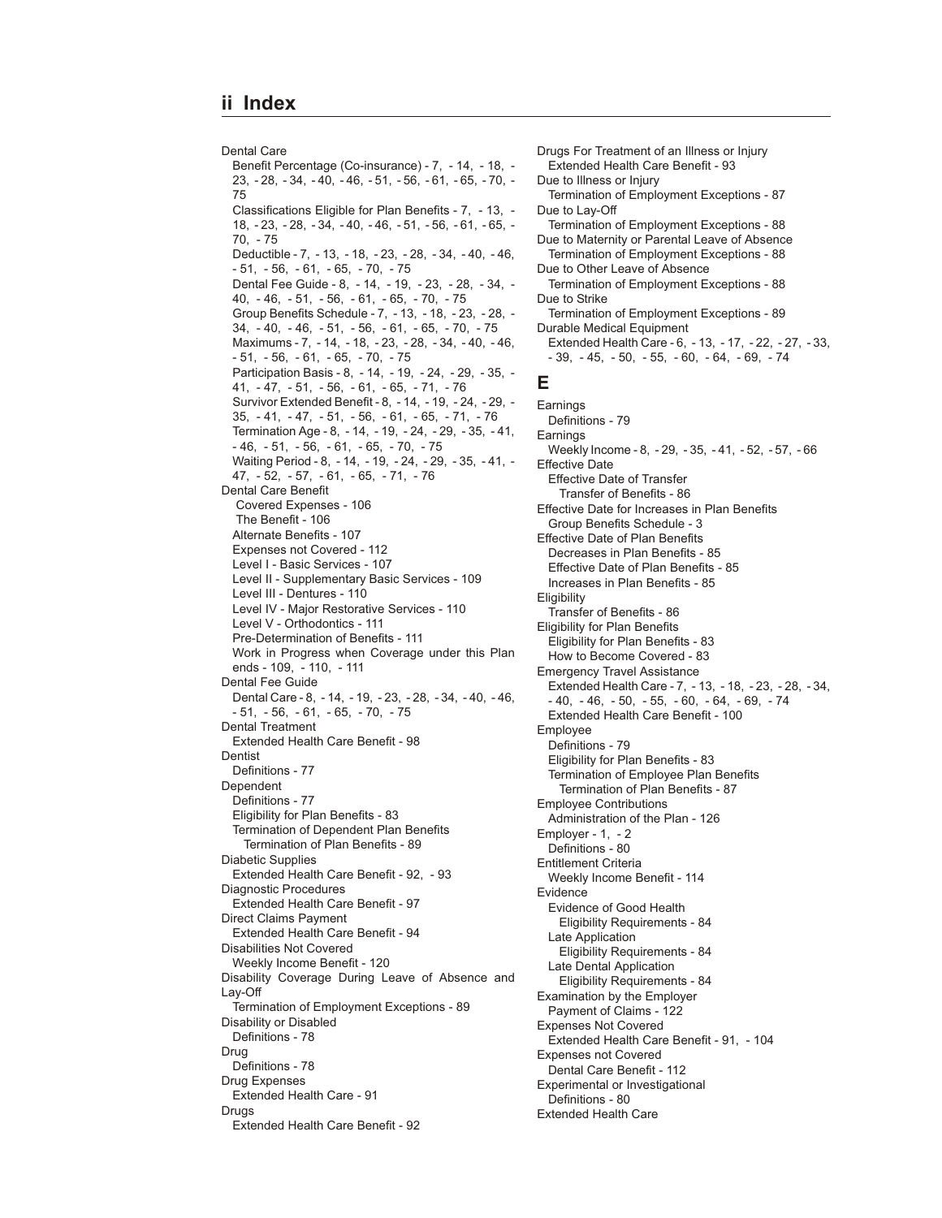## ii Index

Dental Care
  Benefit Percentage (Co-insurance) - 7, - 14, - 18, - 23, - 28, - 34, - 40, - 46, - 51, - 56, - 61, - 65, - 70, - 75
  Classifications Eligible for Plan Benefits - 7, - 13, - 18, - 23, - 28, - 34, - 40, - 46, - 51, - 56, - 61, - 65, - 70, - 75
  Deductible - 7, - 13, - 18, - 23, - 28, - 34, - 40, - 46, - 51, - 56, - 61, - 65, - 70, - 75
  Dental Fee Guide - 8, - 14, - 19, - 23, - 28, - 34, - 40, - 46, - 51, - 56, - 61, - 65, - 70, - 75
  Group Benefits Schedule - 7, - 13, - 18, - 23, - 28, - 34, - 40, - 46, - 51, - 56, - 61, - 65, - 70, - 75
  Maximums - 7, - 14, - 18, - 23, - 28, - 34, - 40, - 46, - 51, - 56, - 61, - 65, - 70, - 75
  Participation Basis - 8, - 14, - 19, - 24, - 29, - 35, - 41, - 47, - 51, - 56, - 61, - 65, - 71, - 76
  Survivor Extended Benefit - 8, - 14, - 19, - 24, - 29, - 35, - 41, - 47, - 51, - 56, - 61, - 65, - 71, - 76
  Termination Age - 8, - 14, - 19, - 24, - 29, - 35, - 41, - 46, - 51, - 56, - 61, - 65, - 70, - 75
  Waiting Period - 8, - 14, - 19, - 24, - 29, - 35, - 41, - 47, - 52, - 57, - 61, - 65, - 71, - 76
Dental Care Benefit
  Covered Expenses - 106
  The Benefit - 106
  Alternate Benefits - 107
  Expenses not Covered - 112
  Level I - Basic Services - 107
  Level II - Supplementary Basic Services - 109
  Level III - Dentures - 110
  Level IV - Major Restorative Services - 110
  Level V - Orthodontics - 111
  Pre-Determination of Benefits - 111
  Work in Progress when Coverage under this Plan ends - 109, - 110, - 111
Dental Fee Guide
  Dental Care - 8, - 14, - 19, - 23, - 28, - 34, - 40, - 46, - 51, - 56, - 61, - 65, - 70, - 75
Dental Treatment
  Extended Health Care Benefit - 98
Dentist
  Definitions - 77
Dependent
  Definitions - 77
  Eligibility for Plan Benefits - 83
  Termination of Dependent Plan Benefits
    Termination of Plan Benefits - 89
Diabetic Supplies
  Extended Health Care Benefit - 92, - 93
Diagnostic Procedures
  Extended Health Care Benefit - 97
Direct Claims Payment
  Extended Health Care Benefit - 94
Disabilities Not Covered
  Weekly Income Benefit - 120
Disability Coverage During Leave of Absence and Lay-Off
  Termination of Employment Exceptions - 89
Disability or Disabled
  Definitions - 78
Drug
  Definitions - 78
Drug Expenses
  Extended Health Care - 91
Drugs
  Extended Health Care Benefit - 92
Drugs For Treatment of an Illness or Injury
  Extended Health Care Benefit - 93
Due to Illness or Injury
  Termination of Employment Exceptions - 87
Due to Lay-Off
  Termination of Employment Exceptions - 88
Due to Maternity or Parental Leave of Absence
  Termination of Employment Exceptions - 88
Due to Other Leave of Absence
  Termination of Employment Exceptions - 88
Due to Strike
  Termination of Employment Exceptions - 89
Durable Medical Equipment
  Extended Health Care - 6, - 13, - 17, - 22, - 27, - 33, - 39, - 45, - 50, - 55, - 60, - 64, - 69, - 74

### E

Earnings
  Definitions - 79
Earnings
  Weekly Income - 8, - 29, - 35, - 41, - 52, - 57, - 66
Effective Date
  Effective Date of Transfer
    Transfer of Benefits - 86
Effective Date for Increases in Plan Benefits
  Group Benefits Schedule - 3
Effective Date of Plan Benefits
  Decreases in Plan Benefits - 85
  Effective Date of Plan Benefits - 85
  Increases in Plan Benefits - 85
Eligibility
  Transfer of Benefits - 86
Eligibility for Plan Benefits
  Eligibility for Plan Benefits - 83
  How to Become Covered - 83
Emergency Travel Assistance
  Extended Health Care - 7, - 13, - 18, - 23, - 28, - 34, - 40, - 46, - 50, - 55, - 60, - 64, - 69, - 74
  Extended Health Care Benefit - 100
Employee
  Definitions - 79
  Eligibility for Plan Benefits - 83
  Termination of Employee Plan Benefits
    Termination of Plan Benefits - 87
Employee Contributions
  Administration of the Plan - 126
Employer - 1, - 2
  Definitions - 80
Entitlement Criteria
  Weekly Income Benefit - 114
Evidence
  Evidence of Good Health
    Eligibility Requirements - 84
  Late Application
    Eligibility Requirements - 84
  Late Dental Application
    Eligibility Requirements - 84
Examination by the Employer
  Payment of Claims - 122
Expenses Not Covered
  Extended Health Care Benefit - 91, - 104
Expenses not Covered
  Dental Care Benefit - 112
Experimental or Investigational
  Definitions - 80
Extended Health Care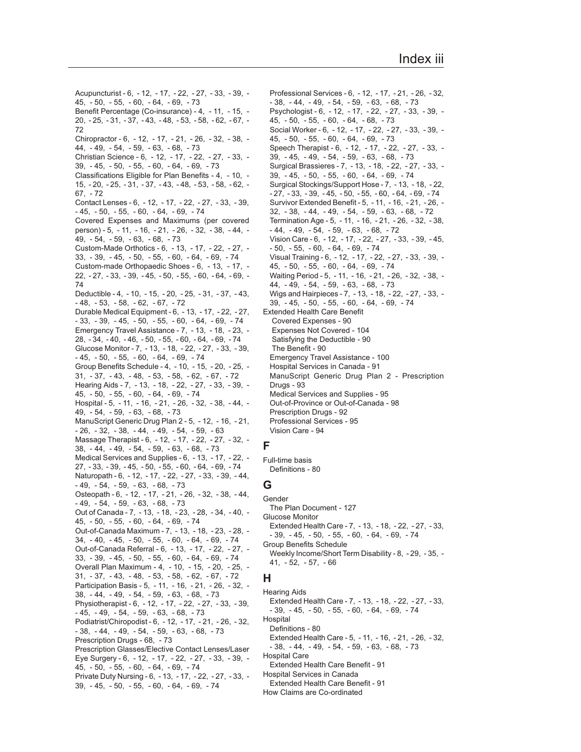Acupuncturist - 6, - 12, - 17, - 22, - 27, - 33, - 39, - 45, - 50, - 55, - 60, - 64, - 69, - 73
Benefit Percentage (Co-insurance) - 4, - 11, - 15, - 20, - 25, - 31, - 37, - 43, - 48, - 53, - 58, - 62, - 67, - 72
Chiropractor - 6, - 12, - 17, - 21, - 26, - 32, - 38, - 44, - 49, - 54, - 59, - 63, - 68, - 73
Christian Science - 6, - 12, - 17, - 22, - 27, - 33, - 39, - 45, - 50, - 55, - 60, - 64, - 69, - 73
Classifications Eligible for Plan Benefits - 4, - 10, - 15, - 20, - 25, - 31, - 37, - 43, - 48, - 53, - 58, - 62, - 67, - 72
Contact Lenses - 6, - 12, - 17, - 22, - 27, - 33, - 39, - 45, - 50, - 55, - 60, - 64, - 69, - 74
Covered Expenses and Maximums (per covered person) - 5, - 11, - 16, - 21, - 26, - 32, - 38, - 44, - 49, - 54, - 59, - 63, - 68, - 73
Custom-Made Orthotics - 6, - 13, - 17, - 22, - 27, - 33, - 39, - 45, - 50, - 55, - 60, - 64, - 69, - 74
Custom-made Orthopaedic Shoes - 6, - 13, - 17, - 22, - 27, - 33, - 39, - 45, - 50, - 55, - 60, - 64, - 69, - 74
Deductible - 4, - 10, - 15, - 20, - 25, - 31, - 37, - 43, - 48, - 53, - 58, - 62, - 67, - 72
Durable Medical Equipment - 6, - 13, - 17, - 22, - 27, - 33, - 39, - 45, - 50, - 55, - 60, - 64, - 69, - 74
Emergency Travel Assistance - 7, - 13, - 18, - 23, - 28, - 34, - 40, - 46, - 50, - 55, - 60, - 64, - 69, - 74
Glucose Monitor - 7, - 13, - 18, - 22, - 27, - 33, - 39, - 45, - 50, - 55, - 60, - 64, - 69, - 74
Group Benefits Schedule - 4, - 10, - 15, - 20, - 25, - 31, - 37, - 43, - 48, - 53, - 58, - 62, - 67, - 72
Hearing Aids - 7, - 13, - 18, - 22, - 27, - 33, - 39, - 45, - 50, - 55, - 60, - 64, - 69, - 74
Hospital - 5, - 11, - 16, - 21, - 26, - 32, - 38, - 44, - 49, - 54, - 59, - 63, - 68, - 73
ManuScript Generic Drug Plan 2 - 5, - 12, - 16, - 21, - 26, - 32, - 38, - 44, - 49, - 54, - 59, - 63
Massage Therapist - 6, - 12, - 17, - 22, - 27, - 32, - 38, - 44, - 49, - 54, - 59, - 63, - 68, - 73
Medical Services and Supplies - 6, - 13, - 17, - 22, - 27, - 33, - 39, - 45, - 50, - 55, - 60, - 64, - 69, - 74
Naturopath - 6, - 12, - 17, - 22, - 27, - 33, - 39, - 44, - 49, - 54, - 59, - 63, - 68, - 73
Osteopath - 6, - 12, - 17, - 21, - 26, - 32, - 38, - 44, - 49, - 54, - 59, - 63, - 68, - 73
Out of Canada - 7, - 13, - 18, - 23, - 28, - 34, - 40, - 45, - 50, - 55, - 60, - 64, - 69, - 74
Out-of-Canada Maximum - 7, - 13, - 18, - 23, - 28, - 34, - 40, - 45, - 50, - 55, - 60, - 64, - 69, - 74
Out-of-Canada Referral - 6, - 13, - 17, - 22, - 27, - 33, - 39, - 45, - 50, - 55, - 60, - 64, - 69, - 74
Overall Plan Maximum - 4, - 10, - 15, - 20, - 25, - 31, - 37, - 43, - 48, - 53, - 58, - 62, - 67, - 72
Participation Basis - 5, - 11, - 16, - 21, - 26, - 32, - 38, - 44, - 49, - 54, - 59, - 63, - 68, - 73
Physiotherapist - 6, - 12, - 17, - 22, - 27, - 33, - 39, - 45, - 49, - 54, - 59, - 63, - 68, - 73
Podiatrist/Chiropodist - 6, - 12, - 17, - 21, - 26, - 32, - 38, - 44, - 49, - 54, - 59, - 63, - 68, - 73
Prescription Drugs - 68, - 73
Prescription Glasses/Elective Contact Lenses/Laser Eye Surgery - 6, - 12, - 17, - 22, - 27, - 33, - 39, - 45, - 50, - 55, - 60, - 64, - 69, - 74
Private Duty Nursing - 6, - 13, - 17, - 22, - 27, - 33, - 39, - 45, - 50, - 55, - 60, - 64, - 69, - 74
Professional Services - 6, - 12, - 17, - 21, - 26, - 32, - 38, - 44, - 49, - 54, - 59, - 63, - 68, - 73
Psychologist - 6, - 12, - 17, - 22, - 27, - 33, - 39, - 45, - 50, - 55, - 60, - 64, - 68, - 73
Social Worker - 6, - 12, - 17, - 22, - 27, - 33, - 39, - 45, - 50, - 55, - 60, - 64, - 69, - 73
Speech Therapist - 6, - 12, - 17, - 22, - 27, - 33, - 39, - 45, - 49, - 54, - 59, - 63, - 68, - 73
Surgical Brassieres - 7, - 13, - 18, - 22, - 27, - 33, - 39, - 45, - 50, - 55, - 60, - 64, - 69, - 74
Surgical Stockings/Support Hose - 7, - 13, - 18, - 22, - 27, - 33, - 39, - 45, - 50, - 55, - 60, - 64, - 69, - 74
Survivor Extended Benefit - 5, - 11, - 16, - 21, - 26, - 32, - 38, - 44, - 49, - 54, - 59, - 63, - 68, - 72
Termination Age - 5, - 11, - 16, - 21, - 26, - 32, - 38, - 44, - 49, - 54, - 59, - 63, - 68, - 72
Vision Care - 6, - 12, - 17, - 22, - 27, - 33, - 39, - 45, - 50, - 55, - 60, - 64, - 69, - 74
Visual Training - 6, - 12, - 17, - 22, - 27, - 33, - 39, - 45, - 50, - 55, - 60, - 64, - 69, - 74
Waiting Period - 5, - 11, - 16, - 21, - 26, - 32, - 38, - 44, - 49, - 54, - 59, - 63, - 68, - 73
Wigs and Hairpieces - 7, - 13, - 18, - 22, - 27, - 33, - 39, - 45, - 50, - 55, - 60, - 64, - 69, - 74

Extended Health Care Benefit
- Covered Expenses - 90
- Expenses Not Covered - 104
- Satisfying the Deductible - 90
- The Benefit - 90
- Emergency Travel Assistance - 100
- Hospital Services in Canada - 91
- ManuScript Generic Drug Plan 2 - Prescription Drugs - 93
- Medical Services and Supplies - 95
- Out-of-Province or Out-of-Canada - 98
- Prescription Drugs - 92
- Professional Services - 95
- Vision Care - 94

## F

Full-time basis
- Definitions - 80

## G

Gender
- The Plan Document - 127

Glucose Monitor
- Extended Health Care - 7, - 13, - 18, - 22, - 27, - 33, - 39, - 45, - 50, - 55, - 60, - 64, - 69, - 74

Group Benefits Schedule
- Weekly Income/Short Term Disability - 8, - 29, - 35, - 41, - 52, - 57, - 66

## H

Hearing Aids
- Extended Health Care - 7, - 13, - 18, - 22, - 27, - 33, - 39, - 45, - 50, - 55, - 60, - 64, - 69, - 74

Hospital
- Definitions - 80
- Extended Health Care - 5, - 11, - 16, - 21, - 26, - 32, - 38, - 44, - 49, - 54, - 59, - 63, - 68, - 73

Hospital Care
- Extended Health Care Benefit - 91

Hospital Services in Canada
- Extended Health Care Benefit - 91

How Claims are Co-ordinated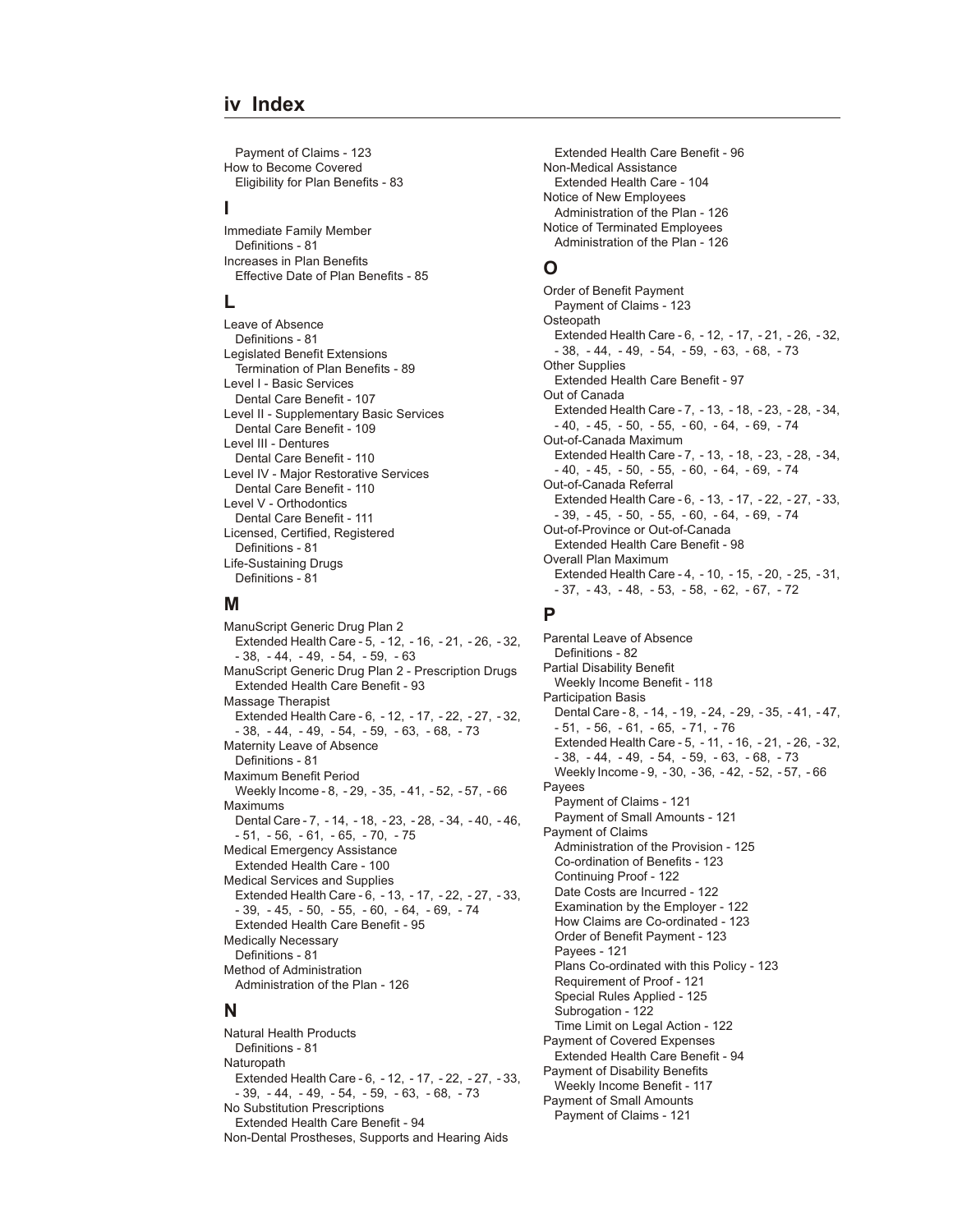# iv Index

Payment of Claims - 123
How to Become Covered
Eligibility for Plan Benefits - 83

## I

Immediate Family Member
Definitions - 81
Increases in Plan Benefits
Effective Date of Plan Benefits - 85

## L

Leave of Absence
Definitions - 81
Legislated Benefit Extensions
Termination of Plan Benefits - 89
Level I - Basic Services
Dental Care Benefit - 107
Level II - Supplementary Basic Services
Dental Care Benefit - 109
Level III - Dentures
Dental Care Benefit - 110
Level IV - Major Restorative Services
Dental Care Benefit - 110
Level V - Orthodontics
Dental Care Benefit - 111
Licensed, Certified, Registered
Definitions - 81
Life-Sustaining Drugs
Definitions - 81

## M

ManuScript Generic Drug Plan 2
Extended Health Care - 5, - 12, - 16, - 21, - 26, - 32, - 38, - 44, - 49, - 54, - 59, - 63
ManuScript Generic Drug Plan 2 - Prescription Drugs
Extended Health Care Benefit - 93
Massage Therapist
Extended Health Care - 6, - 12, - 17, - 22, - 27, - 32, - 38, - 44, - 49, - 54, - 59, - 63, - 68, - 73
Maternity Leave of Absence
Definitions - 81
Maximum Benefit Period
Weekly Income - 8, - 29, - 35, - 41, - 52, - 57, - 66
Maximums
Dental Care - 7, - 14, - 18, - 23, - 28, - 34, - 40, - 46, - 51, - 56, - 61, - 65, - 70, - 75
Medical Emergency Assistance
Extended Health Care - 100
Medical Services and Supplies
Extended Health Care - 6, - 13, - 17, - 22, - 27, - 33, - 39, - 45, - 50, - 55, - 60, - 64, - 69, - 74
Extended Health Care Benefit - 95
Medically Necessary
Definitions - 81
Method of Administration
Administration of the Plan - 126

## N

Natural Health Products
Definitions - 81
Naturopath
Extended Health Care - 6, - 12, - 17, - 22, - 27, - 33, - 39, - 44, - 49, - 54, - 59, - 63, - 68, - 73
No Substitution Prescriptions
Extended Health Care Benefit - 94
Non-Dental Prostheses, Supports and Hearing Aids
Extended Health Care Benefit - 96
Non-Medical Assistance
Extended Health Care - 104
Notice of New Employees
Administration of the Plan - 126
Notice of Terminated Employees
Administration of the Plan - 126

## O

Order of Benefit Payment
Payment of Claims - 123
Osteopath
Extended Health Care - 6, - 12, - 17, - 21, - 26, - 32, - 38, - 44, - 49, - 54, - 59, - 63, - 68, - 73
Other Supplies
Extended Health Care Benefit - 97
Out of Canada
Extended Health Care - 7, - 13, - 18, - 23, - 28, - 34, - 40, - 45, - 50, - 55, - 60, - 64, - 69, - 74
Out-of-Canada Maximum
Extended Health Care - 7, - 13, - 18, - 23, - 28, - 34, - 40, - 45, - 50, - 55, - 60, - 64, - 69, - 74
Out-of-Canada Referral
Extended Health Care - 6, - 13, - 17, - 22, - 27, - 33, - 39, - 45, - 50, - 55, - 60, - 64, - 69, - 74
Out-of-Province or Out-of-Canada
Extended Health Care Benefit - 98
Overall Plan Maximum
Extended Health Care - 4, - 10, - 15, - 20, - 25, - 31, - 37, - 43, - 48, - 53, - 58, - 62, - 67, - 72

## P

Parental Leave of Absence
Definitions - 82
Partial Disability Benefit
Weekly Income Benefit - 118
Participation Basis
Dental Care - 8, - 14, - 19, - 24, - 29, - 35, - 41, - 47, - 51, - 56, - 61, - 65, - 71, - 76
Extended Health Care - 5, - 11, - 16, - 21, - 26, - 32, - 38, - 44, - 49, - 54, - 59, - 63, - 68, - 73
Weekly Income - 9, - 30, - 36, - 42, - 52, - 57, - 66
Payees
Payment of Claims - 121
Payment of Small Amounts - 121
Payment of Claims
Administration of the Provision - 125
Co-ordination of Benefits - 123
Continuing Proof - 122
Date Costs are Incurred - 122
Examination by the Employer - 122
How Claims are Co-ordinated - 123
Order of Benefit Payment - 123
Payees - 121
Plans Co-ordinated with this Policy - 123
Requirement of Proof - 121
Special Rules Applied - 125
Subrogation - 122
Time Limit on Legal Action - 122
Payment of Covered Expenses
Extended Health Care Benefit - 94
Payment of Disability Benefits
Weekly Income Benefit - 117
Payment of Small Amounts
Payment of Claims - 121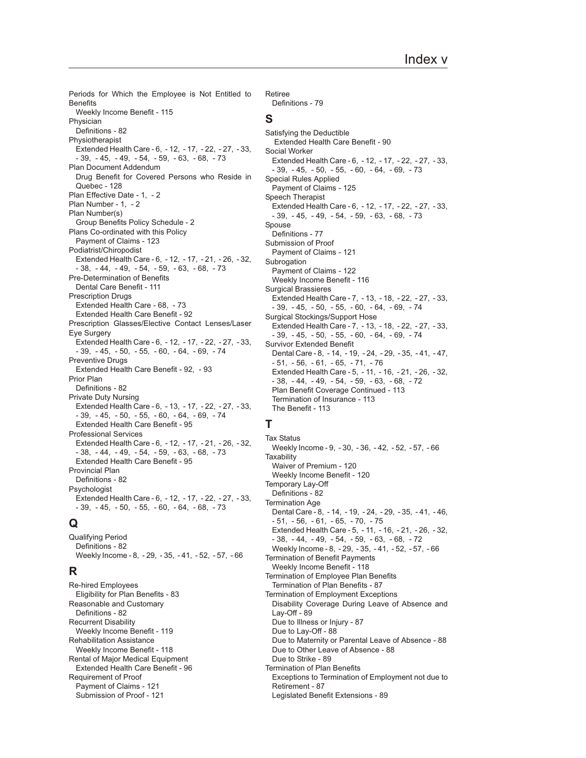Periods for Which the Employee is Not Entitled to Benefits
  Weekly Income Benefit - 115
Physician
  Definitions - 82
Physiotherapist
  Extended Health Care - 6, - 12, - 17, - 22, - 27, - 33, - 39, - 45, - 49, - 54, - 59, - 63, - 68, - 73
Plan Document Addendum
  Drug Benefit for Covered Persons who Reside in Quebec - 128
Plan Effective Date - 1, - 2
Plan Number - 1, - 2
Plan Number(s)
  Group Benefits Policy Schedule - 2
Plans Co-ordinated with this Policy
  Payment of Claims - 123
Podiatrist/Chiropodist
  Extended Health Care - 6, - 12, - 17, - 21, - 26, - 32, - 38, - 44, - 49, - 54, - 59, - 63, - 68, - 73
Pre-Determination of Benefits
  Dental Care Benefit - 111
Prescription Drugs
  Extended Health Care - 68, - 73
  Extended Health Care Benefit - 92
Prescription Glasses/Elective Contact Lenses/Laser Eye Surgery
  Extended Health Care - 6, - 12, - 17, - 22, - 27, - 33, - 39, - 45, - 50, - 55, - 60, - 64, - 69, - 74
Preventive Drugs
  Extended Health Care Benefit - 92, - 93
Prior Plan
  Definitions - 82
Private Duty Nursing
  Extended Health Care - 6, - 13, - 17, - 22, - 27, - 33, - 39, - 45, - 50, - 55, - 60, - 64, - 69, - 74
  Extended Health Care Benefit - 95
Professional Services
  Extended Health Care - 6, - 12, - 17, - 21, - 26, - 32, - 38, - 44, - 49, - 54, - 59, - 63, - 68, - 73
  Extended Health Care Benefit - 95
Provincial Plan
  Definitions - 82
Psychologist
  Extended Health Care - 6, - 12, - 17, - 22, - 27, - 33, - 39, - 45, - 50, - 55, - 60, - 64, - 68, - 73

## Q

Qualifying Period
  Definitions - 82
  Weekly Income - 8, - 29, - 35, - 41, - 52, - 57, - 66

## R

Re-hired Employees
  Eligibility for Plan Benefits - 83
Reasonable and Customary
  Definitions - 82
Recurrent Disability
  Weekly Income Benefit - 119
Rehabilitation Assistance
  Weekly Income Benefit - 118
Rental of Major Medical Equipment
  Extended Health Care Benefit - 96
Requirement of Proof
  Payment of Claims - 121
  Submission of Proof - 121
Retiree
  Definitions - 79

## S

Satisfying the Deductible
  Extended Health Care Benefit - 90
Social Worker
  Extended Health Care - 6, - 12, - 17, - 22, - 27, - 33, - 39, - 45, - 50, - 55, - 60, - 64, - 69, - 73
Special Rules Applied
  Payment of Claims - 125
Speech Therapist
  Extended Health Care - 6, - 12, - 17, - 22, - 27, - 33, - 39, - 45, - 49, - 54, - 59, - 63, - 68, - 73
Spouse
  Definitions - 77
Submission of Proof
  Payment of Claims - 121
Subrogation
  Payment of Claims - 122
  Weekly Income Benefit - 116
Surgical Brassieres
  Extended Health Care - 7, - 13, - 18, - 22, - 27, - 33, - 39, - 45, - 50, - 55, - 60, - 64, - 69, - 74
Surgical Stockings/Support Hose
  Extended Health Care - 7, - 13, - 18, - 22, - 27, - 33, - 39, - 45, - 50, - 55, - 60, - 64, - 69, - 74
Survivor Extended Benefit
  Dental Care - 8, - 14, - 19, - 24, - 29, - 35, - 41, - 47, - 51, - 56, - 61, - 65, - 71, - 76
  Extended Health Care - 5, - 11, - 16, - 21, - 26, - 32, - 38, - 44, - 49, - 54, - 59, - 63, - 68, - 72
  Plan Benefit Coverage Continued - 113
  Termination of Insurance - 113
  The Benefit - 113

## T

Tax Status
  Weekly Income - 9, - 30, - 36, - 42, - 52, - 57, - 66
Taxability
  Waiver of Premium - 120
  Weekly Income Benefit - 120
Temporary Lay-Off
  Definitions - 82
Termination Age
  Dental Care - 8, - 14, - 19, - 24, - 29, - 35, - 41, - 46, - 51, - 56, - 61, - 65, - 70, - 75
  Extended Health Care - 5, - 11, - 16, - 21, - 26, - 32, - 38, - 44, - 49, - 54, - 59, - 63, - 68, - 72
  Weekly Income - 8, - 29, - 35, - 41, - 52, - 57, - 66
Termination of Benefit Payments
  Weekly Income Benefit - 118
Termination of Employee Plan Benefits
  Termination of Plan Benefits - 87
Termination of Employment Exceptions
  Disability Coverage During Leave of Absence and Lay-Off - 89
  Due to Illness or Injury - 87
  Due to Lay-Off - 88
  Due to Maternity or Parental Leave of Absence - 88
  Due to Other Leave of Absence - 88
  Due to Strike - 89
Termination of Plan Benefits
  Exceptions to Termination of Employment not due to Retirement - 87
  Legislated Benefit Extensions - 89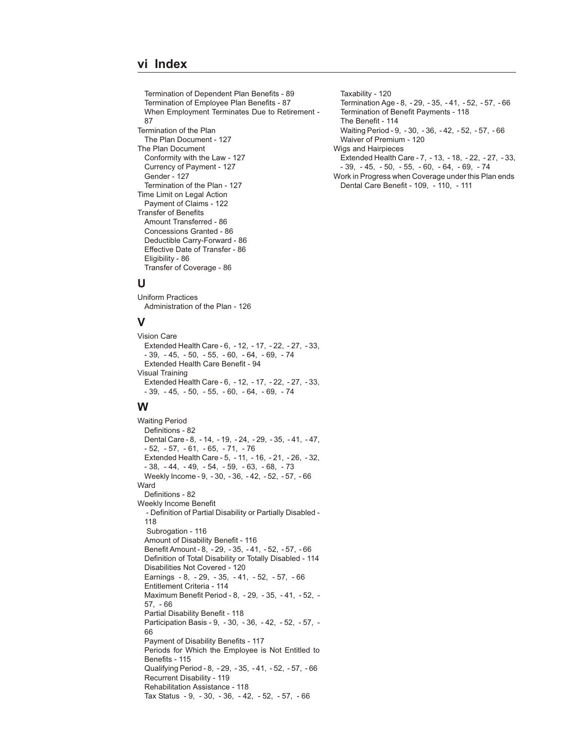Termination of Dependent Plan Benefits - 89
Termination of Employee Plan Benefits - 87
When Employment Terminates Due to Retirement - 87

Termination of the Plan
The Plan Document - 127

The Plan Document
Conformity with the Law - 127
Currency of Payment - 127
Gender - 127
Termination of the Plan - 127

Time Limit on Legal Action
Payment of Claims - 122

Transfer of Benefits
Amount Transferred - 86
Concessions Granted - 86
Deductible Carry-Forward - 86
Effective Date of Transfer - 86
Eligibility - 86
Transfer of Coverage - 86

## U

Uniform Practices
Administration of the Plan - 126

## V

Vision Care
Extended Health Care - 6, - 12, - 17, - 22, - 27, - 33, - 39, - 45, - 50, - 55, - 60, - 64, - 69, - 74
Extended Health Care Benefit - 94

Visual Training
Extended Health Care - 6, - 12, - 17, - 22, - 27, - 33, - 39, - 45, - 50, - 55, - 60, - 64, - 69, - 74

## W

Waiting Period
Definitions - 82
Dental Care - 8, - 14, - 19, - 24, - 29, - 35, - 41, - 47, - 52, - 57, - 61, - 65, - 71, - 76
Extended Health Care - 5, - 11, - 16, - 21, - 26, - 32, - 38, - 44, - 49, - 54, - 59, - 63, - 68, - 73
Weekly Income - 9, - 30, - 36, - 42, - 52, - 57, - 66

Ward
Definitions - 82

Weekly Income Benefit
- Definition of Partial Disability or Partially Disabled - 118
Subrogation - 116
Amount of Disability Benefit - 116
Benefit Amount - 8, - 29, - 35, - 41, - 52, - 57, - 66
Definition of Total Disability or Totally Disabled - 114
Disabilities Not Covered - 120
Earnings - 8, - 29, - 35, - 41, - 52, - 57, - 66
Entitlement Criteria - 114
Maximum Benefit Period - 8, - 29, - 35, - 41, - 52, - 57, - 66
Partial Disability Benefit - 118
Participation Basis - 9, - 30, - 36, - 42, - 52, - 57, - 66
Payment of Disability Benefits - 117
Periods for Which the Employee is Not Entitled to Benefits - 115
Qualifying Period - 8, - 29, - 35, - 41, - 52, - 57, - 66
Recurrent Disability - 119
Rehabilitation Assistance - 118
Tax Status - 9, - 30, - 36, - 42, - 52, - 57, - 66
Taxability - 120
Termination Age - 8, - 29, - 35, - 41, - 52, - 57, - 66
Termination of Benefit Payments - 118
The Benefit - 114
Waiting Period - 9, - 30, - 36, - 42, - 52, - 57, - 66
Waiver of Premium - 120

Wigs and Hairpieces
Extended Health Care - 7, - 13, - 18, - 22, - 27, - 33, - 39, - 45, - 50, - 55, - 60, - 64, - 69, - 74

Work in Progress when Coverage under this Plan ends
Dental Care Benefit - 109, - 110, - 111